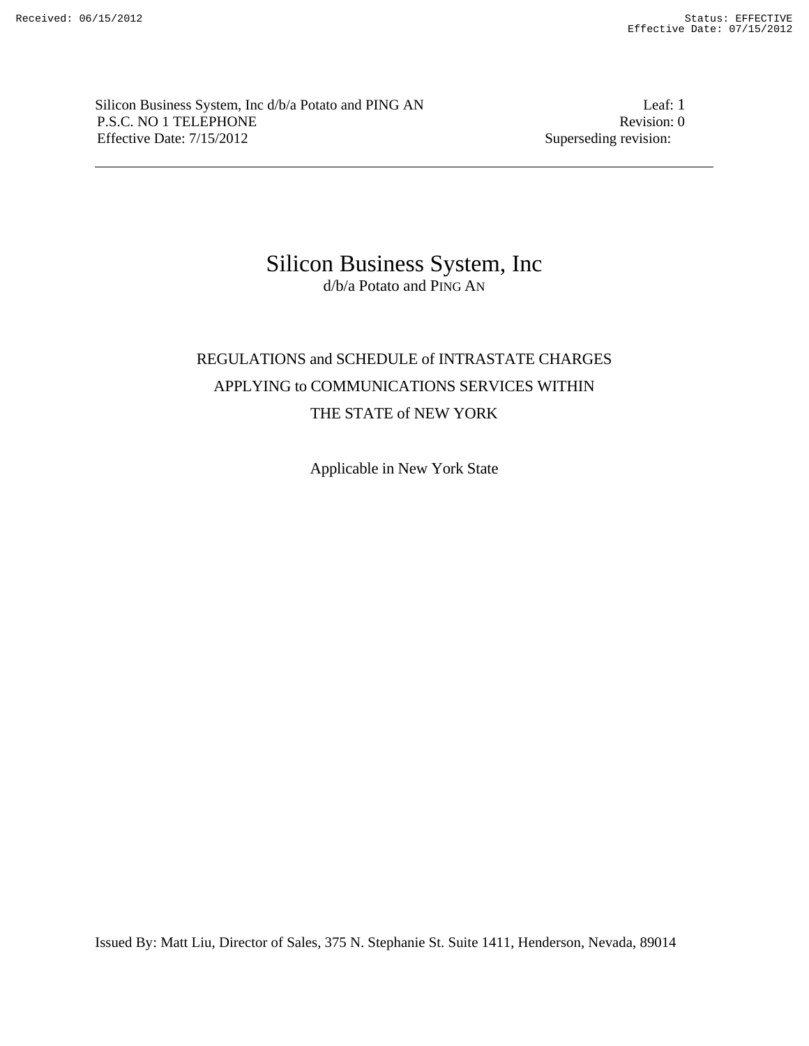Received: 06/15/2012 Status: EFFECTIVE
Effective Date: 07/15/2012

Silicon Business System, Inc d/b/a Potato and PING AN Leaf: 1
P.S.C. NO 1 TELEPHONE Revision: 0
Effective Date: 7/15/2012 Superseding revision:

---

# Silicon Business System, Inc

d/b/a Potato and PING AN

## REGULATIONS and SCHEDULE of INTRASTATE CHARGES APPLYING to COMMUNICATIONS SERVICES WITHIN THE STATE of NEW YORK

Applicable in New York State

Issued By: Matt Liu, Director of Sales, 375 N. Stephanie St. Suite 1411, Henderson, Nevada, 89014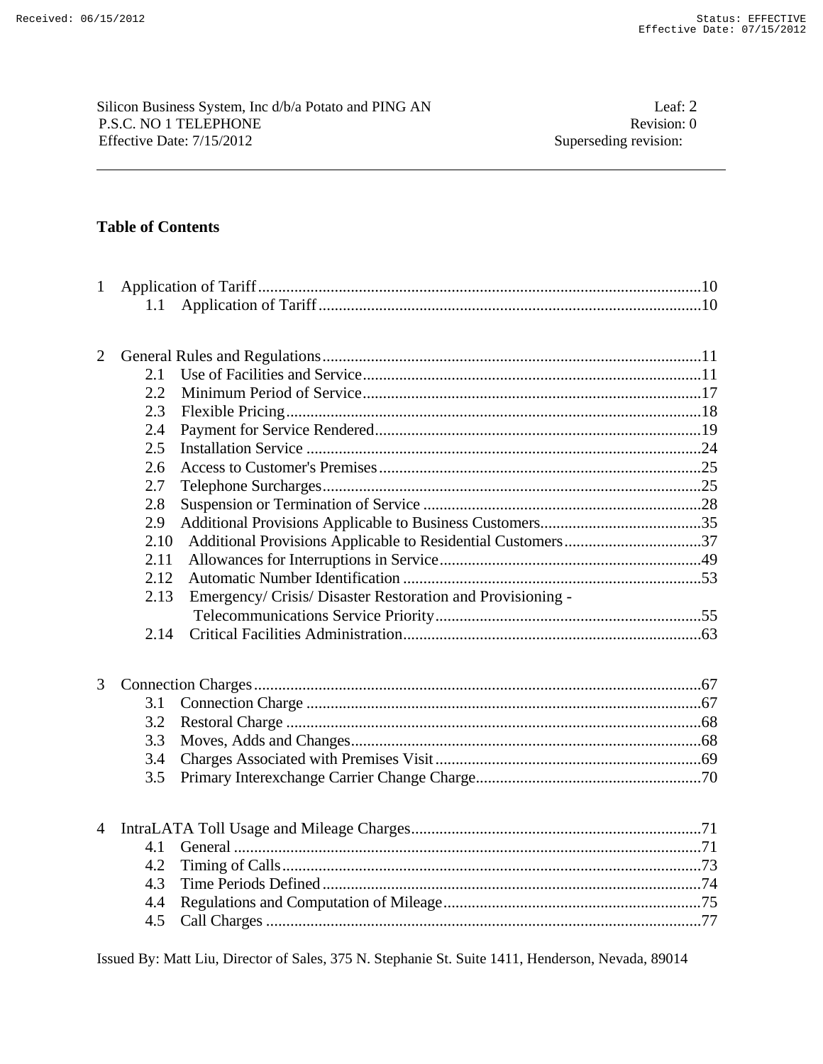Silicon Business System, Inc d/b/a Potato and PING AN — Leaf: 2
P.S.C. NO 1 TELEPHONE — Revision: 0
Effective Date: 7/15/2012 — Superseding revision:

## Table of Contents

1 Application of Tariff ..... 10
- 1.1 Application of Tariff ..... 10

2 General Rules and Regulations ..... 11
- 2.1 Use of Facilities and Service ..... 11
- 2.2 Minimum Period of Service ..... 17
- 2.3 Flexible Pricing ..... 18
- 2.4 Payment for Service Rendered ..... 19
- 2.5 Installation Service ..... 24
- 2.6 Access to Customer's Premises ..... 25
- 2.7 Telephone Surcharges ..... 25
- 2.8 Suspension or Termination of Service ..... 28
- 2.9 Additional Provisions Applicable to Business Customers ..... 35
- 2.10 Additional Provisions Applicable to Residential Customers ..... 37
- 2.11 Allowances for Interruptions in Service ..... 49
- 2.12 Automatic Number Identification ..... 53
- 2.13 Emergency/ Crisis/ Disaster Restoration and Provisioning - Telecommunications Service Priority ..... 55
- 2.14 Critical Facilities Administration ..... 63

3 Connection Charges ..... 67
- 3.1 Connection Charge ..... 67
- 3.2 Restoral Charge ..... 68
- 3.3 Moves, Adds and Changes ..... 68
- 3.4 Charges Associated with Premises Visit ..... 69
- 3.5 Primary Interexchange Carrier Change Charge ..... 70

4 IntraLATA Toll Usage and Mileage Charges ..... 71
- 4.1 General ..... 71
- 4.2 Timing of Calls ..... 73
- 4.3 Time Periods Defined ..... 74
- 4.4 Regulations and Computation of Mileage ..... 75
- 4.5 Call Charges ..... 77

Issued By: Matt Liu, Director of Sales, 375 N. Stephanie St. Suite 1411, Henderson, Nevada, 89014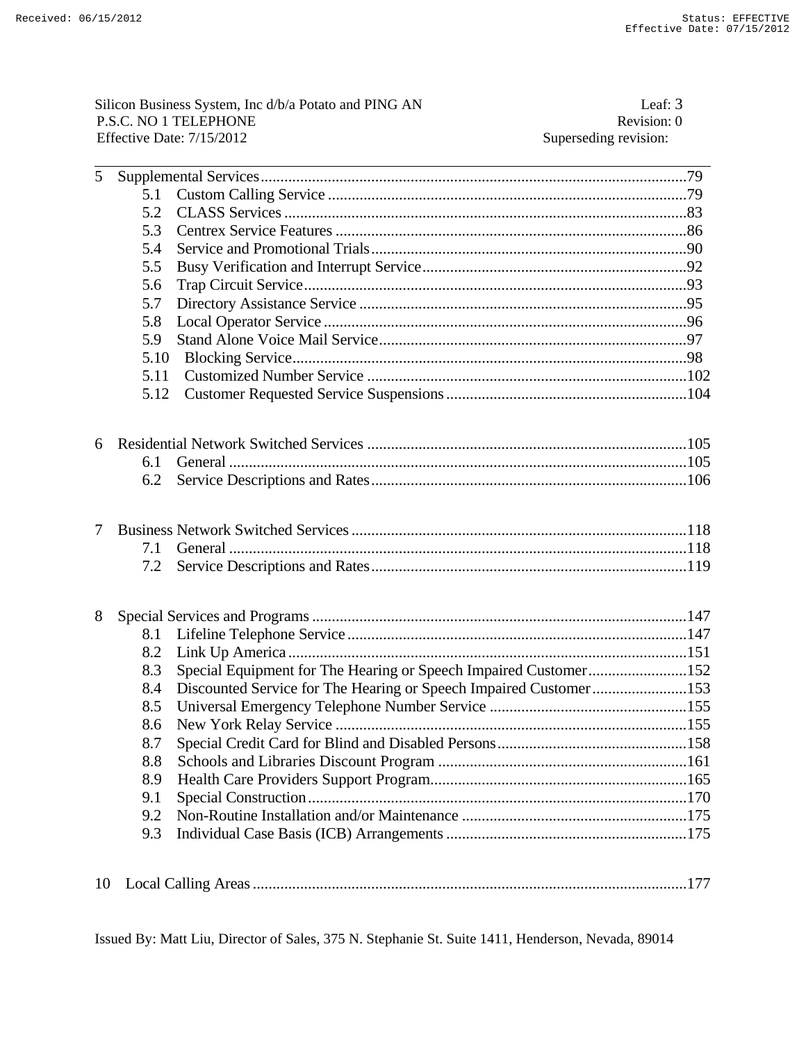Silicon Business System, Inc d/b/a Potato and PING AN Leaf: 3
P.S.C. NO 1 TELEPHONE Revision: 0
Effective Date: 7/15/2012 Superseding revision:

5 Supplemental Services....................................................................................................79
- 5.1 Custom Calling Service ...............................................................................................79
- 5.2 CLASS Services .........................................................................................................83
- 5.3 Centrex Service Features ............................................................................................86
- 5.4 Service and Promotional Trials....................................................................................90
- 5.5 Busy Verification and Interrupt Service......................................................................92
- 5.6 Trap Circuit Service.....................................................................................................93
- 5.7 Directory Assistance Service .......................................................................................95
- 5.8 Local Operator Service ................................................................................................96
- 5.9 Stand Alone Voice Mail Service..................................................................................97
- 5.10 Blocking Service.........................................................................................................98
- 5.11 Customized Number Service .....................................................................................102
- 5.12 Customer Requested Service Suspensions ................................................................104

6 Residential Network Switched Services ........................................................................105
- 6.1 General .......................................................................................................................105
- 6.2 Service Descriptions and Rates..................................................................................106

7 Business Network Switched Services ............................................................................118
- 7.1 General .......................................................................................................................118
- 7.2 Service Descriptions and Rates..................................................................................119

8 Special Services and Programs .....................................................................................147
- 8.1 Lifeline Telephone Service ........................................................................................147
- 8.2 Link Up America.......................................................................................................151
- 8.3 Special Equipment for The Hearing or Speech Impaired Customer.........................152
- 8.4 Discounted Service for The Hearing or Speech Impaired Customer........................153
- 8.5 Universal Emergency Telephone Number Service ....................................................155
- 8.6 New York Relay Service ...........................................................................................155
- 8.7 Special Credit Card for Blind and Disabled Persons.................................................158
- 8.8 Schools and Libraries Discount Program .................................................................161
- 8.9 Health Care Providers Support Program...................................................................165
- 9.1 Special Construction.................................................................................................170
- 9.2 Non-Routine Installation and/or Maintenance ...........................................................175
- 9.3 Individual Case Basis (ICB) Arrangements ...............................................................175

10 Local Calling Areas.......................................................................................................177

Issued By: Matt Liu, Director of Sales, 375 N. Stephanie St. Suite 1411, Henderson, Nevada, 89014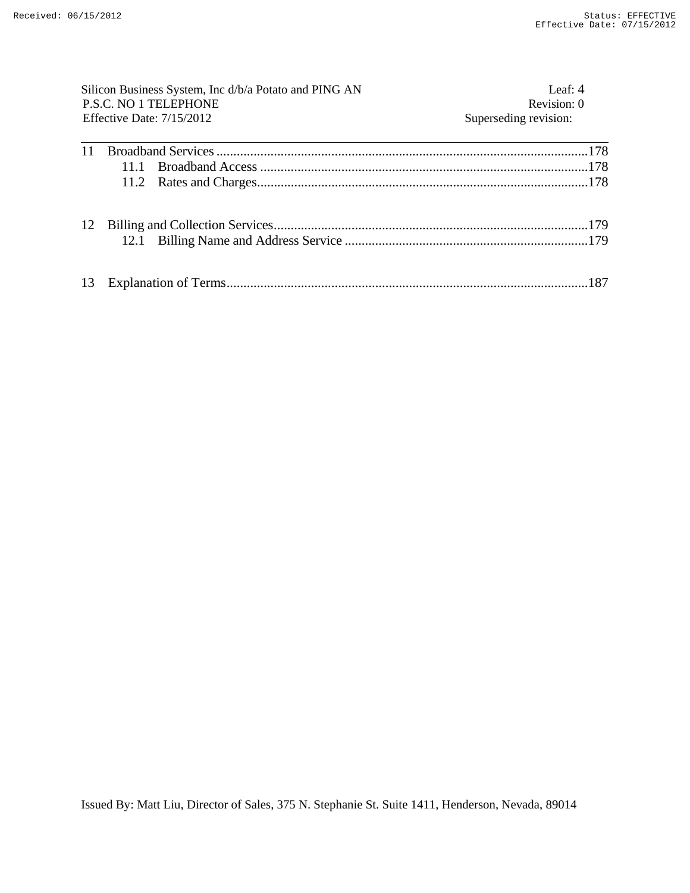| | |
|---|---|
| 11 Broadband Services | 178 |
| 11.1 Broadband Access | 178 |
| 11.2 Rates and Charges | 178 |
| 12 Billing and Collection Services | 179 |
| 12.1 Billing Name and Address Service | 179 |
| 13 Explanation of Terms | 187 |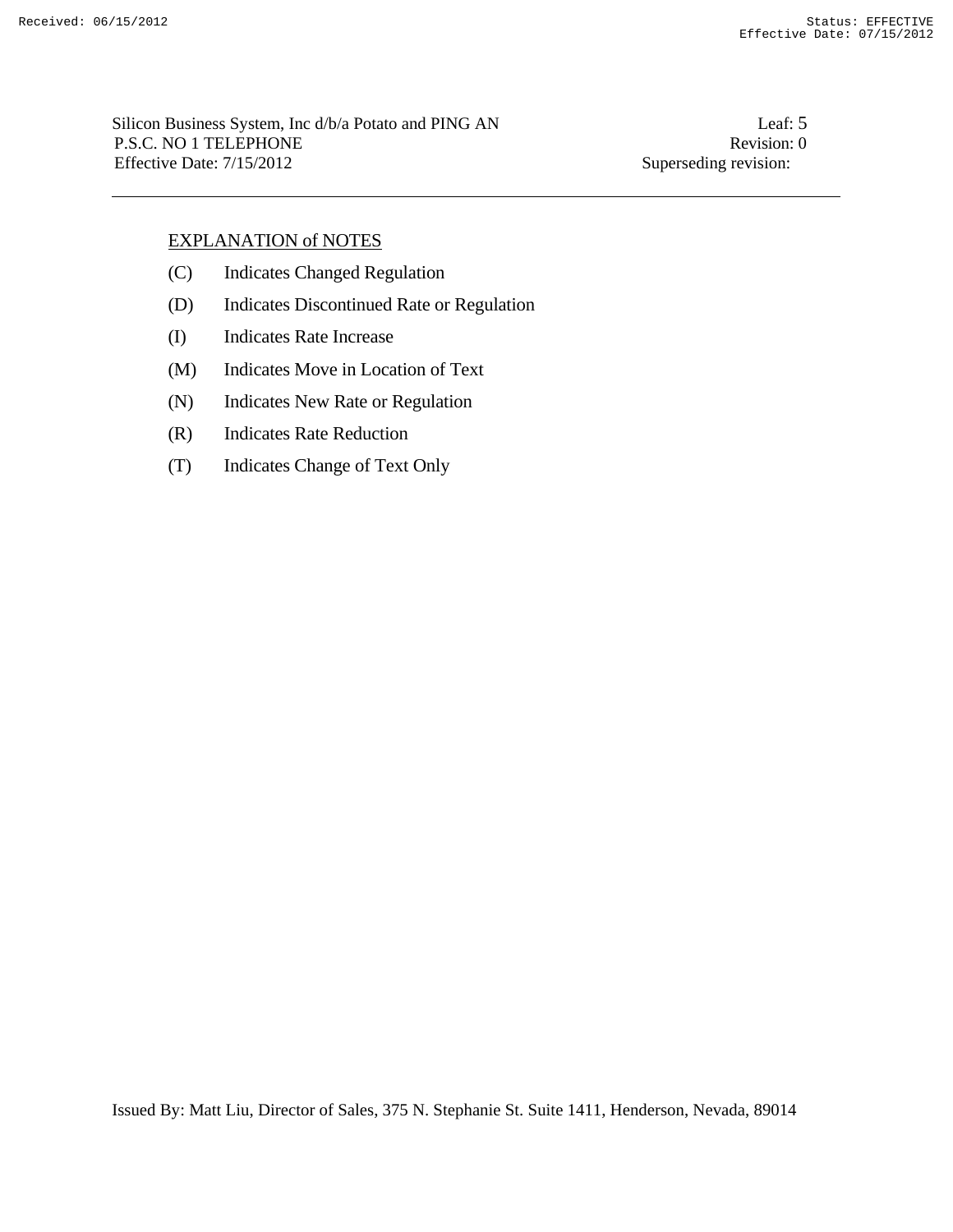## EXPLANATION of NOTES

(C) Indicates Changed Regulation

(D) Indicates Discontinued Rate or Regulation

(I) Indicates Rate Increase

(M) Indicates Move in Location of Text

(N) Indicates New Rate or Regulation

(R) Indicates Rate Reduction

(T) Indicates Change of Text Only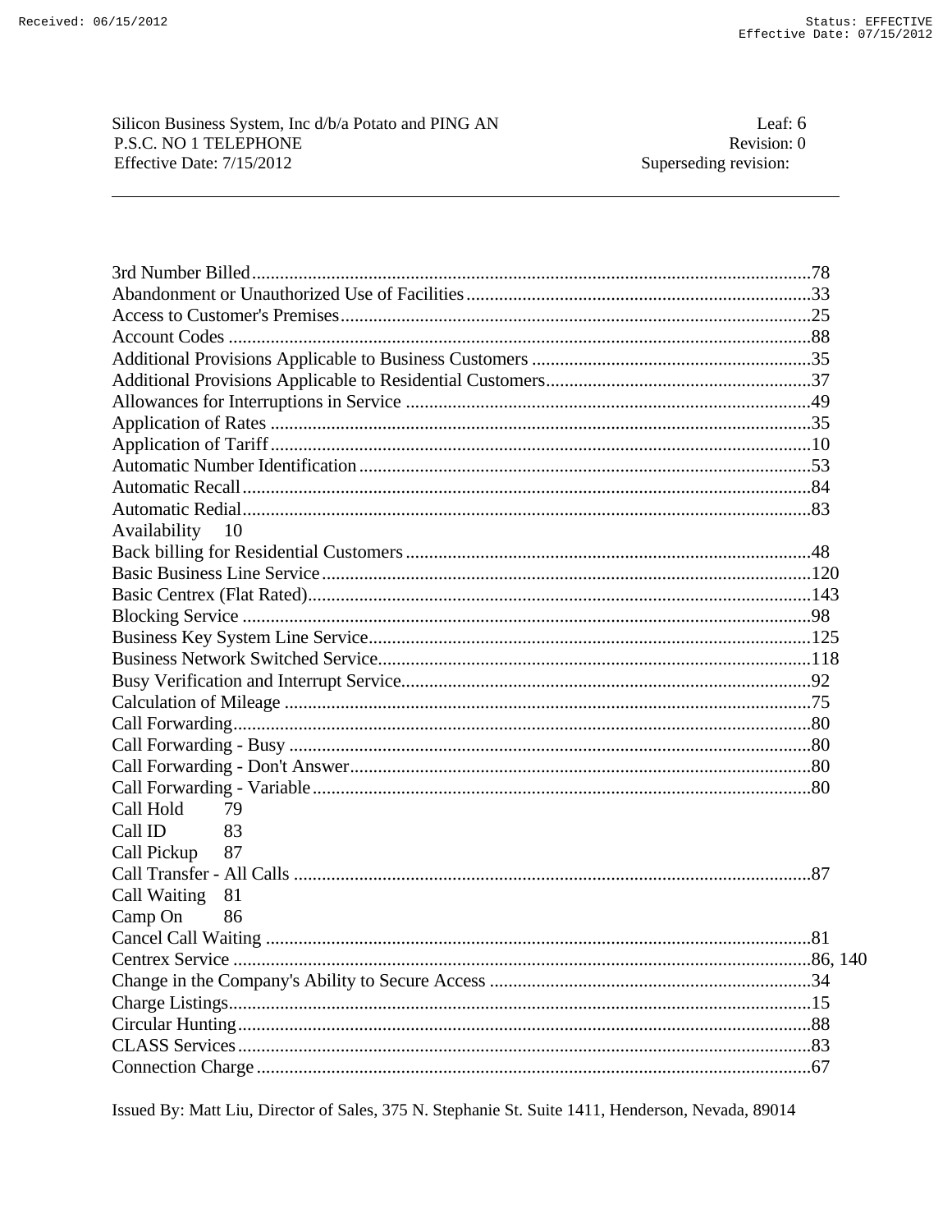3rd Number Billed........................................................................................................................78
Abandonment or Unauthorized Use of Facilities..........................................................................33
Access to Customer's Premises.....................................................................................................25
Account Codes .............................................................................................................................88
Additional Provisions Applicable to Business Customers ............................................................35
Additional Provisions Applicable to Residential Customers.........................................................37
Allowances for Interruptions in Service ......................................................................................49
Application of Rates ....................................................................................................................35
Application of Tariff....................................................................................................................10
Automatic Number Identification.................................................................................................53
Automatic Recall..........................................................................................................................84
Automatic Redial..........................................................................................................................83
Availability 10
Back billing for Residential Customers ......................................................................................48
Basic Business Line Service........................................................................................................120
Basic Centrex (Flat Rated)...........................................................................................................143
Blocking Service ..........................................................................................................................98
Business Key System Line Service..............................................................................................125
Business Network Switched Service............................................................................................118
Busy Verification and Interrupt Service.......................................................................................92
Calculation of Mileage .................................................................................................................75
Call Forwarding............................................................................................................................80
Call Forwarding - Busy ................................................................................................................80
Call Forwarding - Don't Answer...................................................................................................80
Call Forwarding - Variable...........................................................................................................80
Call Hold 79
Call ID 83
Call Pickup 87
Call Transfer - All Calls ...............................................................................................................87
Call Waiting 81
Camp On 86
Cancel Call Waiting .....................................................................................................................81
Centrex Service ............................................................................................................................86, 140
Change in the Company's Ability to Secure Access .....................................................................34
Charge Listings.............................................................................................................................15
Circular Hunting...........................................................................................................................88
CLASS Services...........................................................................................................................83
Connection Charge ......................................................................................................................67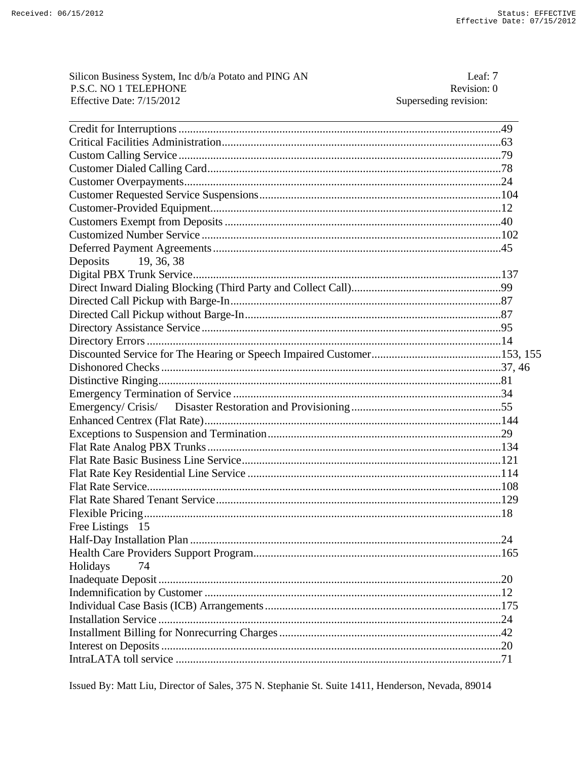Credit for Interruptions ............................................................................................................49
Critical Facilities Administration................................................................................................63
Custom Calling Service ..............................................................................................................79
Customer Dialed Calling Card....................................................................................................78
Customer Overpayments............................................................................................................24
Customer Requested Service Suspensions..................................................................................104
Customer-Provided Equipment...................................................................................................12
Customers Exempt from Deposits ..............................................................................................40
Customized Number Service .......................................................................................................102
Deferred Payment Agreements ...................................................................................................45
Deposits 19, 36, 38
Digital PBX Trunk Service.........................................................................................................137
Direct Inward Dialing Blocking (Third Party and Collect Call)...................................................99
Directed Call Pickup with Barge-In.............................................................................................87
Directed Call Pickup without Barge-In........................................................................................87
Directory Assistance Service .......................................................................................................95
Directory Errors ..........................................................................................................................14
Discounted Service for The Hearing or Speech Impaired Customer............................................153, 155
Dishonored Checks ....................................................................................................................37, 46
Distinctive Ringing......................................................................................................................81
Emergency Termination of Service .............................................................................................34
Emergency/ Crisis/ Disaster Restoration and Provisioning...................................................55
Enhanced Centrex (Flat Rate)......................................................................................................144
Exceptions to Suspension and Termination.................................................................................29
Flat Rate Analog PBX Trunks .....................................................................................................134
Flat Rate Basic Business Line Service.........................................................................................121
Flat Rate Key Residential Line Service .......................................................................................114
Flat Rate Service..........................................................................................................................108
Flat Rate Shared Tenant Service..................................................................................................129
Flexible Pricing...........................................................................................................................18
Free Listings 15
Half-Day Installation Plan ...........................................................................................................24
Health Care Providers Support Program.....................................................................................165
Holidays 74
Inadequate Deposit ......................................................................................................................20
Indemnification by Customer ......................................................................................................12
Individual Case Basis (ICB) Arrangements.................................................................................175
Installation Service ......................................................................................................................24
Installment Billing for Nonrecurring Charges ............................................................................42
Interest on Deposits .....................................................................................................................20
IntraLATA toll service ................................................................................................................71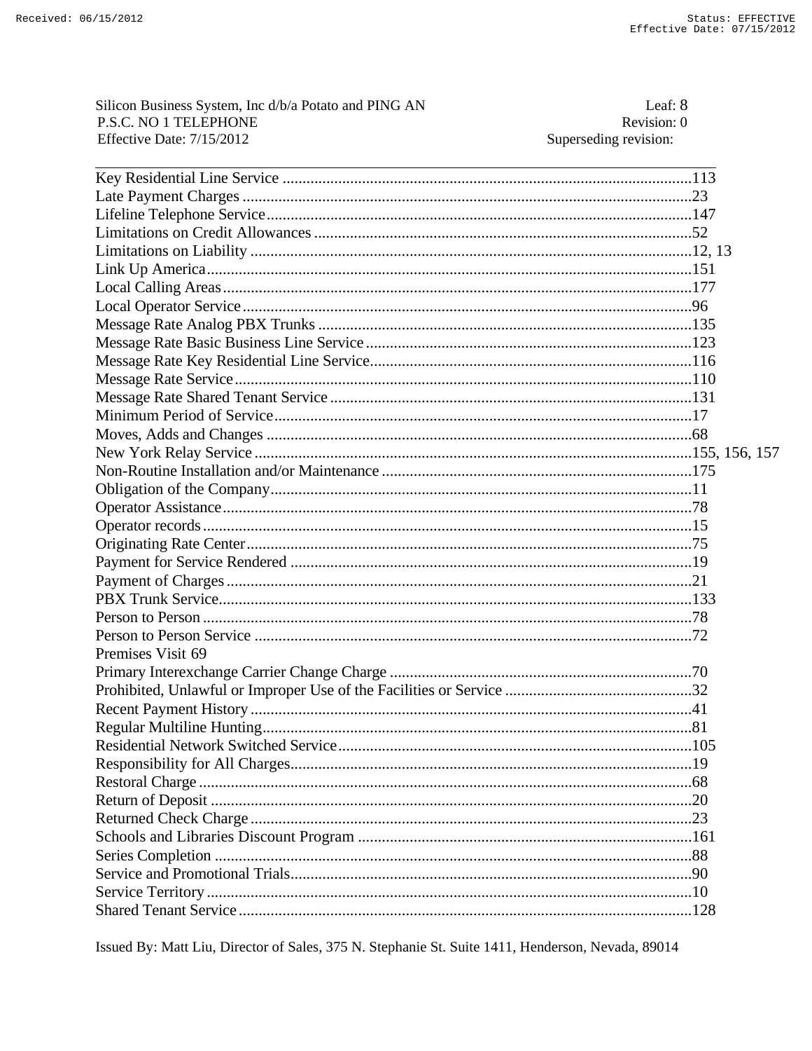Silicon Business System, Inc d/b/a Potato and PING AN
P.S.C. NO 1 TELEPHONE
Effective Date: 7/15/2012

Leaf: 8
Revision: 0
Superseding revision:

| | |
|---|---|
| Key Residential Line Service | 113 |
| Late Payment Charges | 23 |
| Lifeline Telephone Service | 147 |
| Limitations on Credit Allowances | 52 |
| Limitations on Liability | 12, 13 |
| Link Up America | 151 |
| Local Calling Areas | 177 |
| Local Operator Service | 96 |
| Message Rate Analog PBX Trunks | 135 |
| Message Rate Basic Business Line Service | 123 |
| Message Rate Key Residential Line Service | 116 |
| Message Rate Service | 110 |
| Message Rate Shared Tenant Service | 131 |
| Minimum Period of Service | 17 |
| Moves, Adds and Changes | 68 |
| New York Relay Service | 155, 156, 157 |
| Non-Routine Installation and/or Maintenance | 175 |
| Obligation of the Company | 11 |
| Operator Assistance | 78 |
| Operator records | 15 |
| Originating Rate Center | 75 |
| Payment for Service Rendered | 19 |
| Payment of Charges | 21 |
| PBX Trunk Service | 133 |
| Person to Person | 78 |
| Person to Person Service | 72 |
| Premises Visit | 69 |
| Primary Interexchange Carrier Change Charge | 70 |
| Prohibited, Unlawful or Improper Use of the Facilities or Service | 32 |
| Recent Payment History | 41 |
| Regular Multiline Hunting | 81 |
| Residential Network Switched Service | 105 |
| Responsibility for All Charges | 19 |
| Restoral Charge | 68 |
| Return of Deposit | 20 |
| Returned Check Charge | 23 |
| Schools and Libraries Discount Program | 161 |
| Series Completion | 88 |
| Service and Promotional Trials | 90 |
| Service Territory | 10 |
| Shared Tenant Service | 128 |

Issued By: Matt Liu, Director of Sales, 375 N. Stephanie St. Suite 1411, Henderson, Nevada, 89014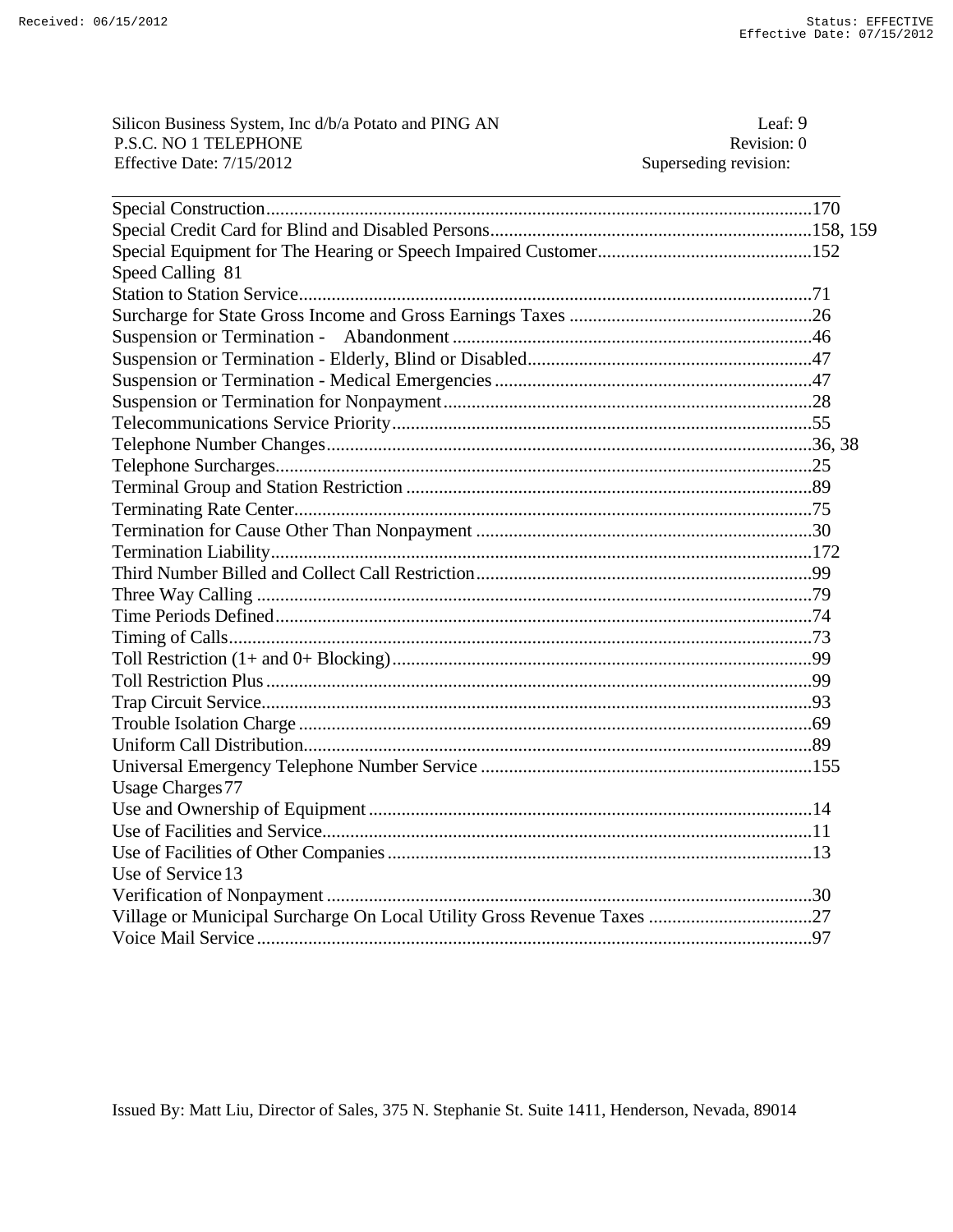Silicon Business System, Inc d/b/a Potato and PING AN Leaf: 9
P.S.C. NO 1 TELEPHONE Revision: 0
Effective Date: 7/15/2012 Superseding revision:

Special Construction....................................................................................................170
Special Credit Card for Blind and Disabled Persons.....................................................158, 159
Special Equipment for The Hearing or Speech Impaired Customer..............................................152
Speed Calling 81
Station to Station Service..............................................................................................71
Surcharge for State Gross Income and Gross Earnings Taxes ....................................................26
Suspension or Termination - Abandonment ...........................................................................46
Suspension or Termination - Elderly, Blind or Disabled............................................................47
Suspension or Termination - Medical Emergencies ..................................................................47
Suspension or Termination for Nonpayment...........................................................................28
Telecommunications Service Priority......................................................................................55
Telephone Number Changes.............................................................................................36, 38
Telephone Surcharges...........................................................................................................25
Terminal Group and Station Restriction .................................................................................89
Terminating Rate Center.......................................................................................................75
Termination for Cause Other Than Nonpayment .......................................................................30
Termination Liability...........................................................................................................172
Third Number Billed and Collect Call Restriction.....................................................................99
Three Way Calling ...............................................................................................................79
Time Periods Defined............................................................................................................74
Timing of Calls.....................................................................................................................73
Toll Restriction (1+ and 0+ Blocking).......................................................................................99
Toll Restriction Plus ..............................................................................................................99
Trap Circuit Service...............................................................................................................93
Trouble Isolation Charge .......................................................................................................69
Uniform Call Distribution........................................................................................................89
Universal Emergency Telephone Number Service ....................................................................155
Usage Charges 77
Use and Ownership of Equipment ............................................................................................14
Use of Facilities and Service....................................................................................................11
Use of Facilities of Other Companies .......................................................................................13
Use of Service 13
Verification of Nonpayment ....................................................................................................30
Village or Municipal Surcharge On Local Utility Gross Revenue Taxes ....................................27
Voice Mail Service .................................................................................................................97

Issued By: Matt Liu, Director of Sales, 375 N. Stephanie St. Suite 1411, Henderson, Nevada, 89014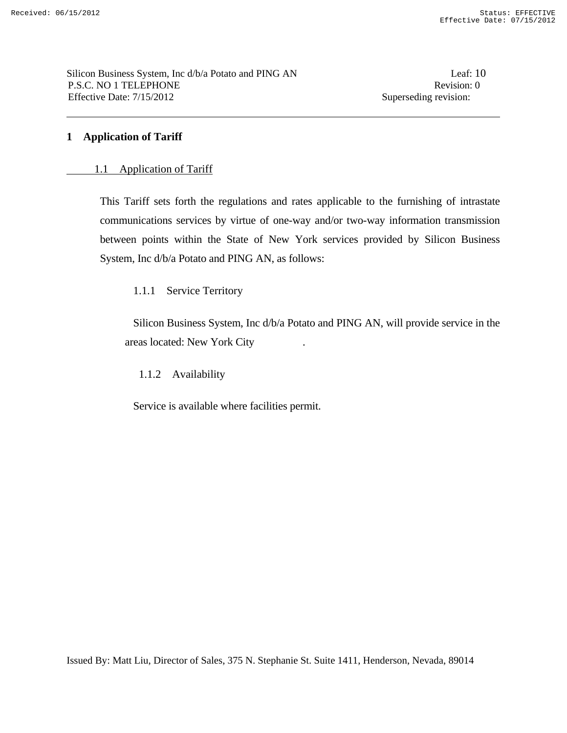# 1 Application of Tariff

## 1.1 Application of Tariff

This Tariff sets forth the regulations and rates applicable to the furnishing of intrastate communications services by virtue of one-way and/or two-way information transmission between points within the State of New York services provided by Silicon Business System, Inc d/b/a Potato and PING AN, as follows:

### 1.1.1 Service Territory

Silicon Business System, Inc d/b/a Potato and PING AN, will provide service in the areas located: New York City .

### 1.1.2 Availability

Service is available where facilities permit.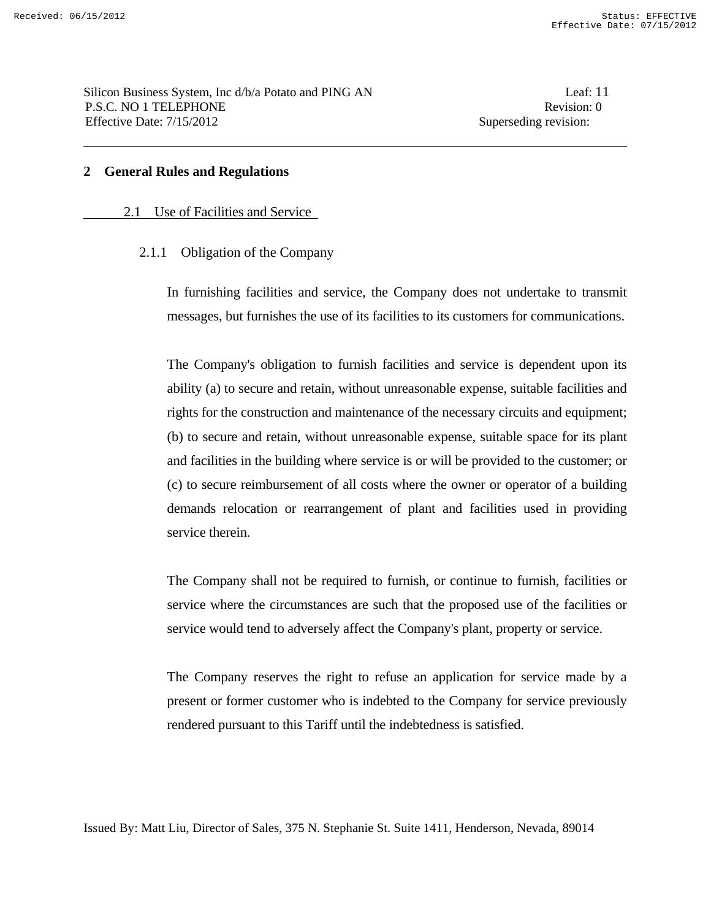## 2 General Rules and Regulations

### 2.1 Use of Facilities and Service

#### 2.1.1 Obligation of the Company

In furnishing facilities and service, the Company does not undertake to transmit messages, but furnishes the use of its facilities to its customers for communications.

The Company's obligation to furnish facilities and service is dependent upon its ability (a) to secure and retain, without unreasonable expense, suitable facilities and rights for the construction and maintenance of the necessary circuits and equipment; (b) to secure and retain, without unreasonable expense, suitable space for its plant and facilities in the building where service is or will be provided to the customer; or (c) to secure reimbursement of all costs where the owner or operator of a building demands relocation or rearrangement of plant and facilities used in providing service therein.

The Company shall not be required to furnish, or continue to furnish, facilities or service where the circumstances are such that the proposed use of the facilities or service would tend to adversely affect the Company's plant, property or service.

The Company reserves the right to refuse an application for service made by a present or former customer who is indebted to the Company for service previously rendered pursuant to this Tariff until the indebtedness is satisfied.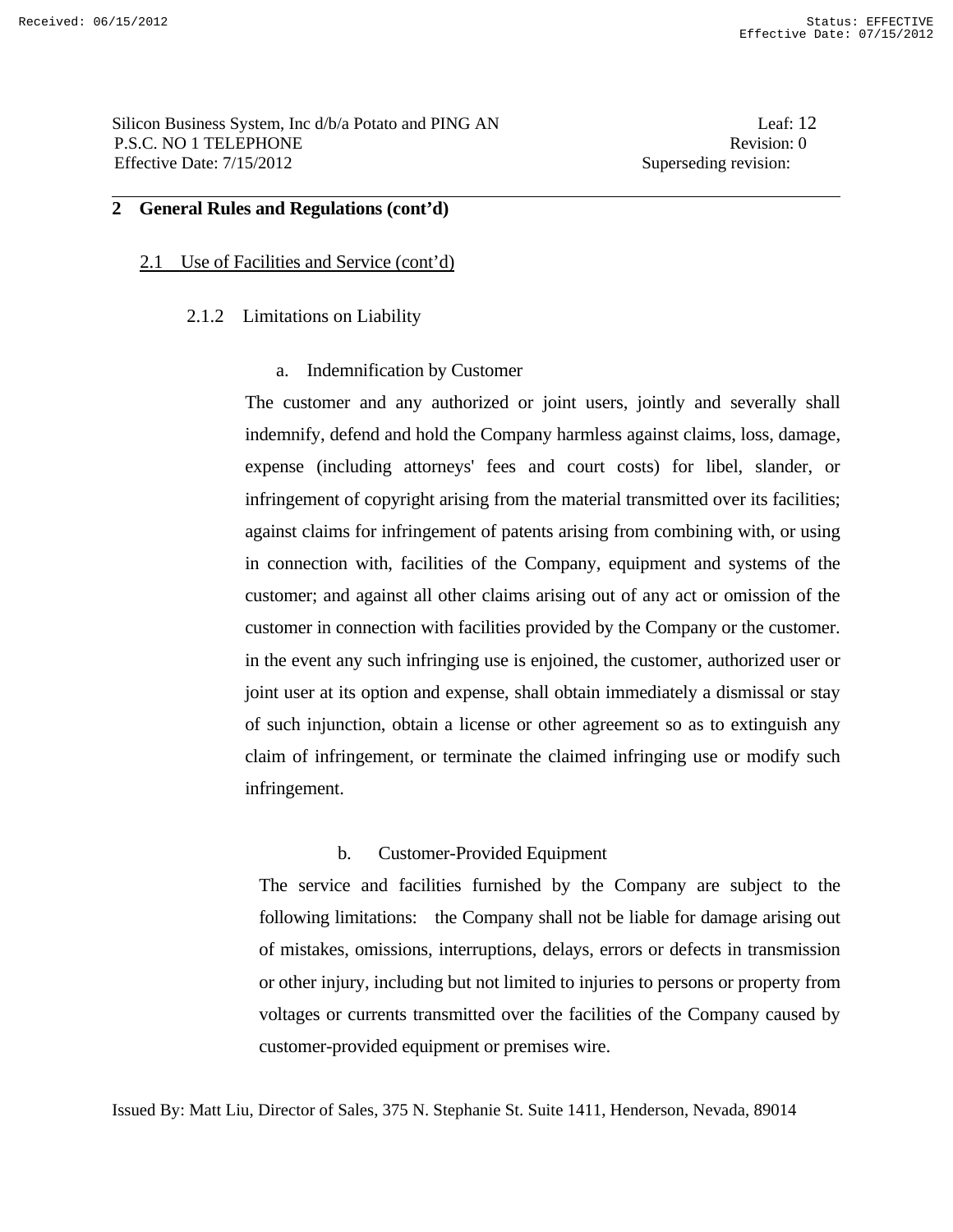## 2 General Rules and Regulations (cont'd)

### 2.1 Use of Facilities and Service (cont'd)

#### 2.1.2 Limitations on Liability

a. Indemnification by Customer

The customer and any authorized or joint users, jointly and severally shall indemnify, defend and hold the Company harmless against claims, loss, damage, expense (including attorneys' fees and court costs) for libel, slander, or infringement of copyright arising from the material transmitted over its facilities; against claims for infringement of patents arising from combining with, or using in connection with, facilities of the Company, equipment and systems of the customer; and against all other claims arising out of any act or omission of the customer in connection with facilities provided by the Company or the customer. in the event any such infringing use is enjoined, the customer, authorized user or joint user at its option and expense, shall obtain immediately a dismissal or stay of such injunction, obtain a license or other agreement so as to extinguish any claim of infringement, or terminate the claimed infringing use or modify such infringement.

b. Customer-Provided Equipment

The service and facilities furnished by the Company are subject to the following limitations: the Company shall not be liable for damage arising out of mistakes, omissions, interruptions, delays, errors or defects in transmission or other injury, including but not limited to injuries to persons or property from voltages or currents transmitted over the facilities of the Company caused by customer-provided equipment or premises wire.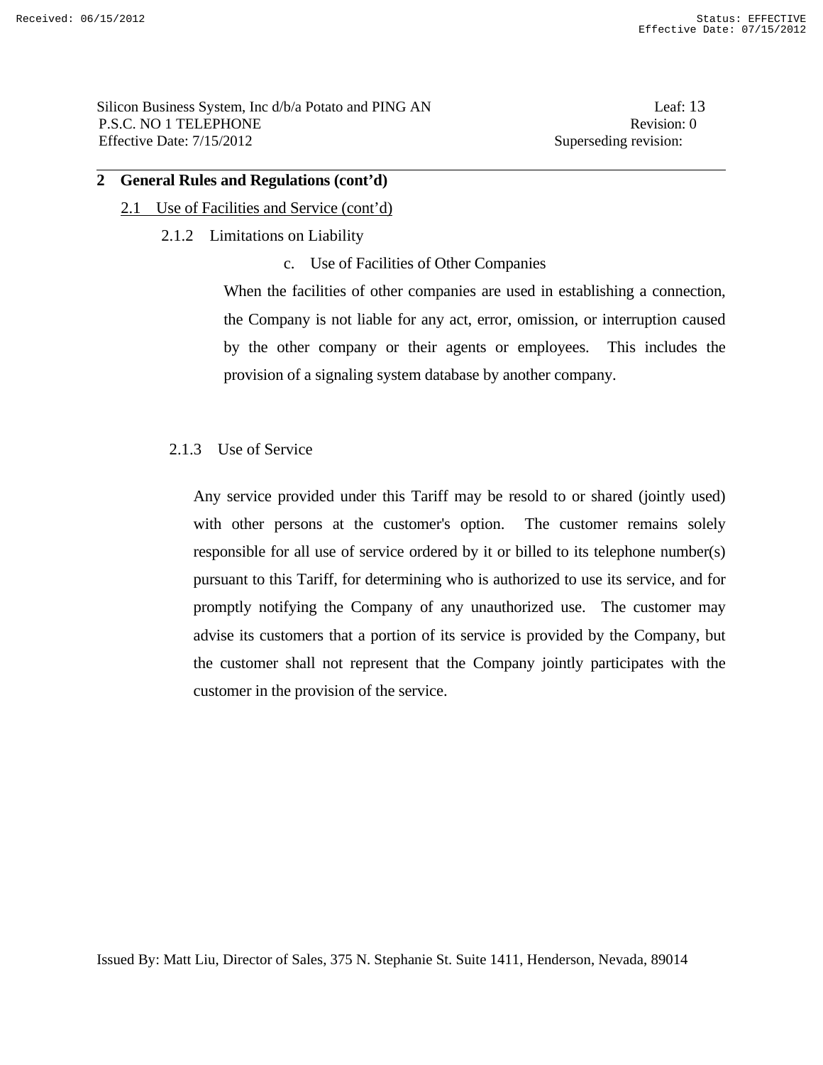## 2 General Rules and Regulations (cont'd)

### 2.1 Use of Facilities and Service (cont'd)

#### 2.1.2 Limitations on Liability

c. Use of Facilities of Other Companies

When the facilities of other companies are used in establishing a connection, the Company is not liable for any act, error, omission, or interruption caused by the other company or their agents or employees. This includes the provision of a signaling system database by another company.

#### 2.1.3 Use of Service

Any service provided under this Tariff may be resold to or shared (jointly used) with other persons at the customer's option. The customer remains solely responsible for all use of service ordered by it or billed to its telephone number(s) pursuant to this Tariff, for determining who is authorized to use its service, and for promptly notifying the Company of any unauthorized use. The customer may advise its customers that a portion of its service is provided by the Company, but the customer shall not represent that the Company jointly participates with the customer in the provision of the service.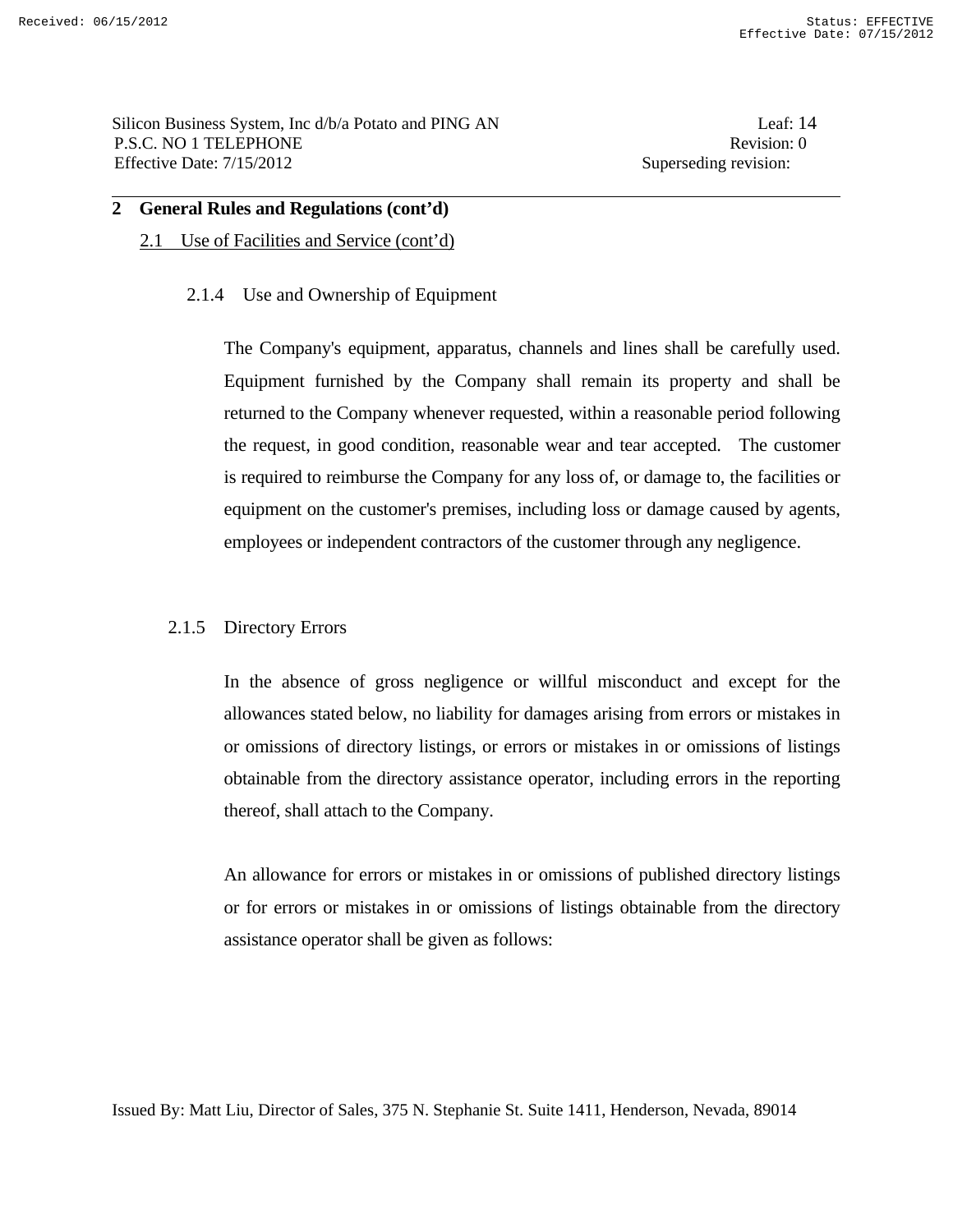## 2 General Rules and Regulations (cont'd)

### 2.1 Use of Facilities and Service (cont'd)

#### 2.1.4 Use and Ownership of Equipment

The Company's equipment, apparatus, channels and lines shall be carefully used. Equipment furnished by the Company shall remain its property and shall be returned to the Company whenever requested, within a reasonable period following the request, in good condition, reasonable wear and tear accepted. The customer is required to reimburse the Company for any loss of, or damage to, the facilities or equipment on the customer's premises, including loss or damage caused by agents, employees or independent contractors of the customer through any negligence.

#### 2.1.5 Directory Errors

In the absence of gross negligence or willful misconduct and except for the allowances stated below, no liability for damages arising from errors or mistakes in or omissions of directory listings, or errors or mistakes in or omissions of listings obtainable from the directory assistance operator, including errors in the reporting thereof, shall attach to the Company.

An allowance for errors or mistakes in or omissions of published directory listings or for errors or mistakes in or omissions of listings obtainable from the directory assistance operator shall be given as follows: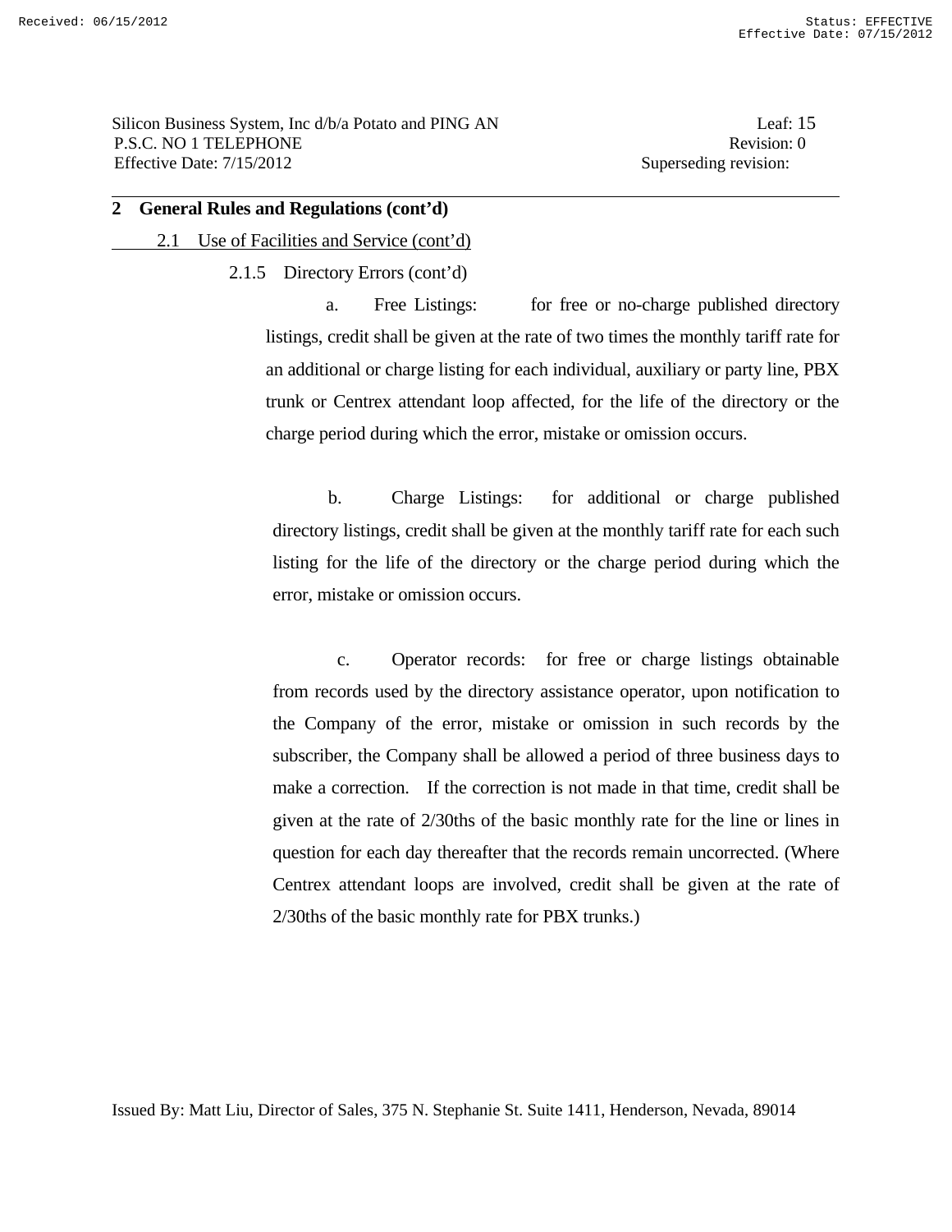## 2 General Rules and Regulations (cont'd)

### 2.1 Use of Facilities and Service (cont'd)

#### 2.1.5 Directory Errors (cont'd)

a. Free Listings: for free or no-charge published directory listings, credit shall be given at the rate of two times the monthly tariff rate for an additional or charge listing for each individual, auxiliary or party line, PBX trunk or Centrex attendant loop affected, for the life of the directory or the charge period during which the error, mistake or omission occurs.

b. Charge Listings: for additional or charge published directory listings, credit shall be given at the monthly tariff rate for each such listing for the life of the directory or the charge period during which the error, mistake or omission occurs.

c. Operator records: for free or charge listings obtainable from records used by the directory assistance operator, upon notification to the Company of the error, mistake or omission in such records by the subscriber, the Company shall be allowed a period of three business days to make a correction. If the correction is not made in that time, credit shall be given at the rate of 2/30ths of the basic monthly rate for the line or lines in question for each day thereafter that the records remain uncorrected. (Where Centrex attendant loops are involved, credit shall be given at the rate of 2/30ths of the basic monthly rate for PBX trunks.)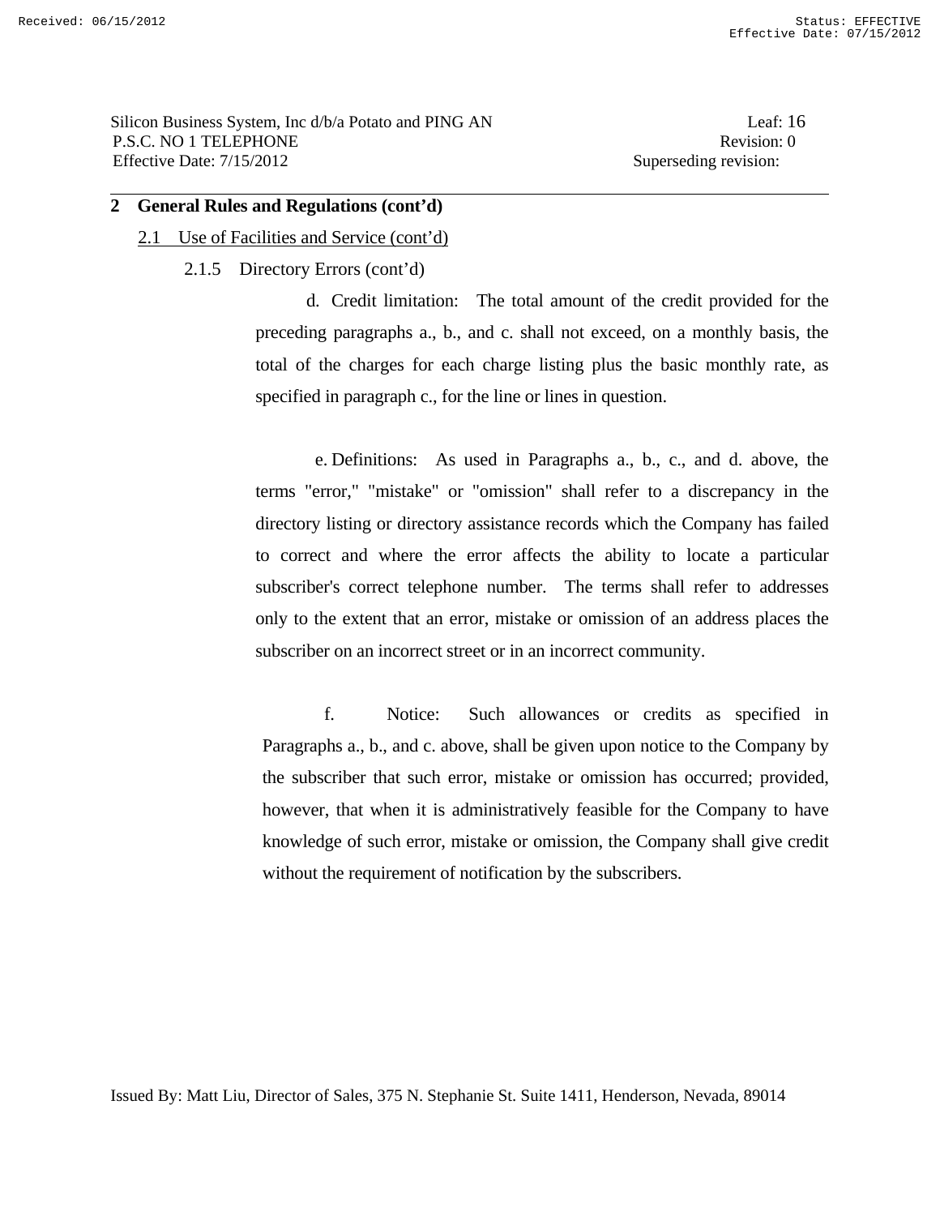## 2 General Rules and Regulations (cont'd)

### 2.1 Use of Facilities and Service (cont'd)

#### 2.1.5 Directory Errors (cont'd)

d. Credit limitation: The total amount of the credit provided for the preceding paragraphs a., b., and c. shall not exceed, on a monthly basis, the total of the charges for each charge listing plus the basic monthly rate, as specified in paragraph c., for the line or lines in question.

e. Definitions: As used in Paragraphs a., b., c., and d. above, the terms "error," "mistake" or "omission" shall refer to a discrepancy in the directory listing or directory assistance records which the Company has failed to correct and where the error affects the ability to locate a particular subscriber's correct telephone number. The terms shall refer to addresses only to the extent that an error, mistake or omission of an address places the subscriber on an incorrect street or in an incorrect community.

f. Notice: Such allowances or credits as specified in Paragraphs a., b., and c. above, shall be given upon notice to the Company by the subscriber that such error, mistake or omission has occurred; provided, however, that when it is administratively feasible for the Company to have knowledge of such error, mistake or omission, the Company shall give credit without the requirement of notification by the subscribers.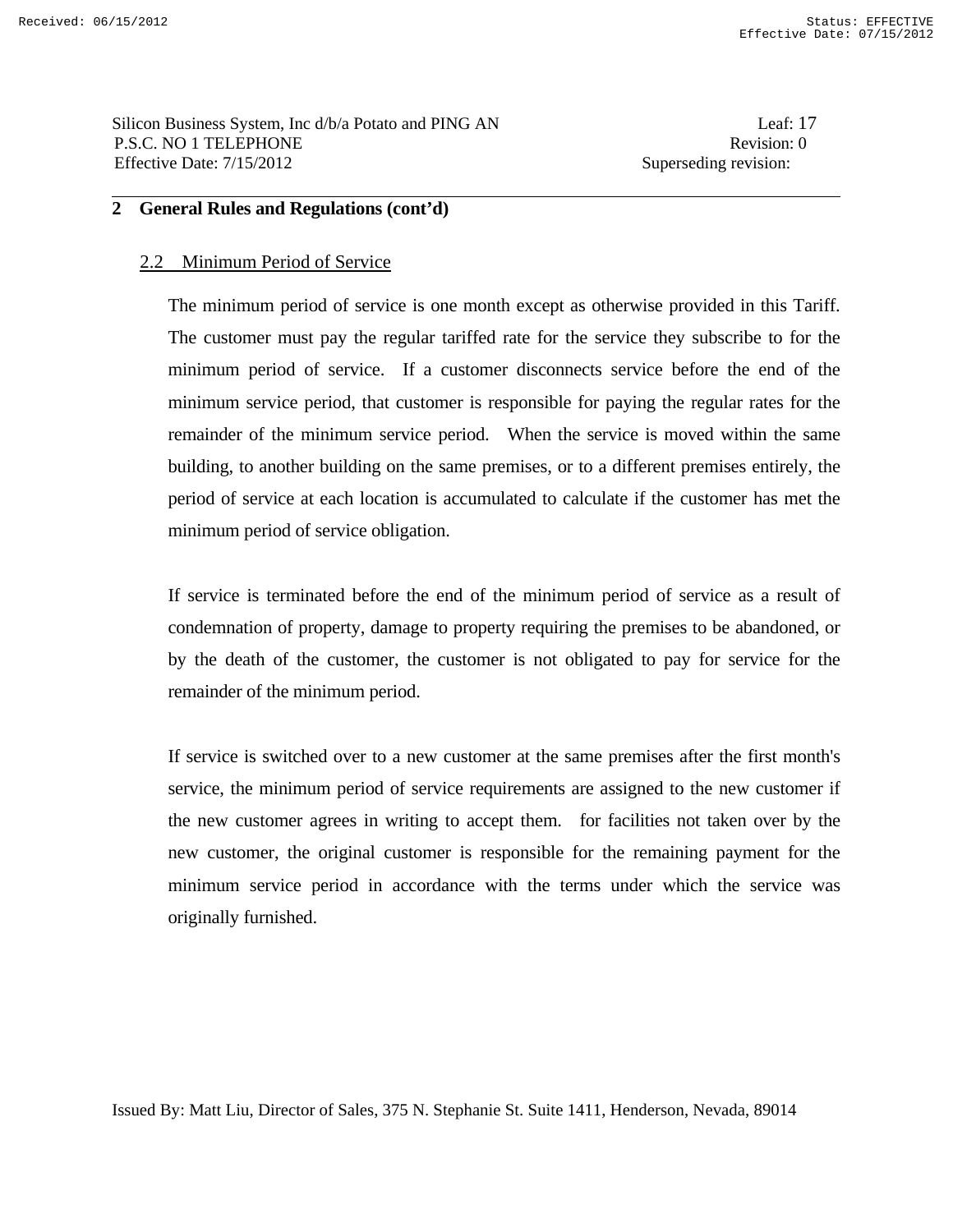## 2 General Rules and Regulations (cont'd)

### 2.2 Minimum Period of Service

The minimum period of service is one month except as otherwise provided in this Tariff. The customer must pay the regular tariffed rate for the service they subscribe to for the minimum period of service. If a customer disconnects service before the end of the minimum service period, that customer is responsible for paying the regular rates for the remainder of the minimum service period. When the service is moved within the same building, to another building on the same premises, or to a different premises entirely, the period of service at each location is accumulated to calculate if the customer has met the minimum period of service obligation.

If service is terminated before the end of the minimum period of service as a result of condemnation of property, damage to property requiring the premises to be abandoned, or by the death of the customer, the customer is not obligated to pay for service for the remainder of the minimum period.

If service is switched over to a new customer at the same premises after the first month's service, the minimum period of service requirements are assigned to the new customer if the new customer agrees in writing to accept them. for facilities not taken over by the new customer, the original customer is responsible for the remaining payment for the minimum service period in accordance with the terms under which the service was originally furnished.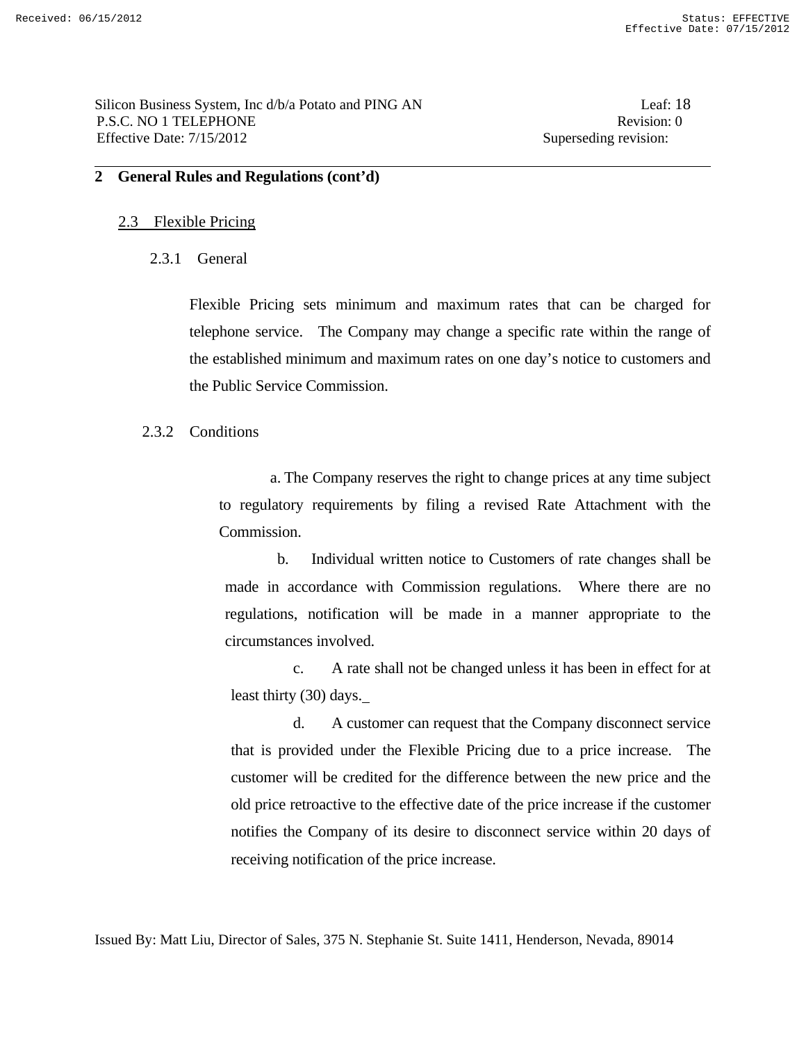## 2 General Rules and Regulations (cont'd)

### 2.3 Flexible Pricing

#### 2.3.1 General

Flexible Pricing sets minimum and maximum rates that can be charged for telephone service. The Company may change a specific rate within the range of the established minimum and maximum rates on one day's notice to customers and the Public Service Commission.

#### 2.3.2 Conditions

a. The Company reserves the right to change prices at any time subject to regulatory requirements by filing a revised Rate Attachment with the Commission.

b. Individual written notice to Customers of rate changes shall be made in accordance with Commission regulations. Where there are no regulations, notification will be made in a manner appropriate to the circumstances involved.

c. A rate shall not be changed unless it has been in effect for at least thirty (30) days.

d. A customer can request that the Company disconnect service that is provided under the Flexible Pricing due to a price increase. The customer will be credited for the difference between the new price and the old price retroactive to the effective date of the price increase if the customer notifies the Company of its desire to disconnect service within 20 days of receiving notification of the price increase.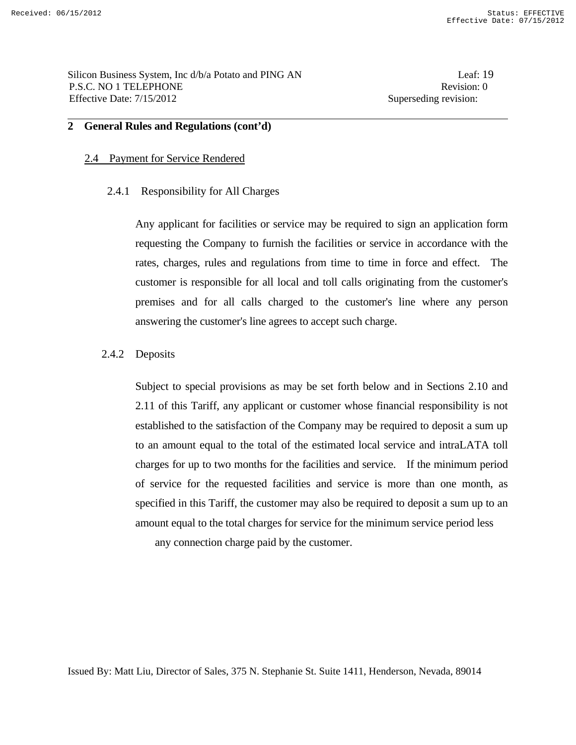## 2 General Rules and Regulations (cont'd)

### 2.4 Payment for Service Rendered

#### 2.4.1 Responsibility for All Charges

Any applicant for facilities or service may be required to sign an application form requesting the Company to furnish the facilities or service in accordance with the rates, charges, rules and regulations from time to time in force and effect. The customer is responsible for all local and toll calls originating from the customer's premises and for all calls charged to the customer's line where any person answering the customer's line agrees to accept such charge.

#### 2.4.2 Deposits

Subject to special provisions as may be set forth below and in Sections 2.10 and 2.11 of this Tariff, any applicant or customer whose financial responsibility is not established to the satisfaction of the Company may be required to deposit a sum up to an amount equal to the total of the estimated local service and intraLATA toll charges for up to two months for the facilities and service. If the minimum period of service for the requested facilities and service is more than one month, as specified in this Tariff, the customer may also be required to deposit a sum up to an amount equal to the total charges for service for the minimum service period less any connection charge paid by the customer.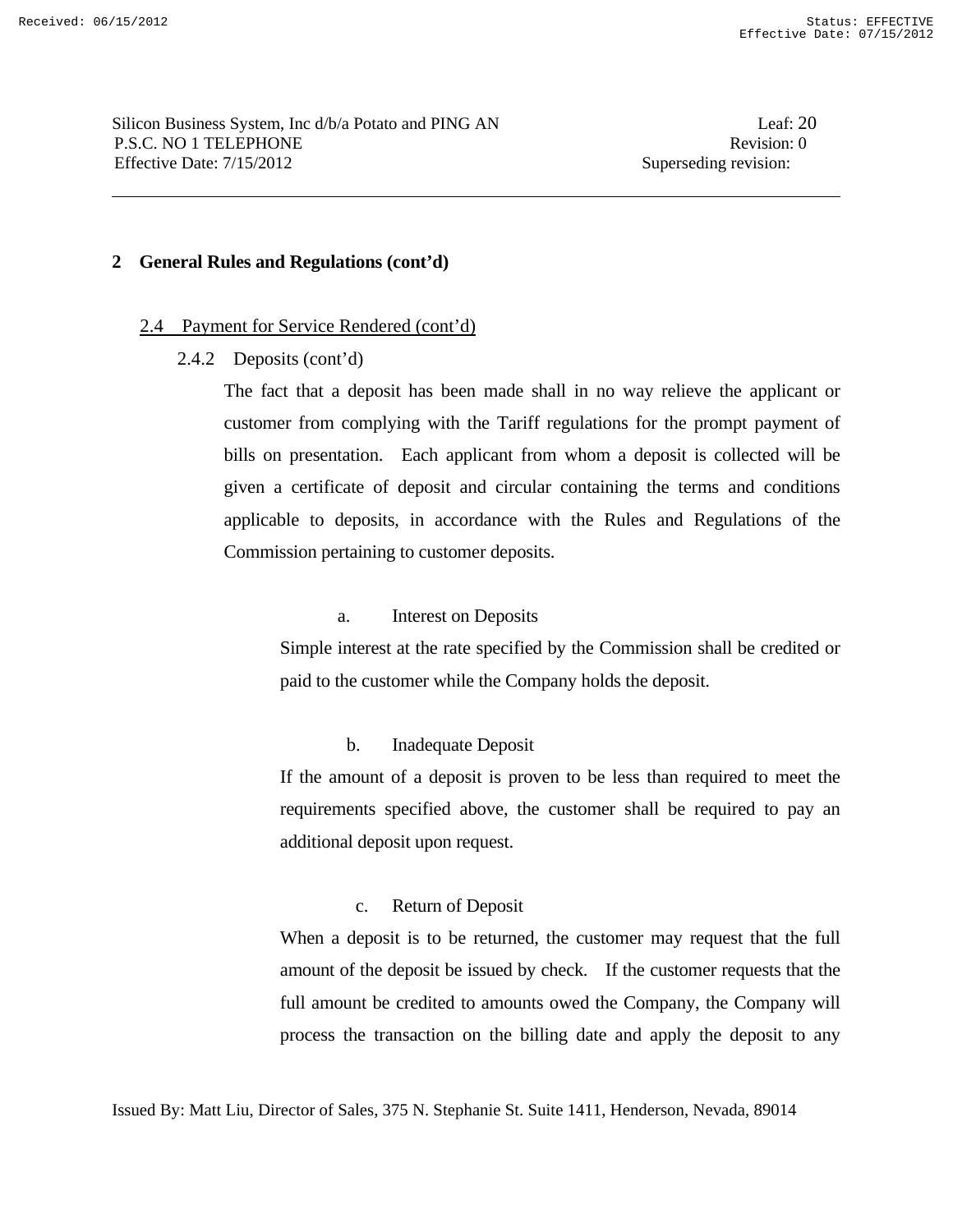## 2 General Rules and Regulations (cont'd)

### 2.4 Payment for Service Rendered (cont'd)

2.4.2 Deposits (cont'd)

The fact that a deposit has been made shall in no way relieve the applicant or customer from complying with the Tariff regulations for the prompt payment of bills on presentation. Each applicant from whom a deposit is collected will be given a certificate of deposit and circular containing the terms and conditions applicable to deposits, in accordance with the Rules and Regulations of the Commission pertaining to customer deposits.

a. Interest on Deposits

Simple interest at the rate specified by the Commission shall be credited or paid to the customer while the Company holds the deposit.

b. Inadequate Deposit

If the amount of a deposit is proven to be less than required to meet the requirements specified above, the customer shall be required to pay an additional deposit upon request.

c. Return of Deposit

When a deposit is to be returned, the customer may request that the full amount of the deposit be issued by check. If the customer requests that the full amount be credited to amounts owed the Company, the Company will process the transaction on the billing date and apply the deposit to any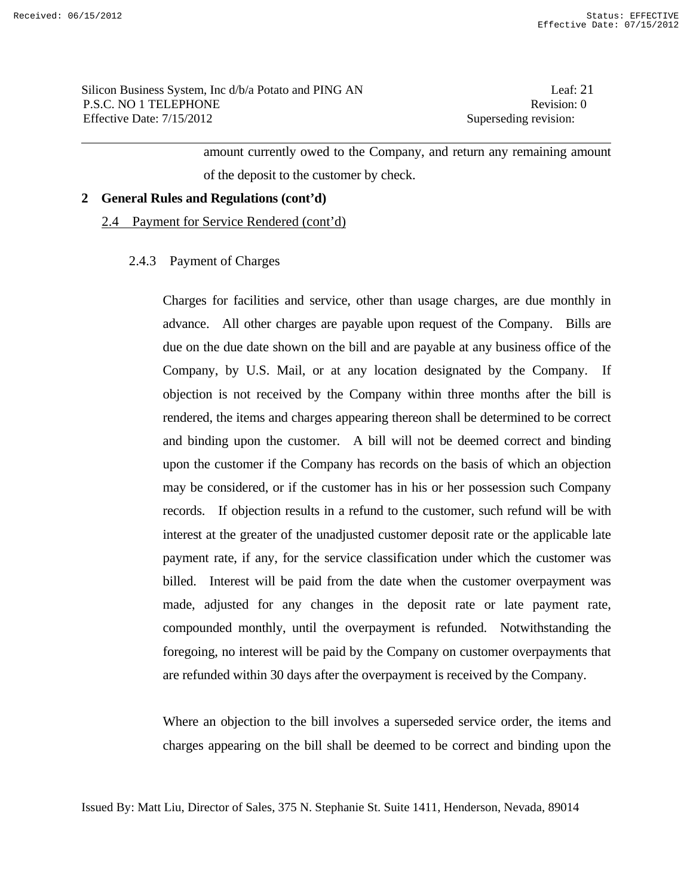amount currently owed to the Company, and return any remaining amount of the deposit to the customer by check.

## 2 General Rules and Regulations (cont'd)

### 2.4 Payment for Service Rendered (cont'd)

#### 2.4.3 Payment of Charges

Charges for facilities and service, other than usage charges, are due monthly in advance. All other charges are payable upon request of the Company. Bills are due on the due date shown on the bill and are payable at any business office of the Company, by U.S. Mail, or at any location designated by the Company. If objection is not received by the Company within three months after the bill is rendered, the items and charges appearing thereon shall be determined to be correct and binding upon the customer. A bill will not be deemed correct and binding upon the customer if the Company has records on the basis of which an objection may be considered, or if the customer has in his or her possession such Company records. If objection results in a refund to the customer, such refund will be with interest at the greater of the unadjusted customer deposit rate or the applicable late payment rate, if any, for the service classification under which the customer was billed. Interest will be paid from the date when the customer overpayment was made, adjusted for any changes in the deposit rate or late payment rate, compounded monthly, until the overpayment is refunded. Notwithstanding the foregoing, no interest will be paid by the Company on customer overpayments that are refunded within 30 days after the overpayment is received by the Company.

Where an objection to the bill involves a superseded service order, the items and charges appearing on the bill shall be deemed to be correct and binding upon the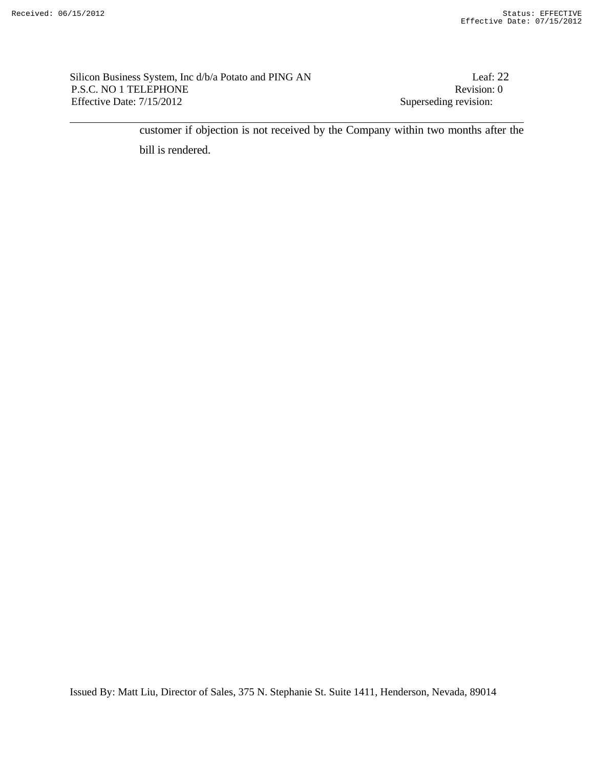customer if objection is not received by the Company within two months after the bill is rendered.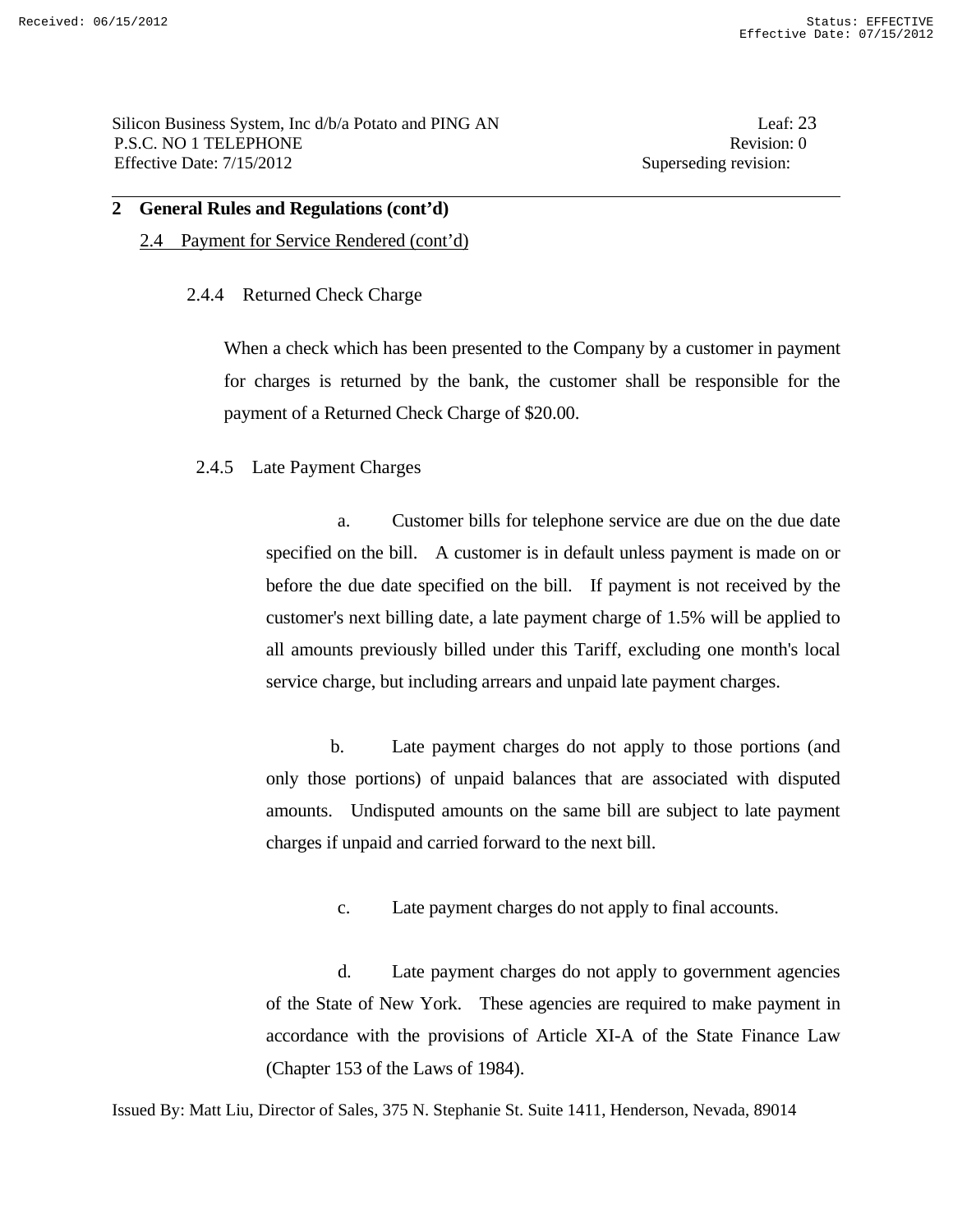## 2 General Rules and Regulations (cont'd)

### 2.4 Payment for Service Rendered (cont'd)

#### 2.4.4 Returned Check Charge

When a check which has been presented to the Company by a customer in payment for charges is returned by the bank, the customer shall be responsible for the payment of a Returned Check Charge of $20.00.

#### 2.4.5 Late Payment Charges

a. Customer bills for telephone service are due on the due date specified on the bill. A customer is in default unless payment is made on or before the due date specified on the bill. If payment is not received by the customer's next billing date, a late payment charge of 1.5% will be applied to all amounts previously billed under this Tariff, excluding one month's local service charge, but including arrears and unpaid late payment charges.

b. Late payment charges do not apply to those portions (and only those portions) of unpaid balances that are associated with disputed amounts. Undisputed amounts on the same bill are subject to late payment charges if unpaid and carried forward to the next bill.

c. Late payment charges do not apply to final accounts.

d. Late payment charges do not apply to government agencies of the State of New York. These agencies are required to make payment in accordance with the provisions of Article XI-A of the State Finance Law (Chapter 153 of the Laws of 1984).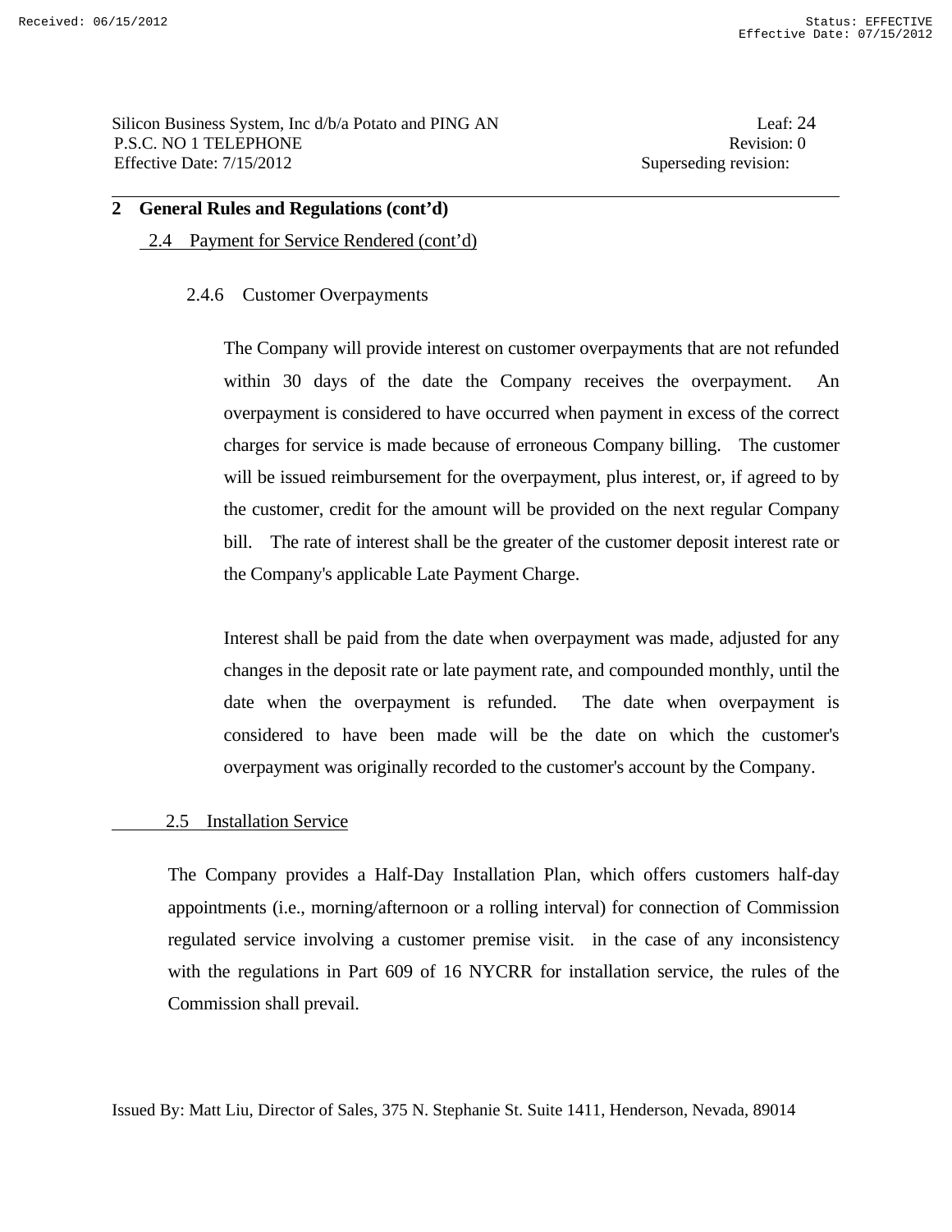## 2 General Rules and Regulations (cont'd)

### 2.4 Payment for Service Rendered (cont'd)

#### 2.4.6 Customer Overpayments

The Company will provide interest on customer overpayments that are not refunded within 30 days of the date the Company receives the overpayment. An overpayment is considered to have occurred when payment in excess of the correct charges for service is made because of erroneous Company billing. The customer will be issued reimbursement for the overpayment, plus interest, or, if agreed to by the customer, credit for the amount will be provided on the next regular Company bill. The rate of interest shall be the greater of the customer deposit interest rate or the Company's applicable Late Payment Charge.

Interest shall be paid from the date when overpayment was made, adjusted for any changes in the deposit rate or late payment rate, and compounded monthly, until the date when the overpayment is refunded. The date when overpayment is considered to have been made will be the date on which the customer's overpayment was originally recorded to the customer's account by the Company.

### 2.5 Installation Service

The Company provides a Half-Day Installation Plan, which offers customers half-day appointments (i.e., morning/afternoon or a rolling interval) for connection of Commission regulated service involving a customer premise visit. in the case of any inconsistency with the regulations in Part 609 of 16 NYCRR for installation service, the rules of the Commission shall prevail.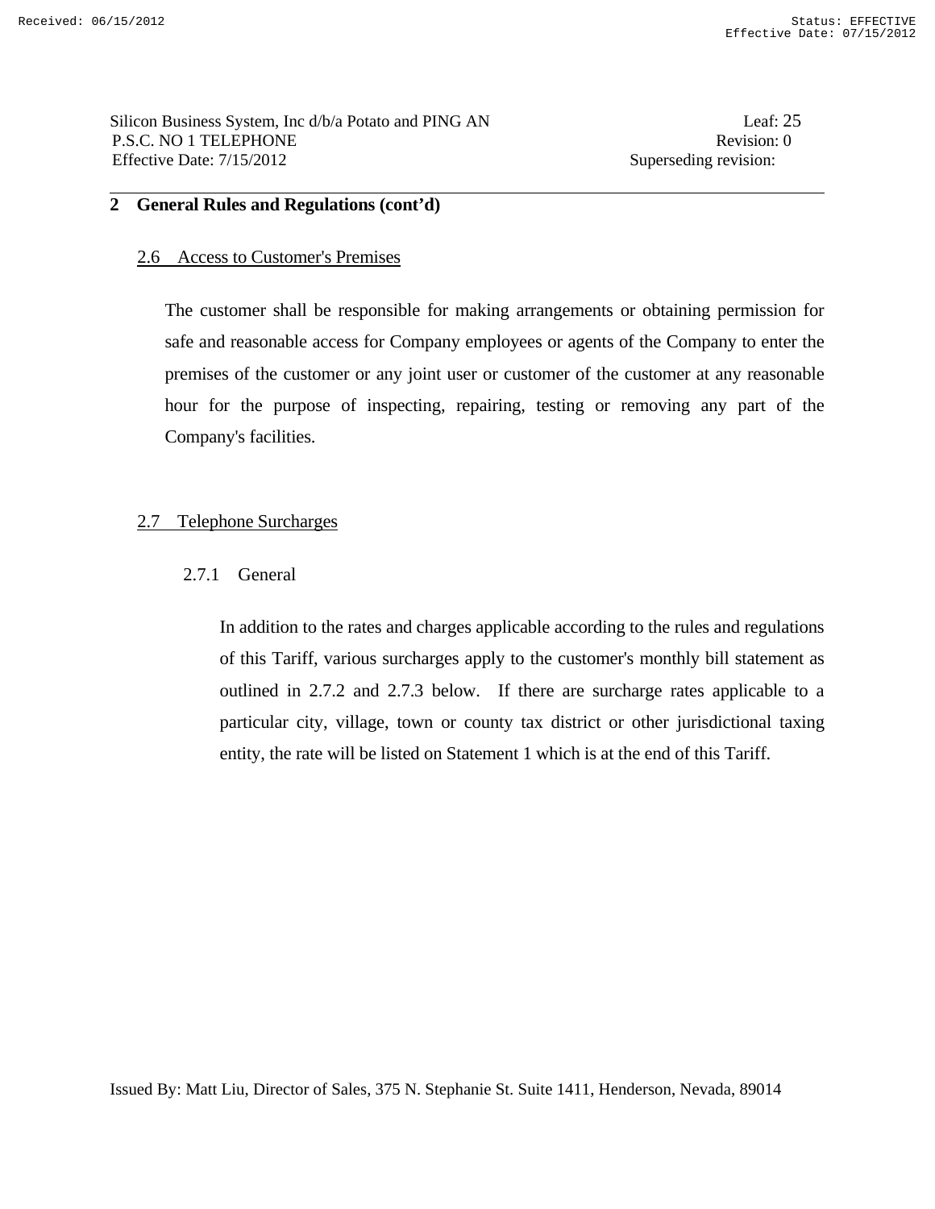## 2 General Rules and Regulations (cont'd)

### 2.6 Access to Customer's Premises

The customer shall be responsible for making arrangements or obtaining permission for safe and reasonable access for Company employees or agents of the Company to enter the premises of the customer or any joint user or customer of the customer at any reasonable hour for the purpose of inspecting, repairing, testing or removing any part of the Company's facilities.

### 2.7 Telephone Surcharges

#### 2.7.1 General

In addition to the rates and charges applicable according to the rules and regulations of this Tariff, various surcharges apply to the customer's monthly bill statement as outlined in 2.7.2 and 2.7.3 below. If there are surcharge rates applicable to a particular city, village, town or county tax district or other jurisdictional taxing entity, the rate will be listed on Statement 1 which is at the end of this Tariff.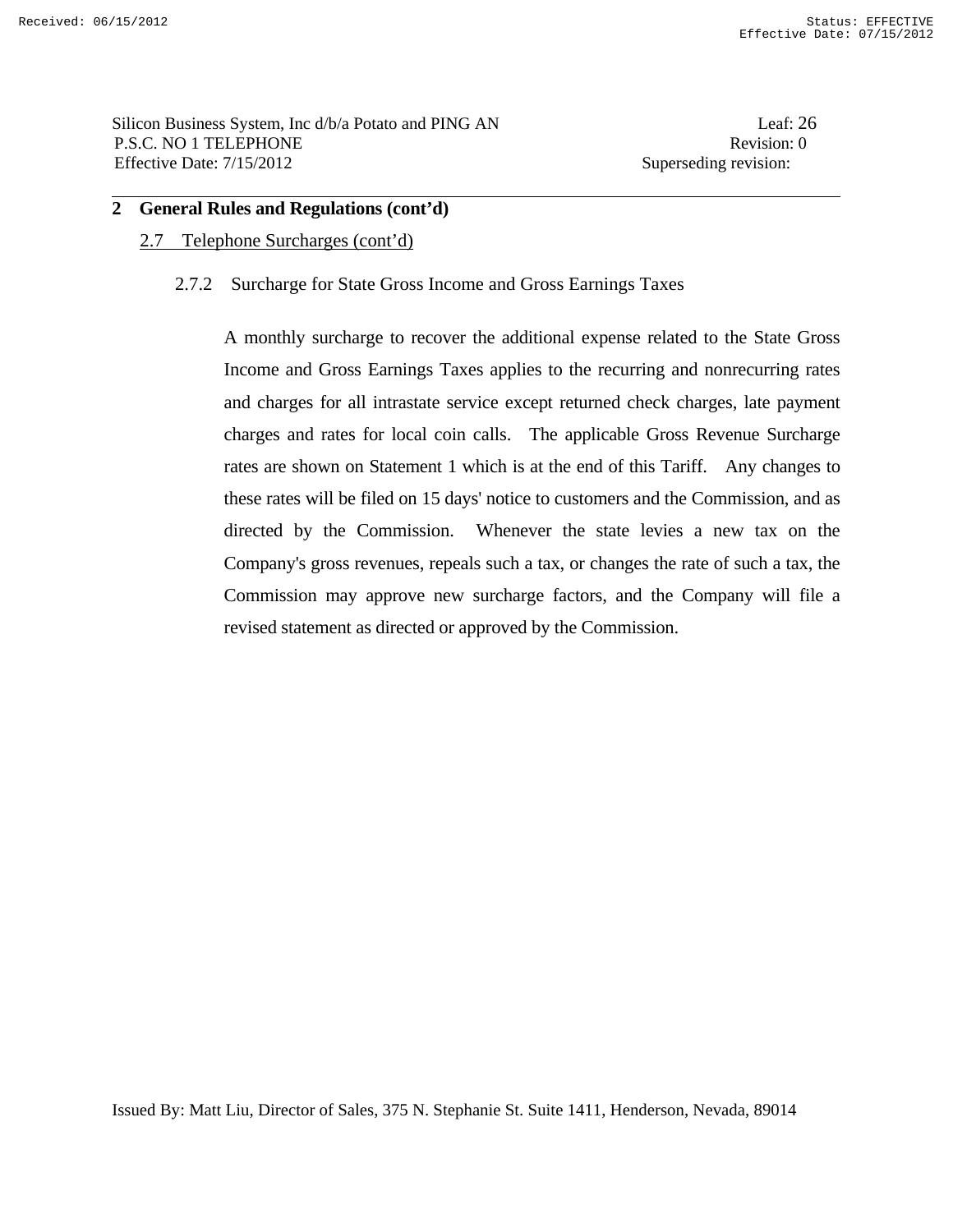## 2 General Rules and Regulations (cont'd)

### 2.7 Telephone Surcharges (cont'd)

#### 2.7.2 Surcharge for State Gross Income and Gross Earnings Taxes

A monthly surcharge to recover the additional expense related to the State Gross Income and Gross Earnings Taxes applies to the recurring and nonrecurring rates and charges for all intrastate service except returned check charges, late payment charges and rates for local coin calls. The applicable Gross Revenue Surcharge rates are shown on Statement 1 which is at the end of this Tariff. Any changes to these rates will be filed on 15 days' notice to customers and the Commission, and as directed by the Commission. Whenever the state levies a new tax on the Company's gross revenues, repeals such a tax, or changes the rate of such a tax, the Commission may approve new surcharge factors, and the Company will file a revised statement as directed or approved by the Commission.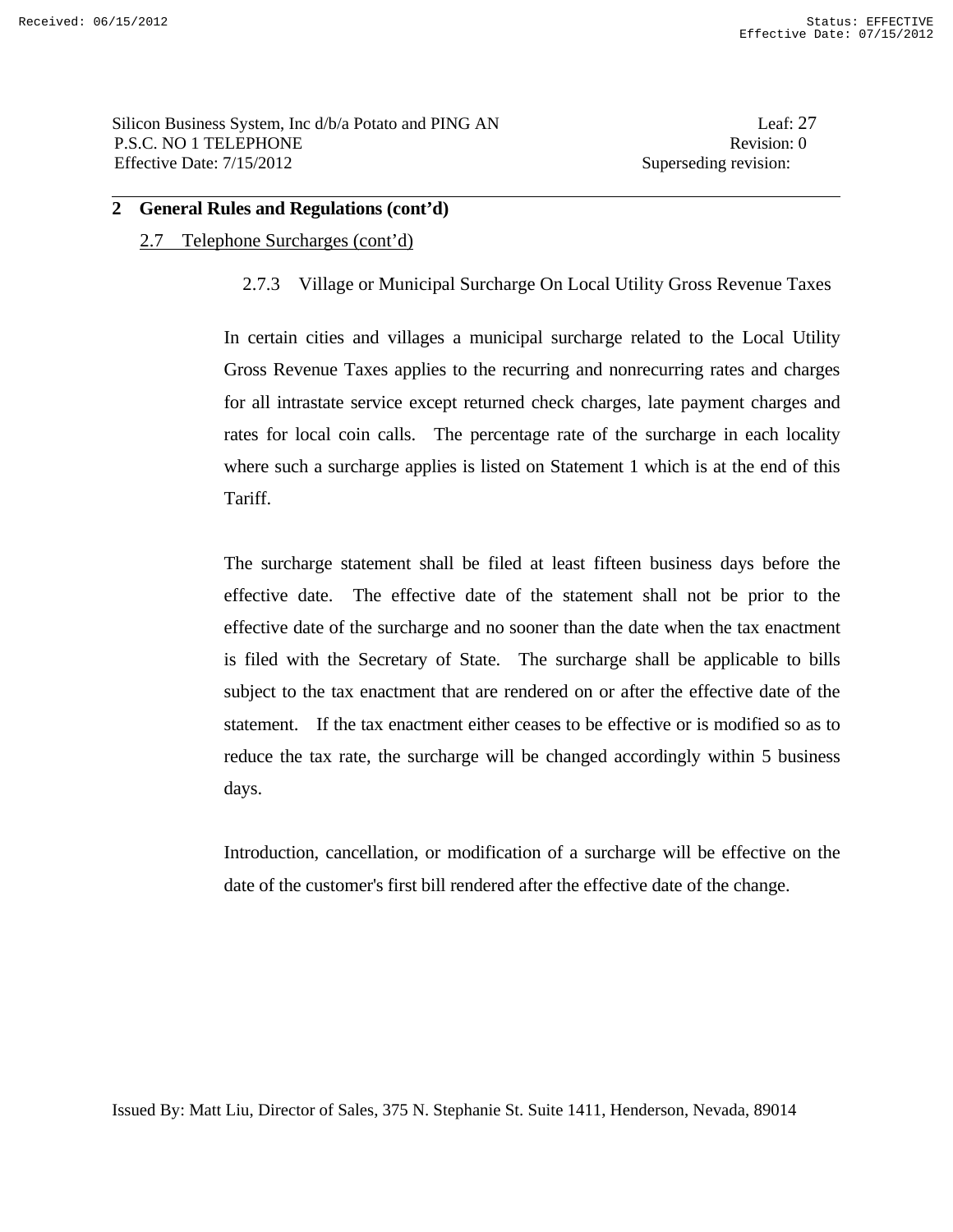## 2 General Rules and Regulations (cont'd)

### 2.7 Telephone Surcharges (cont'd)

#### 2.7.3 Village or Municipal Surcharge On Local Utility Gross Revenue Taxes

In certain cities and villages a municipal surcharge related to the Local Utility Gross Revenue Taxes applies to the recurring and nonrecurring rates and charges for all intrastate service except returned check charges, late payment charges and rates for local coin calls. The percentage rate of the surcharge in each locality where such a surcharge applies is listed on Statement 1 which is at the end of this Tariff.

The surcharge statement shall be filed at least fifteen business days before the effective date. The effective date of the statement shall not be prior to the effective date of the surcharge and no sooner than the date when the tax enactment is filed with the Secretary of State. The surcharge shall be applicable to bills subject to the tax enactment that are rendered on or after the effective date of the statement. If the tax enactment either ceases to be effective or is modified so as to reduce the tax rate, the surcharge will be changed accordingly within 5 business days.

Introduction, cancellation, or modification of a surcharge will be effective on the date of the customer's first bill rendered after the effective date of the change.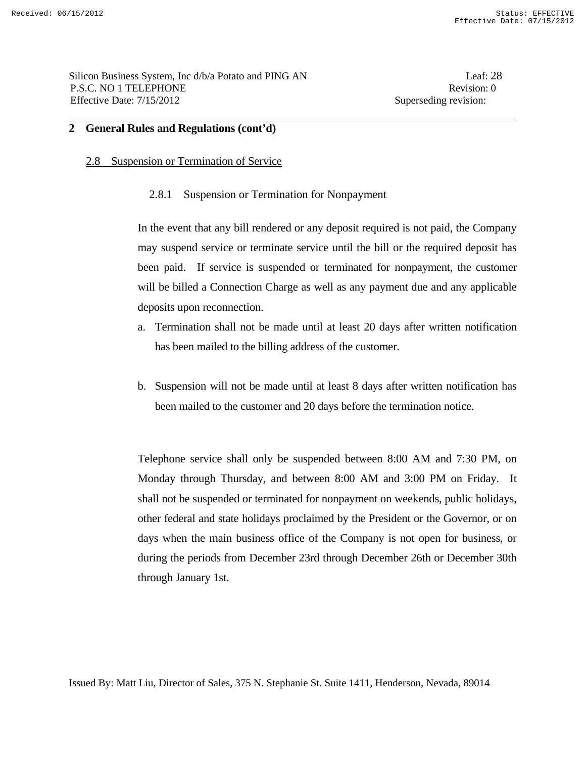## 2 General Rules and Regulations (cont'd)

### 2.8 Suspension or Termination of Service

#### 2.8.1 Suspension or Termination for Nonpayment

In the event that any bill rendered or any deposit required is not paid, the Company may suspend service or terminate service until the bill or the required deposit has been paid. If service is suspended or terminated for nonpayment, the customer will be billed a Connection Charge as well as any payment due and any applicable deposits upon reconnection.

a. Termination shall not be made until at least 20 days after written notification has been mailed to the billing address of the customer.

b. Suspension will not be made until at least 8 days after written notification has been mailed to the customer and 20 days before the termination notice.

Telephone service shall only be suspended between 8:00 AM and 7:30 PM, on Monday through Thursday, and between 8:00 AM and 3:00 PM on Friday. It shall not be suspended or terminated for nonpayment on weekends, public holidays, other federal and state holidays proclaimed by the President or the Governor, or on days when the main business office of the Company is not open for business, or during the periods from December 23rd through December 26th or December 30th through January 1st.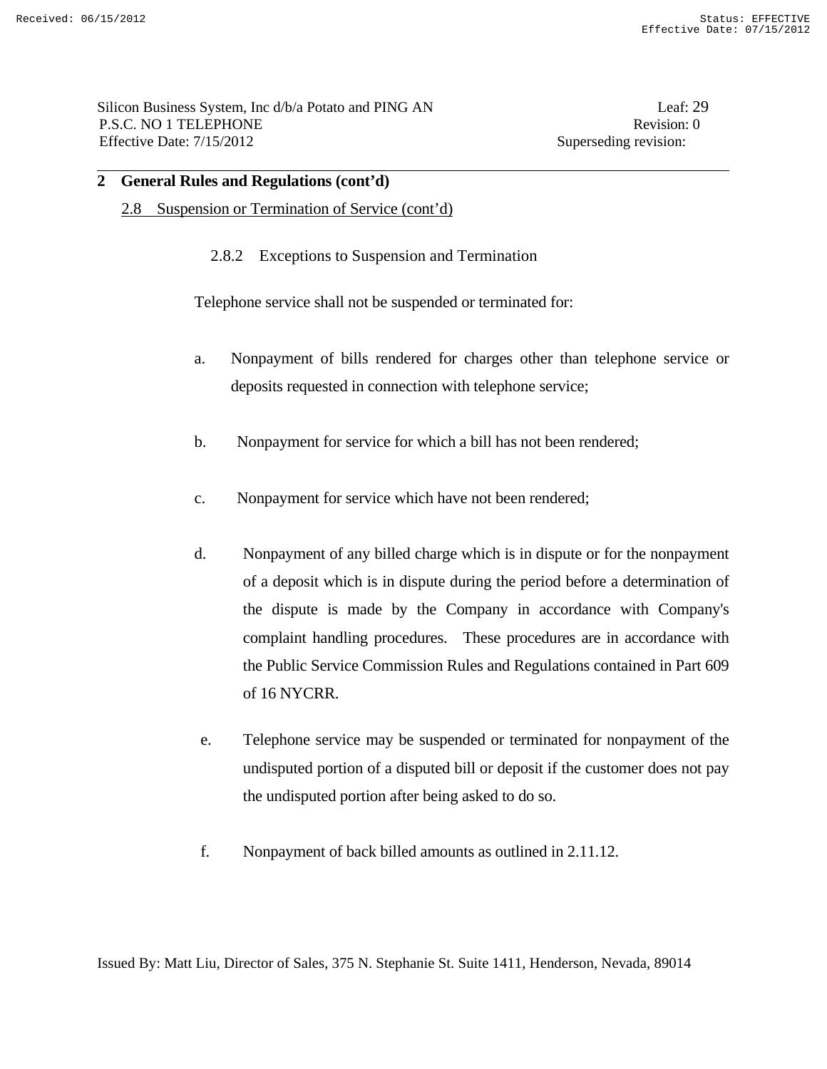## 2 General Rules and Regulations (cont'd)

### 2.8 Suspension or Termination of Service (cont'd)

#### 2.8.2 Exceptions to Suspension and Termination

Telephone service shall not be suspended or terminated for:

a. Nonpayment of bills rendered for charges other than telephone service or deposits requested in connection with telephone service;

b. Nonpayment for service for which a bill has not been rendered;

c. Nonpayment for service which have not been rendered;

d. Nonpayment of any billed charge which is in dispute or for the nonpayment of a deposit which is in dispute during the period before a determination of the dispute is made by the Company in accordance with Company's complaint handling procedures. These procedures are in accordance with the Public Service Commission Rules and Regulations contained in Part 609 of 16 NYCRR.

e. Telephone service may be suspended or terminated for nonpayment of the undisputed portion of a disputed bill or deposit if the customer does not pay the undisputed portion after being asked to do so.

f. Nonpayment of back billed amounts as outlined in 2.11.12.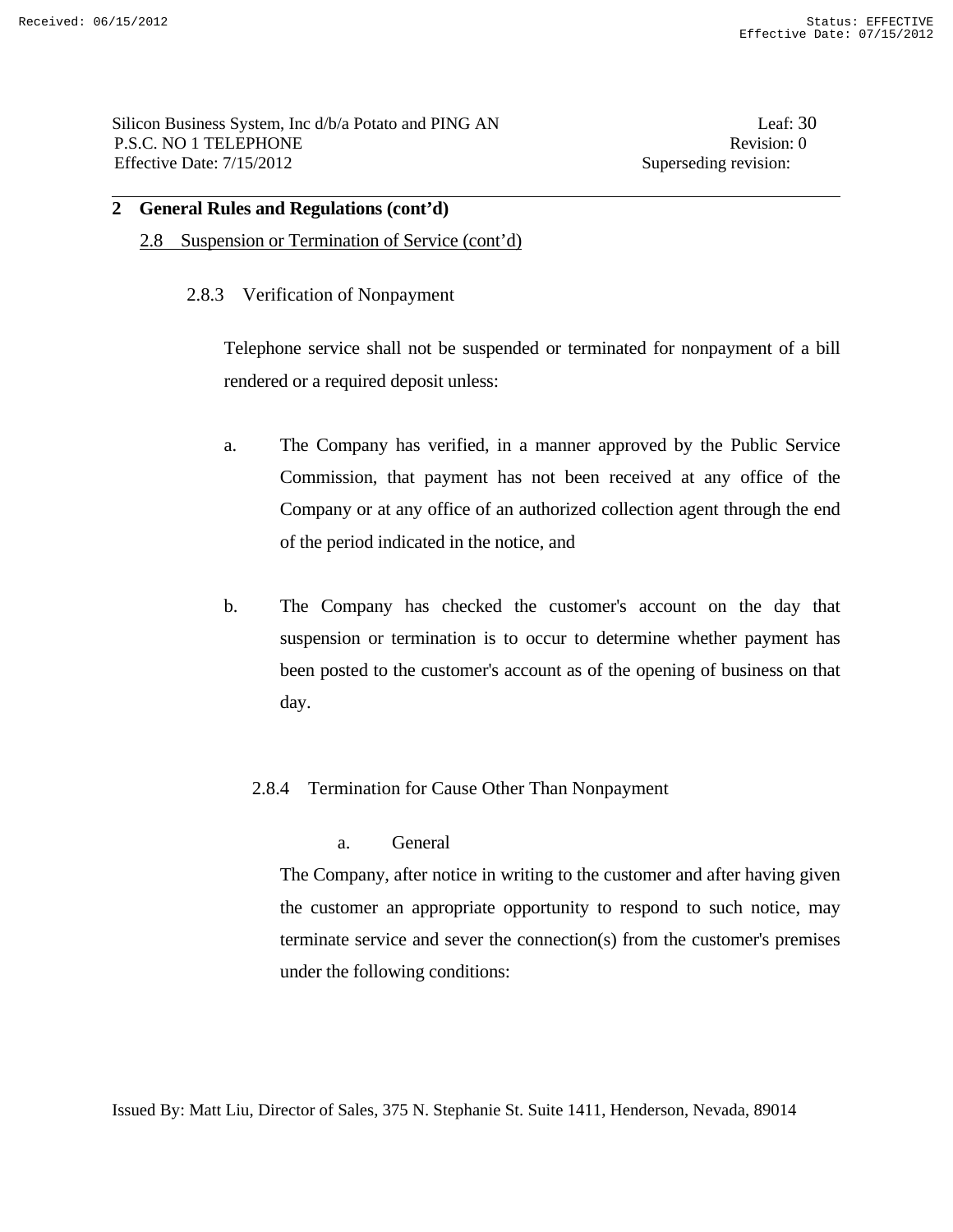## 2 General Rules and Regulations (cont'd)

2.8 Suspension or Termination of Service (cont'd)

### 2.8.3 Verification of Nonpayment

Telephone service shall not be suspended or terminated for nonpayment of a bill rendered or a required deposit unless:

a. The Company has verified, in a manner approved by the Public Service Commission, that payment has not been received at any office of the Company or at any office of an authorized collection agent through the end of the period indicated in the notice, and

b. The Company has checked the customer's account on the day that suspension or termination is to occur to determine whether payment has been posted to the customer's account as of the opening of business on that day.

### 2.8.4 Termination for Cause Other Than Nonpayment

a. General

The Company, after notice in writing to the customer and after having given the customer an appropriate opportunity to respond to such notice, may terminate service and sever the connection(s) from the customer's premises under the following conditions: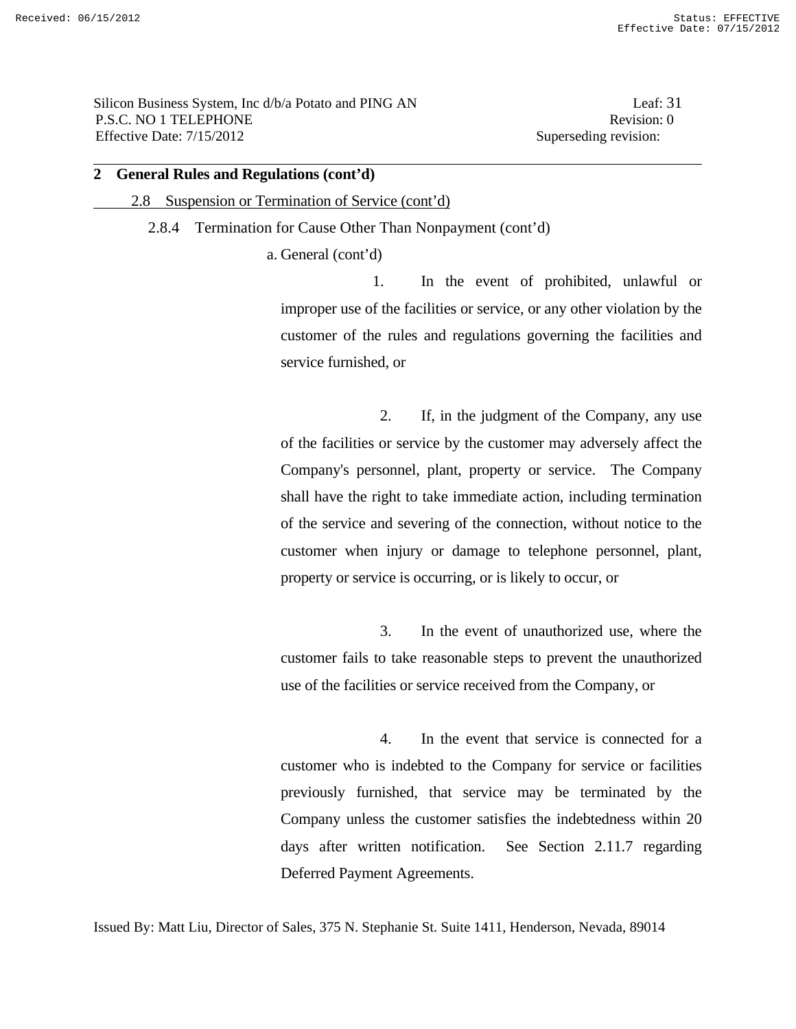## 2 General Rules and Regulations (cont'd)

### 2.8 Suspension or Termination of Service (cont'd)

#### 2.8.4 Termination for Cause Other Than Nonpayment (cont'd)

a. General (cont'd)

1. In the event of prohibited, unlawful or improper use of the facilities or service, or any other violation by the customer of the rules and regulations governing the facilities and service furnished, or

2. If, in the judgment of the Company, any use of the facilities or service by the customer may adversely affect the Company's personnel, plant, property or service. The Company shall have the right to take immediate action, including termination of the service and severing of the connection, without notice to the customer when injury or damage to telephone personnel, plant, property or service is occurring, or is likely to occur, or

3. In the event of unauthorized use, where the customer fails to take reasonable steps to prevent the unauthorized use of the facilities or service received from the Company, or

4. In the event that service is connected for a customer who is indebted to the Company for service or facilities previously furnished, that service may be terminated by the Company unless the customer satisfies the indebtedness within 20 days after written notification. See Section 2.11.7 regarding Deferred Payment Agreements.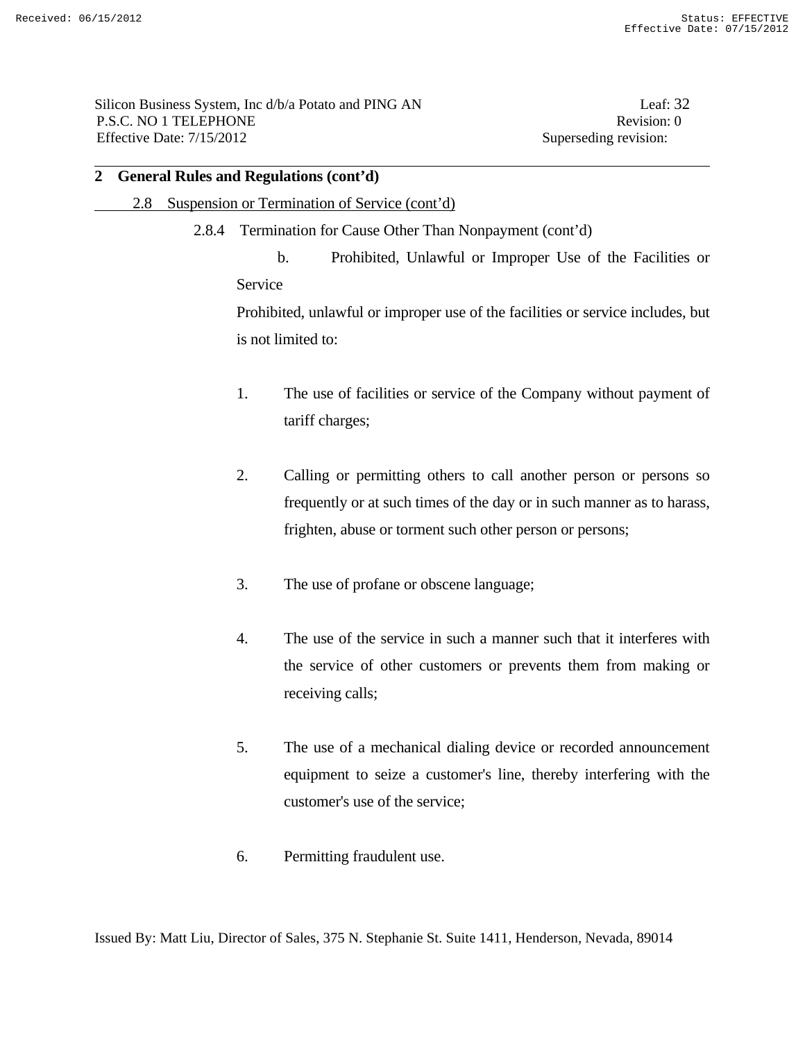## 2 General Rules and Regulations (cont'd)

### 2.8 Suspension or Termination of Service (cont'd)

#### 2.8.4 Termination for Cause Other Than Nonpayment (cont'd)

b. Prohibited, Unlawful or Improper Use of the Facilities or Service

Prohibited, unlawful or improper use of the facilities or service includes, but is not limited to:

1. The use of facilities or service of the Company without payment of tariff charges;

2. Calling or permitting others to call another person or persons so frequently or at such times of the day or in such manner as to harass, frighten, abuse or torment such other person or persons;

3. The use of profane or obscene language;

4. The use of the service in such a manner such that it interferes with the service of other customers or prevents them from making or receiving calls;

5. The use of a mechanical dialing device or recorded announcement equipment to seize a customer's line, thereby interfering with the customer's use of the service;

6. Permitting fraudulent use.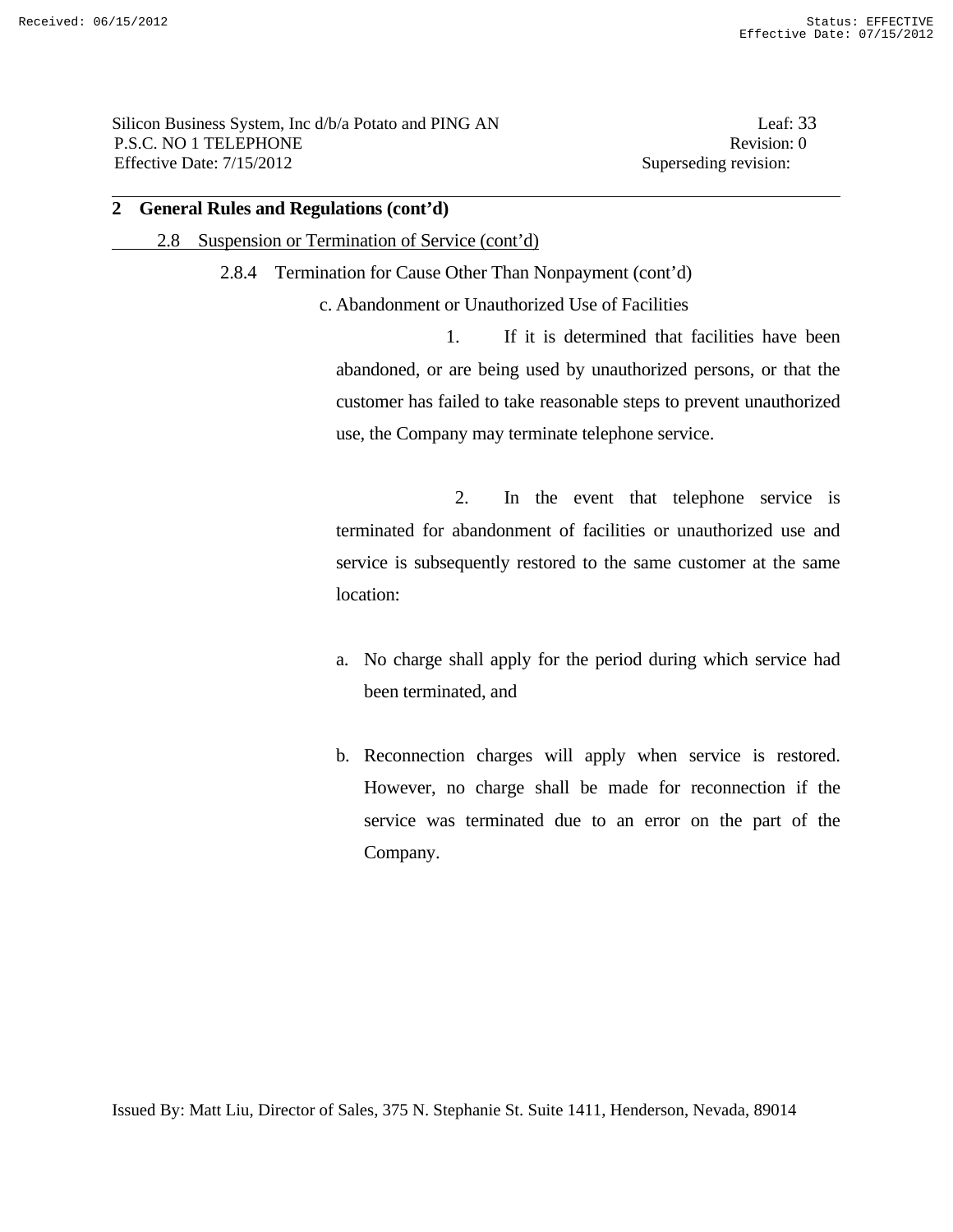## 2 General Rules and Regulations (cont'd)

### 2.8 Suspension or Termination of Service (cont'd)

#### 2.8.4 Termination for Cause Other Than Nonpayment (cont'd)

c. Abandonment or Unauthorized Use of Facilities

1. If it is determined that facilities have been abandoned, or are being used by unauthorized persons, or that the customer has failed to take reasonable steps to prevent unauthorized use, the Company may terminate telephone service.

2. In the event that telephone service is terminated for abandonment of facilities or unauthorized use and service is subsequently restored to the same customer at the same location:

   a. No charge shall apply for the period during which service had been terminated, and

   b. Reconnection charges will apply when service is restored. However, no charge shall be made for reconnection if the service was terminated due to an error on the part of the Company.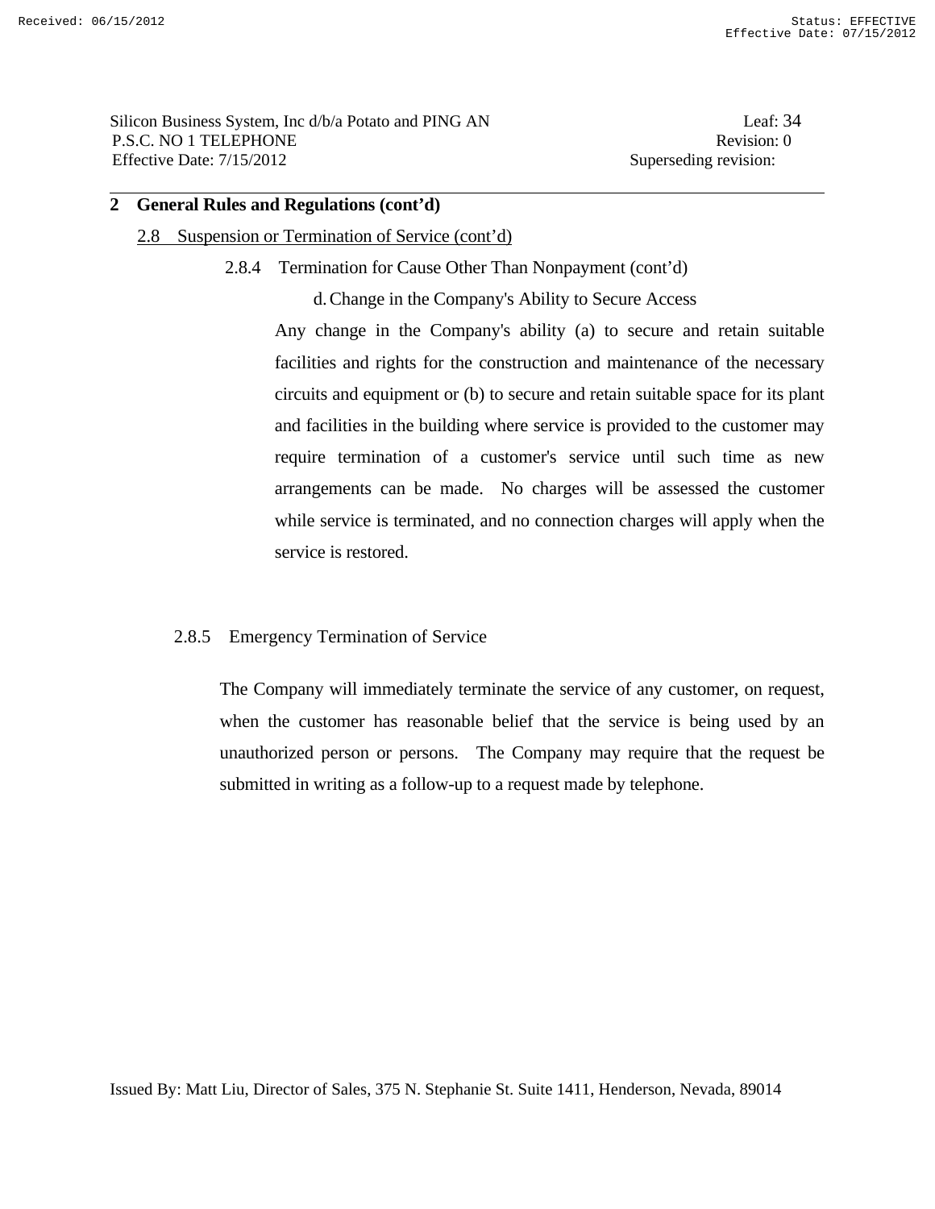## 2 General Rules and Regulations (cont'd)

### 2.8 Suspension or Termination of Service (cont'd)

#### 2.8.4 Termination for Cause Other Than Nonpayment (cont'd)

d. Change in the Company's Ability to Secure Access

Any change in the Company's ability (a) to secure and retain suitable facilities and rights for the construction and maintenance of the necessary circuits and equipment or (b) to secure and retain suitable space for its plant and facilities in the building where service is provided to the customer may require termination of a customer's service until such time as new arrangements can be made. No charges will be assessed the customer while service is terminated, and no connection charges will apply when the service is restored.

#### 2.8.5 Emergency Termination of Service

The Company will immediately terminate the service of any customer, on request, when the customer has reasonable belief that the service is being used by an unauthorized person or persons. The Company may require that the request be submitted in writing as a follow-up to a request made by telephone.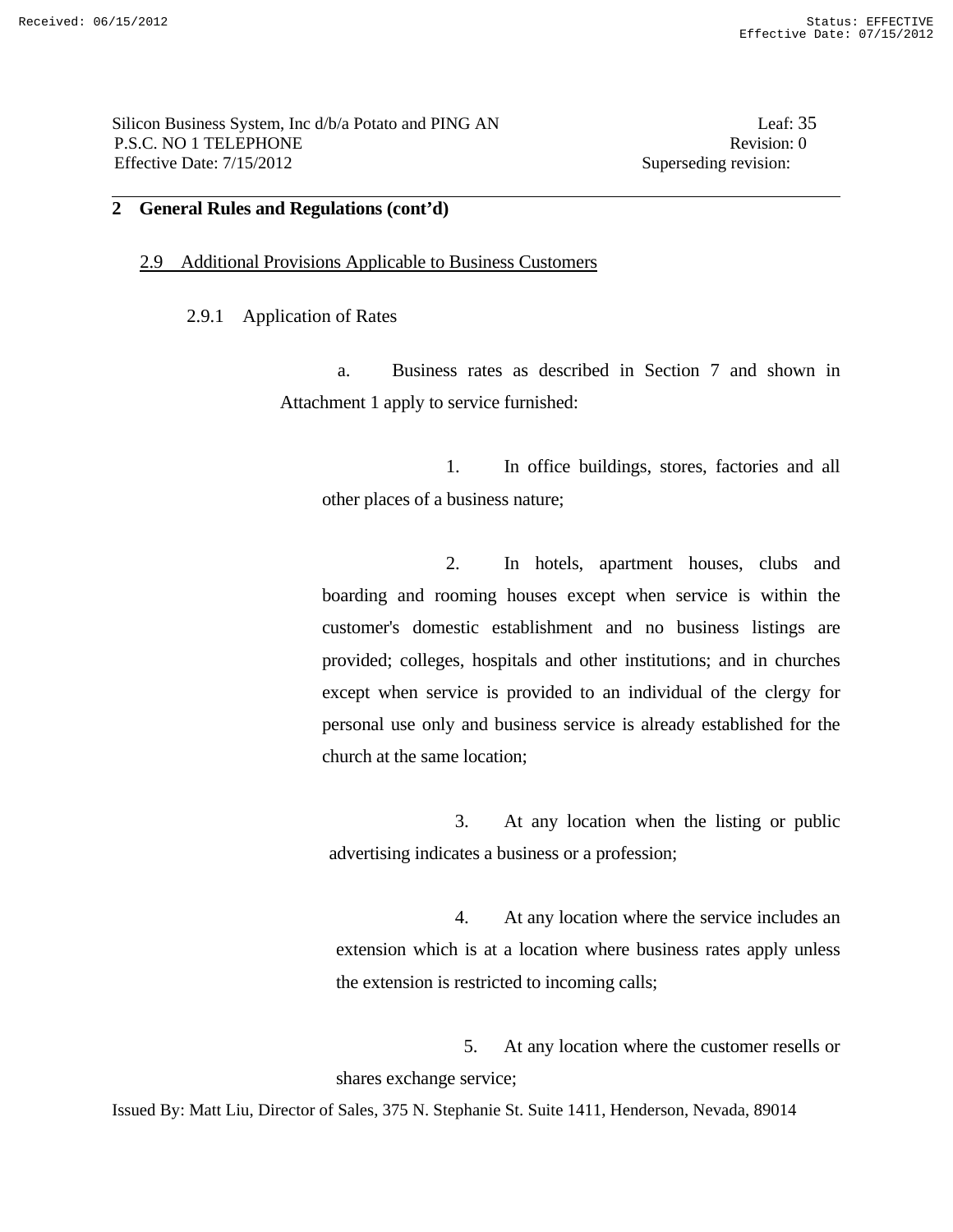## 2 General Rules and Regulations (cont'd)

### 2.9 Additional Provisions Applicable to Business Customers

#### 2.9.1 Application of Rates

a. Business rates as described in Section 7 and shown in Attachment 1 apply to service furnished:

1. In office buildings, stores, factories and all other places of a business nature;

2. In hotels, apartment houses, clubs and boarding and rooming houses except when service is within the customer's domestic establishment and no business listings are provided; colleges, hospitals and other institutions; and in churches except when service is provided to an individual of the clergy for personal use only and business service is already established for the church at the same location;

3. At any location when the listing or public advertising indicates a business or a profession;

4. At any location where the service includes an extension which is at a location where business rates apply unless the extension is restricted to incoming calls;

5. At any location where the customer resells or shares exchange service;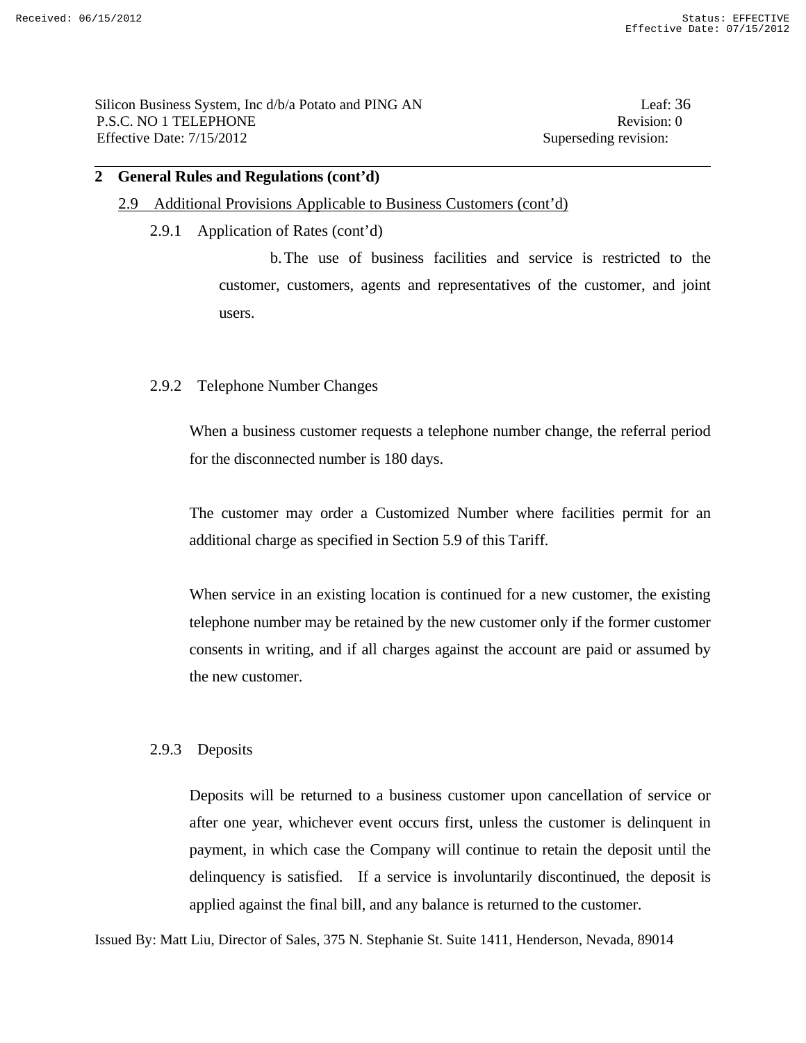## 2 General Rules and Regulations (cont'd)

### 2.9 Additional Provisions Applicable to Business Customers (cont'd)

#### 2.9.1 Application of Rates (cont'd)

b. The use of business facilities and service is restricted to the customer, customers, agents and representatives of the customer, and joint users.

#### 2.9.2 Telephone Number Changes

When a business customer requests a telephone number change, the referral period for the disconnected number is 180 days.

The customer may order a Customized Number where facilities permit for an additional charge as specified in Section 5.9 of this Tariff.

When service in an existing location is continued for a new customer, the existing telephone number may be retained by the new customer only if the former customer consents in writing, and if all charges against the account are paid or assumed by the new customer.

#### 2.9.3 Deposits

Deposits will be returned to a business customer upon cancellation of service or after one year, whichever event occurs first, unless the customer is delinquent in payment, in which case the Company will continue to retain the deposit until the delinquency is satisfied. If a service is involuntarily discontinued, the deposit is applied against the final bill, and any balance is returned to the customer.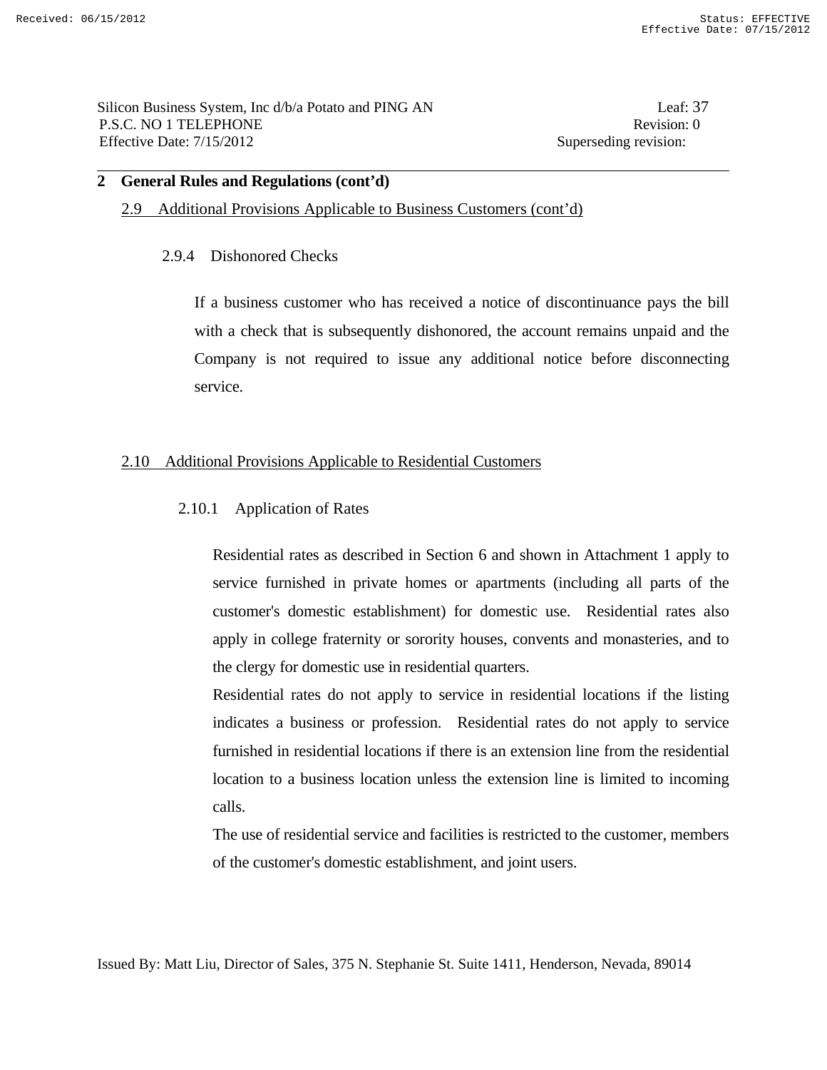## 2 General Rules and Regulations (cont'd)

### 2.9 Additional Provisions Applicable to Business Customers (cont'd)

#### 2.9.4 Dishonored Checks

If a business customer who has received a notice of discontinuance pays the bill with a check that is subsequently dishonored, the account remains unpaid and the Company is not required to issue any additional notice before disconnecting service.

### 2.10 Additional Provisions Applicable to Residential Customers

#### 2.10.1 Application of Rates

Residential rates as described in Section 6 and shown in Attachment 1 apply to service furnished in private homes or apartments (including all parts of the customer's domestic establishment) for domestic use. Residential rates also apply in college fraternity or sorority houses, convents and monasteries, and to the clergy for domestic use in residential quarters.

Residential rates do not apply to service in residential locations if the listing indicates a business or profession. Residential rates do not apply to service furnished in residential locations if there is an extension line from the residential location to a business location unless the extension line is limited to incoming calls.

The use of residential service and facilities is restricted to the customer, members of the customer's domestic establishment, and joint users.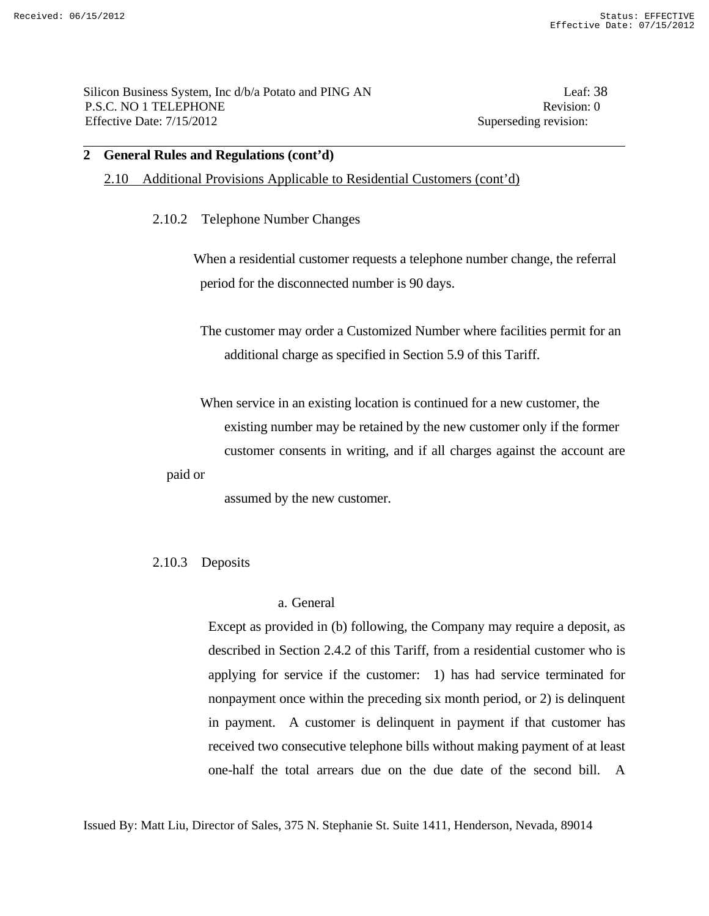## 2 General Rules and Regulations (cont'd)

### 2.10 Additional Provisions Applicable to Residential Customers (cont'd)

#### 2.10.2 Telephone Number Changes

When a residential customer requests a telephone number change, the referral period for the disconnected number is 90 days.

The customer may order a Customized Number where facilities permit for an additional charge as specified in Section 5.9 of this Tariff.

When service in an existing location is continued for a new customer, the existing number may be retained by the new customer only if the former customer consents in writing, and if all charges against the account are paid or assumed by the new customer.

#### 2.10.3 Deposits

a. General

Except as provided in (b) following, the Company may require a deposit, as described in Section 2.4.2 of this Tariff, from a residential customer who is applying for service if the customer: 1) has had service terminated for nonpayment once within the preceding six month period, or 2) is delinquent in payment. A customer is delinquent in payment if that customer has received two consecutive telephone bills without making payment of at least one-half the total arrears due on the due date of the second bill. A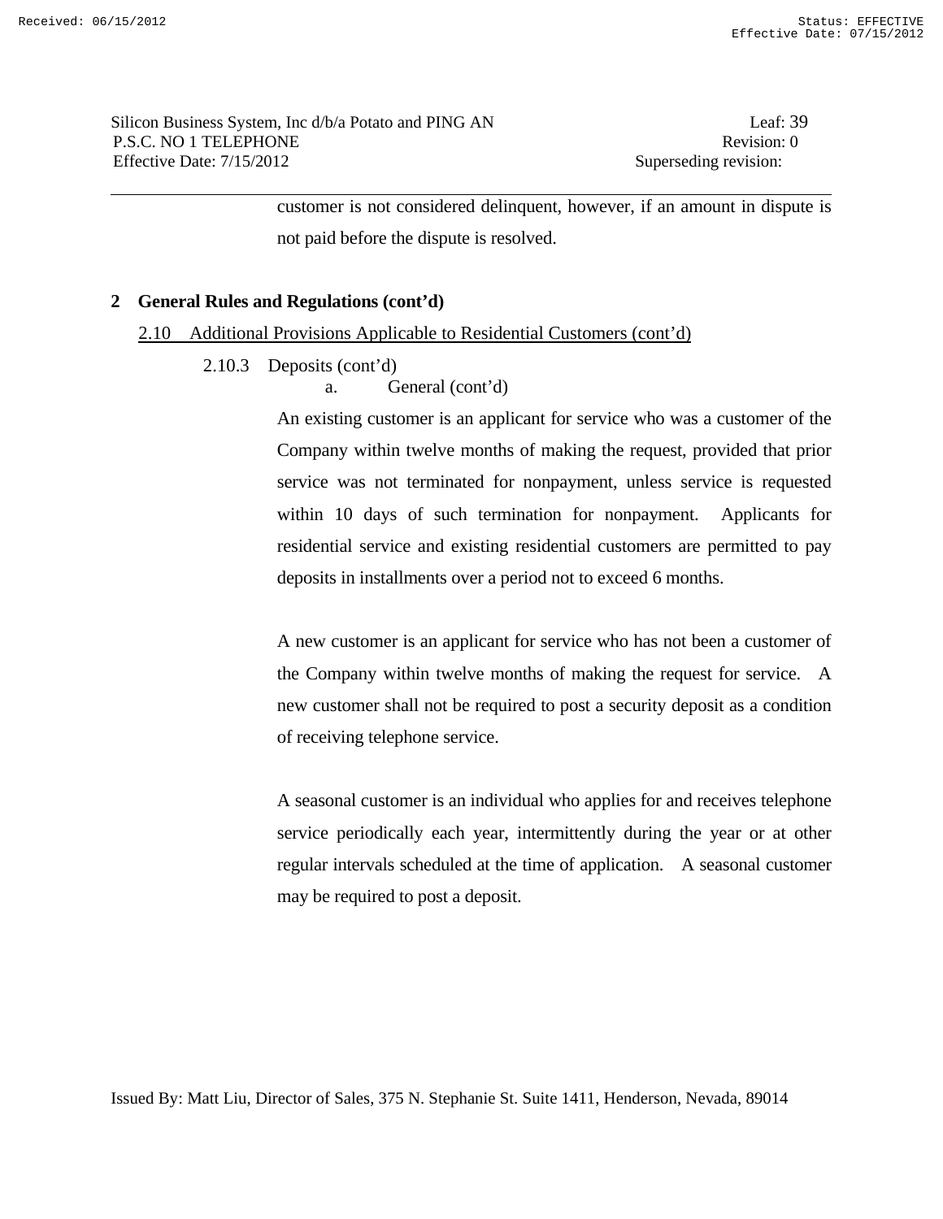customer is not considered delinquent, however, if an amount in dispute is not paid before the dispute is resolved.

**2 General Rules and Regulations (cont'd)**

2.10 Additional Provisions Applicable to Residential Customers (cont'd)

2.10.3 Deposits (cont'd)

a. General (cont'd)

An existing customer is an applicant for service who was a customer of the Company within twelve months of making the request, provided that prior service was not terminated for nonpayment, unless service is requested within 10 days of such termination for nonpayment. Applicants for residential service and existing residential customers are permitted to pay deposits in installments over a period not to exceed 6 months.

A new customer is an applicant for service who has not been a customer of the Company within twelve months of making the request for service. A new customer shall not be required to post a security deposit as a condition of receiving telephone service.

A seasonal customer is an individual who applies for and receives telephone service periodically each year, intermittently during the year or at other regular intervals scheduled at the time of application. A seasonal customer may be required to post a deposit.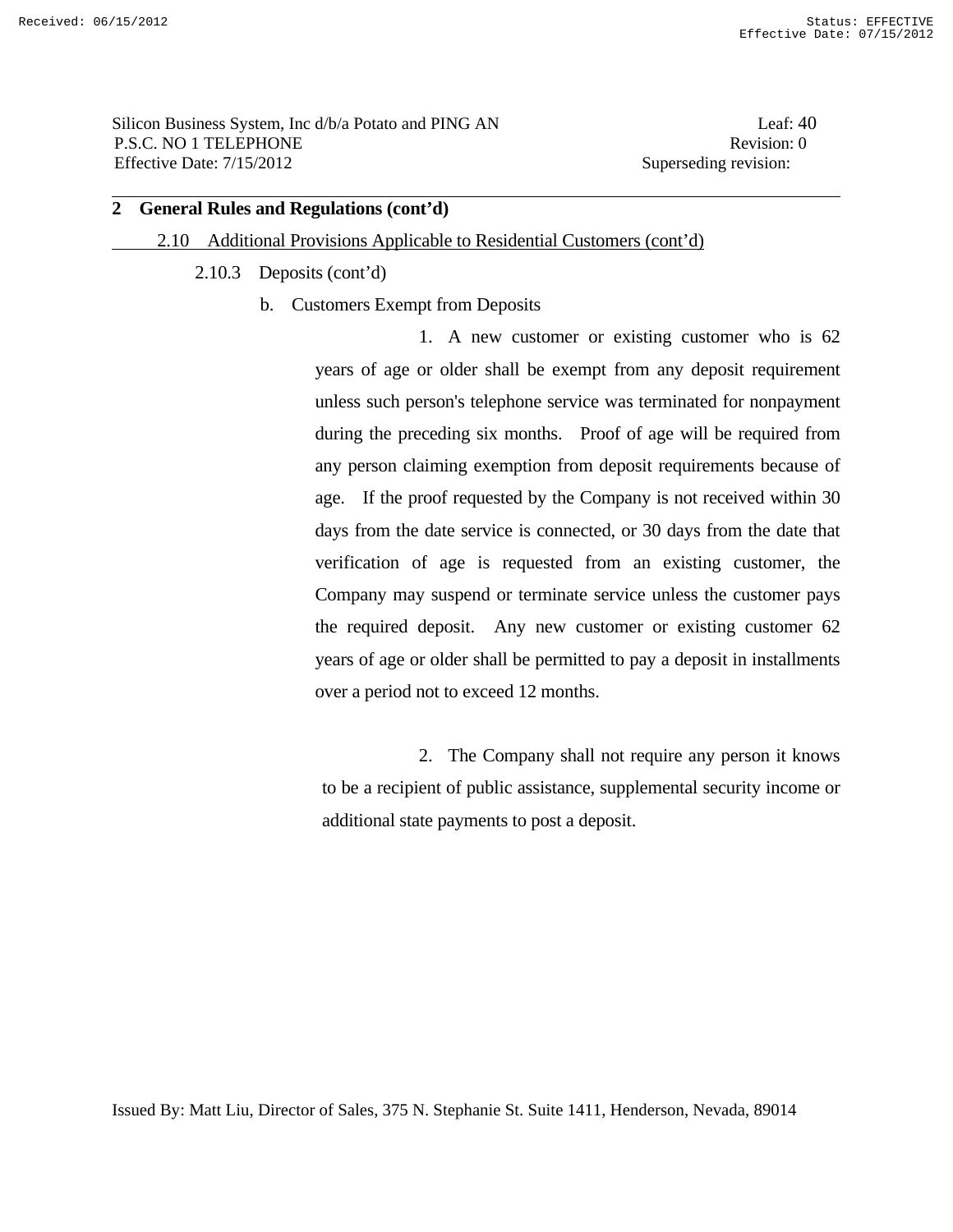## 2 General Rules and Regulations (cont'd)

2.10 Additional Provisions Applicable to Residential Customers (cont'd)

2.10.3 Deposits (cont'd)

b. Customers Exempt from Deposits

1. A new customer or existing customer who is 62 years of age or older shall be exempt from any deposit requirement unless such person's telephone service was terminated for nonpayment during the preceding six months. Proof of age will be required from any person claiming exemption from deposit requirements because of age. If the proof requested by the Company is not received within 30 days from the date service is connected, or 30 days from the date that verification of age is requested from an existing customer, the Company may suspend or terminate service unless the customer pays the required deposit. Any new customer or existing customer 62 years of age or older shall be permitted to pay a deposit in installments over a period not to exceed 12 months.

2. The Company shall not require any person it knows to be a recipient of public assistance, supplemental security income or additional state payments to post a deposit.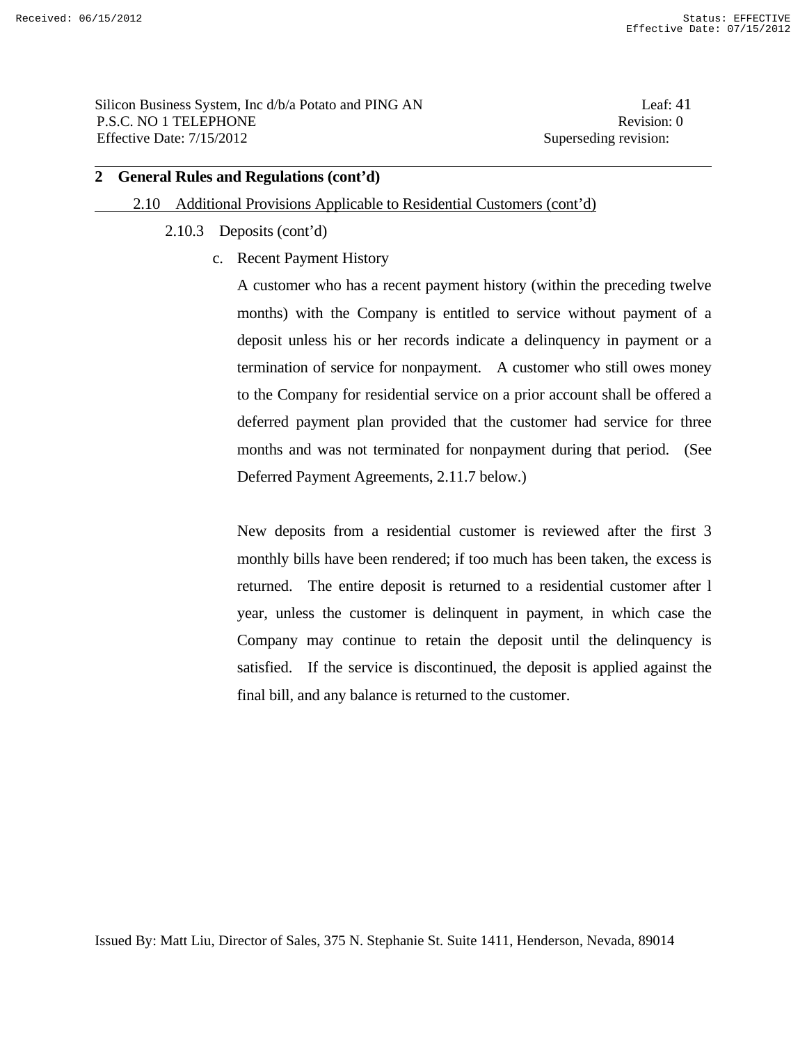## 2 General Rules and Regulations (cont'd)

### 2.10 Additional Provisions Applicable to Residential Customers (cont'd)

#### 2.10.3 Deposits (cont'd)

c. Recent Payment History

A customer who has a recent payment history (within the preceding twelve months) with the Company is entitled to service without payment of a deposit unless his or her records indicate a delinquency in payment or a termination of service for nonpayment. A customer who still owes money to the Company for residential service on a prior account shall be offered a deferred payment plan provided that the customer had service for three months and was not terminated for nonpayment during that period. (See Deferred Payment Agreements, 2.11.7 below.)

New deposits from a residential customer is reviewed after the first 3 monthly bills have been rendered; if too much has been taken, the excess is returned. The entire deposit is returned to a residential customer after l year, unless the customer is delinquent in payment, in which case the Company may continue to retain the deposit until the delinquency is satisfied. If the service is discontinued, the deposit is applied against the final bill, and any balance is returned to the customer.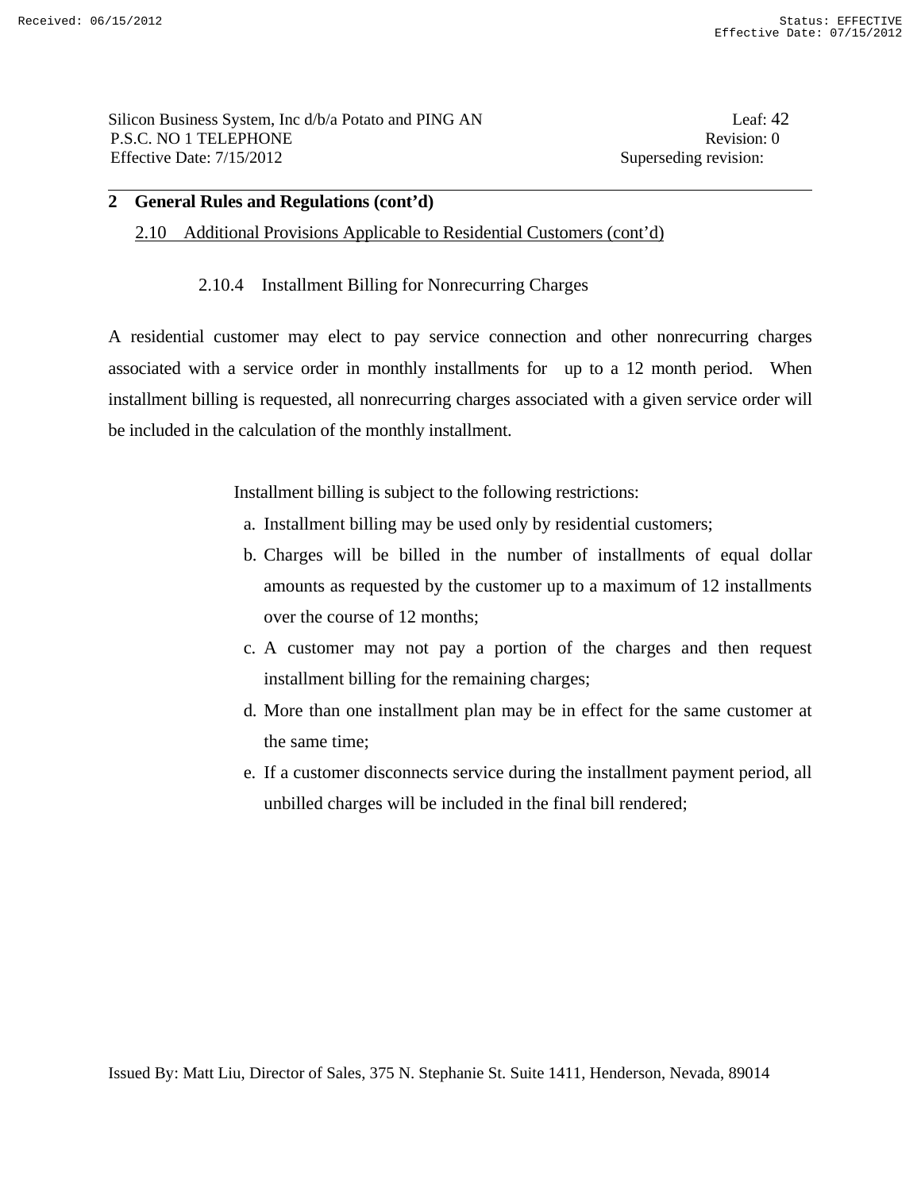## 2 General Rules and Regulations (cont'd)

2.10 Additional Provisions Applicable to Residential Customers (cont'd)

### 2.10.4 Installment Billing for Nonrecurring Charges

A residential customer may elect to pay service connection and other nonrecurring charges associated with a service order in monthly installments for up to a 12 month period. When installment billing is requested, all nonrecurring charges associated with a given service order will be included in the calculation of the monthly installment.

Installment billing is subject to the following restrictions:

a. Installment billing may be used only by residential customers;
b. Charges will be billed in the number of installments of equal dollar amounts as requested by the customer up to a maximum of 12 installments over the course of 12 months;
c. A customer may not pay a portion of the charges and then request installment billing for the remaining charges;
d. More than one installment plan may be in effect for the same customer at the same time;
e. If a customer disconnects service during the installment payment period, all unbilled charges will be included in the final bill rendered;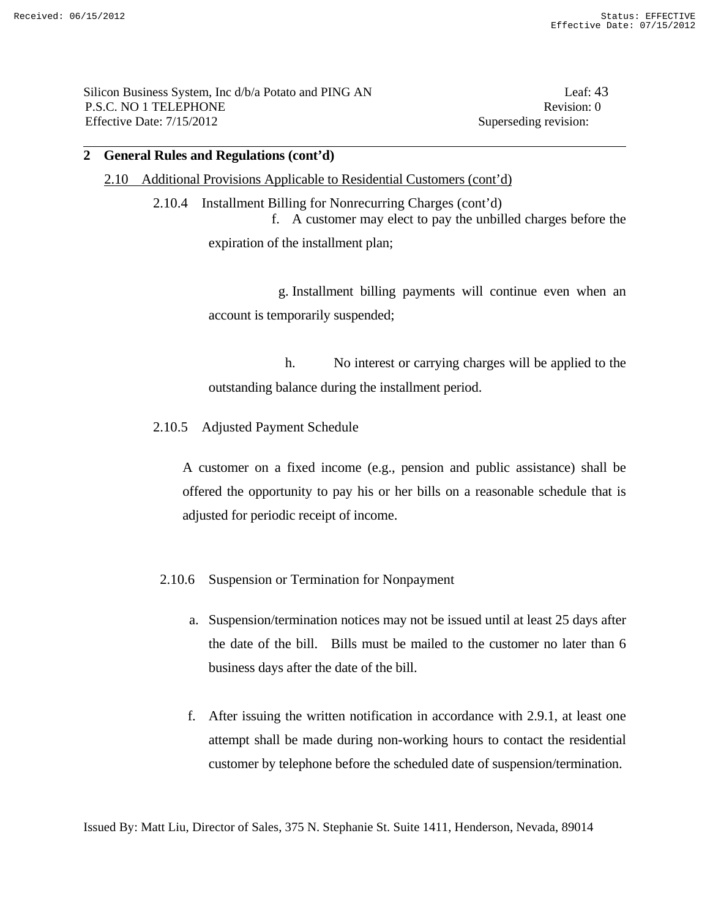## 2 General Rules and Regulations (cont'd)

2.10 Additional Provisions Applicable to Residential Customers (cont'd)

2.10.4 Installment Billing for Nonrecurring Charges (cont'd)

f. A customer may elect to pay the unbilled charges before the expiration of the installment plan;

g. Installment billing payments will continue even when an account is temporarily suspended;

h. No interest or carrying charges will be applied to the outstanding balance during the installment period.

2.10.5 Adjusted Payment Schedule

A customer on a fixed income (e.g., pension and public assistance) shall be offered the opportunity to pay his or her bills on a reasonable schedule that is adjusted for periodic receipt of income.

2.10.6 Suspension or Termination for Nonpayment

a. Suspension/termination notices may not be issued until at least 25 days after the date of the bill. Bills must be mailed to the customer no later than 6 business days after the date of the bill.

f. After issuing the written notification in accordance with 2.9.1, at least one attempt shall be made during non-working hours to contact the residential customer by telephone before the scheduled date of suspension/termination.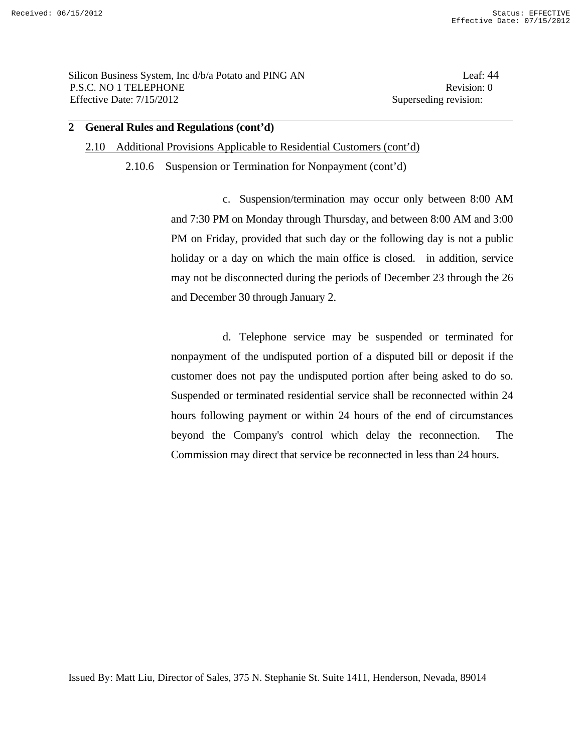## 2 General Rules and Regulations (cont'd)

2.10 Additional Provisions Applicable to Residential Customers (cont'd)

2.10.6 Suspension or Termination for Nonpayment (cont'd)

c. Suspension/termination may occur only between 8:00 AM and 7:30 PM on Monday through Thursday, and between 8:00 AM and 3:00 PM on Friday, provided that such day or the following day is not a public holiday or a day on which the main office is closed. in addition, service may not be disconnected during the periods of December 23 through the 26 and December 30 through January 2.

d. Telephone service may be suspended or terminated for nonpayment of the undisputed portion of a disputed bill or deposit if the customer does not pay the undisputed portion after being asked to do so. Suspended or terminated residential service shall be reconnected within 24 hours following payment or within 24 hours of the end of circumstances beyond the Company's control which delay the reconnection. The Commission may direct that service be reconnected in less than 24 hours.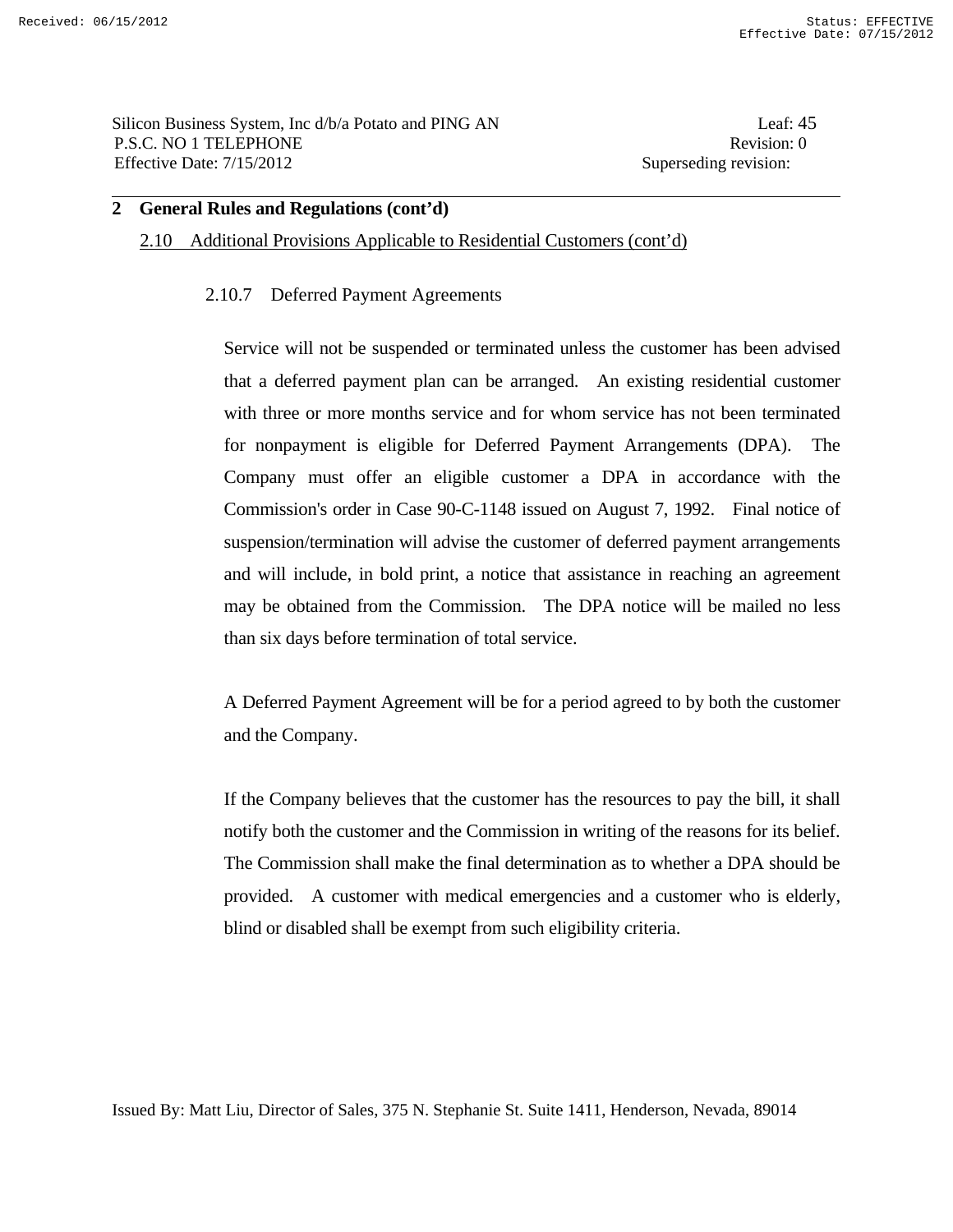## 2 General Rules and Regulations (cont'd)

### 2.10 Additional Provisions Applicable to Residential Customers (cont'd)

#### 2.10.7 Deferred Payment Agreements

Service will not be suspended or terminated unless the customer has been advised that a deferred payment plan can be arranged. An existing residential customer with three or more months service and for whom service has not been terminated for nonpayment is eligible for Deferred Payment Arrangements (DPA). The Company must offer an eligible customer a DPA in accordance with the Commission's order in Case 90-C-1148 issued on August 7, 1992. Final notice of suspension/termination will advise the customer of deferred payment arrangements and will include, in bold print, a notice that assistance in reaching an agreement may be obtained from the Commission. The DPA notice will be mailed no less than six days before termination of total service.

A Deferred Payment Agreement will be for a period agreed to by both the customer and the Company.

If the Company believes that the customer has the resources to pay the bill, it shall notify both the customer and the Commission in writing of the reasons for its belief. The Commission shall make the final determination as to whether a DPA should be provided. A customer with medical emergencies and a customer who is elderly, blind or disabled shall be exempt from such eligibility criteria.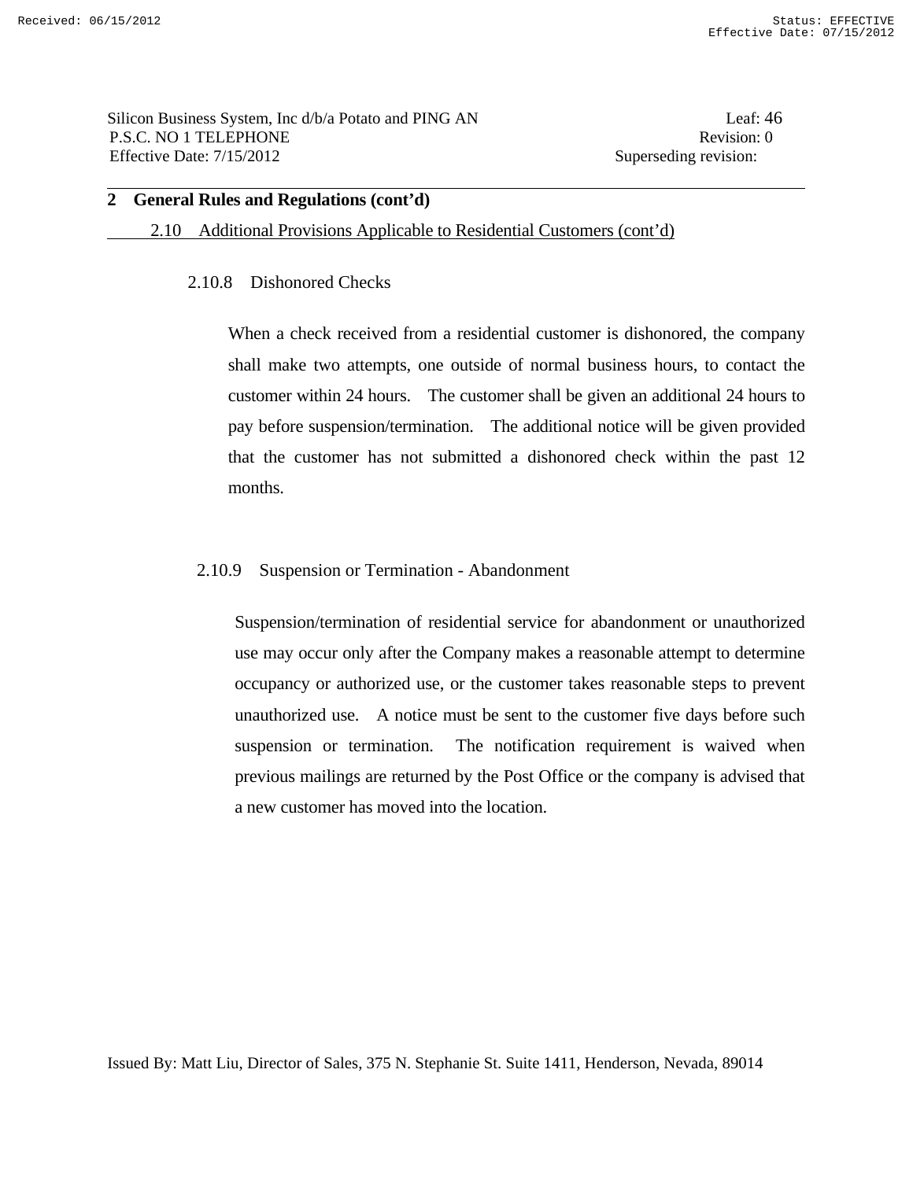## 2 General Rules and Regulations (cont'd)

2.10 Additional Provisions Applicable to Residential Customers (cont'd)

### 2.10.8 Dishonored Checks

When a check received from a residential customer is dishonored, the company shall make two attempts, one outside of normal business hours, to contact the customer within 24 hours. The customer shall be given an additional 24 hours to pay before suspension/termination. The additional notice will be given provided that the customer has not submitted a dishonored check within the past 12 months.

### 2.10.9 Suspension or Termination - Abandonment

Suspension/termination of residential service for abandonment or unauthorized use may occur only after the Company makes a reasonable attempt to determine occupancy or authorized use, or the customer takes reasonable steps to prevent unauthorized use. A notice must be sent to the customer five days before such suspension or termination. The notification requirement is waived when previous mailings are returned by the Post Office or the company is advised that a new customer has moved into the location.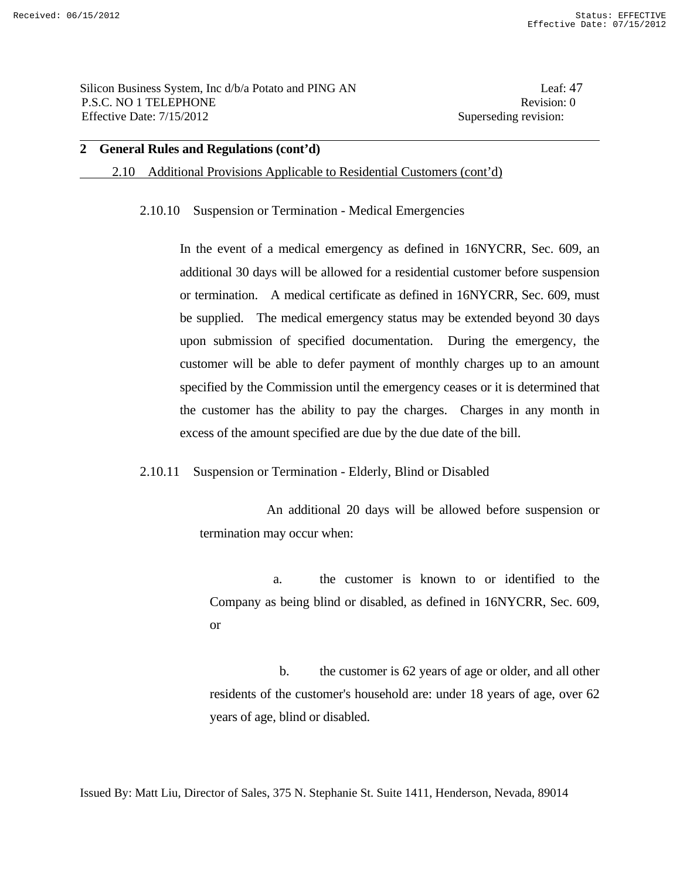## 2 General Rules and Regulations (cont'd)

2.10 Additional Provisions Applicable to Residential Customers (cont'd)

### 2.10.10 Suspension or Termination - Medical Emergencies

In the event of a medical emergency as defined in 16NYCRR, Sec. 609, an additional 30 days will be allowed for a residential customer before suspension or termination. A medical certificate as defined in 16NYCRR, Sec. 609, must be supplied. The medical emergency status may be extended beyond 30 days upon submission of specified documentation. During the emergency, the customer will be able to defer payment of monthly charges up to an amount specified by the Commission until the emergency ceases or it is determined that the customer has the ability to pay the charges. Charges in any month in excess of the amount specified are due by the due date of the bill.

### 2.10.11 Suspension or Termination - Elderly, Blind or Disabled

An additional 20 days will be allowed before suspension or termination may occur when:

a. the customer is known to or identified to the Company as being blind or disabled, as defined in 16NYCRR, Sec. 609, or

b. the customer is 62 years of age or older, and all other residents of the customer's household are: under 18 years of age, over 62 years of age, blind or disabled.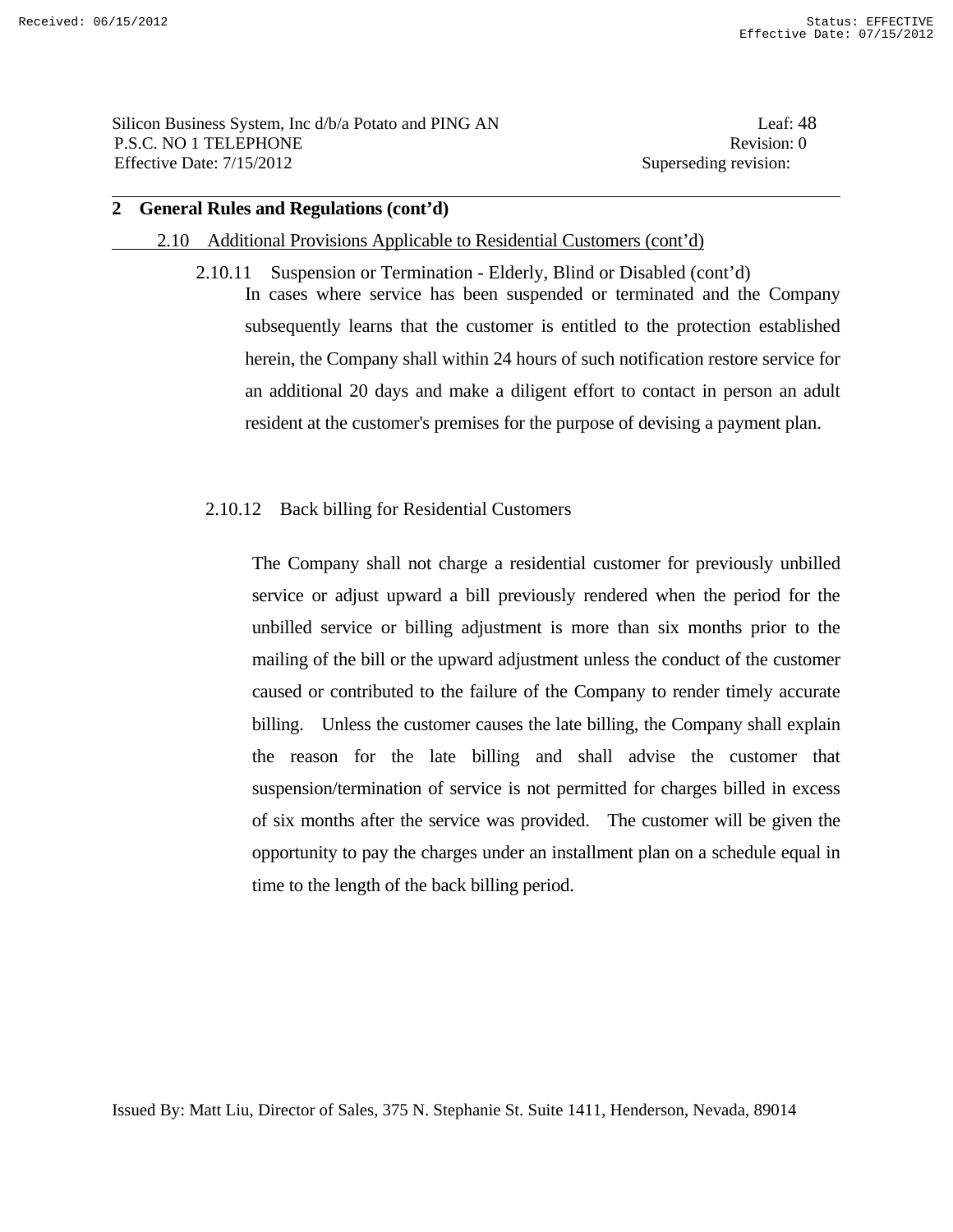## 2 General Rules and Regulations (cont'd)

### 2.10 Additional Provisions Applicable to Residential Customers (cont'd)

#### 2.10.11 Suspension or Termination - Elderly, Blind or Disabled (cont'd)

In cases where service has been suspended or terminated and the Company subsequently learns that the customer is entitled to the protection established herein, the Company shall within 24 hours of such notification restore service for an additional 20 days and make a diligent effort to contact in person an adult resident at the customer's premises for the purpose of devising a payment plan.

#### 2.10.12 Back billing for Residential Customers

The Company shall not charge a residential customer for previously unbilled service or adjust upward a bill previously rendered when the period for the unbilled service or billing adjustment is more than six months prior to the mailing of the bill or the upward adjustment unless the conduct of the customer caused or contributed to the failure of the Company to render timely accurate billing. Unless the customer causes the late billing, the Company shall explain the reason for the late billing and shall advise the customer that suspension/termination of service is not permitted for charges billed in excess of six months after the service was provided. The customer will be given the opportunity to pay the charges under an installment plan on a schedule equal in time to the length of the back billing period.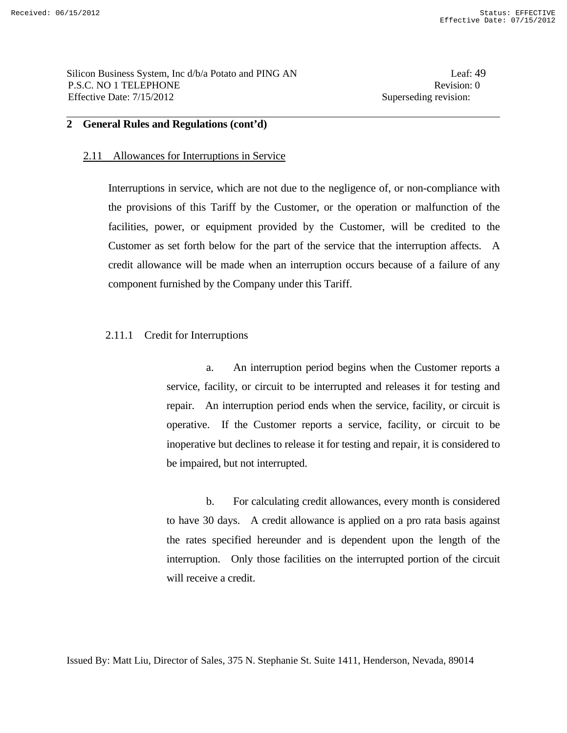## 2 General Rules and Regulations (cont'd)

### 2.11 Allowances for Interruptions in Service

Interruptions in service, which are not due to the negligence of, or non-compliance with the provisions of this Tariff by the Customer, or the operation or malfunction of the facilities, power, or equipment provided by the Customer, will be credited to the Customer as set forth below for the part of the service that the interruption affects. A credit allowance will be made when an interruption occurs because of a failure of any component furnished by the Company under this Tariff.

#### 2.11.1 Credit for Interruptions

a. An interruption period begins when the Customer reports a service, facility, or circuit to be interrupted and releases it for testing and repair. An interruption period ends when the service, facility, or circuit is operative. If the Customer reports a service, facility, or circuit to be inoperative but declines to release it for testing and repair, it is considered to be impaired, but not interrupted.

b. For calculating credit allowances, every month is considered to have 30 days. A credit allowance is applied on a pro rata basis against the rates specified hereunder and is dependent upon the length of the interruption. Only those facilities on the interrupted portion of the circuit will receive a credit.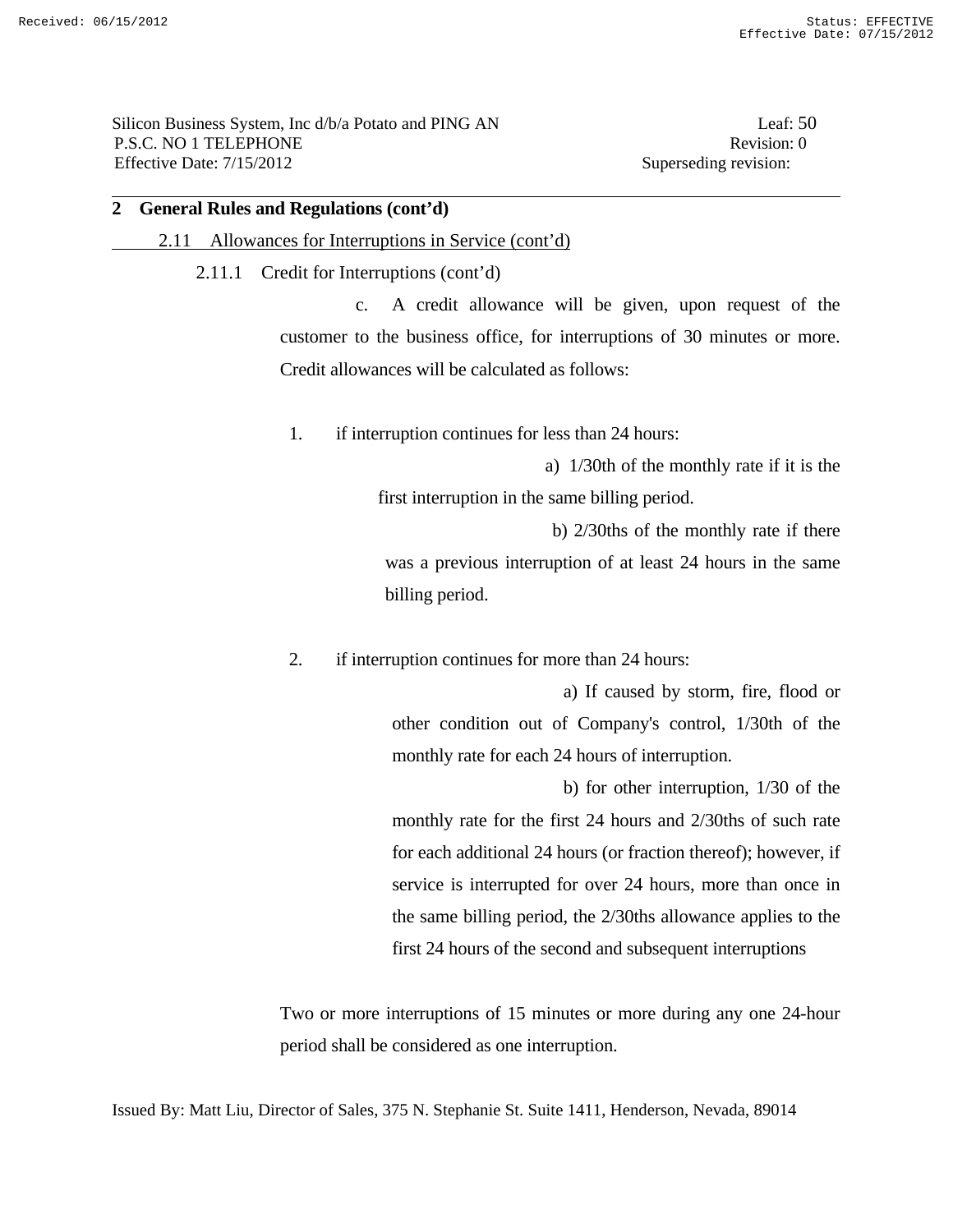## 2 General Rules and Regulations (cont'd)

### 2.11 Allowances for Interruptions in Service (cont'd)

#### 2.11.1 Credit for Interruptions (cont'd)

c. A credit allowance will be given, upon request of the customer to the business office, for interruptions of 30 minutes or more. Credit allowances will be calculated as follows:

1. if interruption continues for less than 24 hours:

   a) 1/30th of the monthly rate if it is the first interruption in the same billing period.

   b) 2/30ths of the monthly rate if there was a previous interruption of at least 24 hours in the same billing period.

2. if interruption continues for more than 24 hours:

   a) If caused by storm, fire, flood or other condition out of Company's control, 1/30th of the monthly rate for each 24 hours of interruption.

   b) for other interruption, 1/30 of the monthly rate for the first 24 hours and 2/30ths of such rate for each additional 24 hours (or fraction thereof); however, if service is interrupted for over 24 hours, more than once in the same billing period, the 2/30ths allowance applies to the first 24 hours of the second and subsequent interruptions

Two or more interruptions of 15 minutes or more during any one 24-hour period shall be considered as one interruption.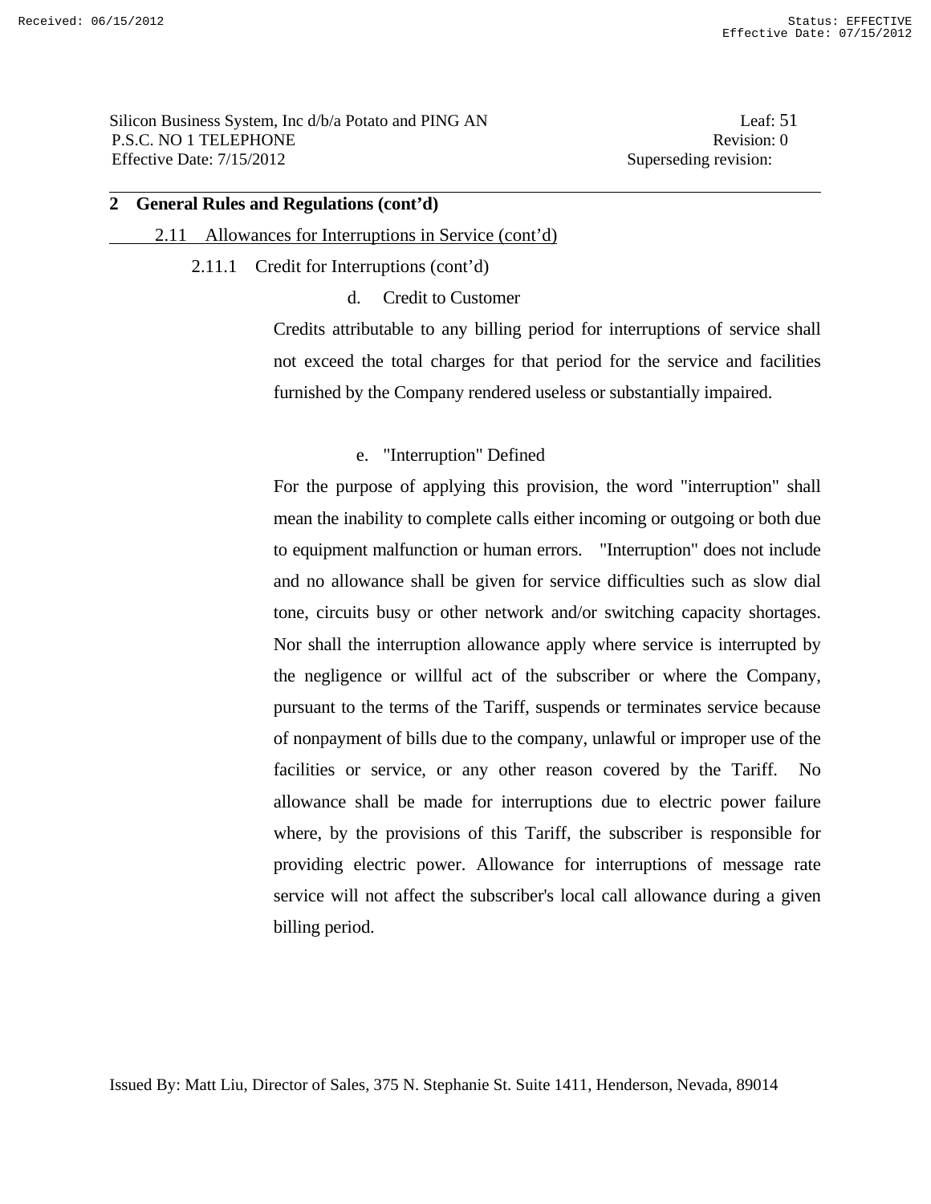## 2 General Rules and Regulations (cont'd)

### 2.11 Allowances for Interruptions in Service (cont'd)

#### 2.11.1 Credit for Interruptions (cont'd)

d. Credit to Customer

Credits attributable to any billing period for interruptions of service shall not exceed the total charges for that period for the service and facilities furnished by the Company rendered useless or substantially impaired.

e. "Interruption" Defined

For the purpose of applying this provision, the word "interruption" shall mean the inability to complete calls either incoming or outgoing or both due to equipment malfunction or human errors. "Interruption" does not include and no allowance shall be given for service difficulties such as slow dial tone, circuits busy or other network and/or switching capacity shortages. Nor shall the interruption allowance apply where service is interrupted by the negligence or willful act of the subscriber or where the Company, pursuant to the terms of the Tariff, suspends or terminates service because of nonpayment of bills due to the company, unlawful or improper use of the facilities or service, or any other reason covered by the Tariff. No allowance shall be made for interruptions due to electric power failure where, by the provisions of this Tariff, the subscriber is responsible for providing electric power. Allowance for interruptions of message rate service will not affect the subscriber's local call allowance during a given billing period.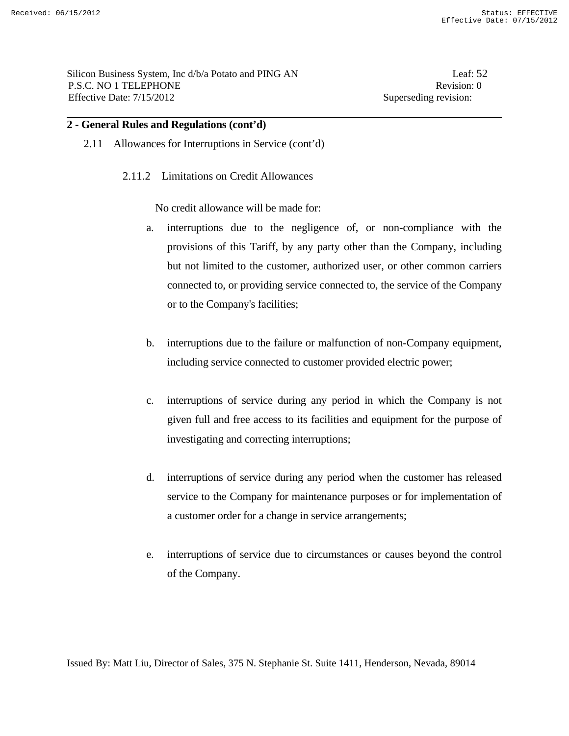## 2 - General Rules and Regulations (cont'd)

### 2.11 Allowances for Interruptions in Service (cont'd)

#### 2.11.2 Limitations on Credit Allowances

No credit allowance will be made for:

a. interruptions due to the negligence of, or non-compliance with the provisions of this Tariff, by any party other than the Company, including but not limited to the customer, authorized user, or other common carriers connected to, or providing service connected to, the service of the Company or to the Company's facilities;

b. interruptions due to the failure or malfunction of non-Company equipment, including service connected to customer provided electric power;

c. interruptions of service during any period in which the Company is not given full and free access to its facilities and equipment for the purpose of investigating and correcting interruptions;

d. interruptions of service during any period when the customer has released service to the Company for maintenance purposes or for implementation of a customer order for a change in service arrangements;

e. interruptions of service due to circumstances or causes beyond the control of the Company.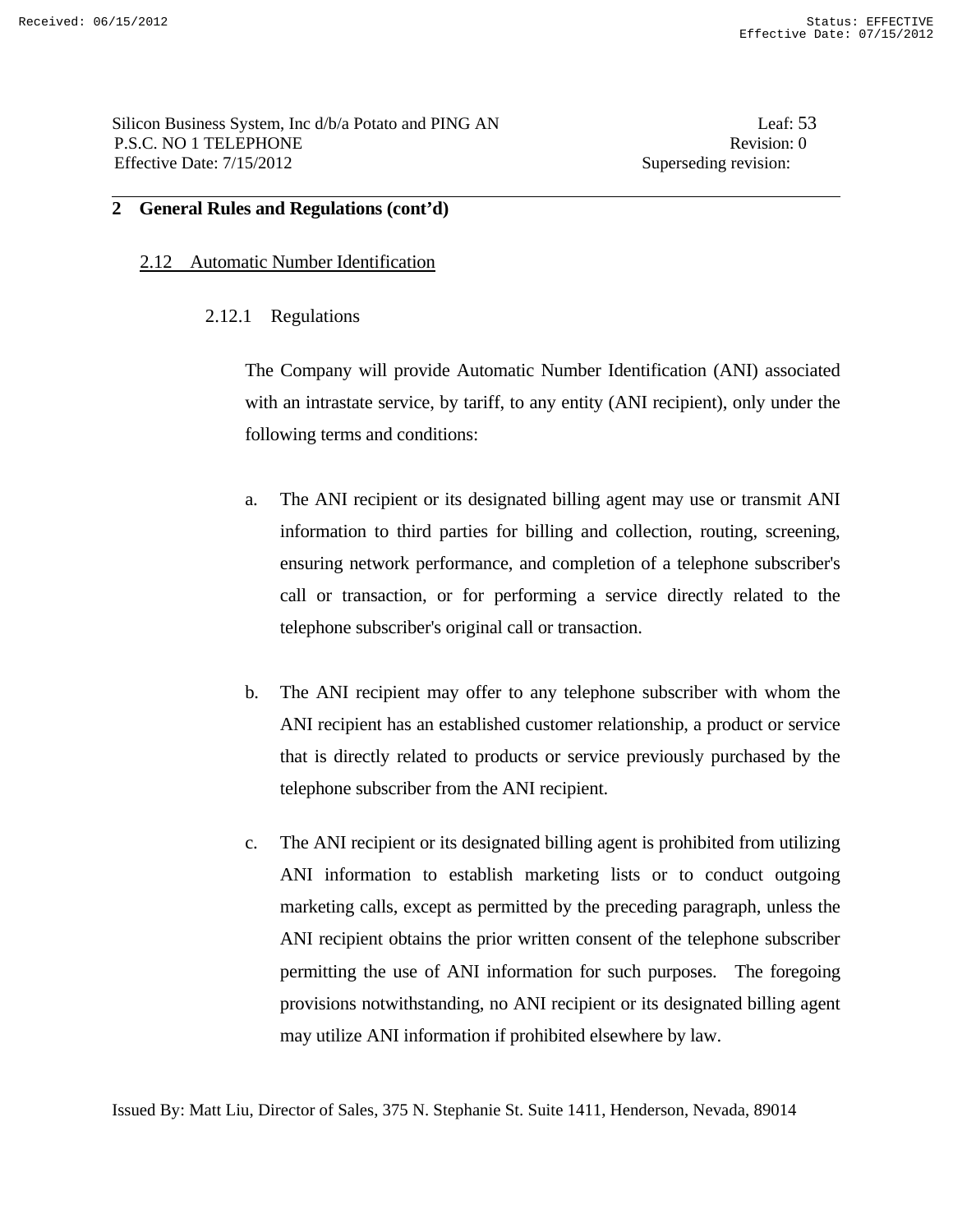## 2 General Rules and Regulations (cont'd)

### 2.12 Automatic Number Identification

#### 2.12.1 Regulations

The Company will provide Automatic Number Identification (ANI) associated with an intrastate service, by tariff, to any entity (ANI recipient), only under the following terms and conditions:

a. The ANI recipient or its designated billing agent may use or transmit ANI information to third parties for billing and collection, routing, screening, ensuring network performance, and completion of a telephone subscriber's call or transaction, or for performing a service directly related to the telephone subscriber's original call or transaction.

b. The ANI recipient may offer to any telephone subscriber with whom the ANI recipient has an established customer relationship, a product or service that is directly related to products or service previously purchased by the telephone subscriber from the ANI recipient.

c. The ANI recipient or its designated billing agent is prohibited from utilizing ANI information to establish marketing lists or to conduct outgoing marketing calls, except as permitted by the preceding paragraph, unless the ANI recipient obtains the prior written consent of the telephone subscriber permitting the use of ANI information for such purposes. The foregoing provisions notwithstanding, no ANI recipient or its designated billing agent may utilize ANI information if prohibited elsewhere by law.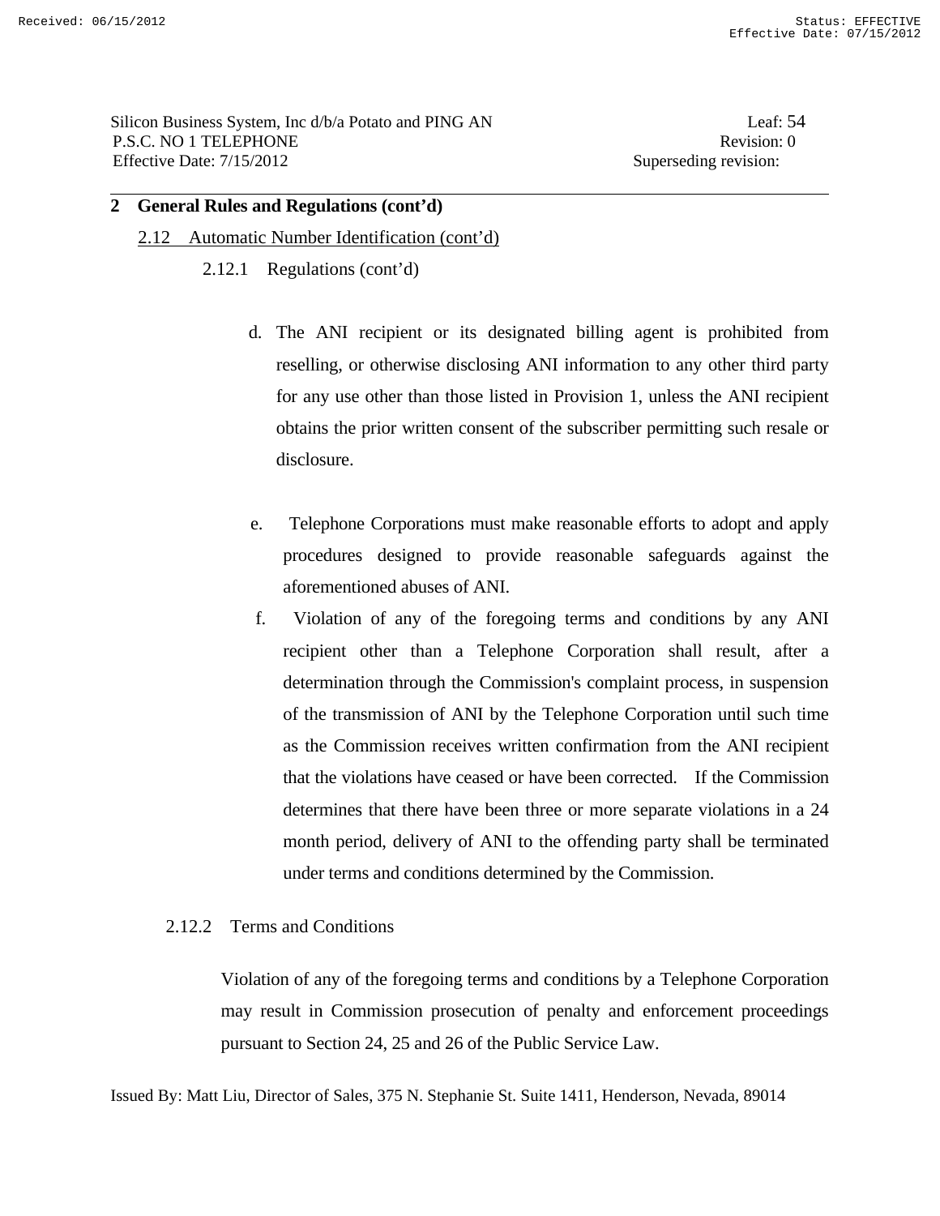## 2 General Rules and Regulations (cont'd)

### 2.12 Automatic Number Identification (cont'd)

#### 2.12.1 Regulations (cont'd)

d. The ANI recipient or its designated billing agent is prohibited from reselling, or otherwise disclosing ANI information to any other third party for any use other than those listed in Provision 1, unless the ANI recipient obtains the prior written consent of the subscriber permitting such resale or disclosure.

e. Telephone Corporations must make reasonable efforts to adopt and apply procedures designed to provide reasonable safeguards against the aforementioned abuses of ANI.

f. Violation of any of the foregoing terms and conditions by any ANI recipient other than a Telephone Corporation shall result, after a determination through the Commission's complaint process, in suspension of the transmission of ANI by the Telephone Corporation until such time as the Commission receives written confirmation from the ANI recipient that the violations have ceased or have been corrected. If the Commission determines that there have been three or more separate violations in a 24 month period, delivery of ANI to the offending party shall be terminated under terms and conditions determined by the Commission.

#### 2.12.2 Terms and Conditions

Violation of any of the foregoing terms and conditions by a Telephone Corporation may result in Commission prosecution of penalty and enforcement proceedings pursuant to Section 24, 25 and 26 of the Public Service Law.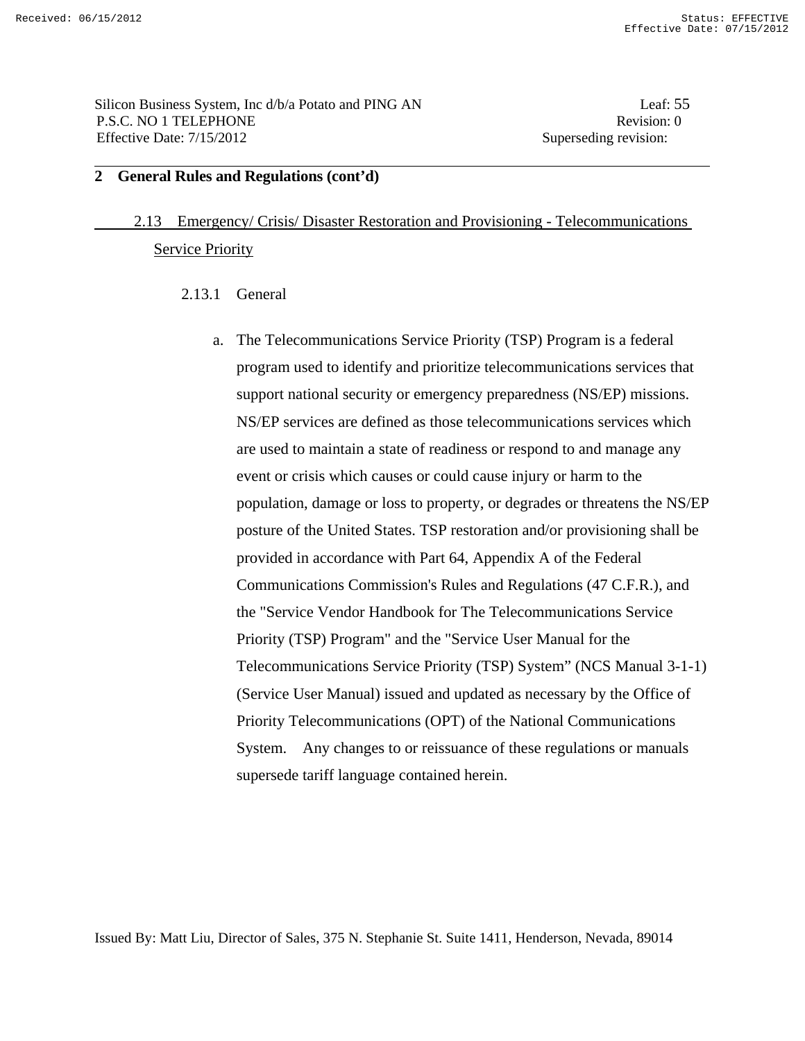## 2 General Rules and Regulations (cont'd)

### 2.13 Emergency/ Crisis/ Disaster Restoration and Provisioning - Telecommunications Service Priority

#### 2.13.1 General

a. The Telecommunications Service Priority (TSP) Program is a federal program used to identify and prioritize telecommunications services that support national security or emergency preparedness (NS/EP) missions. NS/EP services are defined as those telecommunications services which are used to maintain a state of readiness or respond to and manage any event or crisis which causes or could cause injury or harm to the population, damage or loss to property, or degrades or threatens the NS/EP posture of the United States. TSP restoration and/or provisioning shall be provided in accordance with Part 64, Appendix A of the Federal Communications Commission's Rules and Regulations (47 C.F.R.), and the "Service Vendor Handbook for The Telecommunications Service Priority (TSP) Program" and the "Service User Manual for the Telecommunications Service Priority (TSP) System" (NCS Manual 3-1-1) (Service User Manual) issued and updated as necessary by the Office of Priority Telecommunications (OPT) of the National Communications System. Any changes to or reissuance of these regulations or manuals supersede tariff language contained herein.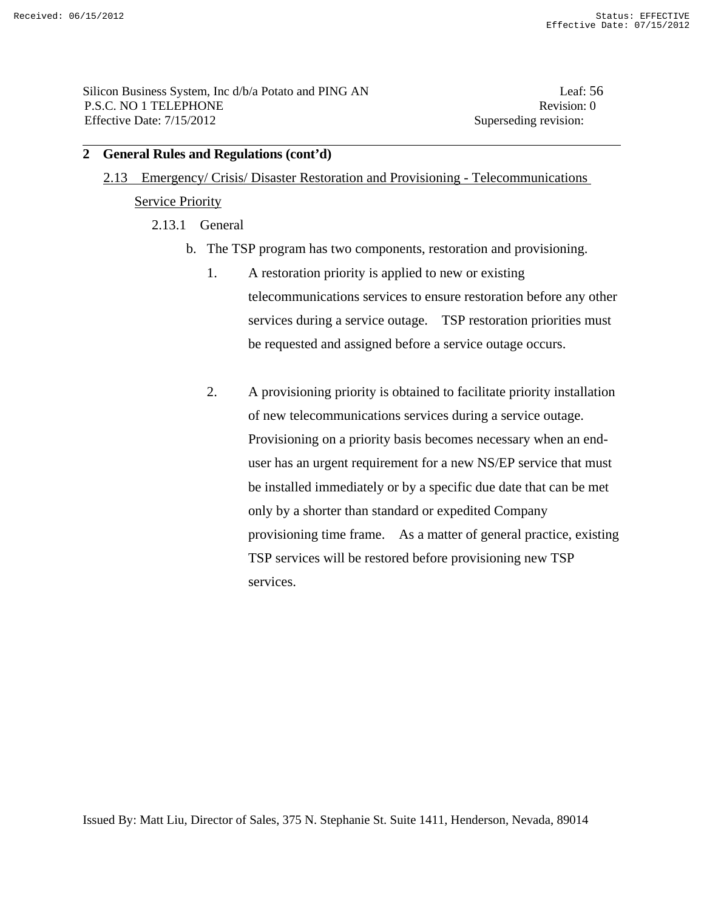## 2 General Rules and Regulations (cont'd)

### 2.13 Emergency/ Crisis/ Disaster Restoration and Provisioning - Telecommunications Service Priority

#### 2.13.1 General

b. The TSP program has two components, restoration and provisioning.

1. A restoration priority is applied to new or existing telecommunications services to ensure restoration before any other services during a service outage. TSP restoration priorities must be requested and assigned before a service outage occurs.

2. A provisioning priority is obtained to facilitate priority installation of new telecommunications services during a service outage. Provisioning on a priority basis becomes necessary when an end-user has an urgent requirement for a new NS/EP service that must be installed immediately or by a specific due date that can be met only by a shorter than standard or expedited Company provisioning time frame. As a matter of general practice, existing TSP services will be restored before provisioning new TSP services.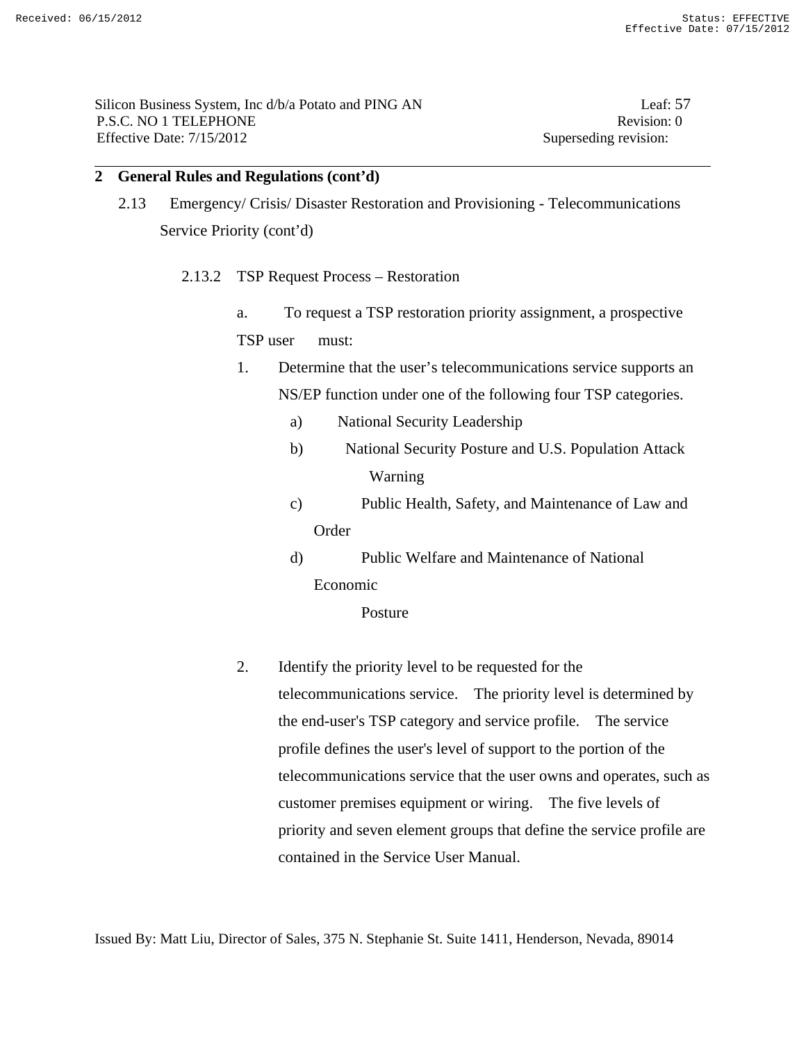## 2 General Rules and Regulations (cont'd)

### 2.13 Emergency/ Crisis/ Disaster Restoration and Provisioning - Telecommunications Service Priority (cont'd)

#### 2.13.2 TSP Request Process – Restoration

a. To request a TSP restoration priority assignment, a prospective TSP user must:

1. Determine that the user's telecommunications service supports an NS/EP function under one of the following four TSP categories.
   - a) National Security Leadership
   - b) National Security Posture and U.S. Population Attack Warning
   - c) Public Health, Safety, and Maintenance of Law and Order
   - d) Public Welfare and Maintenance of National Economic Posture

2. Identify the priority level to be requested for the telecommunications service. The priority level is determined by the end-user's TSP category and service profile. The service profile defines the user's level of support to the portion of the telecommunications service that the user owns and operates, such as customer premises equipment or wiring. The five levels of priority and seven element groups that define the service profile are contained in the Service User Manual.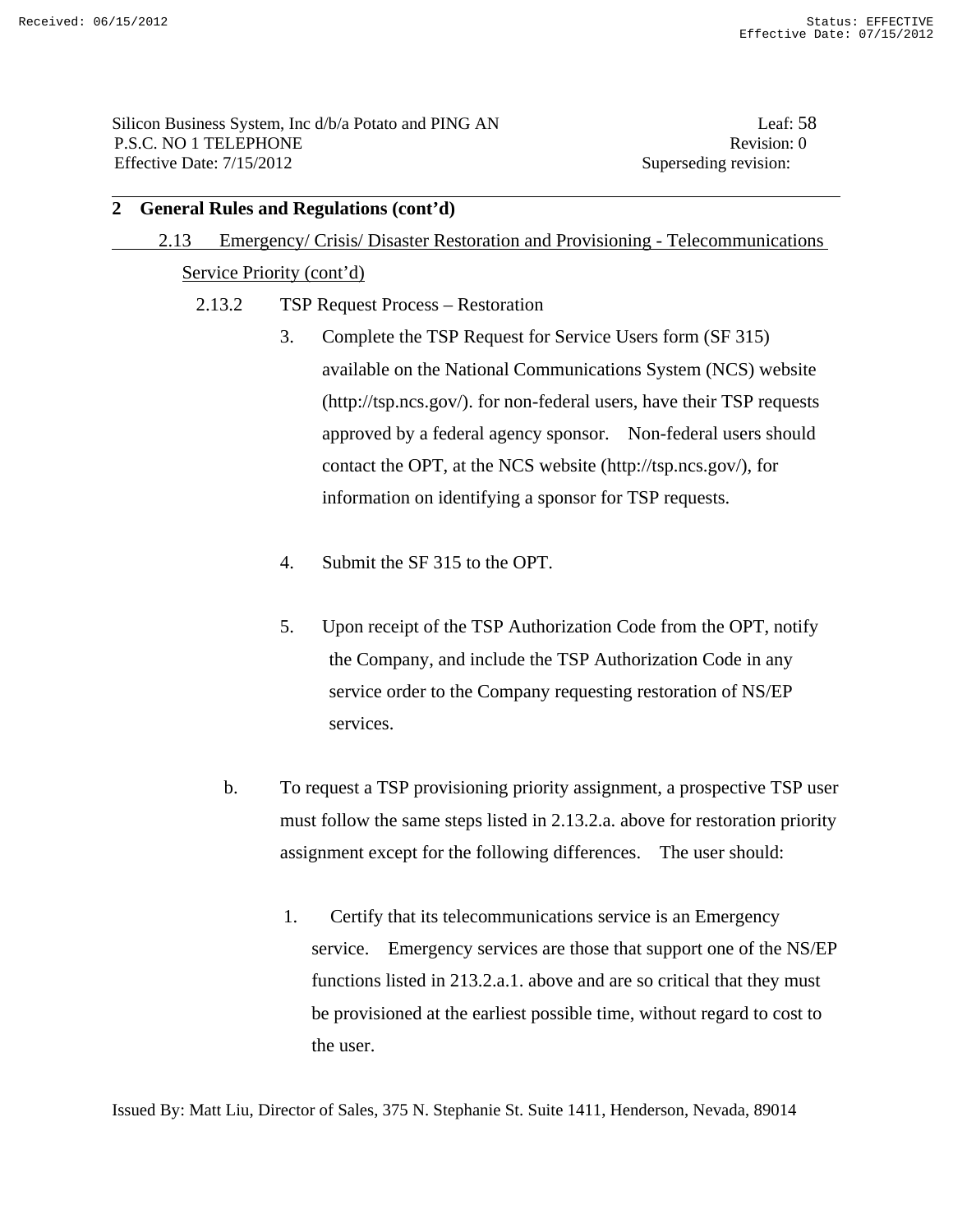## 2 General Rules and Regulations (cont'd)

### 2.13 Emergency/ Crisis/ Disaster Restoration and Provisioning - Telecommunications Service Priority (cont'd)

#### 2.13.2 TSP Request Process – Restoration

3. Complete the TSP Request for Service Users form (SF 315) available on the National Communications System (NCS) website (http://tsp.ncs.gov/). for non-federal users, have their TSP requests approved by a federal agency sponsor. Non-federal users should contact the OPT, at the NCS website (http://tsp.ncs.gov/), for information on identifying a sponsor for TSP requests.

4. Submit the SF 315 to the OPT.

5. Upon receipt of the TSP Authorization Code from the OPT, notify the Company, and include the TSP Authorization Code in any service order to the Company requesting restoration of NS/EP services.

b. To request a TSP provisioning priority assignment, a prospective TSP user must follow the same steps listed in 2.13.2.a. above for restoration priority assignment except for the following differences. The user should:

1. Certify that its telecommunications service is an Emergency service. Emergency services are those that support one of the NS/EP functions listed in 213.2.a.1. above and are so critical that they must be provisioned at the earliest possible time, without regard to cost to the user.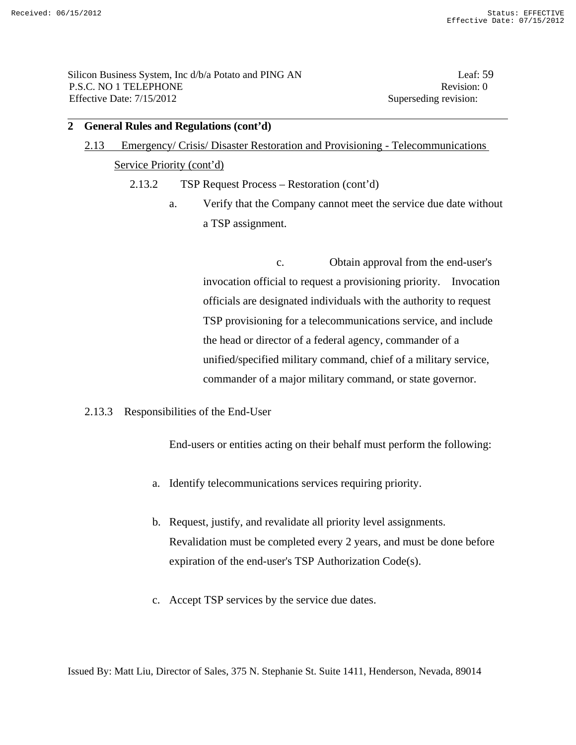## 2 General Rules and Regulations (cont'd)

### 2.13 Emergency/ Crisis/ Disaster Restoration and Provisioning - Telecommunications Service Priority (cont'd)

#### 2.13.2 TSP Request Process – Restoration (cont'd)

a. Verify that the Company cannot meet the service due date without a TSP assignment.

c. Obtain approval from the end-user's invocation official to request a provisioning priority. Invocation officials are designated individuals with the authority to request TSP provisioning for a telecommunications service, and include the head or director of a federal agency, commander of a unified/specified military command, chief of a military service, commander of a major military command, or state governor.

#### 2.13.3 Responsibilities of the End-User

End-users or entities acting on their behalf must perform the following:

a. Identify telecommunications services requiring priority.

b. Request, justify, and revalidate all priority level assignments. Revalidation must be completed every 2 years, and must be done before expiration of the end-user's TSP Authorization Code(s).

c. Accept TSP services by the service due dates.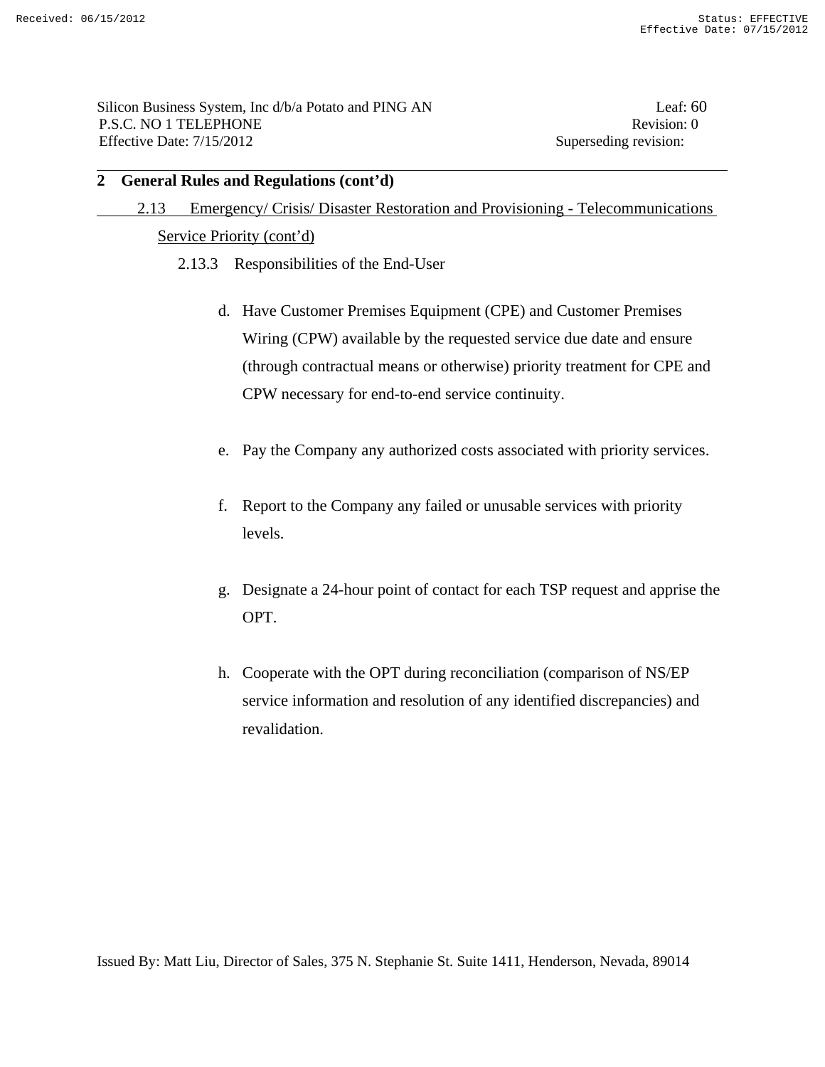## 2 General Rules and Regulations (cont'd)

### 2.13 Emergency/ Crisis/ Disaster Restoration and Provisioning - Telecommunications Service Priority (cont'd)

#### 2.13.3 Responsibilities of the End-User

d. Have Customer Premises Equipment (CPE) and Customer Premises Wiring (CPW) available by the requested service due date and ensure (through contractual means or otherwise) priority treatment for CPE and CPW necessary for end-to-end service continuity.

e. Pay the Company any authorized costs associated with priority services.

f. Report to the Company any failed or unusable services with priority levels.

g. Designate a 24-hour point of contact for each TSP request and apprise the OPT.

h. Cooperate with the OPT during reconciliation (comparison of NS/EP service information and resolution of any identified discrepancies) and revalidation.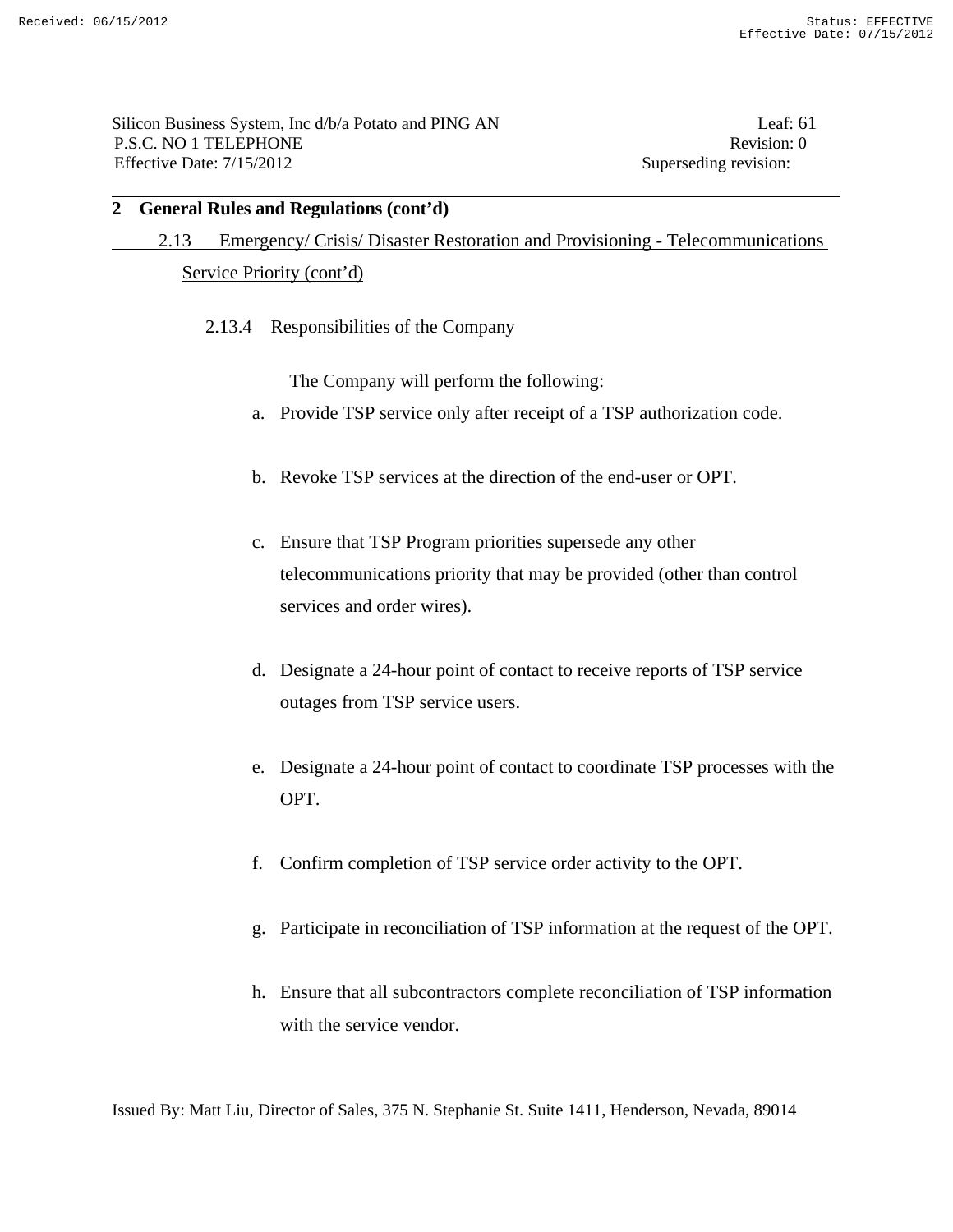## 2 General Rules and Regulations (cont'd)

### 2.13 Emergency/ Crisis/ Disaster Restoration and Provisioning - Telecommunications Service Priority (cont'd)

#### 2.13.4 Responsibilities of the Company

The Company will perform the following:

a. Provide TSP service only after receipt of a TSP authorization code.

b. Revoke TSP services at the direction of the end-user or OPT.

c. Ensure that TSP Program priorities supersede any other telecommunications priority that may be provided (other than control services and order wires).

d. Designate a 24-hour point of contact to receive reports of TSP service outages from TSP service users.

e. Designate a 24-hour point of contact to coordinate TSP processes with the OPT.

f. Confirm completion of TSP service order activity to the OPT.

g. Participate in reconciliation of TSP information at the request of the OPT.

h. Ensure that all subcontractors complete reconciliation of TSP information with the service vendor.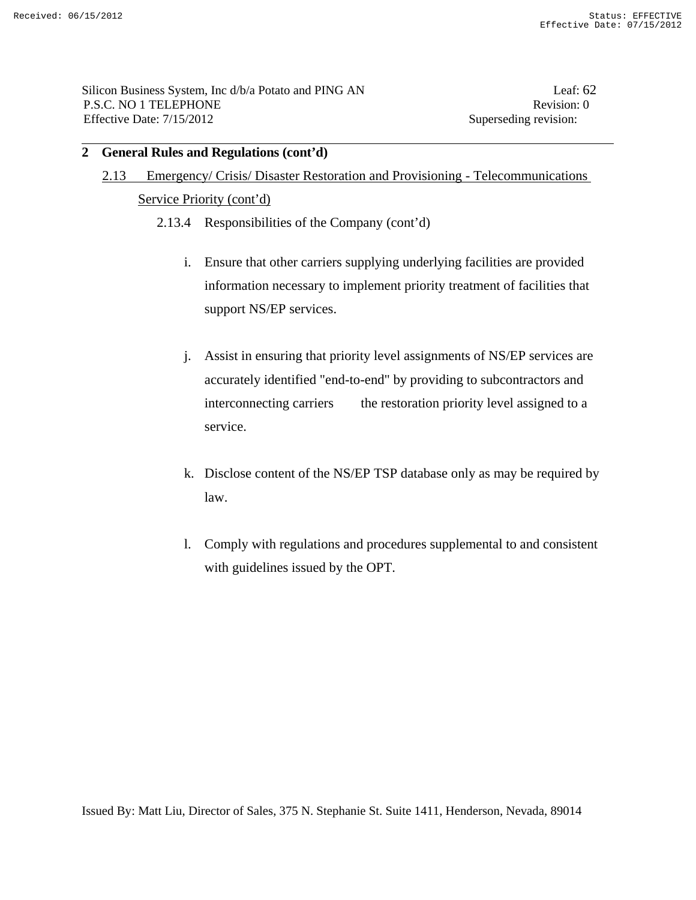## 2 General Rules and Regulations (cont'd)

### 2.13 Emergency/ Crisis/ Disaster Restoration and Provisioning - Telecommunications Service Priority (cont'd)

#### 2.13.4 Responsibilities of the Company (cont'd)

i. Ensure that other carriers supplying underlying facilities are provided information necessary to implement priority treatment of facilities that support NS/EP services.

j. Assist in ensuring that priority level assignments of NS/EP services are accurately identified "end-to-end" by providing to subcontractors and interconnecting carriers the restoration priority level assigned to a service.

k. Disclose content of the NS/EP TSP database only as may be required by law.

l. Comply with regulations and procedures supplemental to and consistent with guidelines issued by the OPT.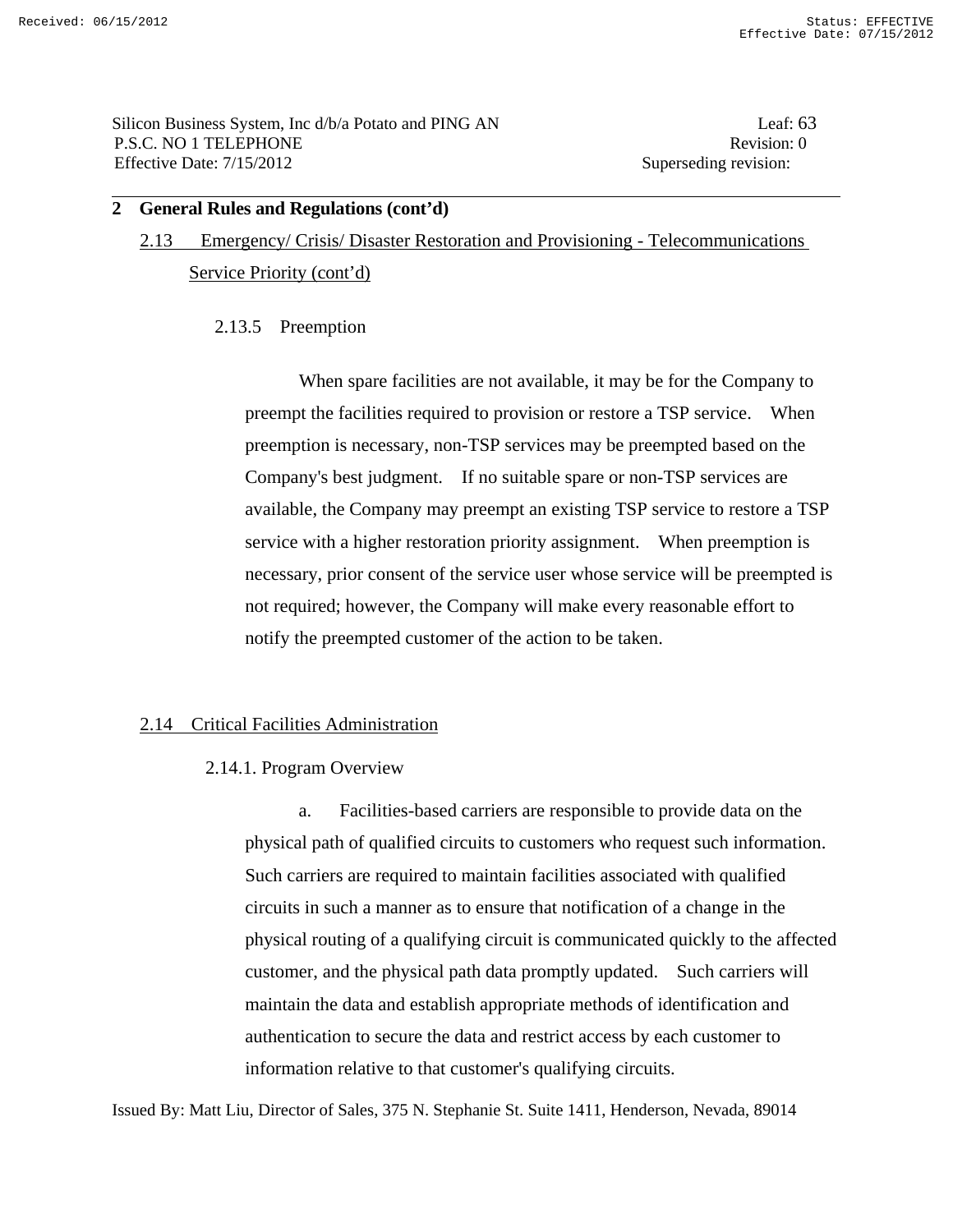## 2 General Rules and Regulations (cont'd)

### 2.13 Emergency/ Crisis/ Disaster Restoration and Provisioning - Telecommunications Service Priority (cont'd)

#### 2.13.5 Preemption

When spare facilities are not available, it may be for the Company to preempt the facilities required to provision or restore a TSP service. When preemption is necessary, non-TSP services may be preempted based on the Company's best judgment. If no suitable spare or non-TSP services are available, the Company may preempt an existing TSP service to restore a TSP service with a higher restoration priority assignment. When preemption is necessary, prior consent of the service user whose service will be preempted is not required; however, the Company will make every reasonable effort to notify the preempted customer of the action to be taken.

### 2.14 Critical Facilities Administration

#### 2.14.1. Program Overview

a. Facilities-based carriers are responsible to provide data on the physical path of qualified circuits to customers who request such information. Such carriers are required to maintain facilities associated with qualified circuits in such a manner as to ensure that notification of a change in the physical routing of a qualifying circuit is communicated quickly to the affected customer, and the physical path data promptly updated. Such carriers will maintain the data and establish appropriate methods of identification and authentication to secure the data and restrict access by each customer to information relative to that customer's qualifying circuits.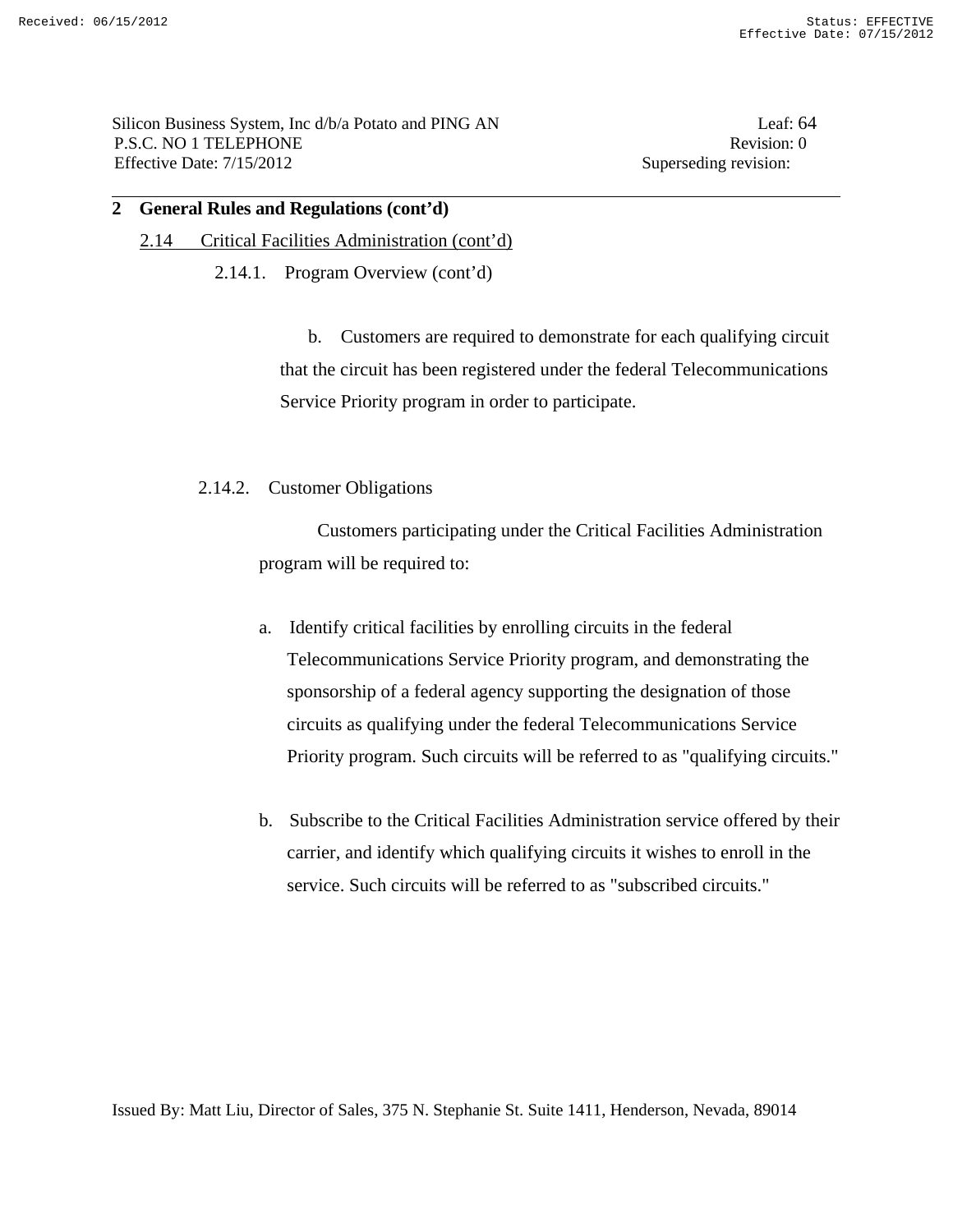## 2 General Rules and Regulations (cont'd)

### 2.14 Critical Facilities Administration (cont'd)

#### 2.14.1. Program Overview (cont'd)

b. Customers are required to demonstrate for each qualifying circuit that the circuit has been registered under the federal Telecommunications Service Priority program in order to participate.

#### 2.14.2. Customer Obligations

Customers participating under the Critical Facilities Administration program will be required to:

a. Identify critical facilities by enrolling circuits in the federal Telecommunications Service Priority program, and demonstrating the sponsorship of a federal agency supporting the designation of those circuits as qualifying under the federal Telecommunications Service Priority program. Such circuits will be referred to as "qualifying circuits."

b. Subscribe to the Critical Facilities Administration service offered by their carrier, and identify which qualifying circuits it wishes to enroll in the service. Such circuits will be referred to as "subscribed circuits."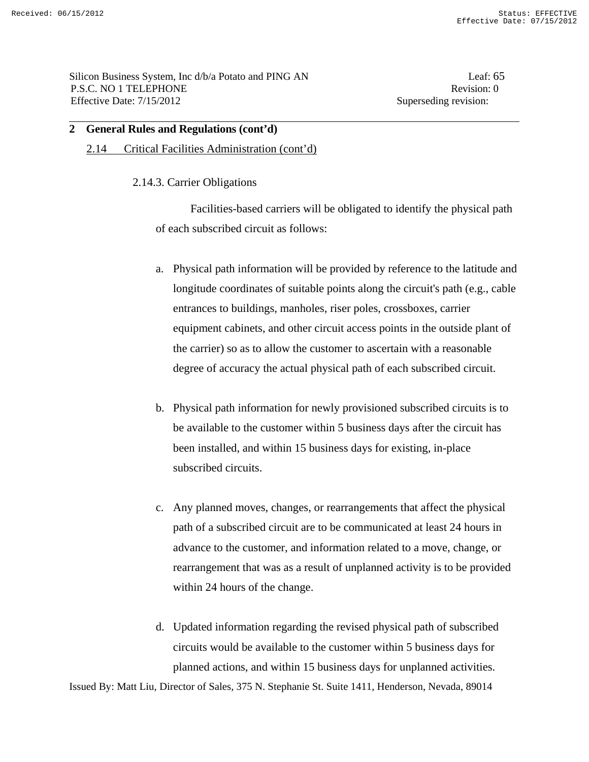## 2 General Rules and Regulations (cont'd)

### 2.14 Critical Facilities Administration (cont'd)

#### 2.14.3. Carrier Obligations

Facilities-based carriers will be obligated to identify the physical path of each subscribed circuit as follows:

a. Physical path information will be provided by reference to the latitude and longitude coordinates of suitable points along the circuit's path (e.g., cable entrances to buildings, manholes, riser poles, crossboxes, carrier equipment cabinets, and other circuit access points in the outside plant of the carrier) so as to allow the customer to ascertain with a reasonable degree of accuracy the actual physical path of each subscribed circuit.

b. Physical path information for newly provisioned subscribed circuits is to be available to the customer within 5 business days after the circuit has been installed, and within 15 business days for existing, in-place subscribed circuits.

c. Any planned moves, changes, or rearrangements that affect the physical path of a subscribed circuit are to be communicated at least 24 hours in advance to the customer, and information related to a move, change, or rearrangement that was as a result of unplanned activity is to be provided within 24 hours of the change.

d. Updated information regarding the revised physical path of subscribed circuits would be available to the customer within 5 business days for planned actions, and within 15 business days for unplanned activities.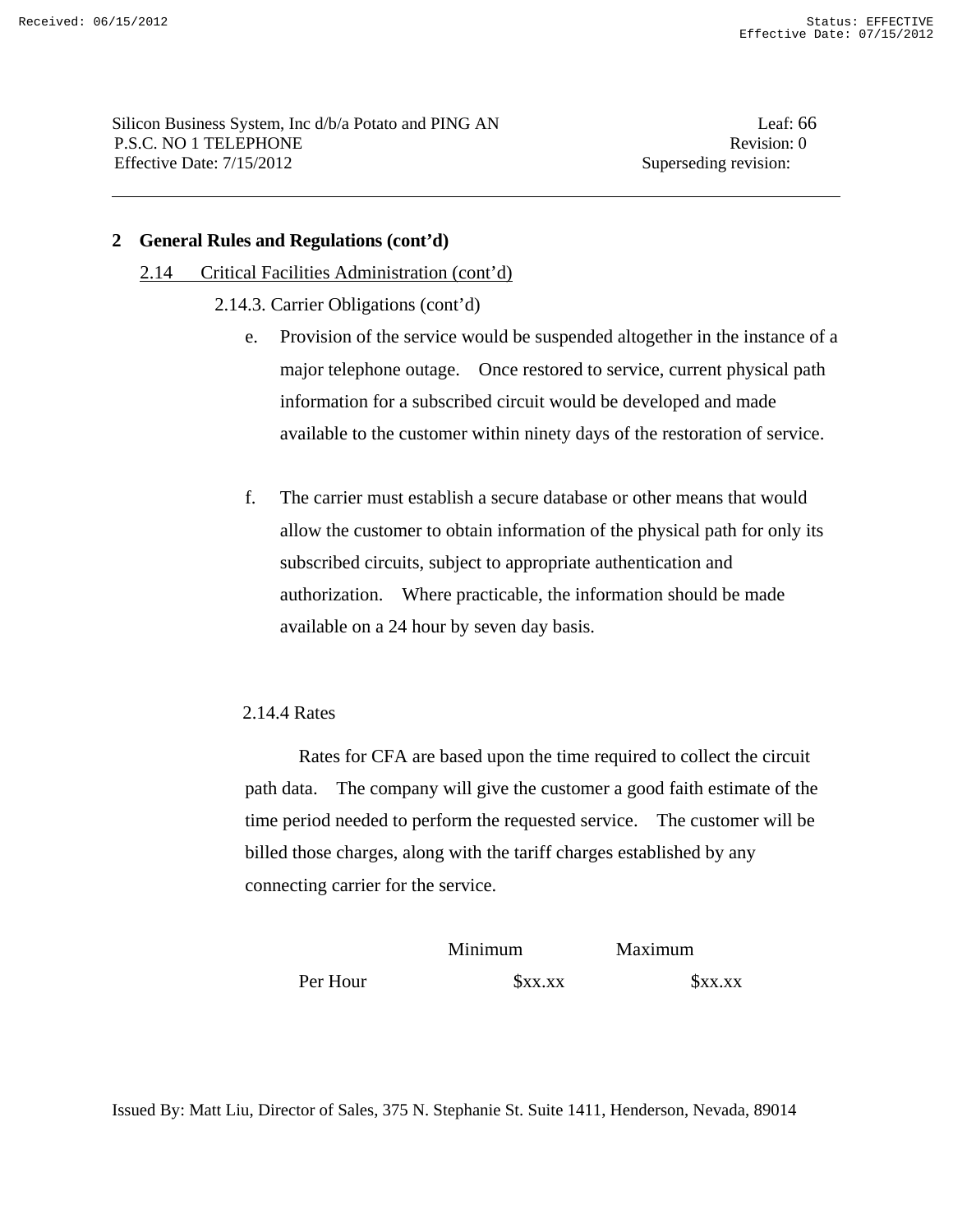## 2 General Rules and Regulations (cont'd)

### 2.14 Critical Facilities Administration (cont'd)

2.14.3. Carrier Obligations (cont'd)

e. Provision of the service would be suspended altogether in the instance of a major telephone outage. Once restored to service, current physical path information for a subscribed circuit would be developed and made available to the customer within ninety days of the restoration of service.

f. The carrier must establish a secure database or other means that would allow the customer to obtain information of the physical path for only its subscribed circuits, subject to appropriate authentication and authorization. Where practicable, the information should be made available on a 24 hour by seven day basis.

2.14.4 Rates

Rates for CFA are based upon the time required to collect the circuit path data. The company will give the customer a good faith estimate of the time period needed to perform the requested service. The customer will be billed those charges, along with the tariff charges established by any connecting carrier for the service.

| | Minimum | Maximum |
|---|---|---|
| Per Hour | $xx.xx | $xx.xx |

Issued By: Matt Liu, Director of Sales, 375 N. Stephanie St. Suite 1411, Henderson, Nevada, 89014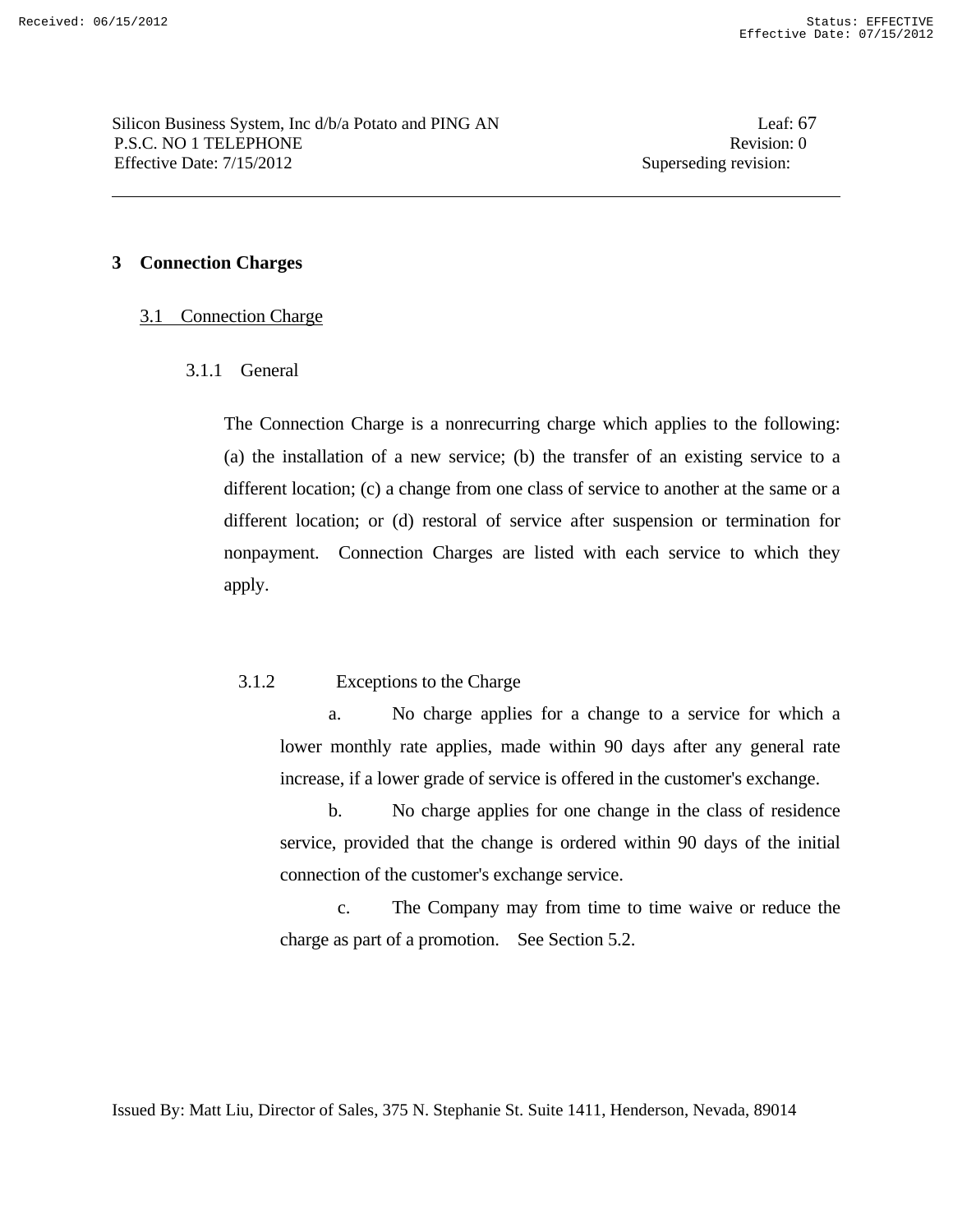# 3 Connection Charges

## 3.1 Connection Charge

### 3.1.1 General

The Connection Charge is a nonrecurring charge which applies to the following: (a) the installation of a new service; (b) the transfer of an existing service to a different location; (c) a change from one class of service to another at the same or a different location; or (d) restoral of service after suspension or termination for nonpayment. Connection Charges are listed with each service to which they apply.

### 3.1.2 Exceptions to the Charge

a. No charge applies for a change to a service for which a lower monthly rate applies, made within 90 days after any general rate increase, if a lower grade of service is offered in the customer's exchange.

b. No charge applies for one change in the class of residence service, provided that the change is ordered within 90 days of the initial connection of the customer's exchange service.

c. The Company may from time to time waive or reduce the charge as part of a promotion. See Section 5.2.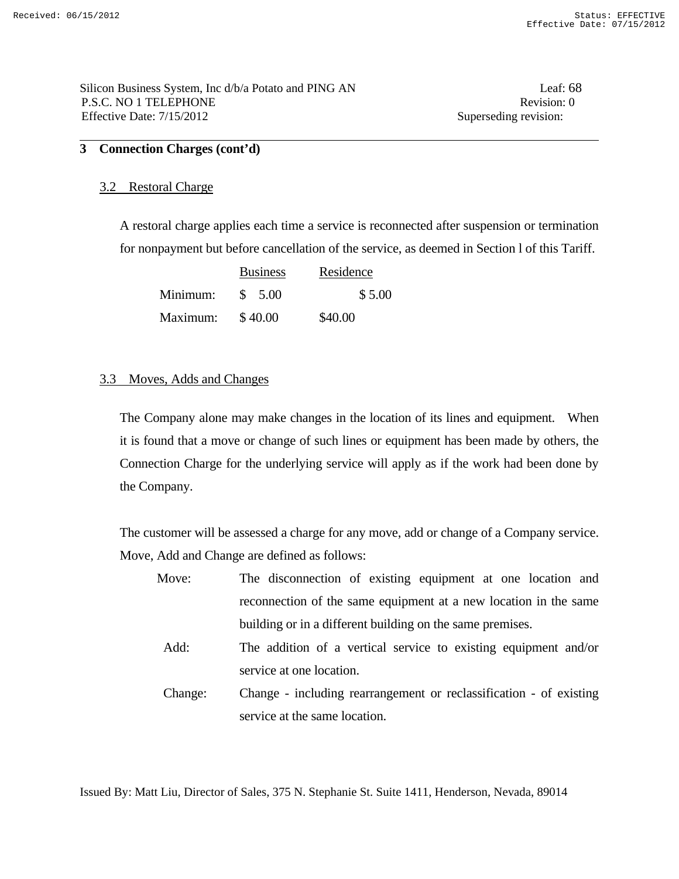## 3 Connection Charges (cont'd)

### 3.2 Restoral Charge

A restoral charge applies each time a service is reconnected after suspension or termination for nonpayment but before cancellation of the service, as deemed in Section l of this Tariff.

| | Business | Residence |
|---|---|---|
| Minimum: | $ 5.00 | $ 5.00 |
| Maximum: | $ 40.00 | $40.00 |

### 3.3 Moves, Adds and Changes

The Company alone may make changes in the location of its lines and equipment. When it is found that a move or change of such lines or equipment has been made by others, the Connection Charge for the underlying service will apply as if the work had been done by the Company.

The customer will be assessed a charge for any move, add or change of a Company service. Move, Add and Change are defined as follows:

Move: The disconnection of existing equipment at one location and reconnection of the same equipment at a new location in the same building or in a different building on the same premises.

Add: The addition of a vertical service to existing equipment and/or service at one location.

Change: Change - including rearrangement or reclassification - of existing service at the same location.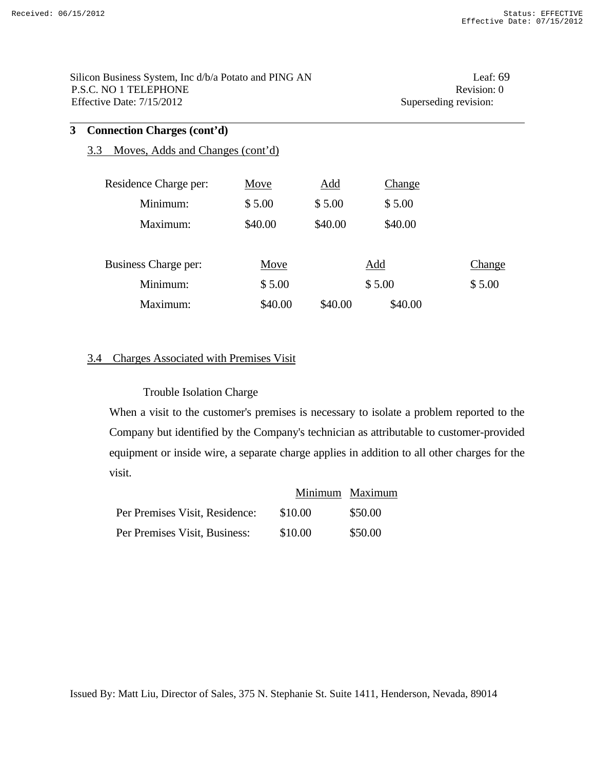## 3 Connection Charges (cont'd)

### 3.3 Moves, Adds and Changes (cont'd)

| Residence Charge per: | Move | Add | Change |
|---|---|---|---|
| Minimum: | $ 5.00 | $ 5.00 | $ 5.00 |
| Maximum: | $40.00 | $40.00 | $40.00 |

| Business Charge per: | Move | Add | Change |
|---|---|---|---|
| Minimum: | $ 5.00 | $ 5.00 | $ 5.00 |
| Maximum: | $40.00 | $40.00 | $40.00 |

### 3.4 Charges Associated with Premises Visit

Trouble Isolation Charge

When a visit to the customer's premises is necessary to isolate a problem reported to the Company but identified by the Company's technician as attributable to customer-provided equipment or inside wire, a separate charge applies in addition to all other charges for the visit.

| | Minimum | Maximum |
|---|---|---|
| Per Premises Visit, Residence: | $10.00 | $50.00 |
| Per Premises Visit, Business: | $10.00 | $50.00 |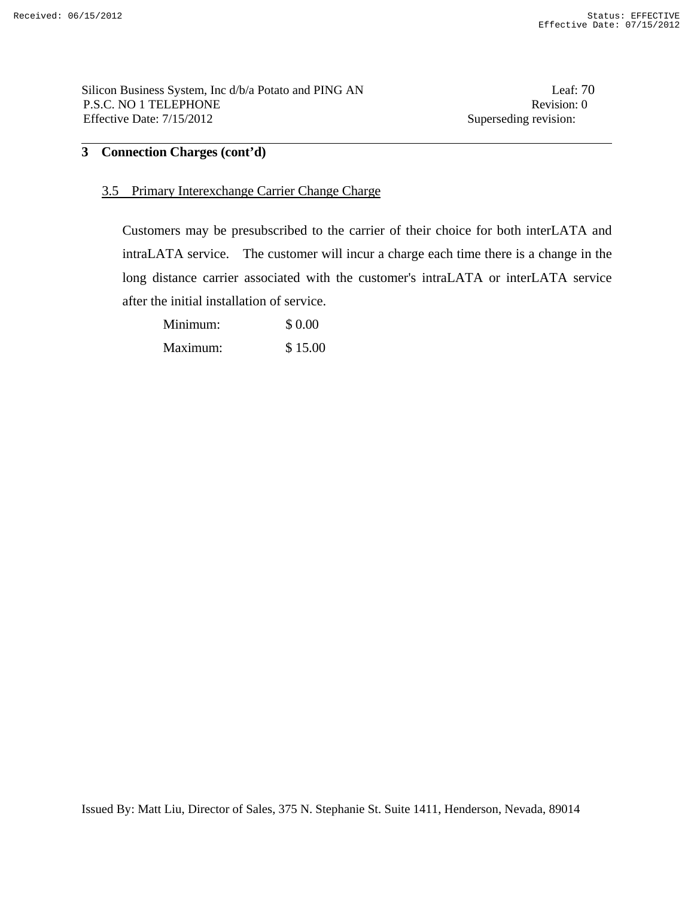## 3 Connection Charges (cont'd)

### 3.5 Primary Interexchange Carrier Change Charge

Customers may be presubscribed to the carrier of their choice for both interLATA and intraLATA service. The customer will incur a charge each time there is a change in the long distance carrier associated with the customer's intraLATA or interLATA service after the initial installation of service.

| | |
|---|---|
| Minimum: | $ 0.00 |
| Maximum: | $ 15.00 |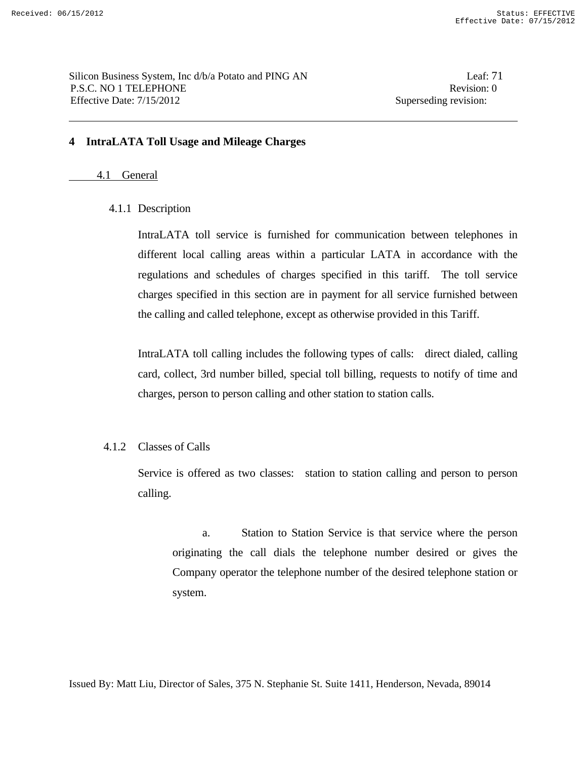# 4 IntraLATA Toll Usage and Mileage Charges

## 4.1 General

### 4.1.1 Description

IntraLATA toll service is furnished for communication between telephones in different local calling areas within a particular LATA in accordance with the regulations and schedules of charges specified in this tariff. The toll service charges specified in this section are in payment for all service furnished between the calling and called telephone, except as otherwise provided in this Tariff.

IntraLATA toll calling includes the following types of calls: direct dialed, calling card, collect, 3rd number billed, special toll billing, requests to notify of time and charges, person to person calling and other station to station calls.

### 4.1.2 Classes of Calls

Service is offered as two classes: station to station calling and person to person calling.

a. Station to Station Service is that service where the person originating the call dials the telephone number desired or gives the Company operator the telephone number of the desired telephone station or system.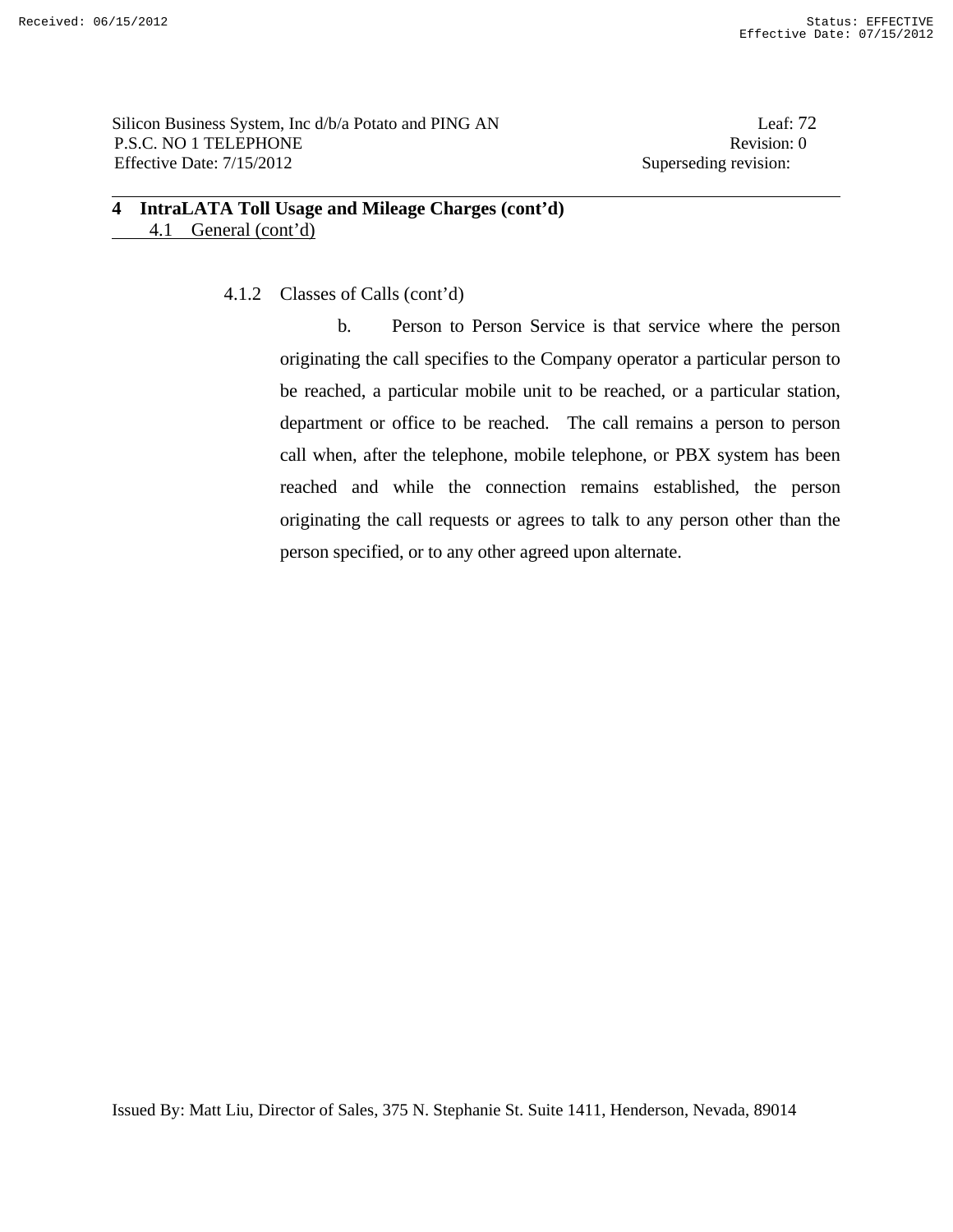## 4 IntraLATA Toll Usage and Mileage Charges (cont'd)

### 4.1 General (cont'd)

4.1.2 Classes of Calls (cont'd)

b. Person to Person Service is that service where the person originating the call specifies to the Company operator a particular person to be reached, a particular mobile unit to be reached, or a particular station, department or office to be reached. The call remains a person to person call when, after the telephone, mobile telephone, or PBX system has been reached and while the connection remains established, the person originating the call requests or agrees to talk to any person other than the person specified, or to any other agreed upon alternate.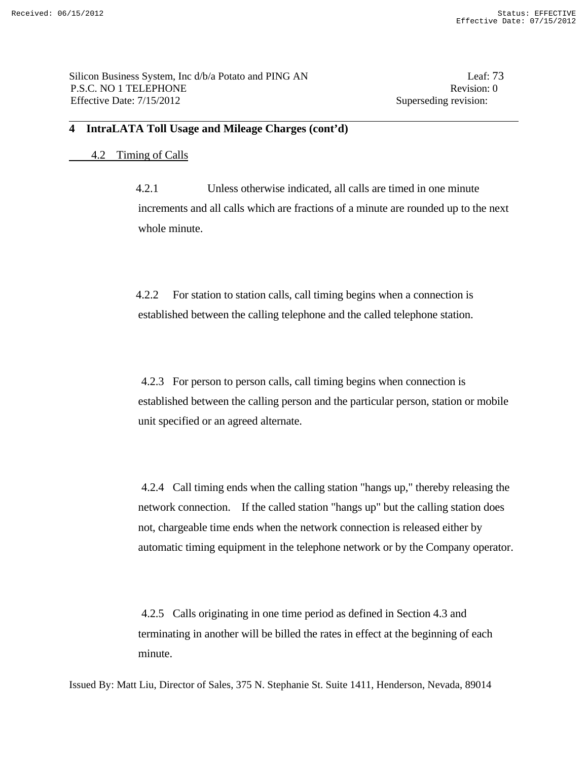## 4 IntraLATA Toll Usage and Mileage Charges (cont'd)

### 4.2 Timing of Calls

4.2.1 Unless otherwise indicated, all calls are timed in one minute increments and all calls which are fractions of a minute are rounded up to the next whole minute.

4.2.2 For station to station calls, call timing begins when a connection is established between the calling telephone and the called telephone station.

4.2.3 For person to person calls, call timing begins when connection is established between the calling person and the particular person, station or mobile unit specified or an agreed alternate.

4.2.4 Call timing ends when the calling station "hangs up," thereby releasing the network connection. If the called station "hangs up" but the calling station does not, chargeable time ends when the network connection is released either by automatic timing equipment in the telephone network or by the Company operator.

4.2.5 Calls originating in one time period as defined in Section 4.3 and terminating in another will be billed the rates in effect at the beginning of each minute.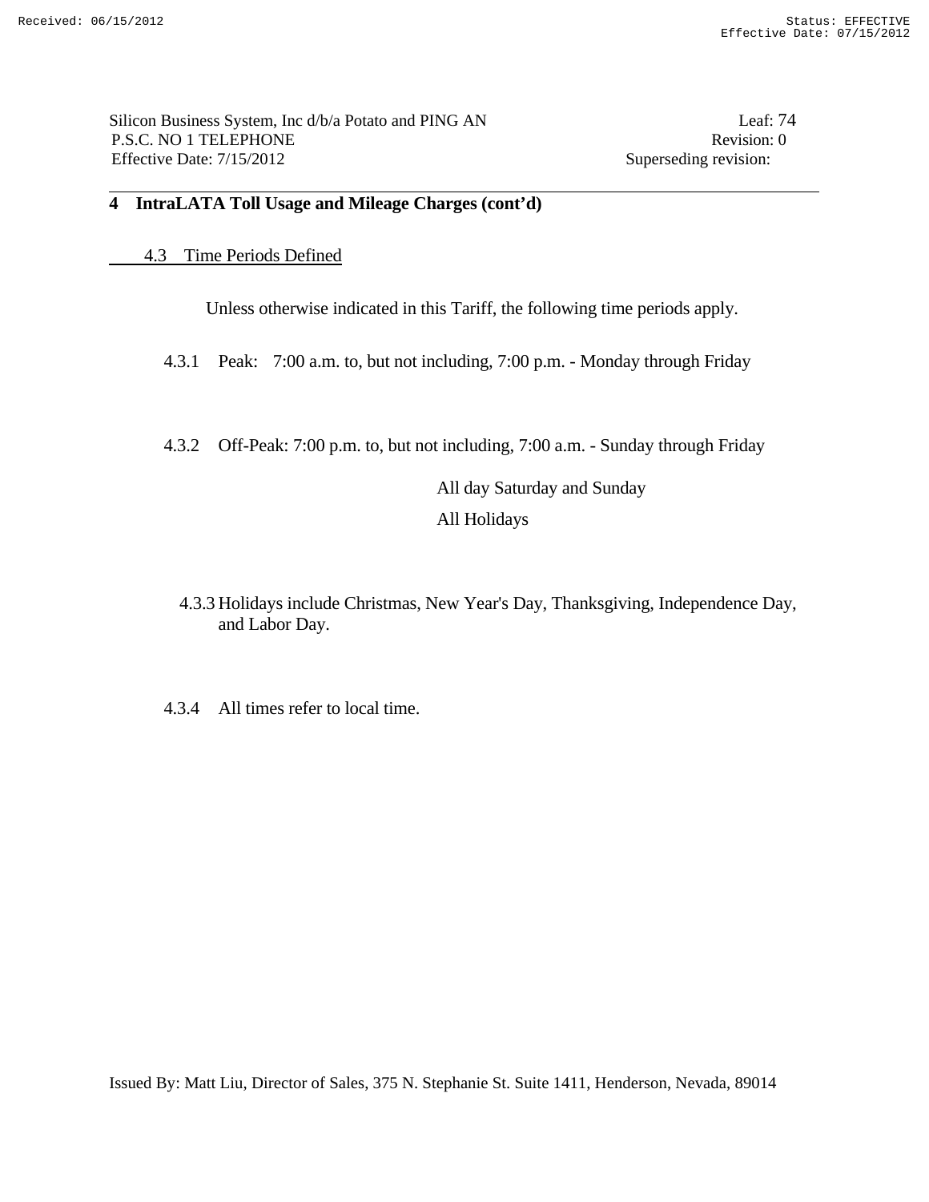## 4 IntraLATA Toll Usage and Mileage Charges (cont'd)

### 4.3 Time Periods Defined

Unless otherwise indicated in this Tariff, the following time periods apply.

4.3.1 Peak: 7:00 a.m. to, but not including, 7:00 p.m. - Monday through Friday

4.3.2 Off-Peak: 7:00 p.m. to, but not including, 7:00 a.m. - Sunday through Friday

All day Saturday and Sunday

All Holidays

4.3.3 Holidays include Christmas, New Year's Day, Thanksgiving, Independence Day, and Labor Day.

4.3.4 All times refer to local time.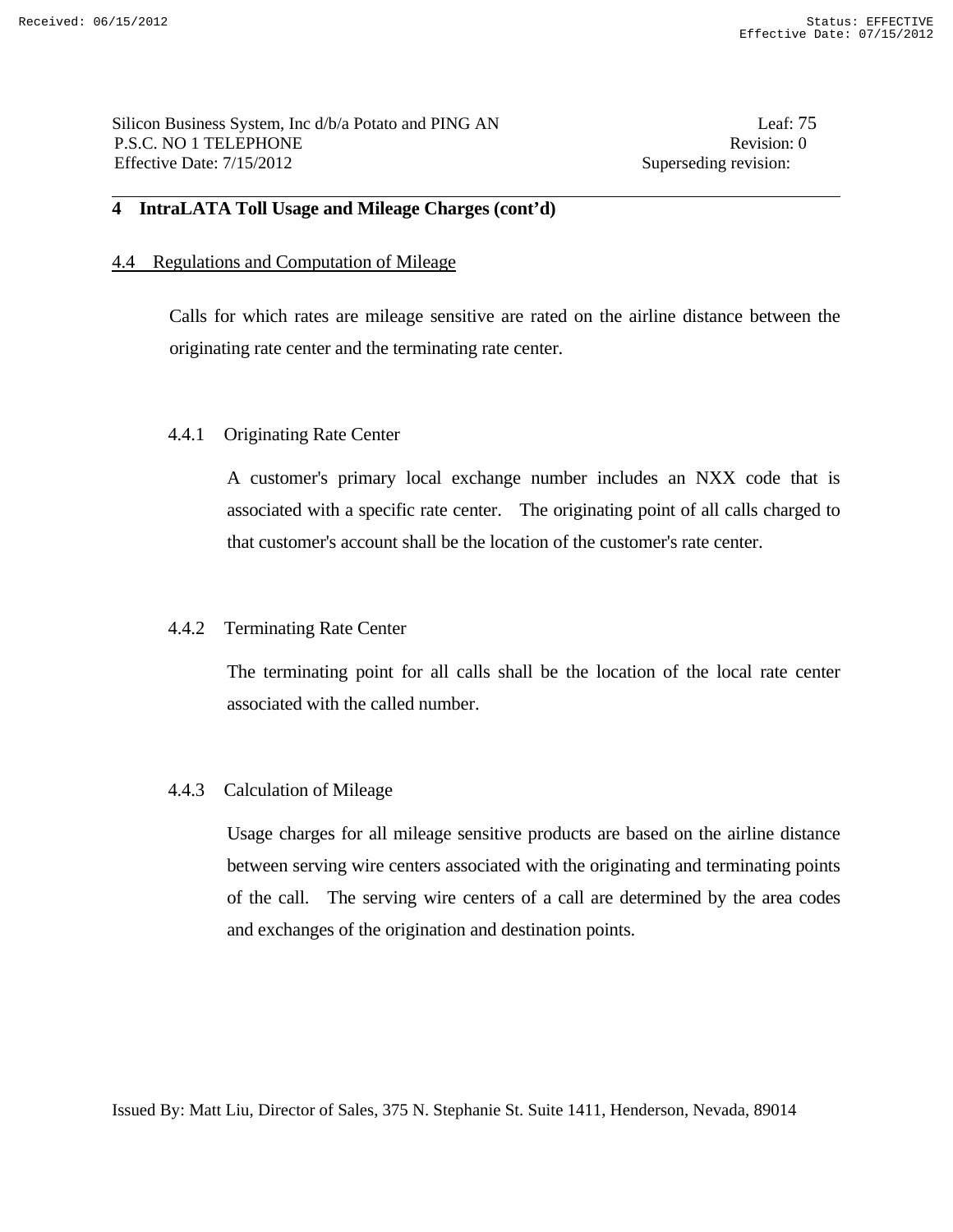## 4 IntraLATA Toll Usage and Mileage Charges (cont'd)

### 4.4 Regulations and Computation of Mileage

Calls for which rates are mileage sensitive are rated on the airline distance between the originating rate center and the terminating rate center.

#### 4.4.1 Originating Rate Center

A customer's primary local exchange number includes an NXX code that is associated with a specific rate center. The originating point of all calls charged to that customer's account shall be the location of the customer's rate center.

#### 4.4.2 Terminating Rate Center

The terminating point for all calls shall be the location of the local rate center associated with the called number.

#### 4.4.3 Calculation of Mileage

Usage charges for all mileage sensitive products are based on the airline distance between serving wire centers associated with the originating and terminating points of the call. The serving wire centers of a call are determined by the area codes and exchanges of the origination and destination points.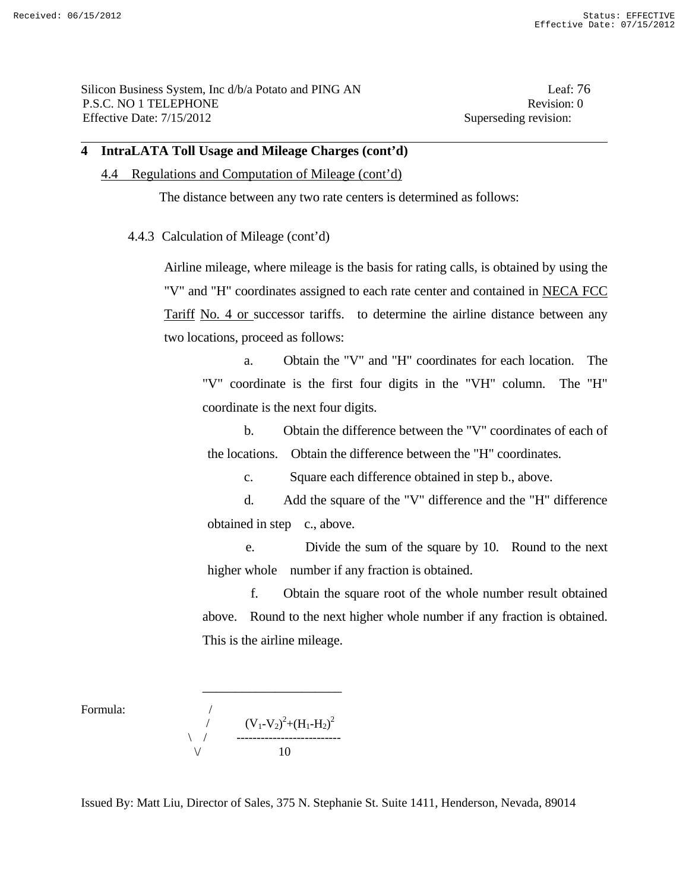## 4 IntraLATA Toll Usage and Mileage Charges (cont'd)

4.4 Regulations and Computation of Mileage (cont'd)

The distance between any two rate centers is determined as follows:

4.4.3 Calculation of Mileage (cont'd)

Airline mileage, where mileage is the basis for rating calls, is obtained by using the "V" and "H" coordinates assigned to each rate center and contained in NECA FCC Tariff No. 4 or successor tariffs. to determine the airline distance between any two locations, proceed as follows:

a. Obtain the "V" and "H" coordinates for each location. The "V" coordinate is the first four digits in the "VH" column. The "H" coordinate is the next four digits.

b. Obtain the difference between the "V" coordinates of each of the locations. Obtain the difference between the "H" coordinates.

c. Square each difference obtained in step b., above.

d. Add the square of the "V" difference and the "H" difference obtained in step c., above.

e. Divide the sum of the square by 10. Round to the next higher whole number if any fraction is obtained.

f. Obtain the square root of the whole number result obtained above. Round to the next higher whole number if any fraction is obtained. This is the airline mileage.

Formula:

$$\sqrt{\frac{(V_1-V_2)^2+(H_1-H_2)^2}{10}}$$

Issued By: Matt Liu, Director of Sales, 375 N. Stephanie St. Suite 1411, Henderson, Nevada, 89014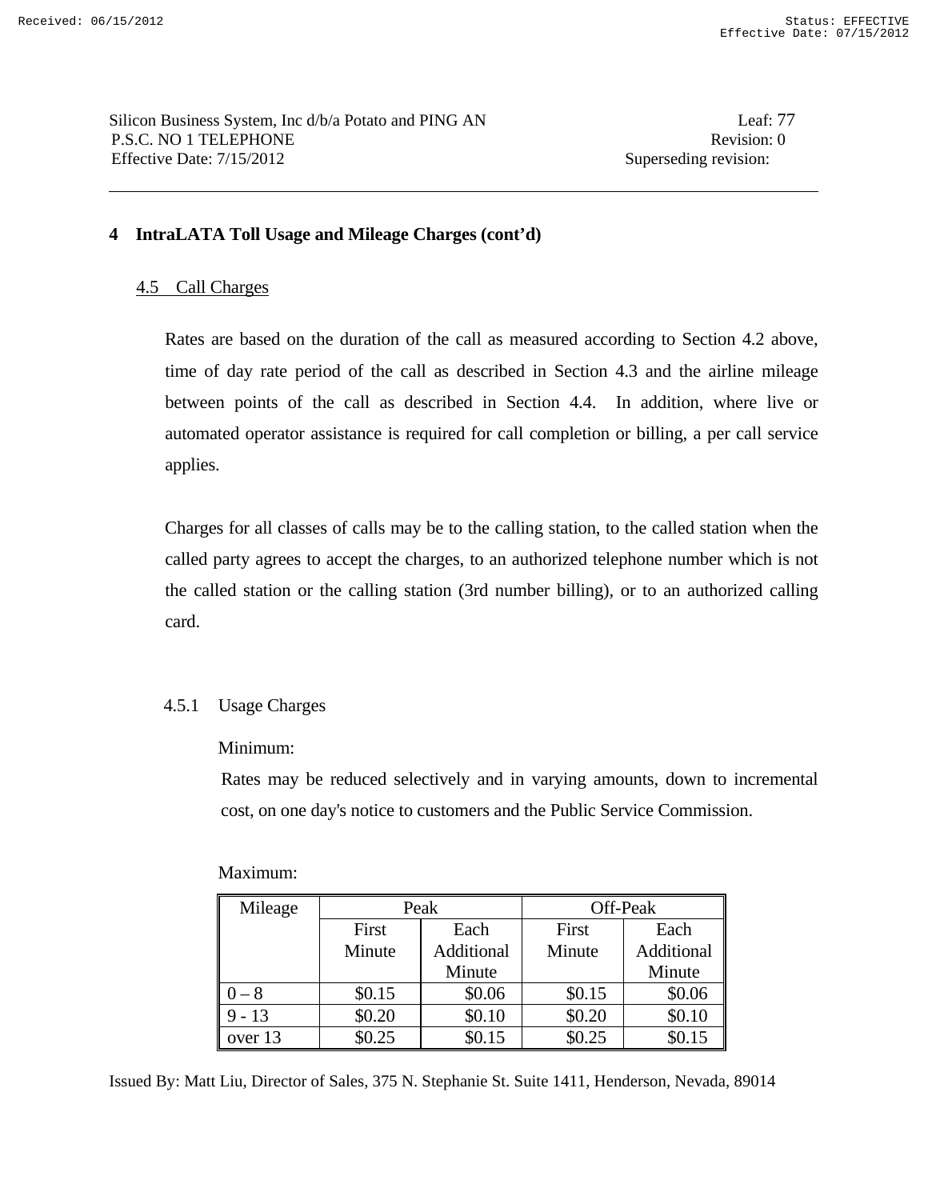## 4 IntraLATA Toll Usage and Mileage Charges (cont'd)

### 4.5 Call Charges

Rates are based on the duration of the call as measured according to Section 4.2 above, time of day rate period of the call as described in Section 4.3 and the airline mileage between points of the call as described in Section 4.4. In addition, where live or automated operator assistance is required for call completion or billing, a per call service applies.

Charges for all classes of calls may be to the calling station, to the called station when the called party agrees to accept the charges, to an authorized telephone number which is not the called station or the calling station (3rd number billing), or to an authorized calling card.

#### 4.5.1 Usage Charges

Minimum:

Rates may be reduced selectively and in varying amounts, down to incremental cost, on one day's notice to customers and the Public Service Commission.

Maximum:

| Mileage | Peak | | Off-Peak | |
|---|---|---|---|---|
| | First Minute | Each Additional Minute | First Minute | Each Additional Minute |
| 0 – 8 | $0.15 | $0.06 | $0.15 | $0.06 |
| 9 - 13 | $0.20 | $0.10 | $0.20 | $0.10 |
| over 13 | $0.25 | $0.15 | $0.25 | $0.15 |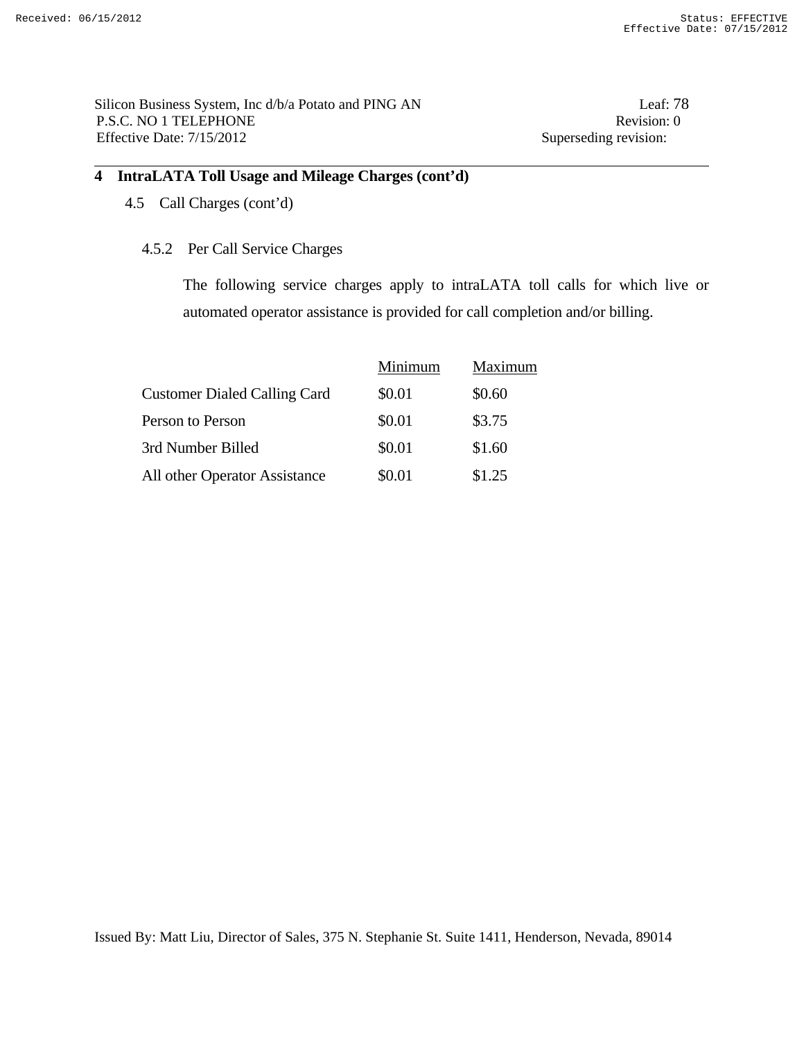## 4 IntraLATA Toll Usage and Mileage Charges (cont'd)

### 4.5 Call Charges (cont'd)

#### 4.5.2 Per Call Service Charges

The following service charges apply to intraLATA toll calls for which live or automated operator assistance is provided for call completion and/or billing.

| | Minimum | Maximum |
|---|---|---|
| Customer Dialed Calling Card | $0.01 | $0.60 |
| Person to Person | $0.01 | $3.75 |
| 3rd Number Billed | $0.01 | $1.60 |
| All other Operator Assistance | $0.01 | $1.25 |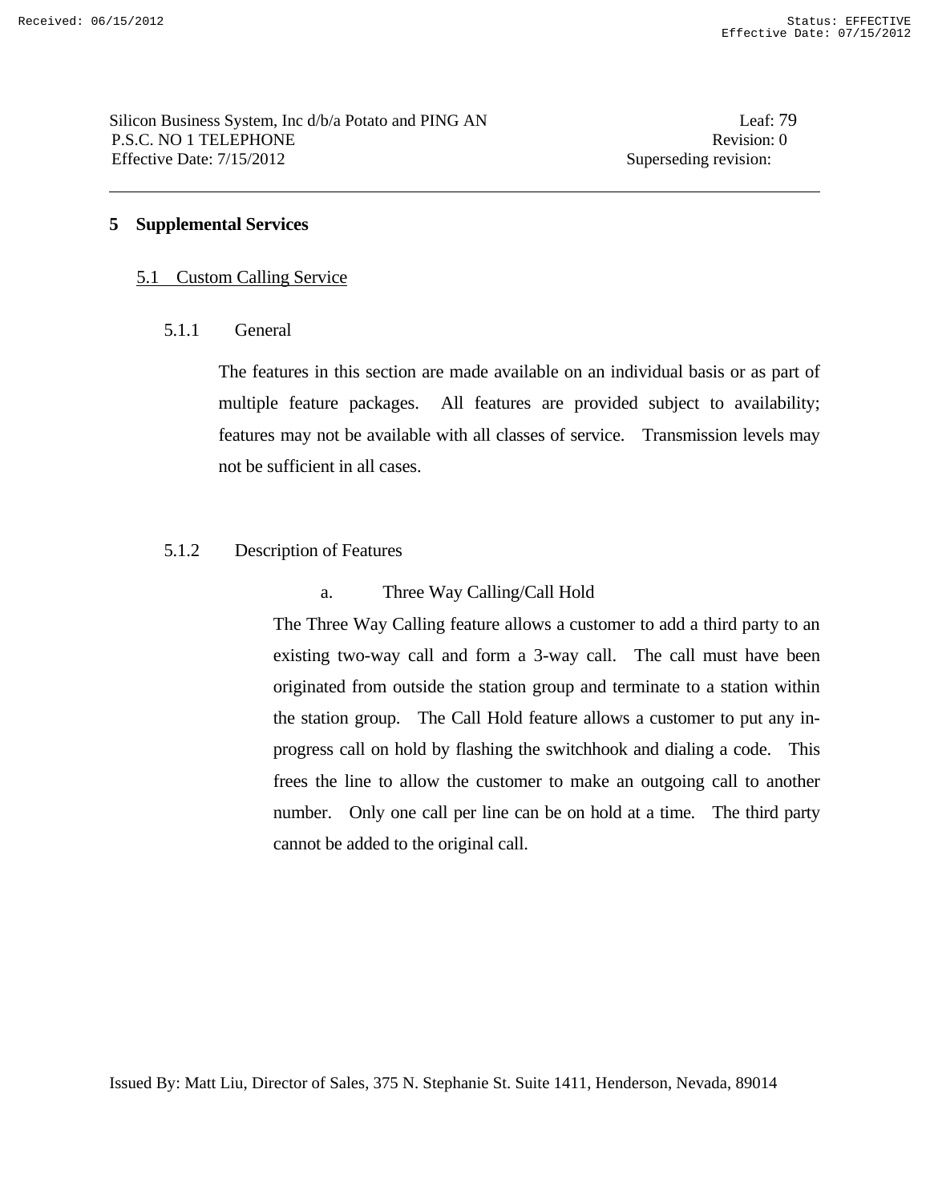## 5 Supplemental Services

### 5.1 Custom Calling Service

#### 5.1.1 General

The features in this section are made available on an individual basis or as part of multiple feature packages. All features are provided subject to availability; features may not be available with all classes of service. Transmission levels may not be sufficient in all cases.

#### 5.1.2 Description of Features

a. Three Way Calling/Call Hold

The Three Way Calling feature allows a customer to add a third party to an existing two-way call and form a 3-way call. The call must have been originated from outside the station group and terminate to a station within the station group. The Call Hold feature allows a customer to put any in-progress call on hold by flashing the switchhook and dialing a code. This frees the line to allow the customer to make an outgoing call to another number. Only one call per line can be on hold at a time. The third party cannot be added to the original call.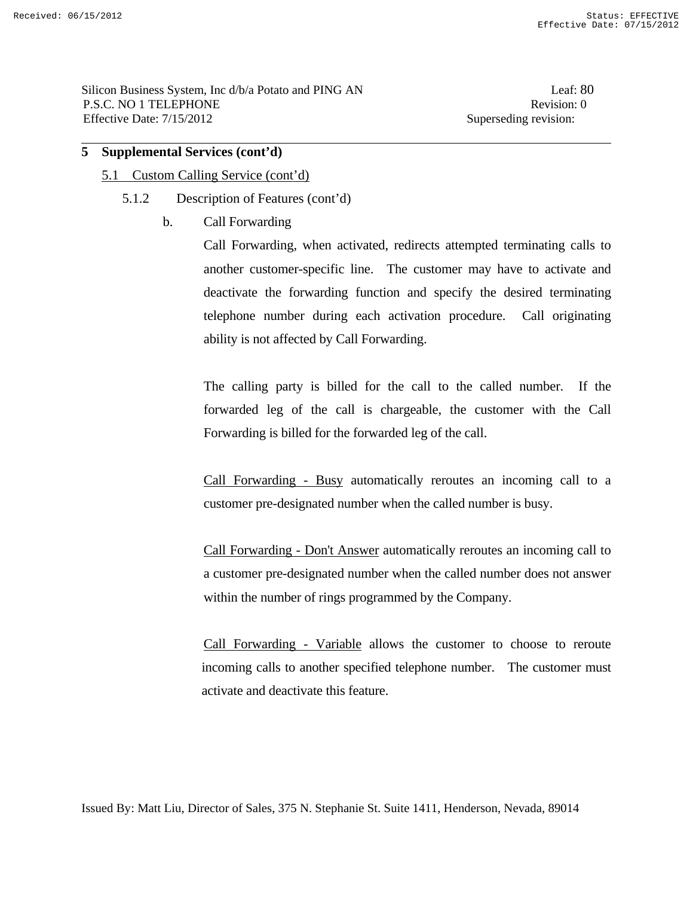## 5 Supplemental Services (cont'd)

### 5.1 Custom Calling Service (cont'd)

#### 5.1.2 Description of Features (cont'd)

b. Call Forwarding

Call Forwarding, when activated, redirects attempted terminating calls to another customer-specific line. The customer may have to activate and deactivate the forwarding function and specify the desired terminating telephone number during each activation procedure. Call originating ability is not affected by Call Forwarding.

The calling party is billed for the call to the called number. If the forwarded leg of the call is chargeable, the customer with the Call Forwarding is billed for the forwarded leg of the call.

Call Forwarding - Busy automatically reroutes an incoming call to a customer pre-designated number when the called number is busy.

Call Forwarding - Don't Answer automatically reroutes an incoming call to a customer pre-designated number when the called number does not answer within the number of rings programmed by the Company.

Call Forwarding - Variable allows the customer to choose to reroute incoming calls to another specified telephone number. The customer must activate and deactivate this feature.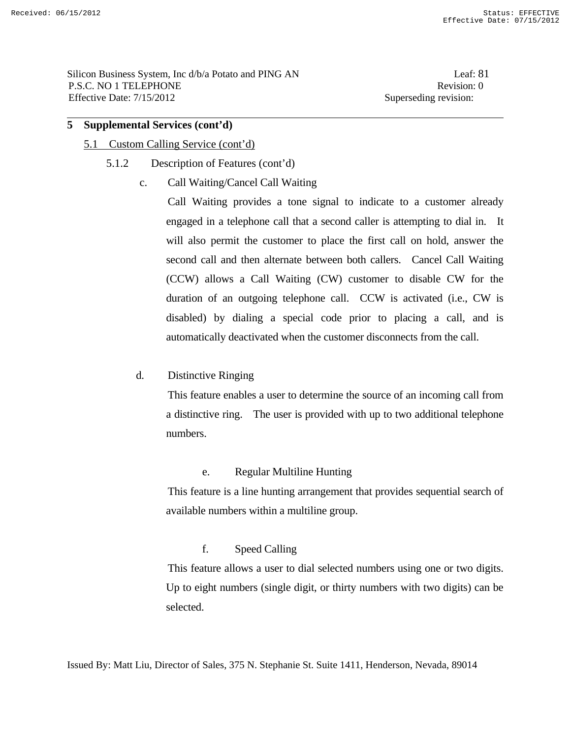# 5 Supplemental Services (cont'd)

## 5.1 Custom Calling Service (cont'd)

### 5.1.2 Description of Features (cont'd)

c. Call Waiting/Cancel Call Waiting

Call Waiting provides a tone signal to indicate to a customer already engaged in a telephone call that a second caller is attempting to dial in. It will also permit the customer to place the first call on hold, answer the second call and then alternate between both callers. Cancel Call Waiting (CCW) allows a Call Waiting (CW) customer to disable CW for the duration of an outgoing telephone call. CCW is activated (i.e., CW is disabled) by dialing a special code prior to placing a call, and is automatically deactivated when the customer disconnects from the call.

d. Distinctive Ringing

This feature enables a user to determine the source of an incoming call from a distinctive ring. The user is provided with up to two additional telephone numbers.

e. Regular Multiline Hunting

This feature is a line hunting arrangement that provides sequential search of available numbers within a multiline group.

f. Speed Calling

This feature allows a user to dial selected numbers using one or two digits. Up to eight numbers (single digit, or thirty numbers with two digits) can be selected.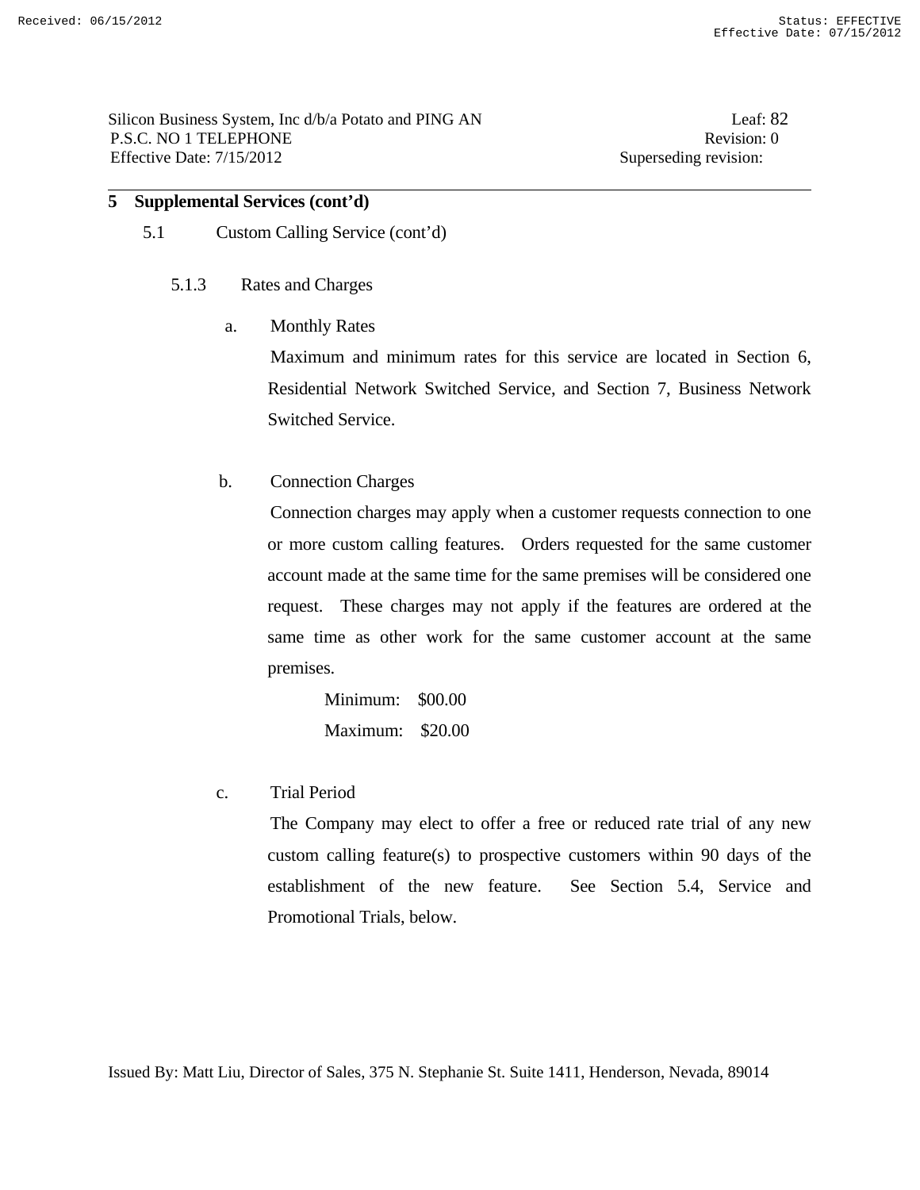## 5 Supplemental Services (cont'd)

### 5.1 Custom Calling Service (cont'd)

#### 5.1.3 Rates and Charges

a. Monthly Rates

Maximum and minimum rates for this service are located in Section 6, Residential Network Switched Service, and Section 7, Business Network Switched Service.

b. Connection Charges

Connection charges may apply when a customer requests connection to one or more custom calling features. Orders requested for the same customer account made at the same time for the same premises will be considered one request. These charges may not apply if the features are ordered at the same time as other work for the same customer account at the same premises.

Minimum: $00.00

Maximum: $20.00

c. Trial Period

The Company may elect to offer a free or reduced rate trial of any new custom calling feature(s) to prospective customers within 90 days of the establishment of the new feature. See Section 5.4, Service and Promotional Trials, below.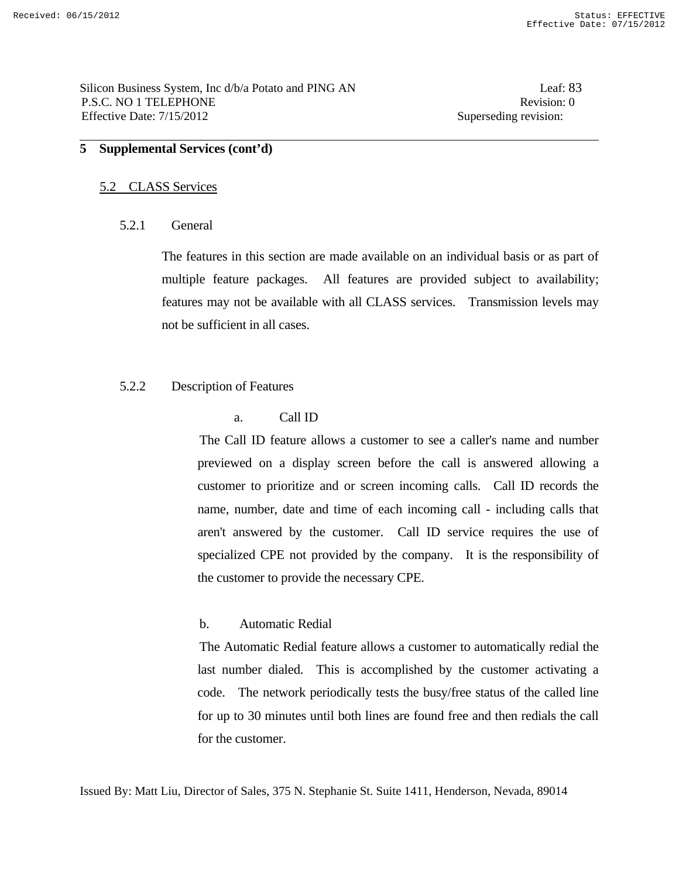Silicon Business System, Inc d/b/a Potato and PING AN  
P.S.C. NO 1 TELEPHONE  
Effective Date: 7/15/2012

Leaf: 83  
Revision: 0  
Superseding revision:

## 5 Supplemental Services (cont'd)

### 5.2 CLASS Services

#### 5.2.1 General

The features in this section are made available on an individual basis or as part of multiple feature packages. All features are provided subject to availability; features may not be available with all CLASS services. Transmission levels may not be sufficient in all cases.

#### 5.2.2 Description of Features

a. Call ID

The Call ID feature allows a customer to see a caller's name and number previewed on a display screen before the call is answered allowing a customer to prioritize and or screen incoming calls. Call ID records the name, number, date and time of each incoming call - including calls that aren't answered by the customer. Call ID service requires the use of specialized CPE not provided by the company. It is the responsibility of the customer to provide the necessary CPE.

b. Automatic Redial

The Automatic Redial feature allows a customer to automatically redial the last number dialed. This is accomplished by the customer activating a code. The network periodically tests the busy/free status of the called line for up to 30 minutes until both lines are found free and then redials the call for the customer.

Issued By: Matt Liu, Director of Sales, 375 N. Stephanie St. Suite 1411, Henderson, Nevada, 89014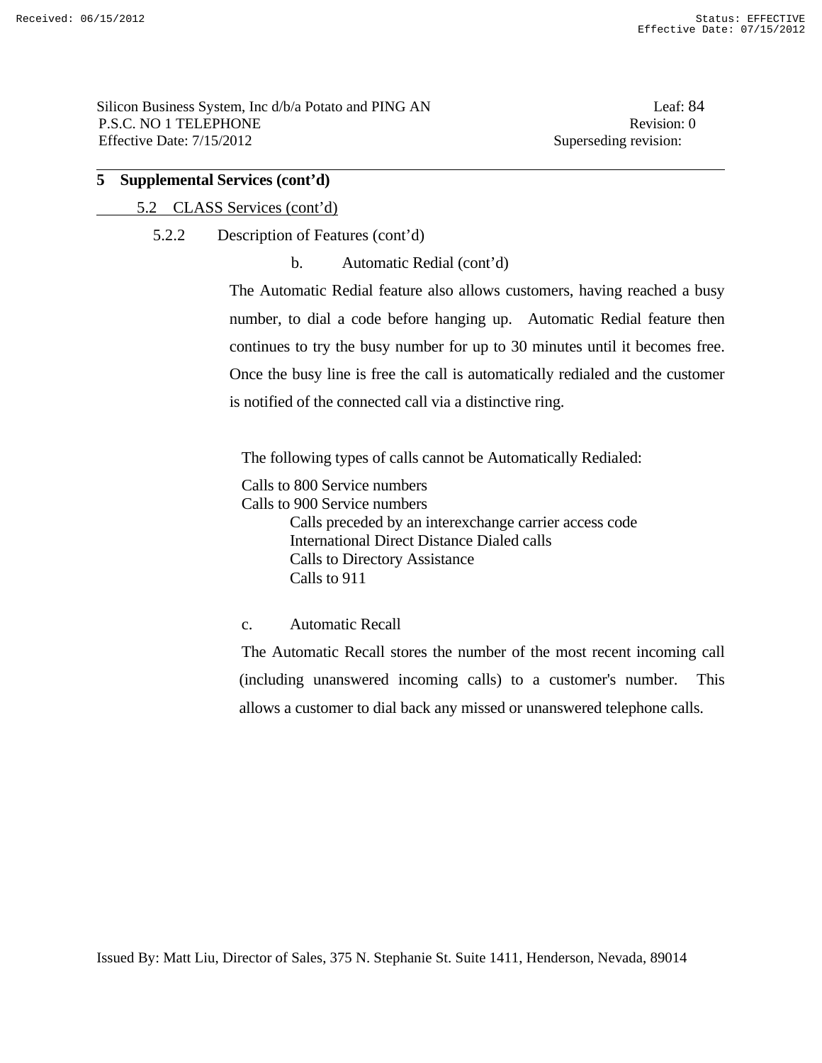## 5 Supplemental Services (cont'd)

### 5.2 CLASS Services (cont'd)

#### 5.2.2 Description of Features (cont'd)

b. Automatic Redial (cont'd)

The Automatic Redial feature also allows customers, having reached a busy number, to dial a code before hanging up. Automatic Redial feature then continues to try the busy number for up to 30 minutes until it becomes free. Once the busy line is free the call is automatically redialed and the customer is notified of the connected call via a distinctive ring.

The following types of calls cannot be Automatically Redialed:

- Calls to 800 Service numbers
- Calls to 900 Service numbers
- Calls preceded by an interexchange carrier access code
- International Direct Distance Dialed calls
- Calls to Directory Assistance
- Calls to 911

c. Automatic Recall

The Automatic Recall stores the number of the most recent incoming call (including unanswered incoming calls) to a customer's number. This allows a customer to dial back any missed or unanswered telephone calls.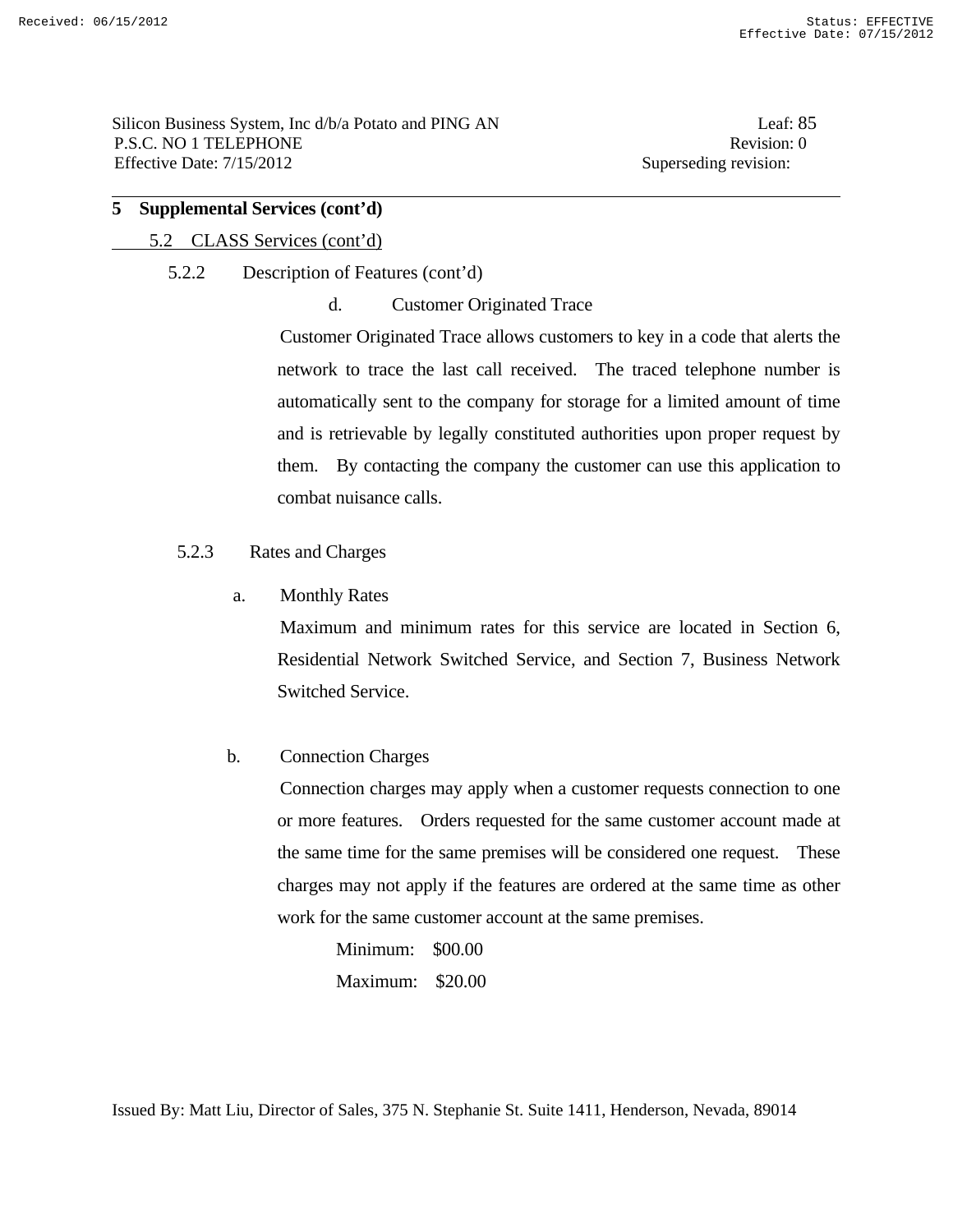## 5 Supplemental Services (cont'd)

### 5.2 CLASS Services (cont'd)

#### 5.2.2 Description of Features (cont'd)

d. Customer Originated Trace

Customer Originated Trace allows customers to key in a code that alerts the network to trace the last call received. The traced telephone number is automatically sent to the company for storage for a limited amount of time and is retrievable by legally constituted authorities upon proper request by them. By contacting the company the customer can use this application to combat nuisance calls.

#### 5.2.3 Rates and Charges

a. Monthly Rates

Maximum and minimum rates for this service are located in Section 6, Residential Network Switched Service, and Section 7, Business Network Switched Service.

b. Connection Charges

Connection charges may apply when a customer requests connection to one or more features. Orders requested for the same customer account made at the same time for the same premises will be considered one request. These charges may not apply if the features are ordered at the same time as other work for the same customer account at the same premises.

Minimum: $00.00

Maximum: $20.00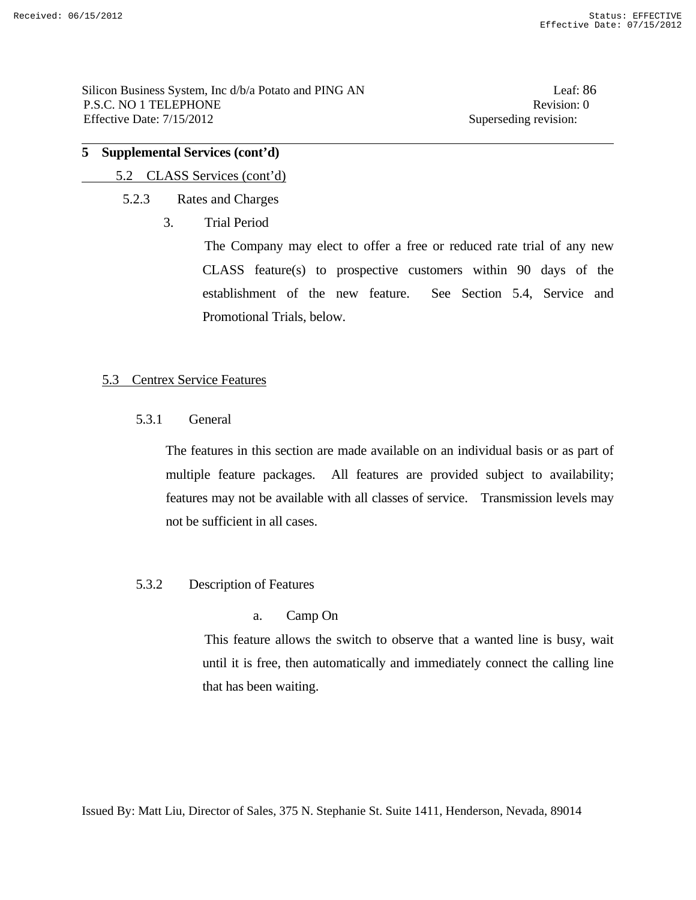## 5 Supplemental Services (cont'd)

### 5.2 CLASS Services (cont'd)

5.2.3 Rates and Charges

3. Trial Period

The Company may elect to offer a free or reduced rate trial of any new CLASS feature(s) to prospective customers within 90 days of the establishment of the new feature. See Section 5.4, Service and Promotional Trials, below.

### 5.3 Centrex Service Features

5.3.1 General

The features in this section are made available on an individual basis or as part of multiple feature packages. All features are provided subject to availability; features may not be available with all classes of service. Transmission levels may not be sufficient in all cases.

5.3.2 Description of Features

a. Camp On

This feature allows the switch to observe that a wanted line is busy, wait until it is free, then automatically and immediately connect the calling line that has been waiting.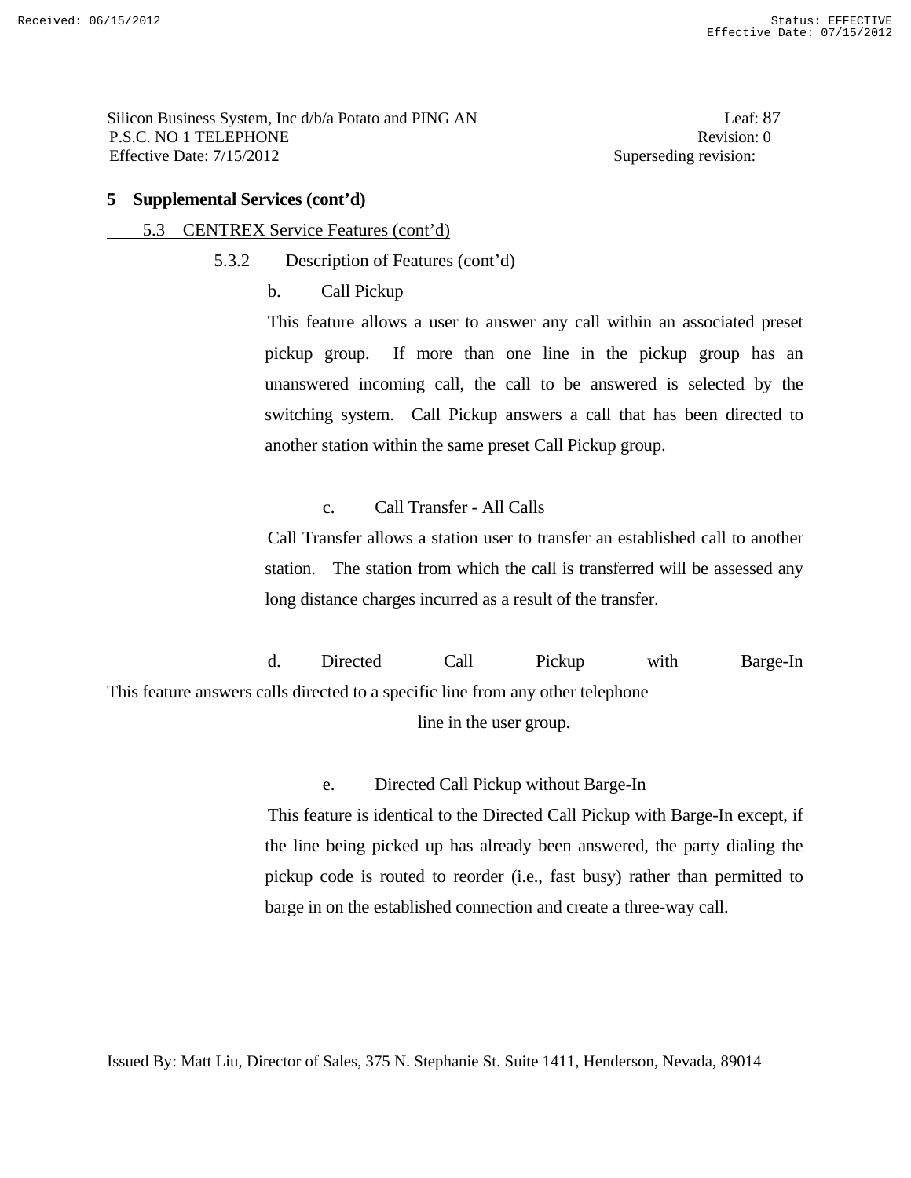## 5 Supplemental Services (cont'd)

### 5.3 CENTREX Service Features (cont'd)

#### 5.3.2 Description of Features (cont'd)

b. Call Pickup

This feature allows a user to answer any call within an associated preset pickup group. If more than one line in the pickup group has an unanswered incoming call, the call to be answered is selected by the switching system. Call Pickup answers a call that has been directed to another station within the same preset Call Pickup group.

c. Call Transfer - All Calls

Call Transfer allows a station user to transfer an established call to another station. The station from which the call is transferred will be assessed any long distance charges incurred as a result of the transfer.

d. Directed Call Pickup with Barge-In

This feature answers calls directed to a specific line from any other telephone line in the user group.

e. Directed Call Pickup without Barge-In

This feature is identical to the Directed Call Pickup with Barge-In except, if the line being picked up has already been answered, the party dialing the pickup code is routed to reorder (i.e., fast busy) rather than permitted to barge in on the established connection and create a three-way call.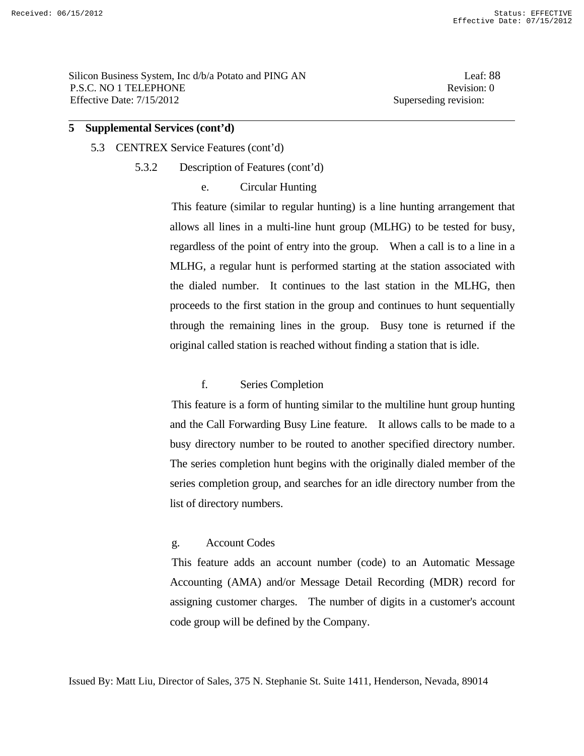## 5 Supplemental Services (cont'd)

### 5.3 CENTREX Service Features (cont'd)

#### 5.3.2 Description of Features (cont'd)

e. Circular Hunting

This feature (similar to regular hunting) is a line hunting arrangement that allows all lines in a multi-line hunt group (MLHG) to be tested for busy, regardless of the point of entry into the group. When a call is to a line in a MLHG, a regular hunt is performed starting at the station associated with the dialed number. It continues to the last station in the MLHG, then proceeds to the first station in the group and continues to hunt sequentially through the remaining lines in the group. Busy tone is returned if the original called station is reached without finding a station that is idle.

f. Series Completion

This feature is a form of hunting similar to the multiline hunt group hunting and the Call Forwarding Busy Line feature. It allows calls to be made to a busy directory number to be routed to another specified directory number. The series completion hunt begins with the originally dialed member of the series completion group, and searches for an idle directory number from the list of directory numbers.

g. Account Codes

This feature adds an account number (code) to an Automatic Message Accounting (AMA) and/or Message Detail Recording (MDR) record for assigning customer charges. The number of digits in a customer's account code group will be defined by the Company.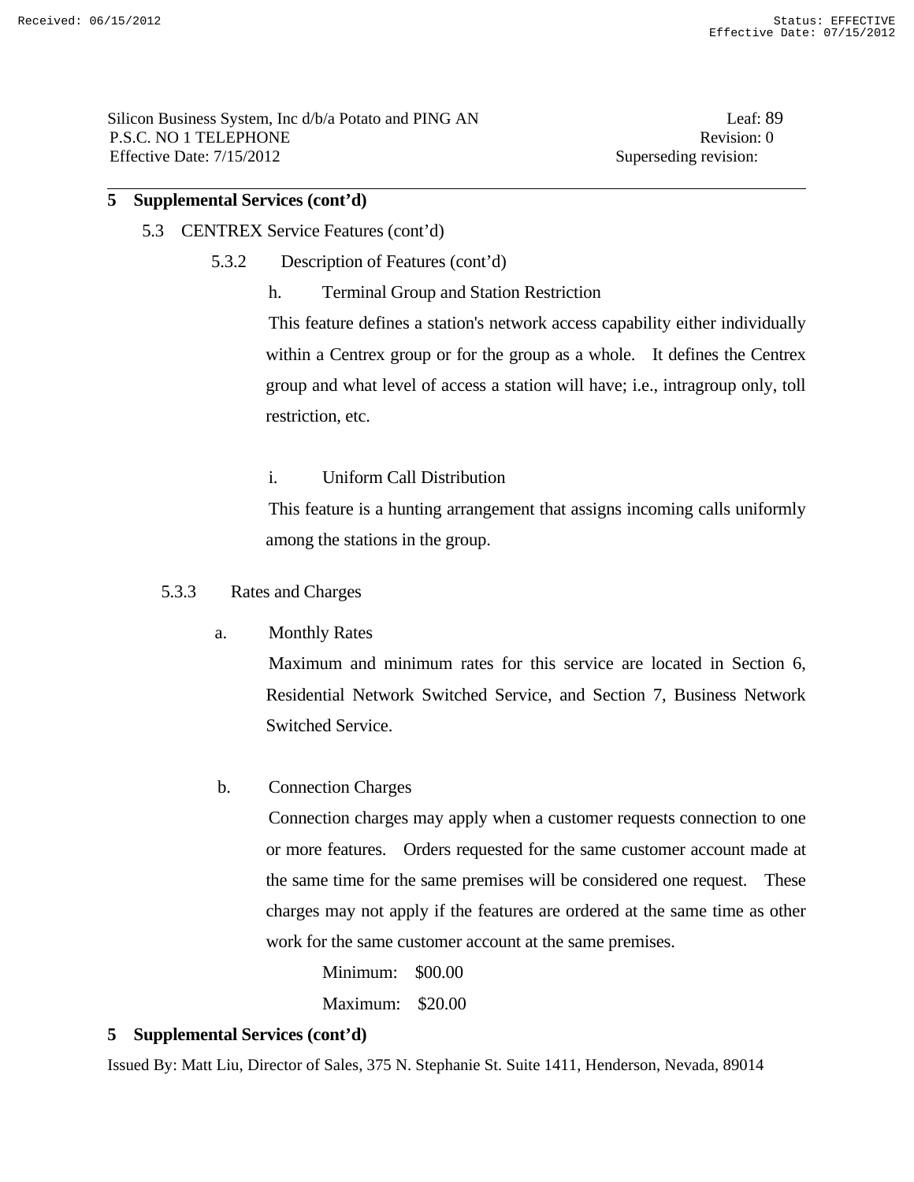## 5 Supplemental Services (cont'd)

### 5.3 CENTREX Service Features (cont'd)

#### 5.3.2 Description of Features (cont'd)

h. Terminal Group and Station Restriction

This feature defines a station's network access capability either individually within a Centrex group or for the group as a whole. It defines the Centrex group and what level of access a station will have; i.e., intragroup only, toll restriction, etc.

i. Uniform Call Distribution

This feature is a hunting arrangement that assigns incoming calls uniformly among the stations in the group.

#### 5.3.3 Rates and Charges

a. Monthly Rates

Maximum and minimum rates for this service are located in Section 6, Residential Network Switched Service, and Section 7, Business Network Switched Service.

b. Connection Charges

Connection charges may apply when a customer requests connection to one or more features. Orders requested for the same customer account made at the same time for the same premises will be considered one request. These charges may not apply if the features are ordered at the same time as other work for the same customer account at the same premises.

Minimum: $00.00

Maximum: $20.00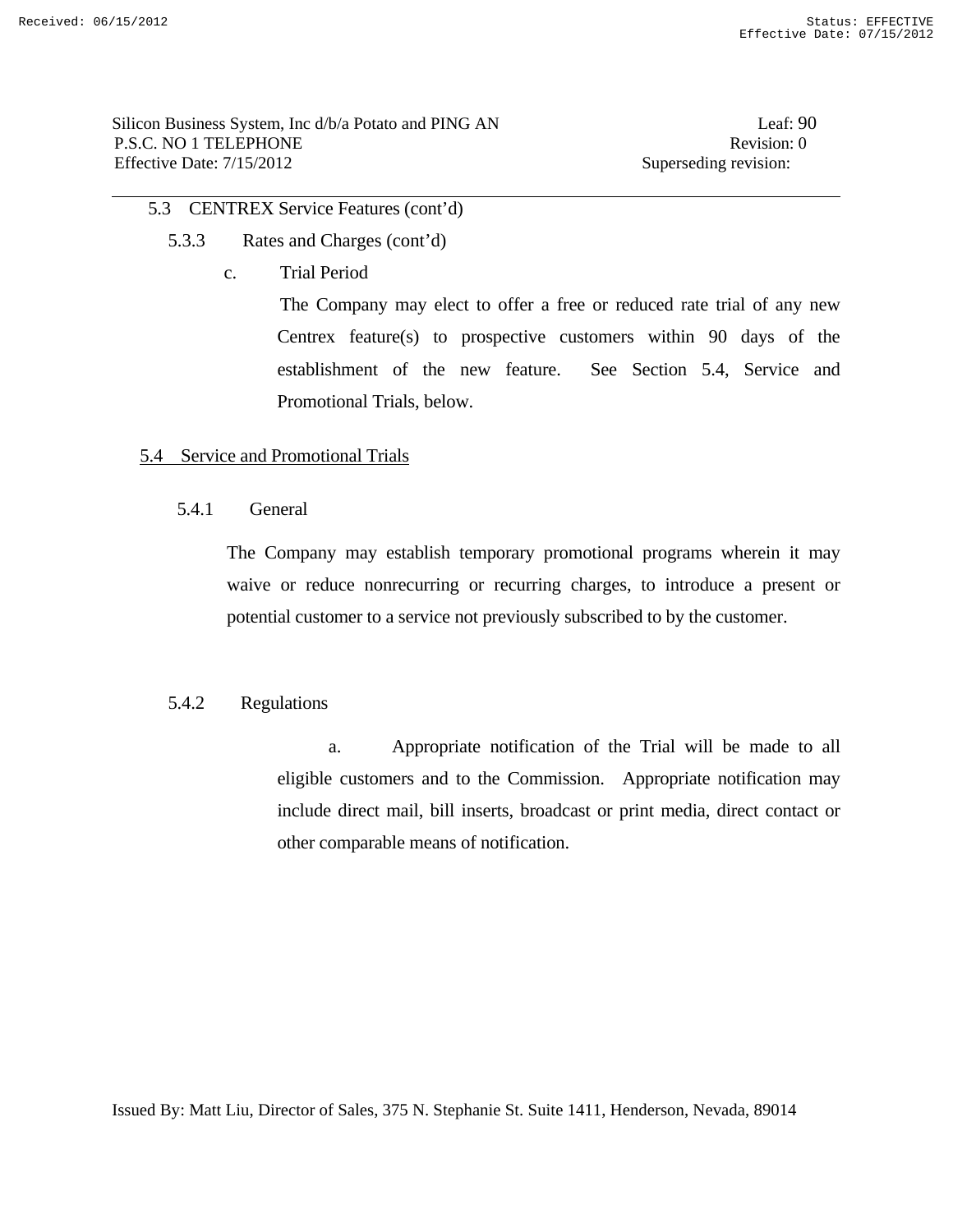5.3 CENTREX Service Features (cont'd)

5.3.3 Rates and Charges (cont'd)

c. Trial Period

The Company may elect to offer a free or reduced rate trial of any new Centrex feature(s) to prospective customers within 90 days of the establishment of the new feature. See Section 5.4, Service and Promotional Trials, below.

## 5.4 Service and Promotional Trials

### 5.4.1 General

The Company may establish temporary promotional programs wherein it may waive or reduce nonrecurring or recurring charges, to introduce a present or potential customer to a service not previously subscribed to by the customer.

### 5.4.2 Regulations

a. Appropriate notification of the Trial will be made to all eligible customers and to the Commission. Appropriate notification may include direct mail, bill inserts, broadcast or print media, direct contact or other comparable means of notification.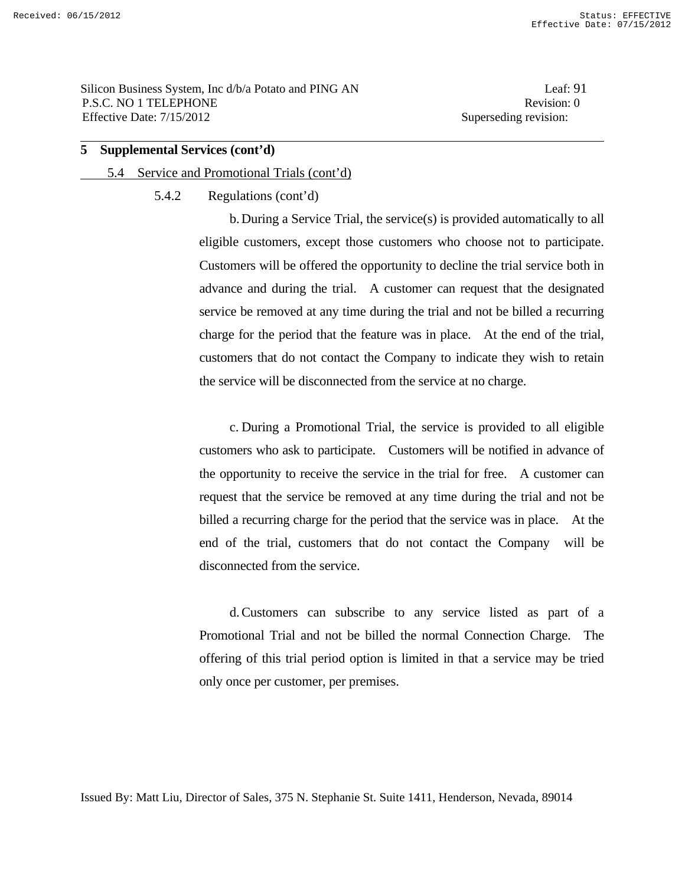## 5 Supplemental Services (cont'd)

### 5.4 Service and Promotional Trials (cont'd)

#### 5.4.2 Regulations (cont'd)

b. During a Service Trial, the service(s) is provided automatically to all eligible customers, except those customers who choose not to participate. Customers will be offered the opportunity to decline the trial service both in advance and during the trial. A customer can request that the designated service be removed at any time during the trial and not be billed a recurring charge for the period that the feature was in place. At the end of the trial, customers that do not contact the Company to indicate they wish to retain the service will be disconnected from the service at no charge.

c. During a Promotional Trial, the service is provided to all eligible customers who ask to participate. Customers will be notified in advance of the opportunity to receive the service in the trial for free. A customer can request that the service be removed at any time during the trial and not be billed a recurring charge for the period that the service was in place. At the end of the trial, customers that do not contact the Company will be disconnected from the service.

d. Customers can subscribe to any service listed as part of a Promotional Trial and not be billed the normal Connection Charge. The offering of this trial period option is limited in that a service may be tried only once per customer, per premises.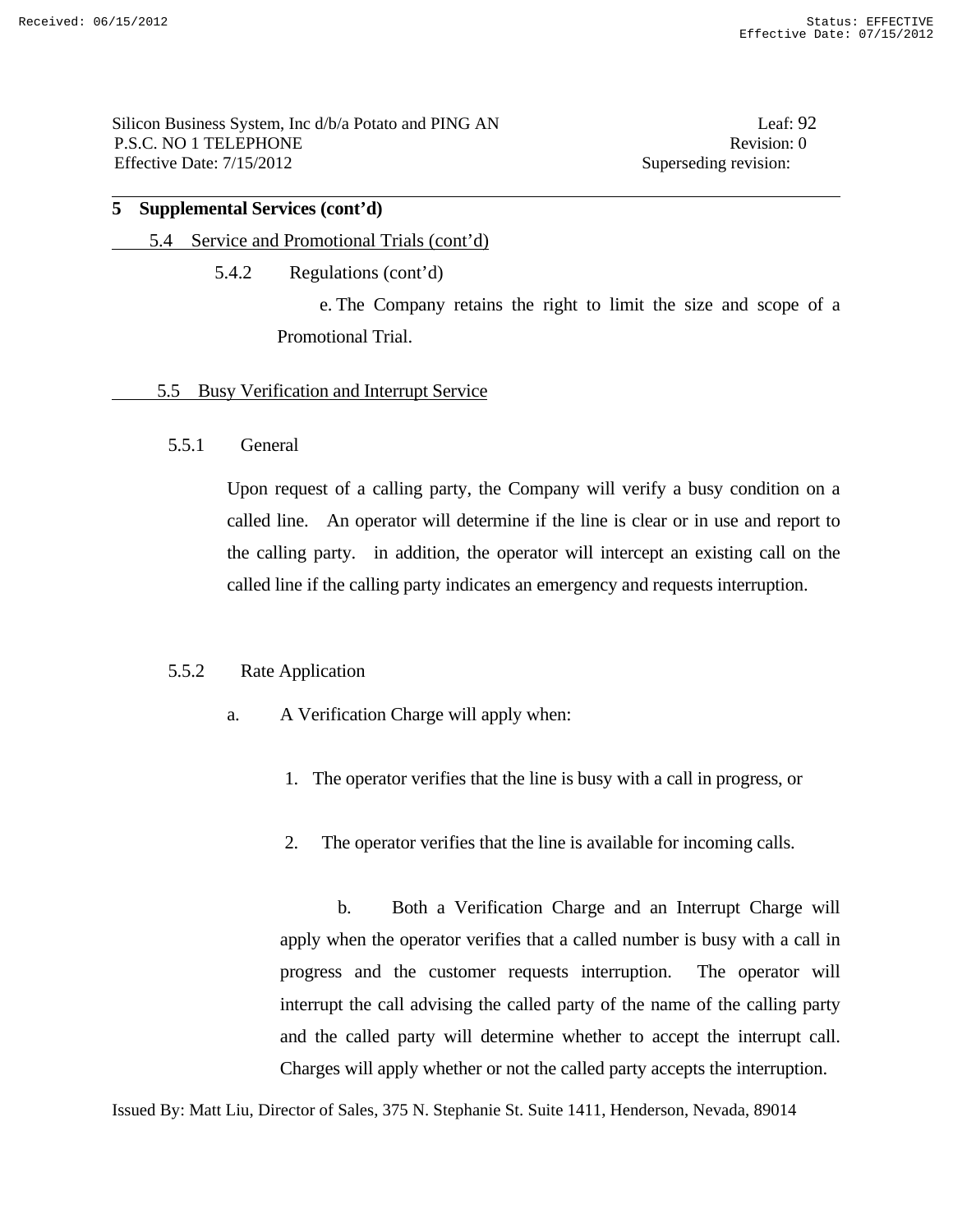## 5 Supplemental Services (cont'd)

### 5.4 Service and Promotional Trials (cont'd)

5.4.2 Regulations (cont'd)

e. The Company retains the right to limit the size and scope of a Promotional Trial.

### 5.5 Busy Verification and Interrupt Service

5.5.1 General

Upon request of a calling party, the Company will verify a busy condition on a called line. An operator will determine if the line is clear or in use and report to the calling party. in addition, the operator will intercept an existing call on the called line if the calling party indicates an emergency and requests interruption.

5.5.2 Rate Application

a. A Verification Charge will apply when:

1. The operator verifies that the line is busy with a call in progress, or
2. The operator verifies that the line is available for incoming calls.

b. Both a Verification Charge and an Interrupt Charge will apply when the operator verifies that a called number is busy with a call in progress and the customer requests interruption. The operator will interrupt the call advising the called party of the name of the calling party and the called party will determine whether to accept the interrupt call. Charges will apply whether or not the called party accepts the interruption.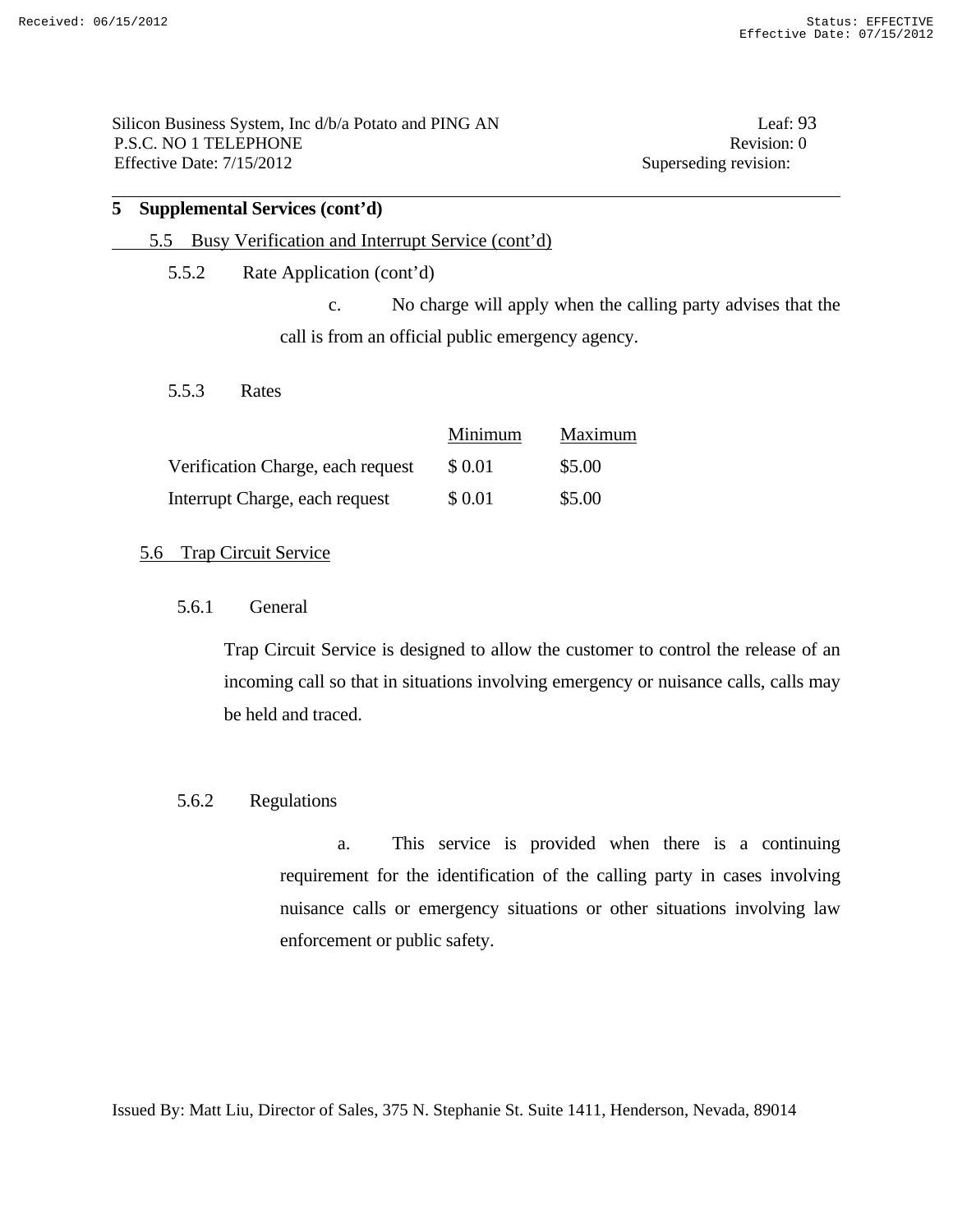## 5 Supplemental Services (cont'd)

### 5.5 Busy Verification and Interrupt Service (cont'd)

#### 5.5.2 Rate Application (cont'd)

c. No charge will apply when the calling party advises that the call is from an official public emergency agency.

#### 5.5.3 Rates

| | Minimum | Maximum |
|---|---|---|
| Verification Charge, each request | $ 0.01 | $5.00 |
| Interrupt Charge, each request | $ 0.01 | $5.00 |

### 5.6 Trap Circuit Service

#### 5.6.1 General

Trap Circuit Service is designed to allow the customer to control the release of an incoming call so that in situations involving emergency or nuisance calls, calls may be held and traced.

#### 5.6.2 Regulations

a. This service is provided when there is a continuing requirement for the identification of the calling party in cases involving nuisance calls or emergency situations or other situations involving law enforcement or public safety.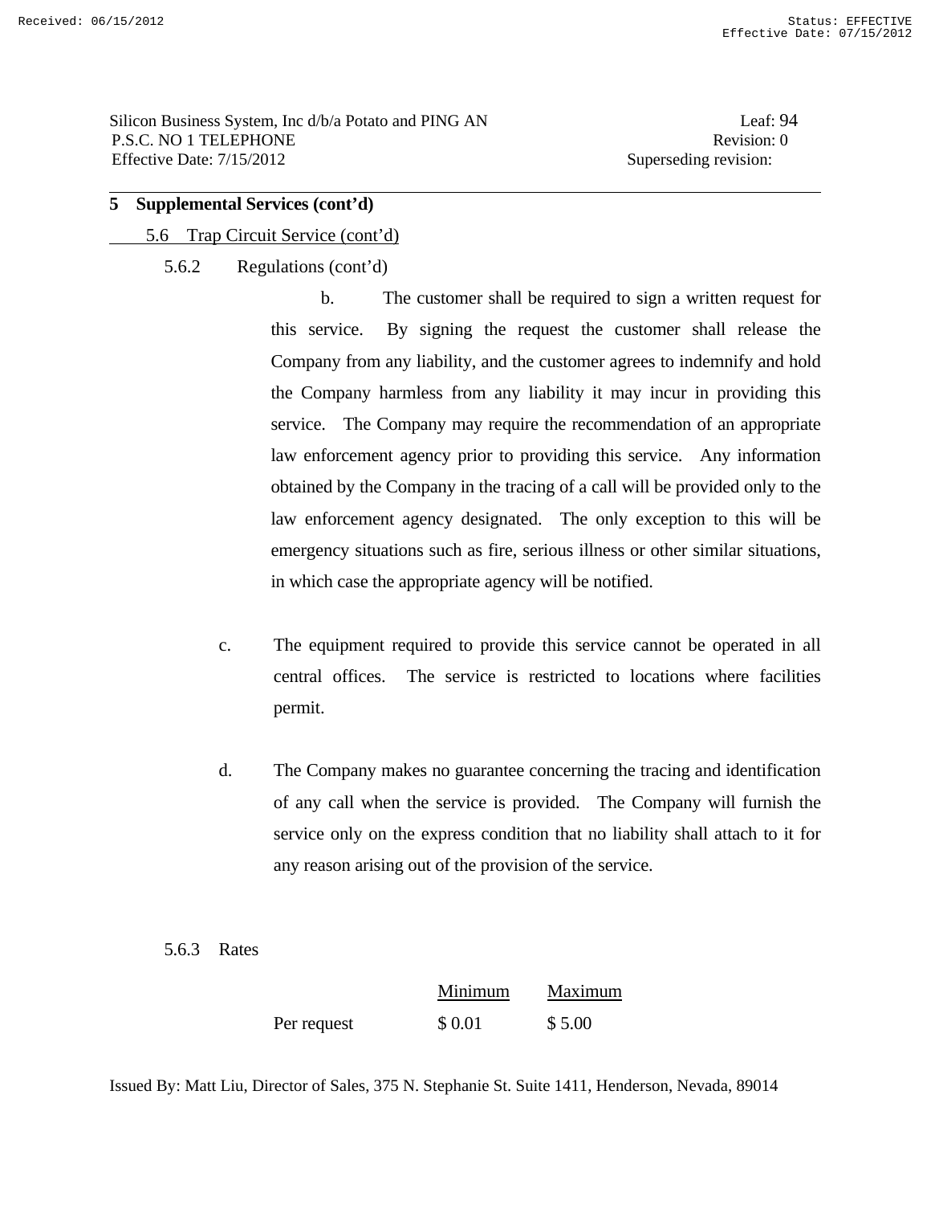## 5 Supplemental Services (cont'd)

5.6 Trap Circuit Service (cont'd)

5.6.2 Regulations (cont'd)

b. The customer shall be required to sign a written request for this service. By signing the request the customer shall release the Company from any liability, and the customer agrees to indemnify and hold the Company harmless from any liability it may incur in providing this service. The Company may require the recommendation of an appropriate law enforcement agency prior to providing this service. Any information obtained by the Company in the tracing of a call will be provided only to the law enforcement agency designated. The only exception to this will be emergency situations such as fire, serious illness or other similar situations, in which case the appropriate agency will be notified.

c. The equipment required to provide this service cannot be operated in all central offices. The service is restricted to locations where facilities permit.

d. The Company makes no guarantee concerning the tracing and identification of any call when the service is provided. The Company will furnish the service only on the express condition that no liability shall attach to it for any reason arising out of the provision of the service.

5.6.3 Rates

| | Minimum | Maximum |
|---|---|---|
| Per request | $ 0.01 | $ 5.00 |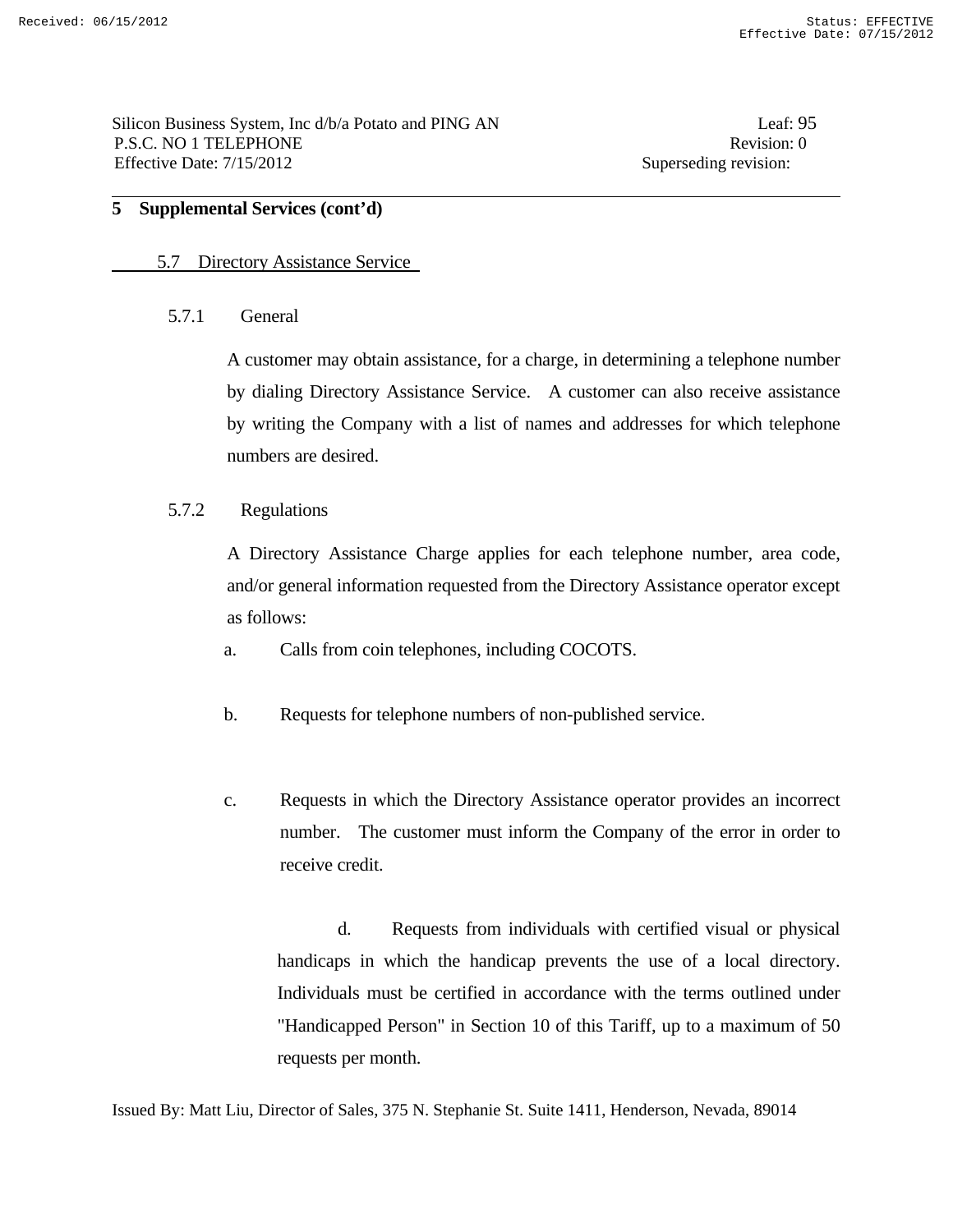## 5 Supplemental Services (cont'd)

### 5.7 Directory Assistance Service

#### 5.7.1 General

A customer may obtain assistance, for a charge, in determining a telephone number by dialing Directory Assistance Service. A customer can also receive assistance by writing the Company with a list of names and addresses for which telephone numbers are desired.

#### 5.7.2 Regulations

A Directory Assistance Charge applies for each telephone number, area code, and/or general information requested from the Directory Assistance operator except as follows:

a. Calls from coin telephones, including COCOTS.

b. Requests for telephone numbers of non-published service.

c. Requests in which the Directory Assistance operator provides an incorrect number. The customer must inform the Company of the error in order to receive credit.

d. Requests from individuals with certified visual or physical handicaps in which the handicap prevents the use of a local directory. Individuals must be certified in accordance with the terms outlined under "Handicapped Person" in Section 10 of this Tariff, up to a maximum of 50 requests per month.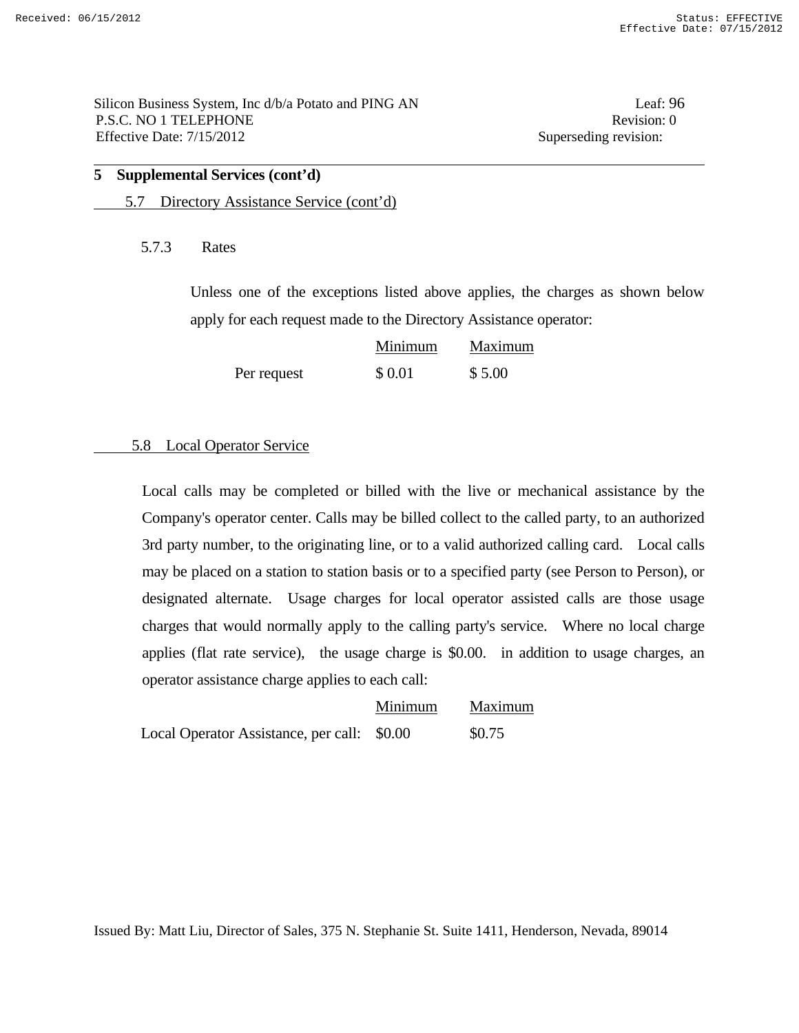## 5 Supplemental Services (cont'd)

### 5.7 Directory Assistance Service (cont'd)

#### 5.7.3 Rates

Unless one of the exceptions listed above applies, the charges as shown below apply for each request made to the Directory Assistance operator:

| | Minimum | Maximum |
|---|---|---|
| Per request | $ 0.01 | $ 5.00 |

### 5.8 Local Operator Service

Local calls may be completed or billed with the live or mechanical assistance by the Company's operator center. Calls may be billed collect to the called party, to an authorized 3rd party number, to the originating line, or to a valid authorized calling card. Local calls may be placed on a station to station basis or to a specified party (see Person to Person), or designated alternate. Usage charges for local operator assisted calls are those usage charges that would normally apply to the calling party's service. Where no local charge applies (flat rate service), the usage charge is $0.00. in addition to usage charges, an operator assistance charge applies to each call:

| | Minimum | Maximum |
|---|---|---|
| Local Operator Assistance, per call: | $0.00 | $0.75 |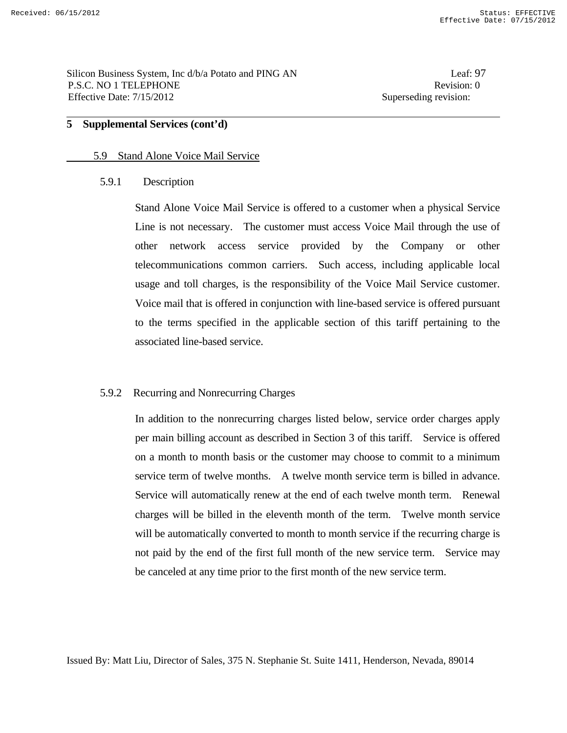## 5 Supplemental Services (cont'd)

### 5.9 Stand Alone Voice Mail Service

#### 5.9.1 Description

Stand Alone Voice Mail Service is offered to a customer when a physical Service Line is not necessary. The customer must access Voice Mail through the use of other network access service provided by the Company or other telecommunications common carriers. Such access, including applicable local usage and toll charges, is the responsibility of the Voice Mail Service customer. Voice mail that is offered in conjunction with line-based service is offered pursuant to the terms specified in the applicable section of this tariff pertaining to the associated line-based service.

#### 5.9.2 Recurring and Nonrecurring Charges

In addition to the nonrecurring charges listed below, service order charges apply per main billing account as described in Section 3 of this tariff. Service is offered on a month to month basis or the customer may choose to commit to a minimum service term of twelve months. A twelve month service term is billed in advance. Service will automatically renew at the end of each twelve month term. Renewal charges will be billed in the eleventh month of the term. Twelve month service will be automatically converted to month to month service if the recurring charge is not paid by the end of the first full month of the new service term. Service may be canceled at any time prior to the first month of the new service term.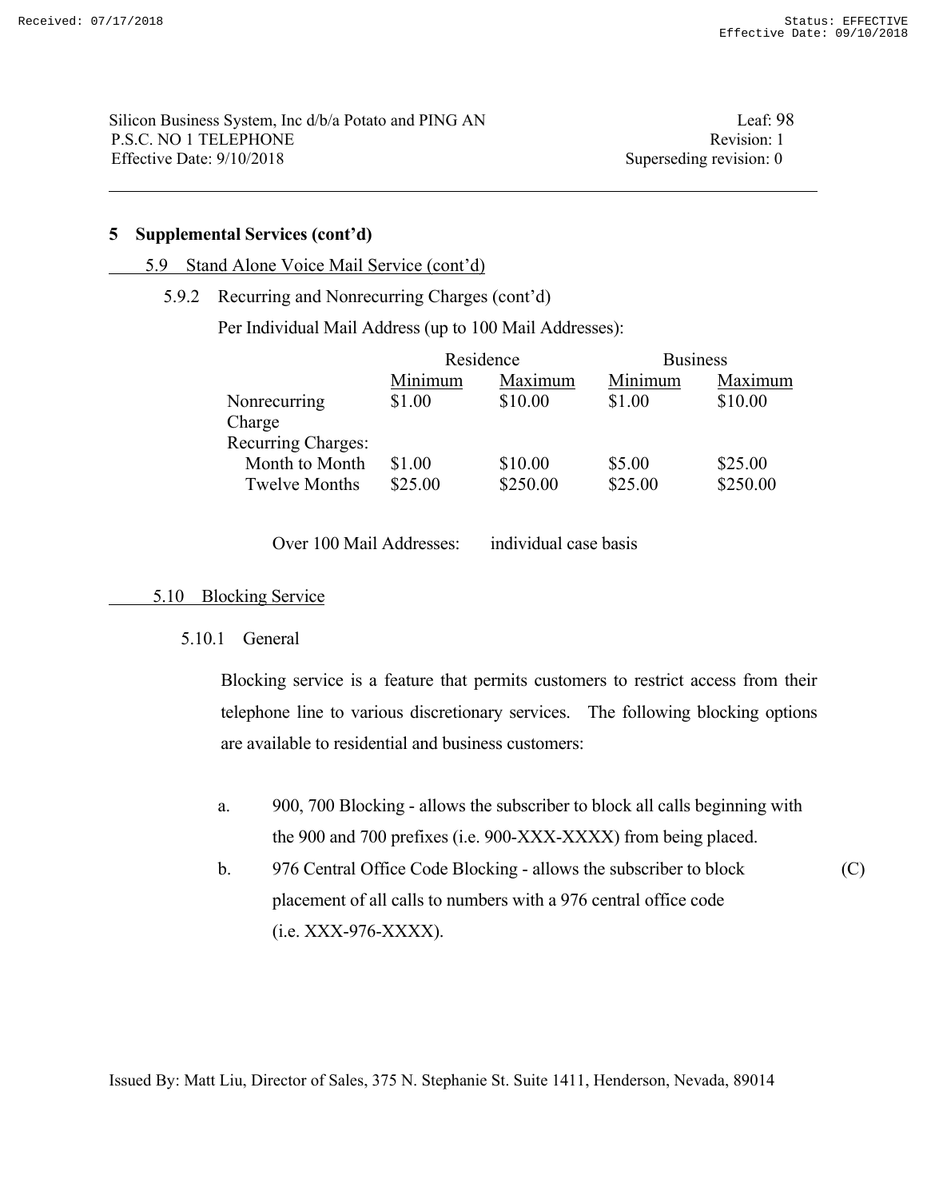## 5 Supplemental Services (cont'd)

### 5.9 Stand Alone Voice Mail Service (cont'd)

#### 5.9.2 Recurring and Nonrecurring Charges (cont'd)

Per Individual Mail Address (up to 100 Mail Addresses):

| | Residence | | Business | |
|---|---|---|---|---|
| | Minimum | Maximum | Minimum | Maximum |
| Nonrecurring Charge | $1.00 | $10.00 | $1.00 | $10.00 |
| Recurring Charges: | | | | |
| Month to Month | $1.00 | $10.00 | $5.00 | $25.00 |
| Twelve Months | $25.00 | $250.00 | $25.00 | $250.00 |

Over 100 Mail Addresses: individual case basis

### 5.10 Blocking Service

#### 5.10.1 General

Blocking service is a feature that permits customers to restrict access from their telephone line to various discretionary services. The following blocking options are available to residential and business customers:

a. 900, 700 Blocking - allows the subscriber to block all calls beginning with the 900 and 700 prefixes (i.e. 900-XXX-XXXX) from being placed.

b. 976 Central Office Code Blocking - allows the subscriber to block placement of all calls to numbers with a 976 central office code (i.e. XXX-976-XXXX). (C)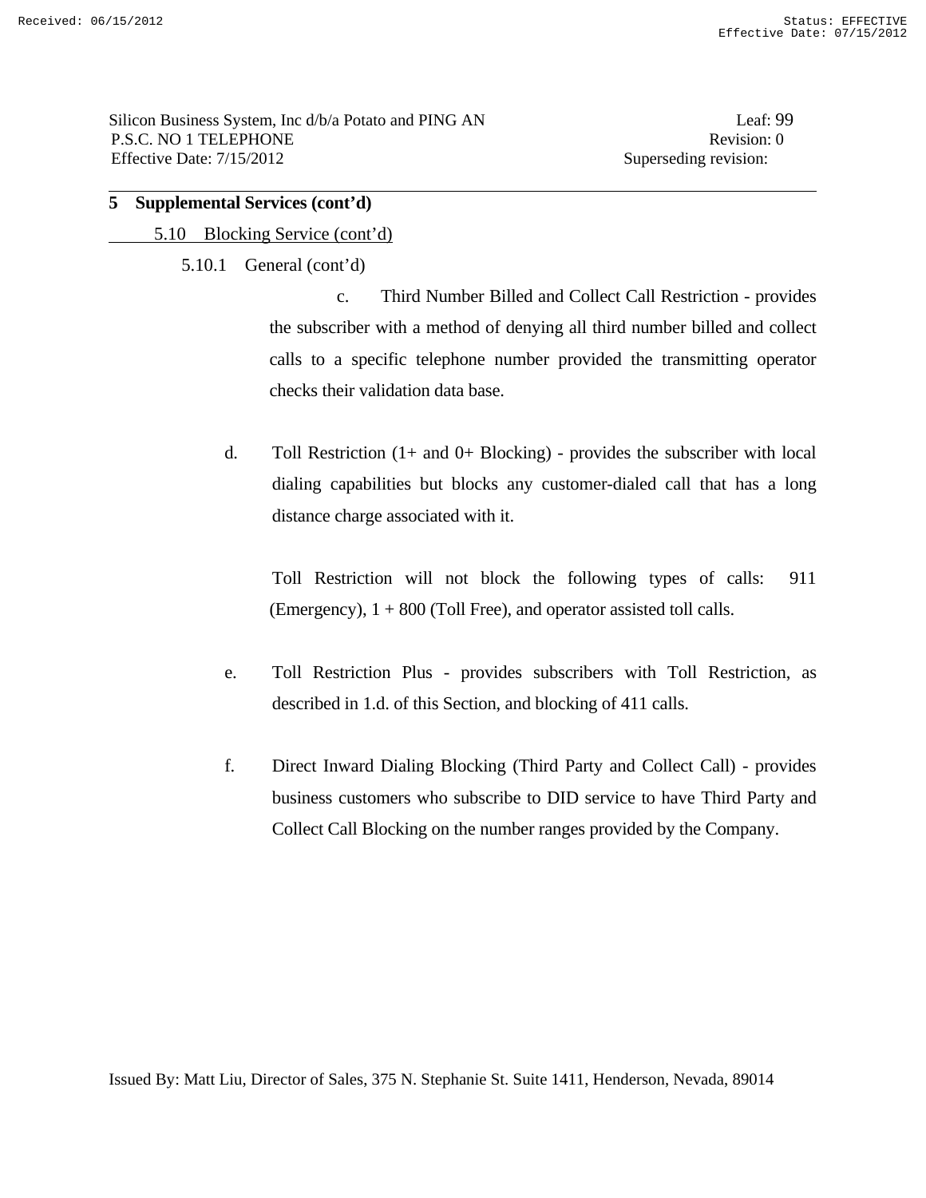## 5 Supplemental Services (cont'd)

### 5.10 Blocking Service (cont'd)

#### 5.10.1 General (cont'd)

c. Third Number Billed and Collect Call Restriction - provides the subscriber with a method of denying all third number billed and collect calls to a specific telephone number provided the transmitting operator checks their validation data base.

d. Toll Restriction (1+ and 0+ Blocking) - provides the subscriber with local dialing capabilities but blocks any customer-dialed call that has a long distance charge associated with it.

Toll Restriction will not block the following types of calls: 911 (Emergency), 1 + 800 (Toll Free), and operator assisted toll calls.

e. Toll Restriction Plus - provides subscribers with Toll Restriction, as described in 1.d. of this Section, and blocking of 411 calls.

f. Direct Inward Dialing Blocking (Third Party and Collect Call) - provides business customers who subscribe to DID service to have Third Party and Collect Call Blocking on the number ranges provided by the Company.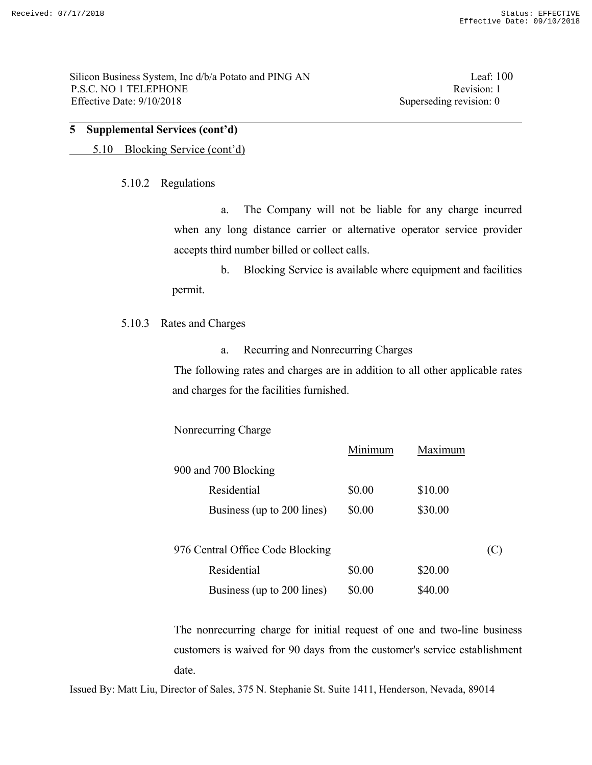## 5 Supplemental Services (cont'd)

### 5.10 Blocking Service (cont'd)

#### 5.10.2 Regulations

a. The Company will not be liable for any charge incurred when any long distance carrier or alternative operator service provider accepts third number billed or collect calls.

b. Blocking Service is available where equipment and facilities permit.

#### 5.10.3 Rates and Charges

a. Recurring and Nonrecurring Charges

The following rates and charges are in addition to all other applicable rates and charges for the facilities furnished.

Nonrecurring Charge

| | Minimum | Maximum | |
|---|---|---|---|
| 900 and 700 Blocking | | | |
| Residential | $0.00 | $10.00 | |
| Business (up to 200 lines) | $0.00 | $30.00 | |
| 976 Central Office Code Blocking | | | (C) |
| Residential | $0.00 | $20.00 | |
| Business (up to 200 lines) | $0.00 | $40.00 | |

The nonrecurring charge for initial request of one and two-line business customers is waived for 90 days from the customer's service establishment date.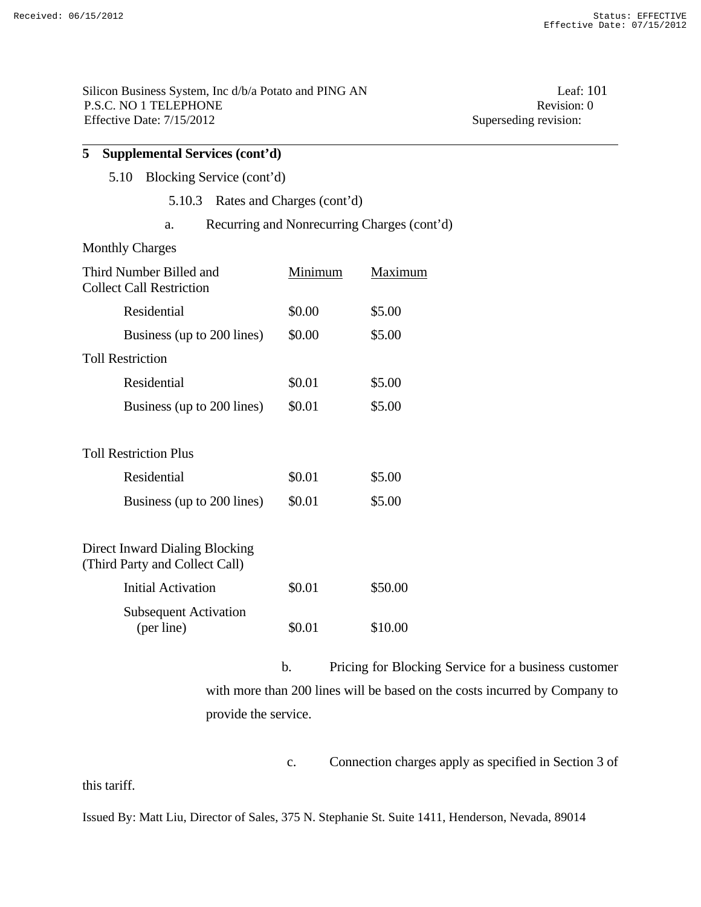Silicon Business System, Inc d/b/a Potato and PING AN
P.S.C. NO 1 TELEPHONE
Effective Date: 7/15/2012

Leaf: 101
Revision: 0
Superseding revision:

## 5 Supplemental Services (cont'd)

### 5.10 Blocking Service (cont'd)

#### 5.10.3 Rates and Charges (cont'd)

a. Recurring and Nonrecurring Charges (cont'd)

Monthly Charges

| | Minimum | Maximum |
|---|---|---|
| Third Number Billed and Collect Call Restriction | | |
| Residential | $0.00 | $5.00 |
| Business (up to 200 lines) | $0.00 | $5.00 |
| Toll Restriction | | |
| Residential | $0.01 | $5.00 |
| Business (up to 200 lines) | $0.01 | $5.00 |
| Toll Restriction Plus | | |
| Residential | $0.01 | $5.00 |
| Business (up to 200 lines) | $0.01 | $5.00 |
| Direct Inward Dialing Blocking (Third Party and Collect Call) | | |
| Initial Activation | $0.01 | $50.00 |
| Subsequent Activation (per line) | $0.01 | $10.00 |

b. Pricing for Blocking Service for a business customer with more than 200 lines will be based on the costs incurred by Company to provide the service.

c. Connection charges apply as specified in Section 3 of this tariff.

Issued By: Matt Liu, Director of Sales, 375 N. Stephanie St. Suite 1411, Henderson, Nevada, 89014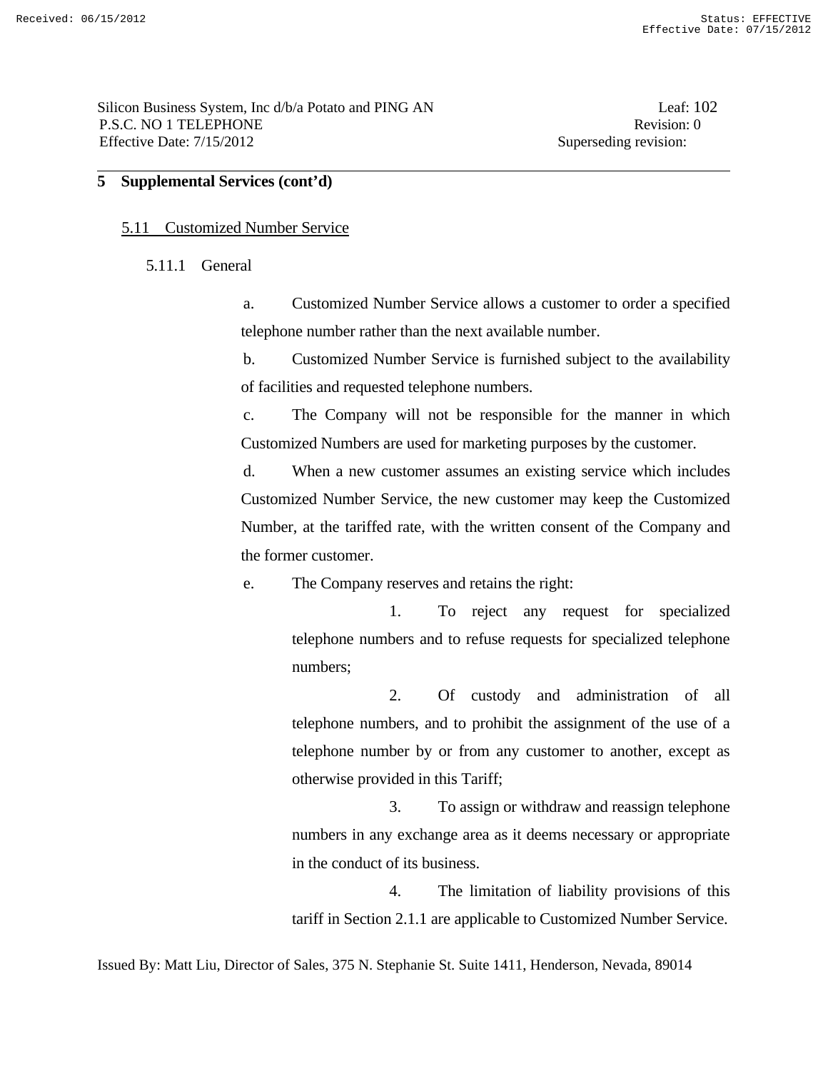## 5 Supplemental Services (cont'd)

### 5.11 Customized Number Service

#### 5.11.1 General

a. Customized Number Service allows a customer to order a specified telephone number rather than the next available number.

b. Customized Number Service is furnished subject to the availability of facilities and requested telephone numbers.

c. The Company will not be responsible for the manner in which Customized Numbers are used for marketing purposes by the customer.

d. When a new customer assumes an existing service which includes Customized Number Service, the new customer may keep the Customized Number, at the tariffed rate, with the written consent of the Company and the former customer.

e. The Company reserves and retains the right:

1. To reject any request for specialized telephone numbers and to refuse requests for specialized telephone numbers;
2. Of custody and administration of all telephone numbers, and to prohibit the assignment of the use of a telephone number by or from any customer to another, except as otherwise provided in this Tariff;
3. To assign or withdraw and reassign telephone numbers in any exchange area as it deems necessary or appropriate in the conduct of its business.
4. The limitation of liability provisions of this tariff in Section 2.1.1 are applicable to Customized Number Service.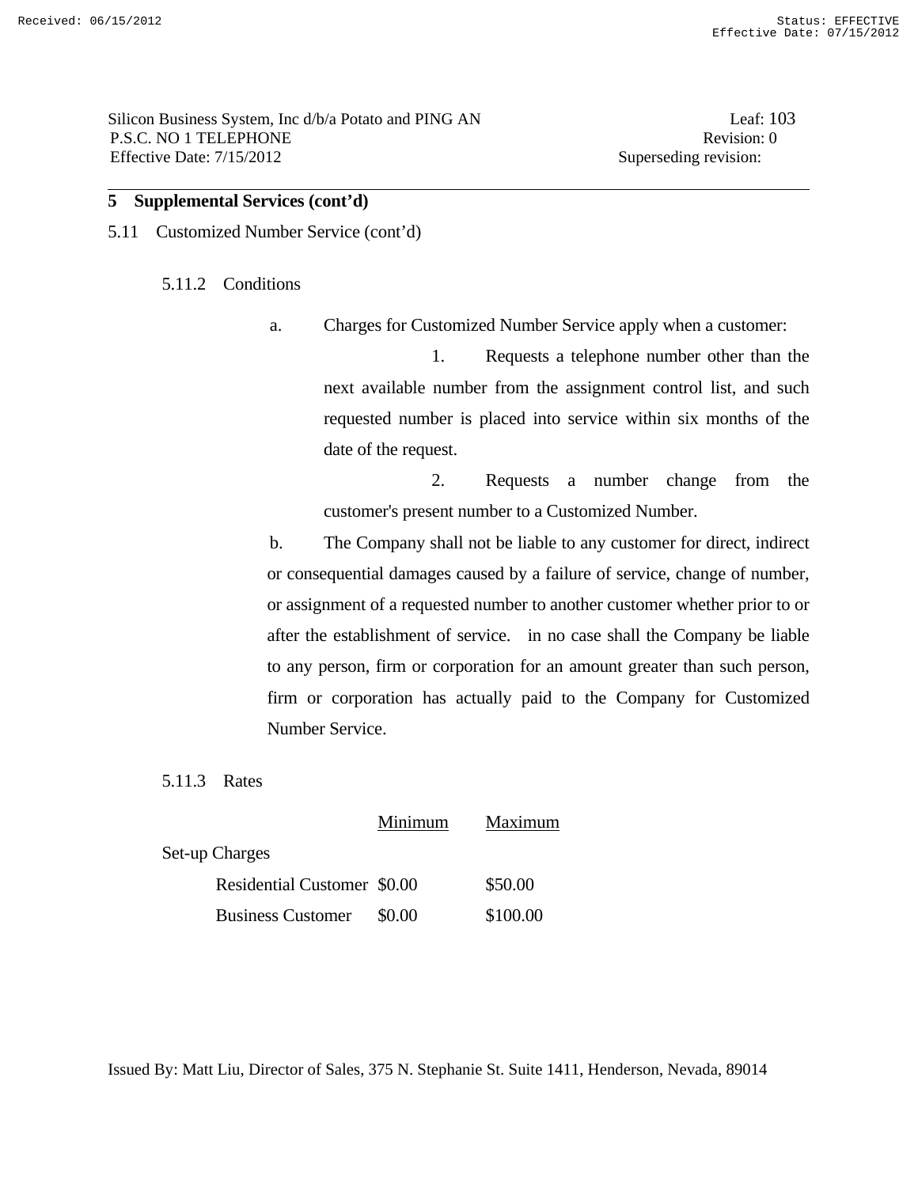## 5 Supplemental Services (cont'd)

5.11 Customized Number Service (cont'd)

5.11.2 Conditions

a. Charges for Customized Number Service apply when a customer:

1. Requests a telephone number other than the next available number from the assignment control list, and such requested number is placed into service within six months of the date of the request.

2. Requests a number change from the customer's present number to a Customized Number.

b. The Company shall not be liable to any customer for direct, indirect or consequential damages caused by a failure of service, change of number, or assignment of a requested number to another customer whether prior to or after the establishment of service. in no case shall the Company be liable to any person, firm or corporation for an amount greater than such person, firm or corporation has actually paid to the Company for Customized Number Service.

5.11.3 Rates

| | Minimum | Maximum |
|---|---|---|
| Set-up Charges | | |
| Residential Customer | $0.00 | $50.00 |
| Business Customer | $0.00 | $100.00 |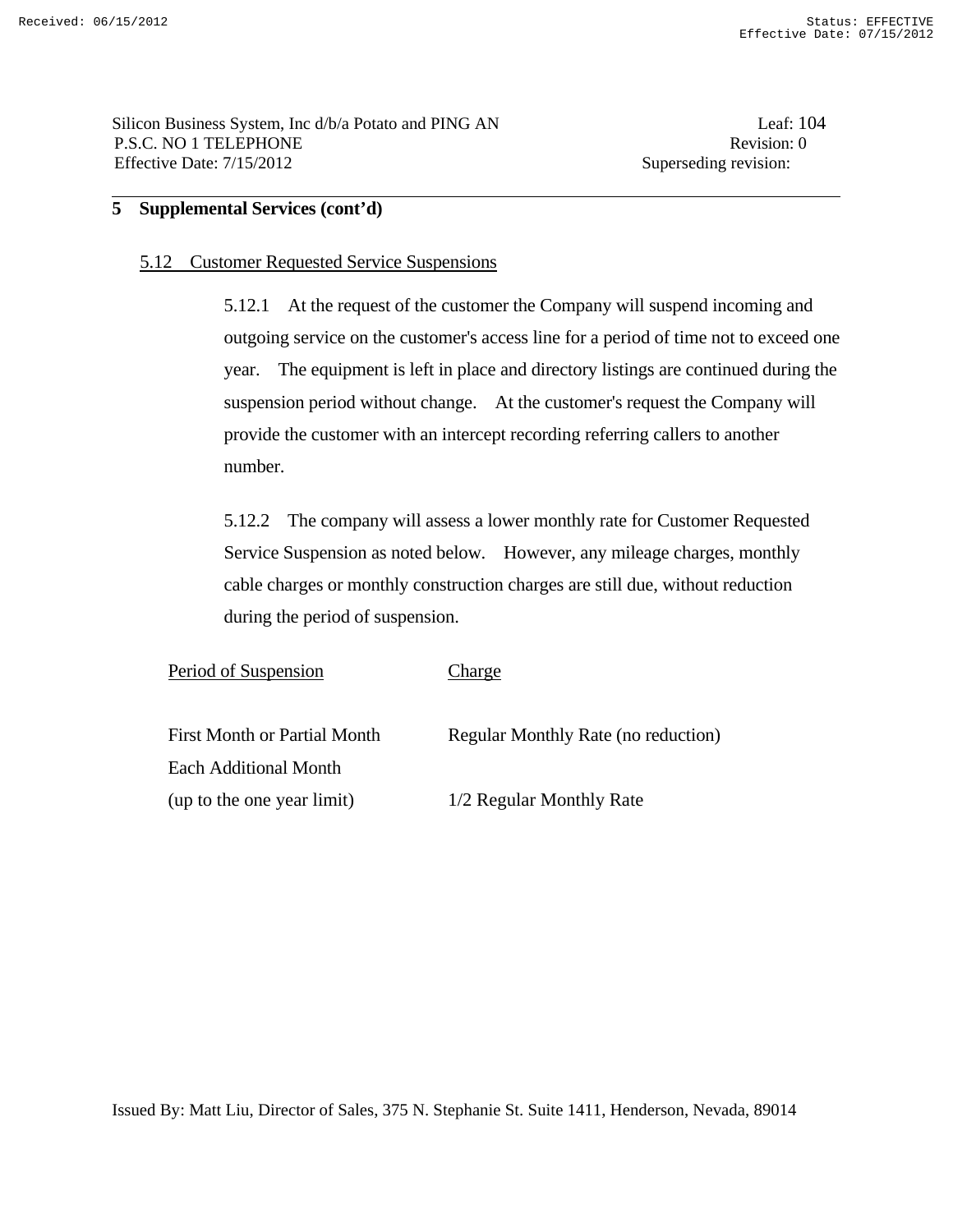## 5 Supplemental Services (cont'd)

### 5.12 Customer Requested Service Suspensions

5.12.1 At the request of the customer the Company will suspend incoming and outgoing service on the customer's access line for a period of time not to exceed one year. The equipment is left in place and directory listings are continued during the suspension period without change. At the customer's request the Company will provide the customer with an intercept recording referring callers to another number.

5.12.2 The company will assess a lower monthly rate for Customer Requested Service Suspension as noted below. However, any mileage charges, monthly cable charges or monthly construction charges are still due, without reduction during the period of suspension.

| Period of Suspension | Charge |
| --- | --- |
| First Month or Partial Month | Regular Monthly Rate (no reduction) |
| Each Additional Month (up to the one year limit) | 1/2 Regular Monthly Rate |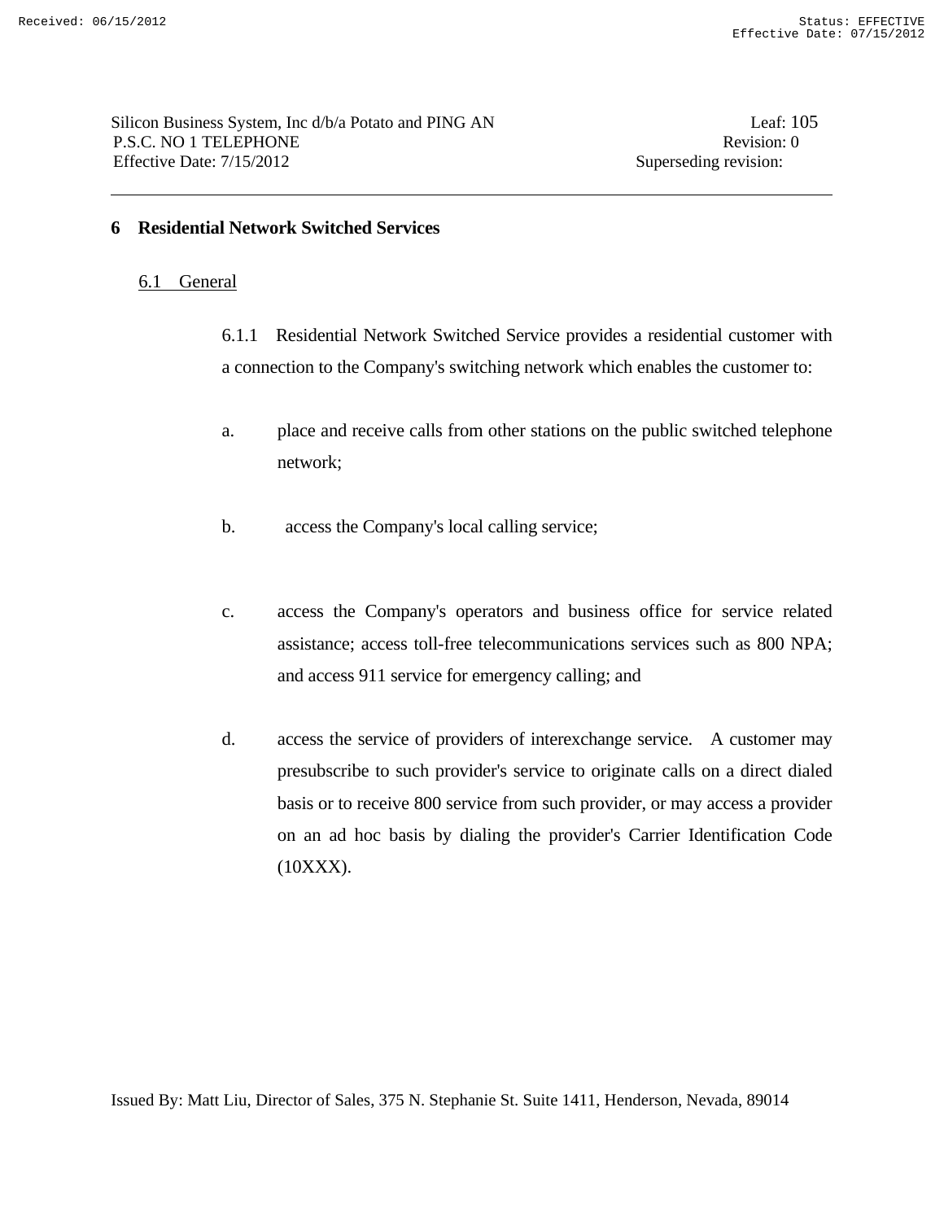# 6 Residential Network Switched Services

## 6.1 General

6.1.1 Residential Network Switched Service provides a residential customer with a connection to the Company's switching network which enables the customer to:

a. place and receive calls from other stations on the public switched telephone network;

b. access the Company's local calling service;

c. access the Company's operators and business office for service related assistance; access toll-free telecommunications services such as 800 NPA; and access 911 service for emergency calling; and

d. access the service of providers of interexchange service. A customer may presubscribe to such provider's service to originate calls on a direct dialed basis or to receive 800 service from such provider, or may access a provider on an ad hoc basis by dialing the provider's Carrier Identification Code (10XXX).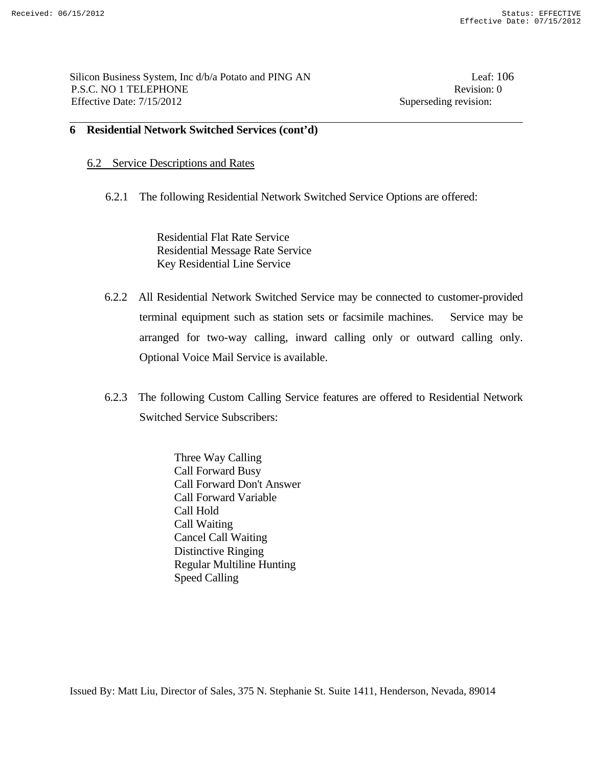## 6 Residential Network Switched Services (cont'd)

### 6.2 Service Descriptions and Rates

6.2.1 The following Residential Network Switched Service Options are offered:

- Residential Flat Rate Service
- Residential Message Rate Service
- Key Residential Line Service

6.2.2 All Residential Network Switched Service may be connected to customer-provided terminal equipment such as station sets or facsimile machines. Service may be arranged for two-way calling, inward calling only or outward calling only. Optional Voice Mail Service is available.

6.2.3 The following Custom Calling Service features are offered to Residential Network Switched Service Subscribers:

- Three Way Calling
- Call Forward Busy
- Call Forward Don't Answer
- Call Forward Variable
- Call Hold
- Call Waiting
- Cancel Call Waiting
- Distinctive Ringing
- Regular Multiline Hunting
- Speed Calling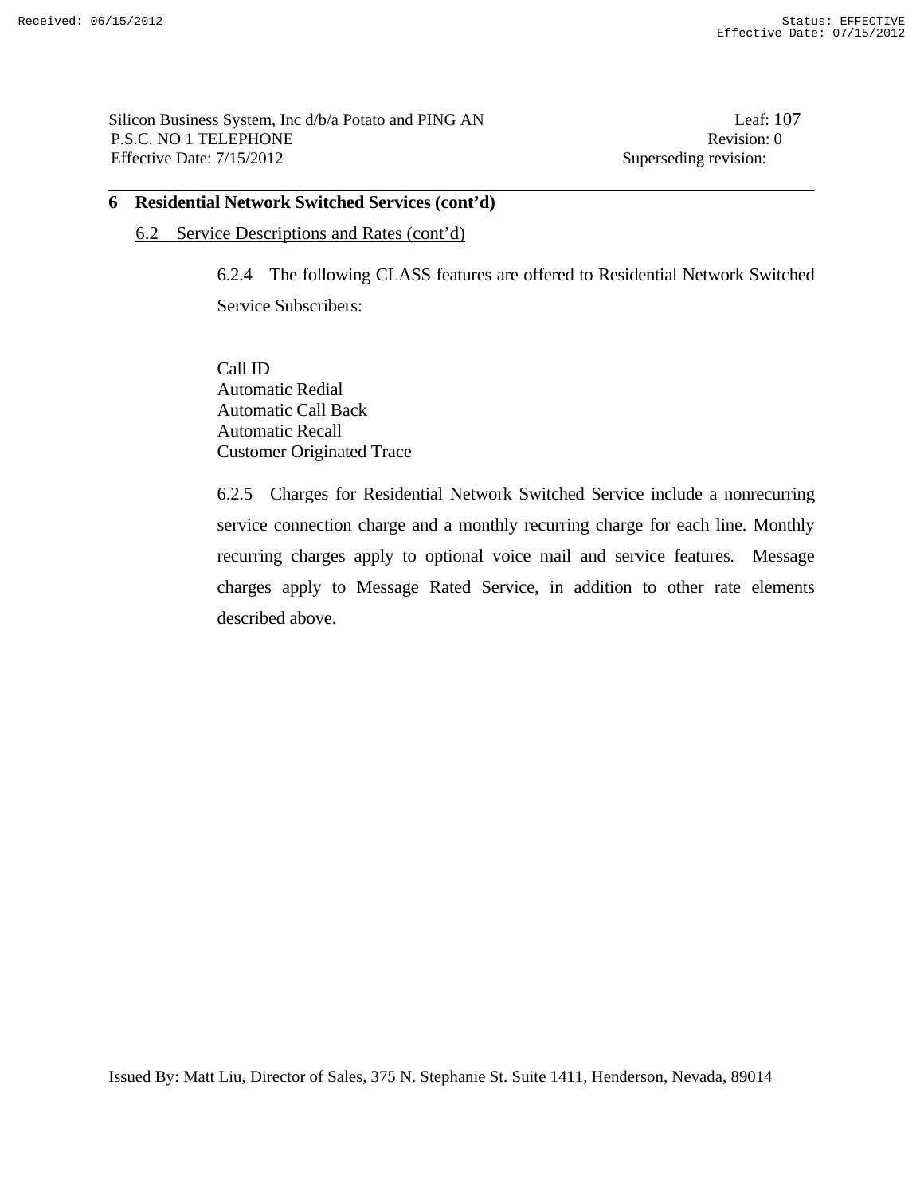## 6 Residential Network Switched Services (cont'd)

### 6.2 Service Descriptions and Rates (cont'd)

6.2.4 The following CLASS features are offered to Residential Network Switched Service Subscribers:

Call ID
Automatic Redial
Automatic Call Back
Automatic Recall
Customer Originated Trace

6.2.5 Charges for Residential Network Switched Service include a nonrecurring service connection charge and a monthly recurring charge for each line. Monthly recurring charges apply to optional voice mail and service features. Message charges apply to Message Rated Service, in addition to other rate elements described above.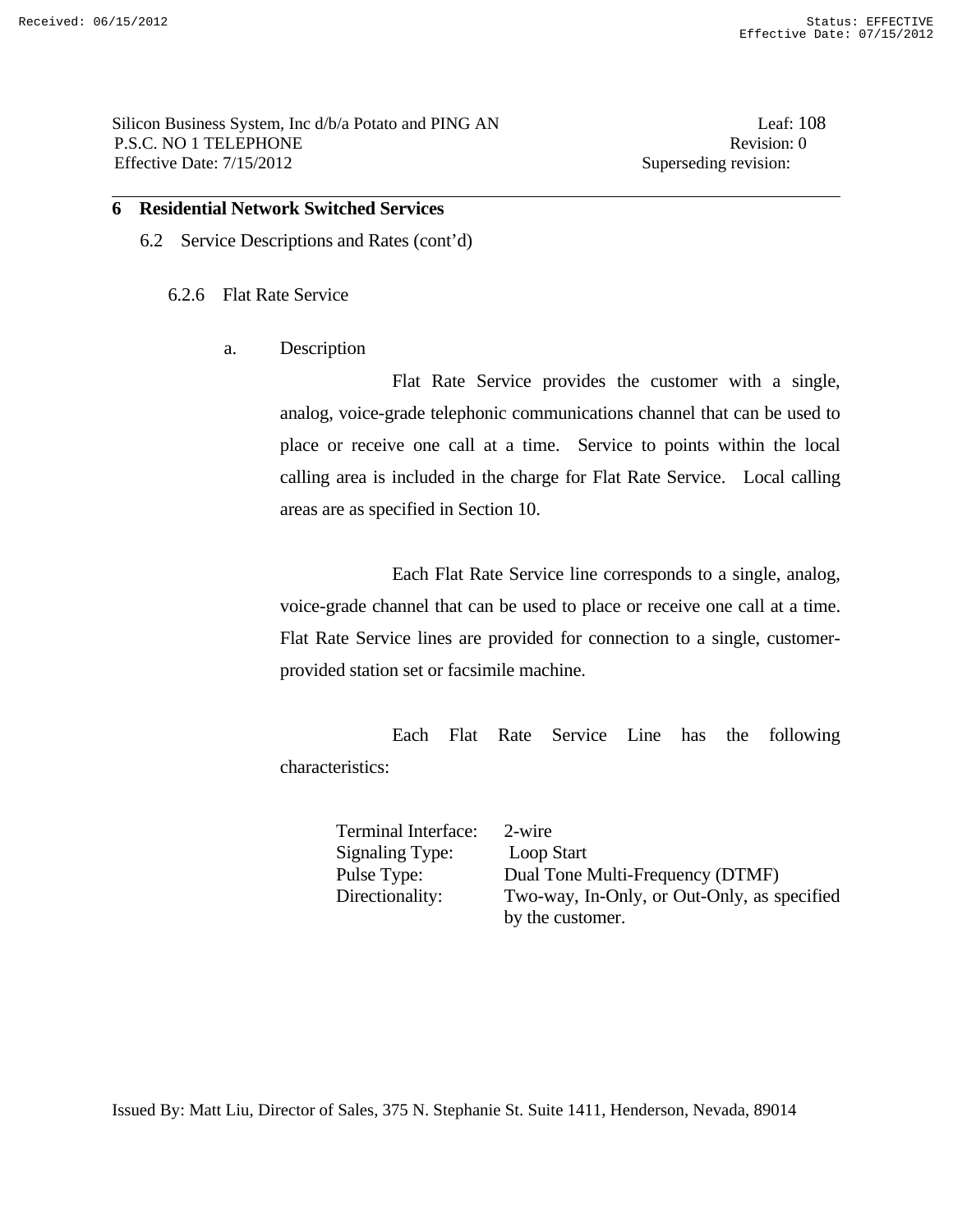# 6 Residential Network Switched Services

## 6.2 Service Descriptions and Rates (cont'd)

### 6.2.6 Flat Rate Service

a. Description

Flat Rate Service provides the customer with a single, analog, voice-grade telephonic communications channel that can be used to place or receive one call at a time. Service to points within the local calling area is included in the charge for Flat Rate Service. Local calling areas are as specified in Section 10.

Each Flat Rate Service line corresponds to a single, analog, voice-grade channel that can be used to place or receive one call at a time. Flat Rate Service lines are provided for connection to a single, customer-provided station set or facsimile machine.

Each Flat Rate Service Line has the following characteristics:

| | |
|---|---|
| Terminal Interface: | 2-wire |
| Signaling Type: | Loop Start |
| Pulse Type: | Dual Tone Multi-Frequency (DTMF) |
| Directionality: | Two-way, In-Only, or Out-Only, as specified by the customer. |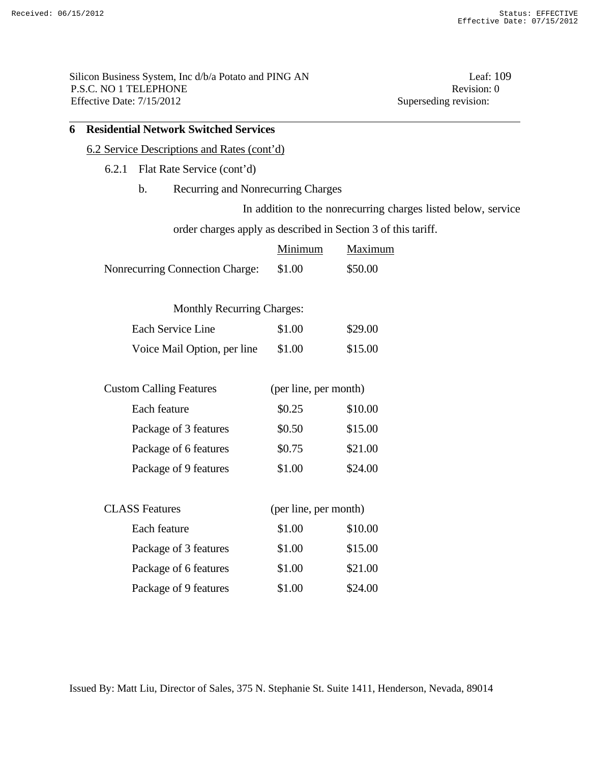## 6 Residential Network Switched Services

6.2 Service Descriptions and Rates (cont'd)

6.2.1 Flat Rate Service (cont'd)

b. Recurring and Nonrecurring Charges

In addition to the nonrecurring charges listed below, service order charges apply as described in Section 3 of this tariff.

| | Minimum | Maximum |
|---|---|---|
| Nonrecurring Connection Charge: | $1.00 | $50.00 |
| Monthly Recurring Charges: | | |
| Each Service Line | $1.00 | $29.00 |
| Voice Mail Option, per line | $1.00 | $15.00 |
| Custom Calling Features | (per line, per month) | |
| Each feature | $0.25 | $10.00 |
| Package of 3 features | $0.50 | $15.00 |
| Package of 6 features | $0.75 | $21.00 |
| Package of 9 features | $1.00 | $24.00 |
| CLASS Features | (per line, per month) | |
| Each feature | $1.00 | $10.00 |
| Package of 3 features | $1.00 | $15.00 |
| Package of 6 features | $1.00 | $21.00 |
| Package of 9 features | $1.00 | $24.00 |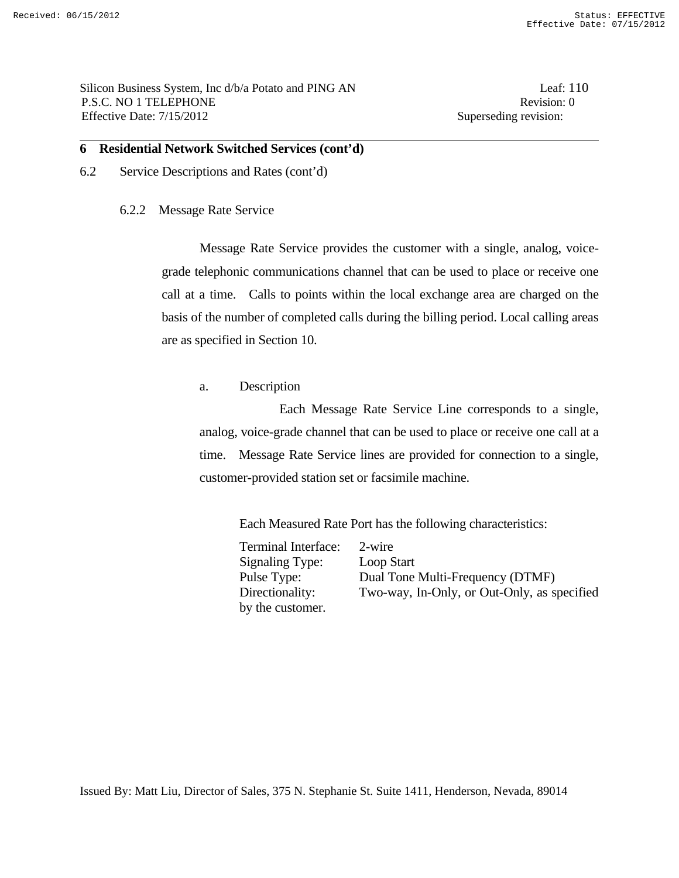## 6 Residential Network Switched Services (cont'd)

6.2 Service Descriptions and Rates (cont'd)

### 6.2.2 Message Rate Service

Message Rate Service provides the customer with a single, analog, voice-grade telephonic communications channel that can be used to place or receive one call at a time. Calls to points within the local exchange area are charged on the basis of the number of completed calls during the billing period. Local calling areas are as specified in Section 10.

a. Description

Each Message Rate Service Line corresponds to a single, analog, voice-grade channel that can be used to place or receive one call at a time. Message Rate Service lines are provided for connection to a single, customer-provided station set or facsimile machine.

Each Measured Rate Port has the following characteristics:

| | |
|---|---|
| Terminal Interface: | 2-wire |
| Signaling Type: | Loop Start |
| Pulse Type: | Dual Tone Multi-Frequency (DTMF) |
| Directionality: | Two-way, In-Only, or Out-Only, as specified by the customer. |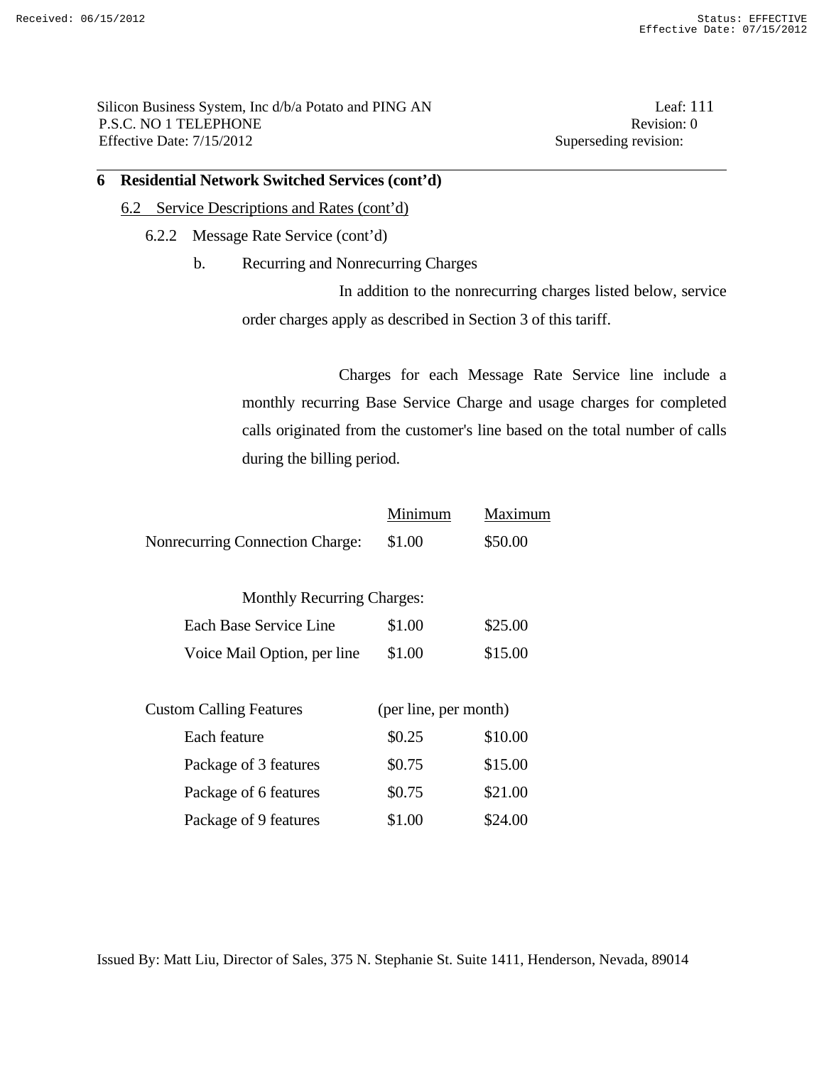Silicon Business System, Inc d/b/a Potato and PING AN Leaf: 111
P.S.C. NO 1 TELEPHONE Revision: 0
Effective Date: 7/15/2012 Superseding revision:

## 6 Residential Network Switched Services (cont'd)

### 6.2 Service Descriptions and Rates (cont'd)

#### 6.2.2 Message Rate Service (cont'd)

b. Recurring and Nonrecurring Charges

In addition to the nonrecurring charges listed below, service order charges apply as described in Section 3 of this tariff.

Charges for each Message Rate Service line include a monthly recurring Base Service Charge and usage charges for completed calls originated from the customer's line based on the total number of calls during the billing period.

| | Minimum | Maximum |
|---|---|---|
| Nonrecurring Connection Charge: | $1.00 | $50.00 |
| Monthly Recurring Charges: | | |
| Each Base Service Line | $1.00 | $25.00 |
| Voice Mail Option, per line | $1.00 | $15.00 |
| Custom Calling Features | (per line, per month) | |
| Each feature | $0.25 | $10.00 |
| Package of 3 features | $0.75 | $15.00 |
| Package of 6 features | $0.75 | $21.00 |
| Package of 9 features | $1.00 | $24.00 |

Issued By: Matt Liu, Director of Sales, 375 N. Stephanie St. Suite 1411, Henderson, Nevada, 89014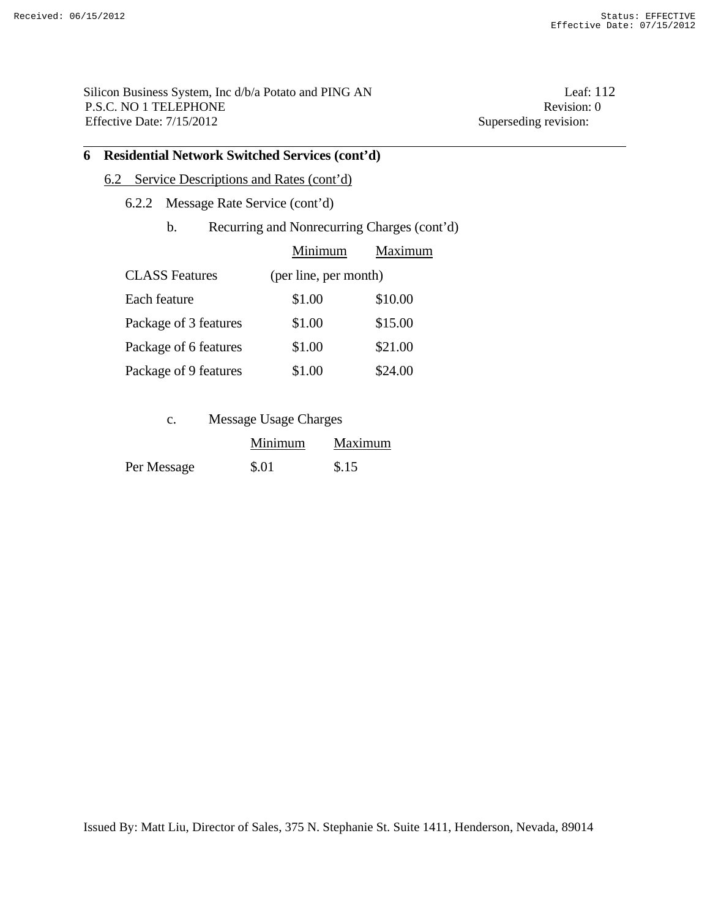Silicon Business System, Inc d/b/a Potato and PING AN — Leaf: 112
P.S.C. NO 1 TELEPHONE — Revision: 0
Effective Date: 7/15/2012 — Superseding revision:

## 6 Residential Network Switched Services (cont'd)

### 6.2 Service Descriptions and Rates (cont'd)

#### 6.2.2 Message Rate Service (cont'd)

b. Recurring and Nonrecurring Charges (cont'd)

| | Minimum | Maximum |
|---|---|---|
| CLASS Features | (per line, per month) | |
| Each feature | $1.00 | $10.00 |
| Package of 3 features | $1.00 | $15.00 |
| Package of 6 features | $1.00 | $21.00 |
| Package of 9 features | $1.00 | $24.00 |

c. Message Usage Charges

| | Minimum | Maximum |
|---|---|---|
| Per Message | $.01 | $.15 |

Issued By: Matt Liu, Director of Sales, 375 N. Stephanie St. Suite 1411, Henderson, Nevada, 89014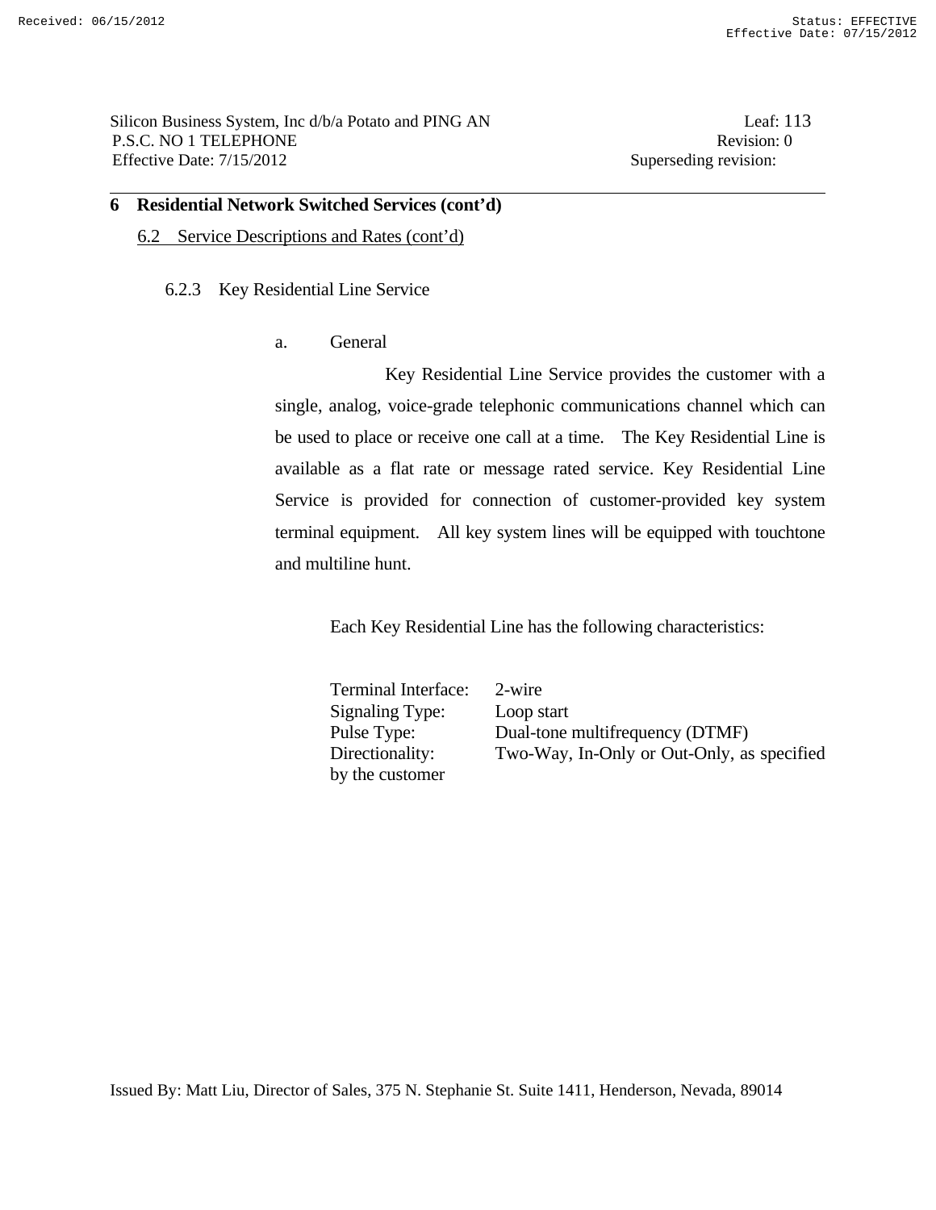## 6 Residential Network Switched Services (cont'd)

### 6.2 Service Descriptions and Rates (cont'd)

#### 6.2.3 Key Residential Line Service

a. General

Key Residential Line Service provides the customer with a single, analog, voice-grade telephonic communications channel which can be used to place or receive one call at a time. The Key Residential Line is available as a flat rate or message rated service. Key Residential Line Service is provided for connection of customer-provided key system terminal equipment. All key system lines will be equipped with touchtone and multiline hunt.

Each Key Residential Line has the following characteristics:

| | |
|---|---|
| Terminal Interface: | 2-wire |
| Signaling Type: | Loop start |
| Pulse Type: | Dual-tone multifrequency (DTMF) |
| Directionality: | Two-Way, In-Only or Out-Only, as specified by the customer |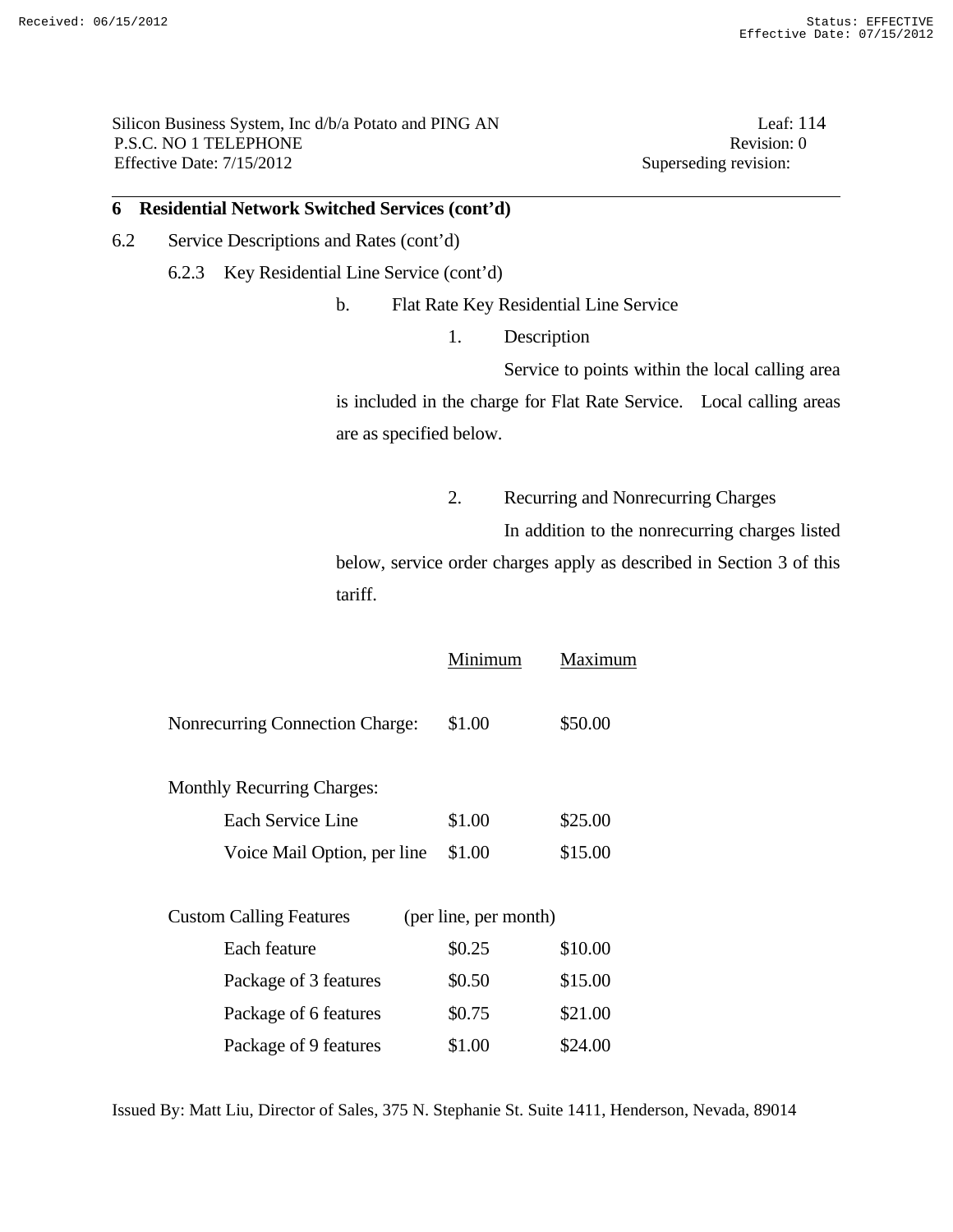Silicon Business System, Inc d/b/a Potato and PING AN — Leaf: 114
P.S.C. NO 1 TELEPHONE — Revision: 0
Effective Date: 7/15/2012 — Superseding revision:

## 6 Residential Network Switched Services (cont'd)

6.2 Service Descriptions and Rates (cont'd)

6.2.3 Key Residential Line Service (cont'd)

b. Flat Rate Key Residential Line Service

1. Description

Service to points within the local calling area is included in the charge for Flat Rate Service. Local calling areas are as specified below.

2. Recurring and Nonrecurring Charges

In addition to the nonrecurring charges listed below, service order charges apply as described in Section 3 of this tariff.

| | Minimum | Maximum |
|---|---|---|
| Nonrecurring Connection Charge: | $1.00 | $50.00 |
| Monthly Recurring Charges: | | |
| Each Service Line | $1.00 | $25.00 |
| Voice Mail Option, per line | $1.00 | $15.00 |
| Custom Calling Features | (per line, per month) | |
| Each feature | $0.25 | $10.00 |
| Package of 3 features | $0.50 | $15.00 |
| Package of 6 features | $0.75 | $21.00 |
| Package of 9 features | $1.00 | $24.00 |

Issued By: Matt Liu, Director of Sales, 375 N. Stephanie St. Suite 1411, Henderson, Nevada, 89014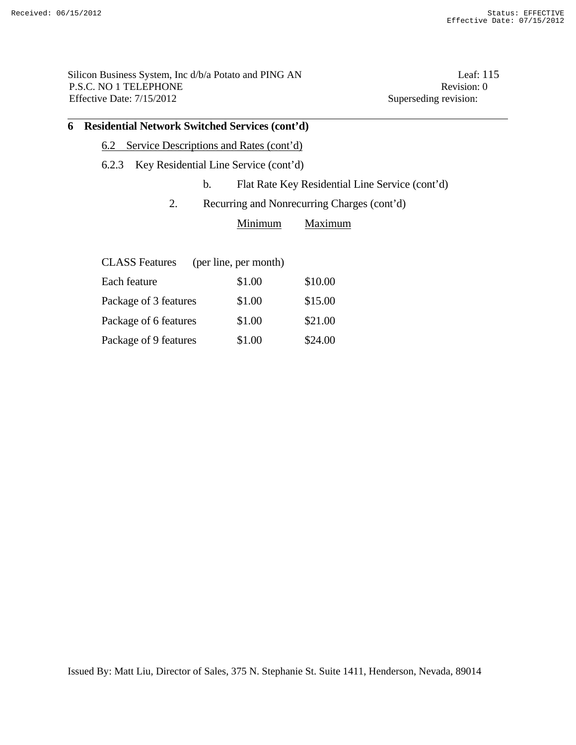# 6 Residential Network Switched Services (cont'd)

6.2 Service Descriptions and Rates (cont'd)

6.2.3 Key Residential Line Service (cont'd)

b. Flat Rate Key Residential Line Service (cont'd)

2. Recurring and Nonrecurring Charges (cont'd)

| CLASS Features (per line, per month) | Minimum | Maximum |
|---|---|---|
| Each feature | $1.00 | $10.00 |
| Package of 3 features | $1.00 | $15.00 |
| Package of 6 features | $1.00 | $21.00 |
| Package of 9 features | $1.00 | $24.00 |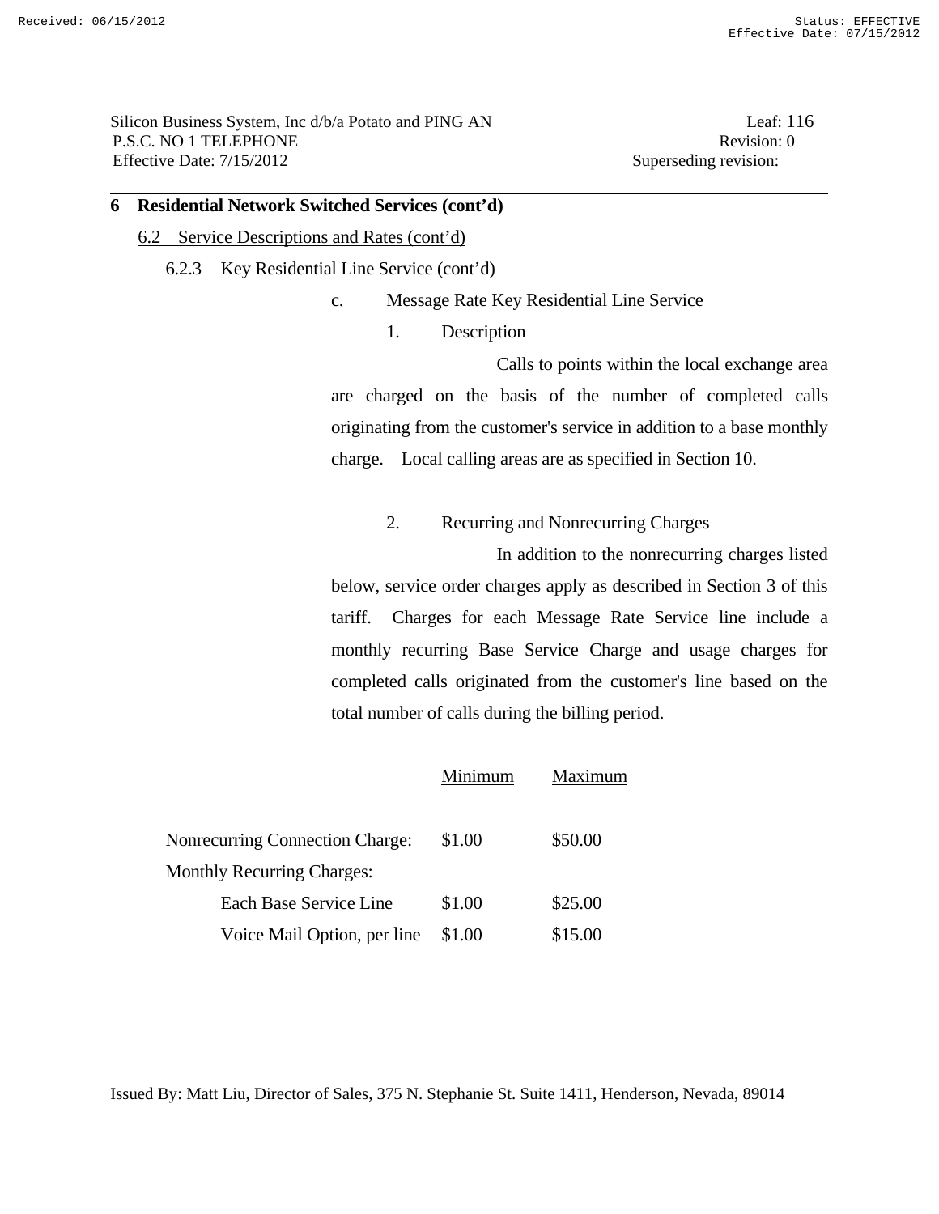## 6 Residential Network Switched Services (cont'd)

### 6.2 Service Descriptions and Rates (cont'd)

#### 6.2.3 Key Residential Line Service (cont'd)

c. Message Rate Key Residential Line Service

1. Description

Calls to points within the local exchange area are charged on the basis of the number of completed calls originating from the customer's service in addition to a base monthly charge. Local calling areas are as specified in Section 10.

2. Recurring and Nonrecurring Charges

In addition to the nonrecurring charges listed below, service order charges apply as described in Section 3 of this tariff. Charges for each Message Rate Service line include a monthly recurring Base Service Charge and usage charges for completed calls originated from the customer's line based on the total number of calls during the billing period.

| | Minimum | Maximum |
|---|---|---|
| Nonrecurring Connection Charge: | $1.00 | $50.00 |
| Monthly Recurring Charges: | | |
| Each Base Service Line | $1.00 | $25.00 |
| Voice Mail Option, per line | $1.00 | $15.00 |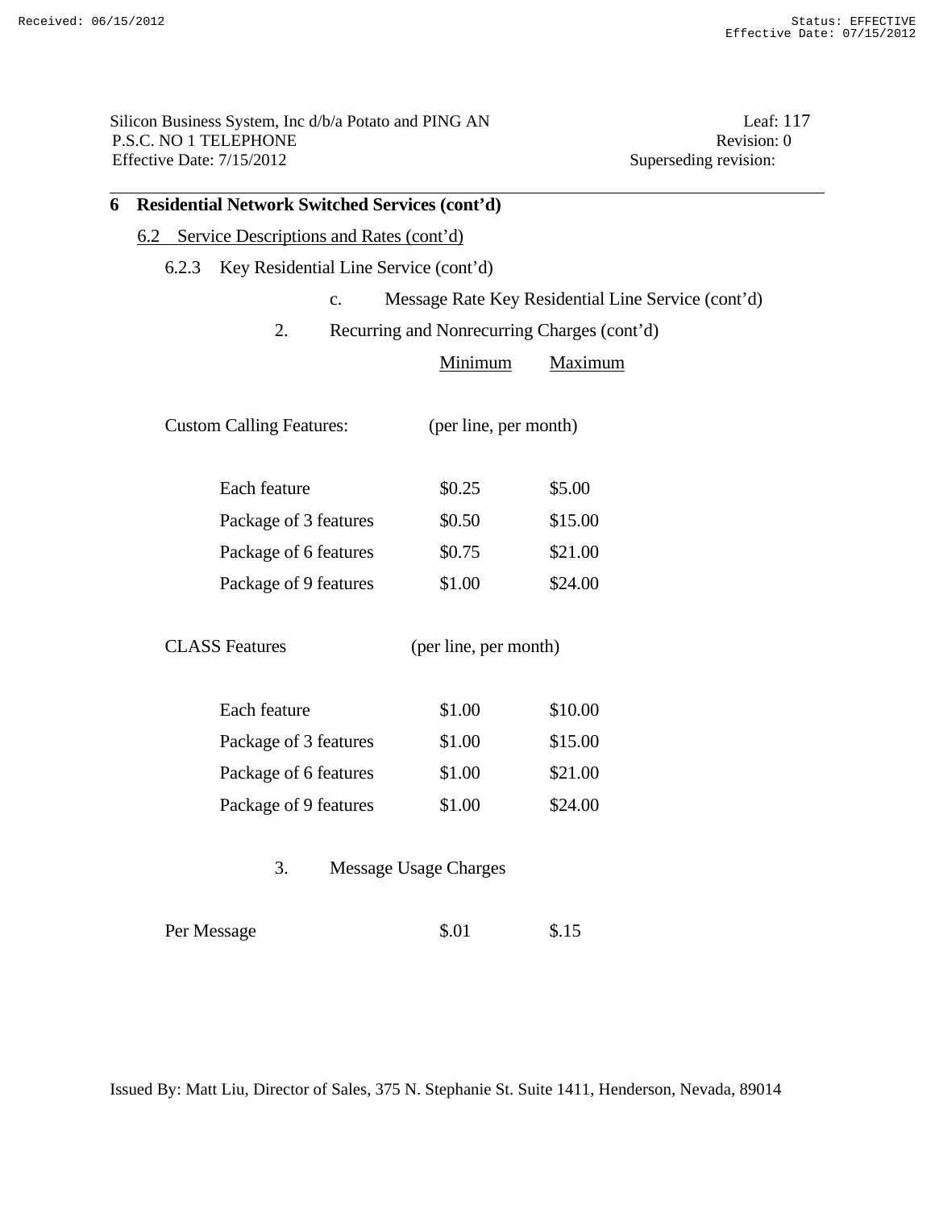## 6 Residential Network Switched Services (cont'd)

### 6.2 Service Descriptions and Rates (cont'd)

6.2.3 Key Residential Line Service (cont'd)

c. Message Rate Key Residential Line Service (cont'd)

2. Recurring and Nonrecurring Charges (cont'd)

| | Minimum | Maximum |
|---|---|---|
| **Custom Calling Features:** (per line, per month) | | |
| Each feature | $0.25 | $5.00 |
| Package of 3 features | $0.50 | $15.00 |
| Package of 6 features | $0.75 | $21.00 |
| Package of 9 features | $1.00 | $24.00 |
| **CLASS Features** (per line, per month) | | |
| Each feature | $1.00 | $10.00 |
| Package of 3 features | $1.00 | $15.00 |
| Package of 6 features | $1.00 | $21.00 |
| Package of 9 features | $1.00 | $24.00 |

3. Message Usage Charges

| | Minimum | Maximum |
|---|---|---|
| Per Message | $.01 | $.15 |

Issued By: Matt Liu, Director of Sales, 375 N. Stephanie St. Suite 1411, Henderson, Nevada, 89014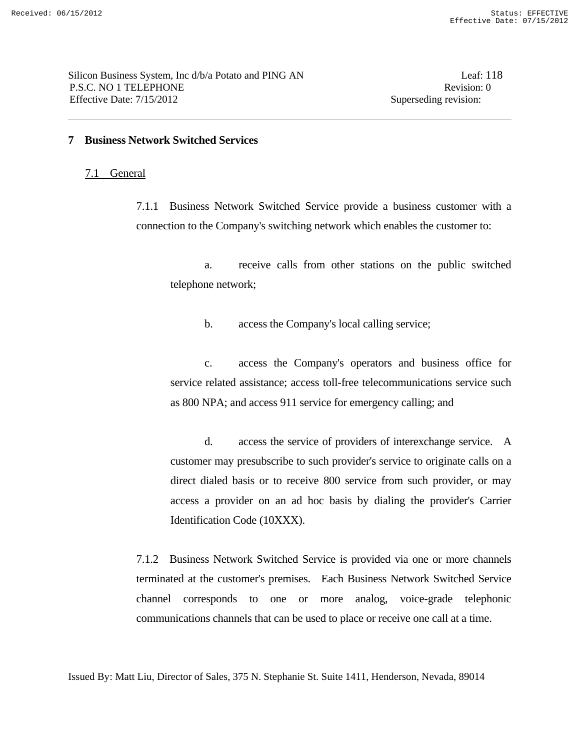# 7 Business Network Switched Services

## 7.1 General

7.1.1 Business Network Switched Service provide a business customer with a connection to the Company's switching network which enables the customer to:

a. receive calls from other stations on the public switched telephone network;

b. access the Company's local calling service;

c. access the Company's operators and business office for service related assistance; access toll-free telecommunications service such as 800 NPA; and access 911 service for emergency calling; and

d. access the service of providers of interexchange service. A customer may presubscribe to such provider's service to originate calls on a direct dialed basis or to receive 800 service from such provider, or may access a provider on an ad hoc basis by dialing the provider's Carrier Identification Code (10XXX).

7.1.2 Business Network Switched Service is provided via one or more channels terminated at the customer's premises. Each Business Network Switched Service channel corresponds to one or more analog, voice-grade telephonic communications channels that can be used to place or receive one call at a time.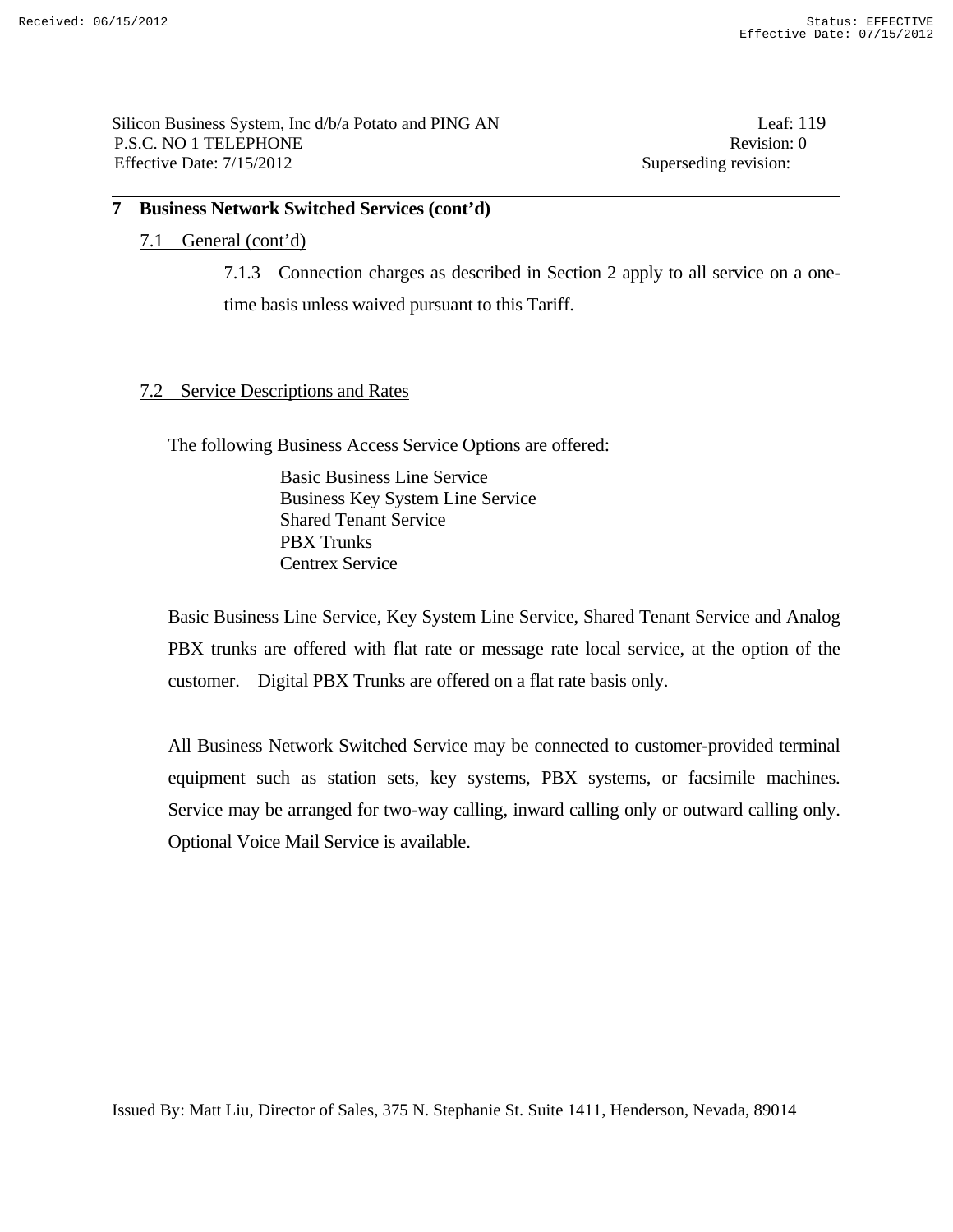## 7 Business Network Switched Services (cont'd)

### 7.1 General (cont'd)

7.1.3 Connection charges as described in Section 2 apply to all service on a one-time basis unless waived pursuant to this Tariff.

### 7.2 Service Descriptions and Rates

The following Business Access Service Options are offered:

- Basic Business Line Service
- Business Key System Line Service
- Shared Tenant Service
- PBX Trunks
- Centrex Service

Basic Business Line Service, Key System Line Service, Shared Tenant Service and Analog PBX trunks are offered with flat rate or message rate local service, at the option of the customer. Digital PBX Trunks are offered on a flat rate basis only.

All Business Network Switched Service may be connected to customer-provided terminal equipment such as station sets, key systems, PBX systems, or facsimile machines. Service may be arranged for two-way calling, inward calling only or outward calling only. Optional Voice Mail Service is available.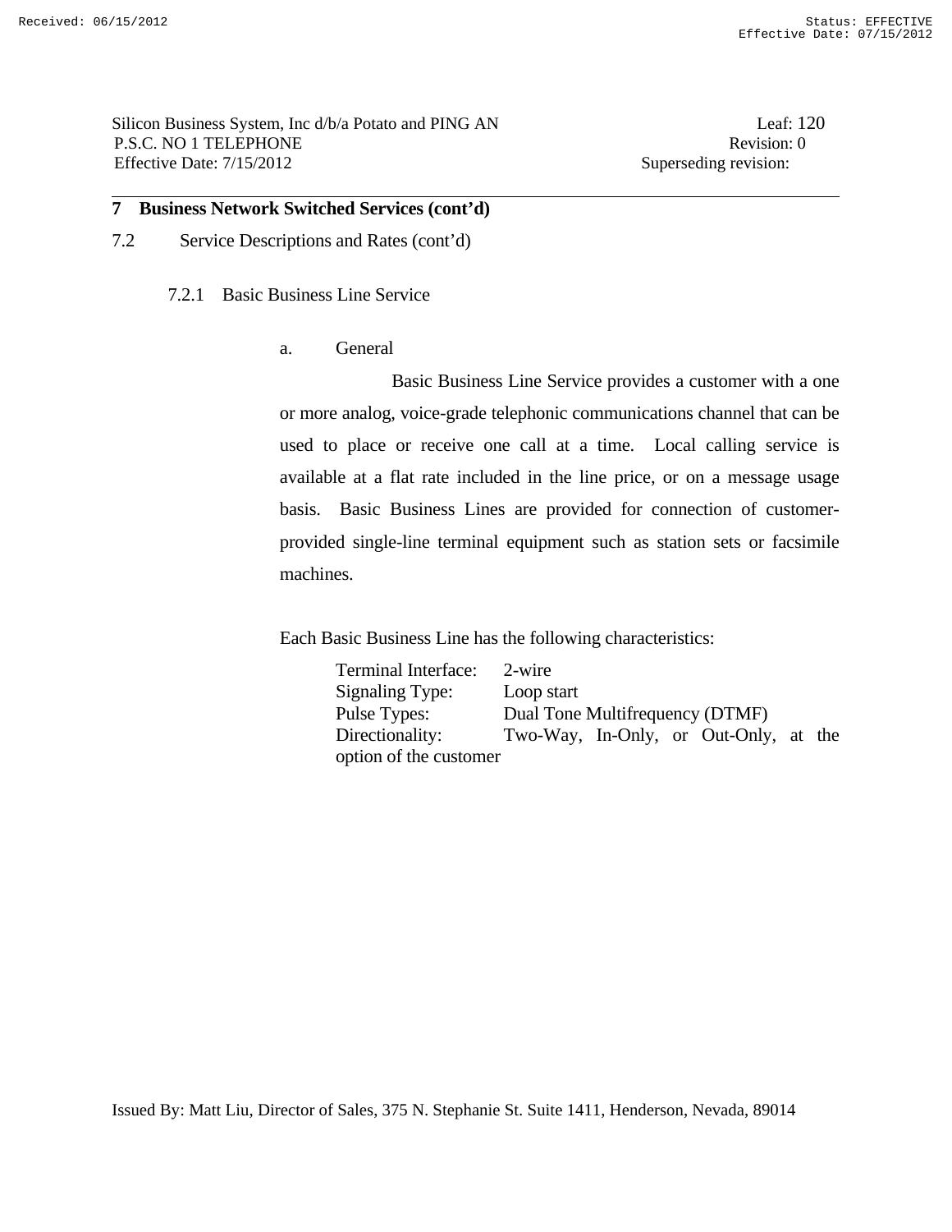## 7 Business Network Switched Services (cont'd)

7.2 Service Descriptions and Rates (cont'd)

### 7.2.1 Basic Business Line Service

a. General

Basic Business Line Service provides a customer with a one or more analog, voice-grade telephonic communications channel that can be used to place or receive one call at a time. Local calling service is available at a flat rate included in the line price, or on a message usage basis. Basic Business Lines are provided for connection of customer-provided single-line terminal equipment such as station sets or facsimile machines.

Each Basic Business Line has the following characteristics:

| | |
|---|---|
| Terminal Interface: | 2-wire |
| Signaling Type: | Loop start |
| Pulse Types: | Dual Tone Multifrequency (DTMF) |
| Directionality: | Two-Way, In-Only, or Out-Only, at the option of the customer |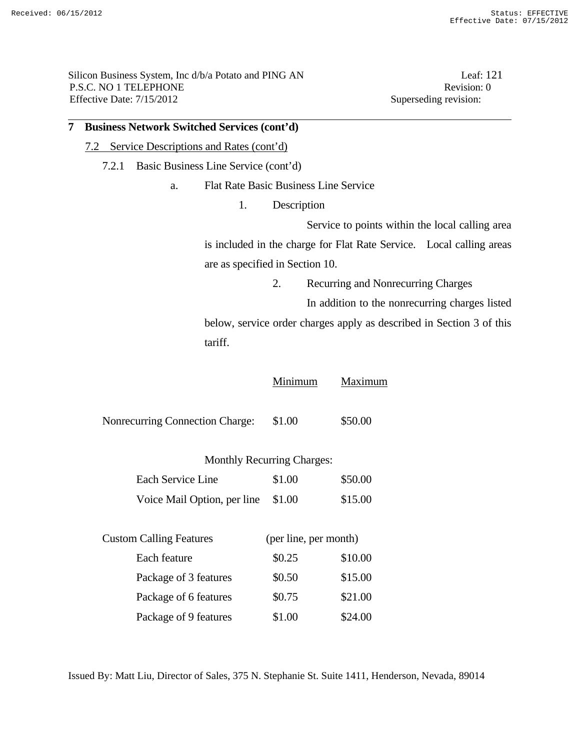## 7 Business Network Switched Services (cont'd)

### 7.2 Service Descriptions and Rates (cont'd)

#### 7.2.1 Basic Business Line Service (cont'd)

a. Flat Rate Basic Business Line Service

1. Description

Service to points within the local calling area is included in the charge for Flat Rate Service. Local calling areas are as specified in Section 10.

2. Recurring and Nonrecurring Charges

In addition to the nonrecurring charges listed below, service order charges apply as described in Section 3 of this tariff.

| | Minimum | Maximum |
|---|---|---|
| Nonrecurring Connection Charge: | $1.00 | $50.00 |
| Monthly Recurring Charges: | | |
| Each Service Line | $1.00 | $50.00 |
| Voice Mail Option, per line | $1.00 | $15.00 |
| Custom Calling Features | (per line, per month) | |
| Each feature | $0.25 | $10.00 |
| Package of 3 features | $0.50 | $15.00 |
| Package of 6 features | $0.75 | $21.00 |
| Package of 9 features | $1.00 | $24.00 |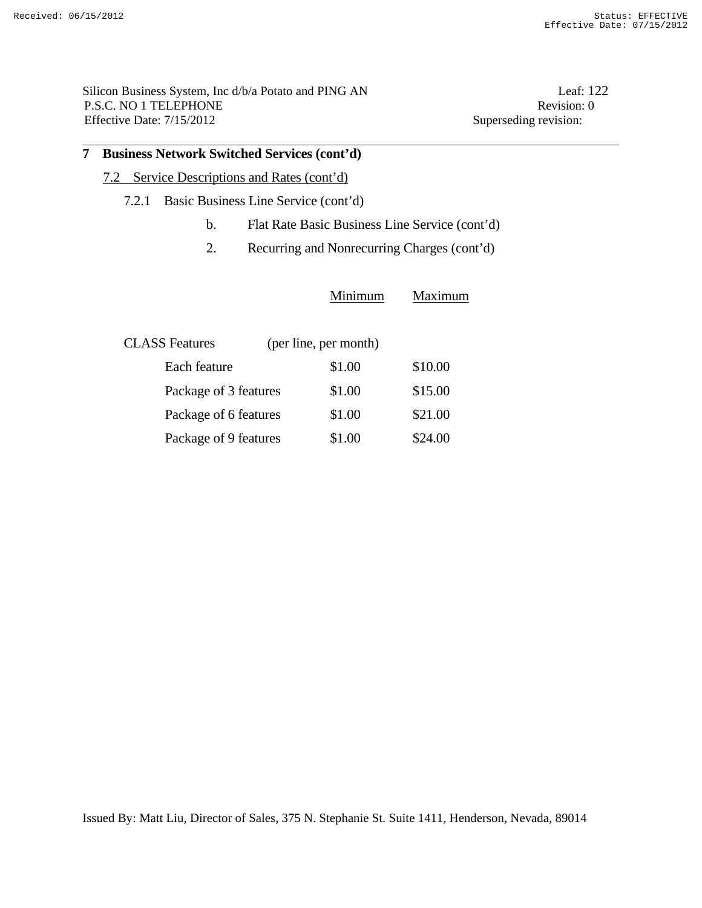# 7 Business Network Switched Services (cont'd)

## 7.2 Service Descriptions and Rates (cont'd)

### 7.2.1 Basic Business Line Service (cont'd)

b. Flat Rate Basic Business Line Service (cont'd)

2. Recurring and Nonrecurring Charges (cont'd)

| | | Minimum | Maximum |
|---|---|---|---|
| CLASS Features | (per line, per month) | | |
| Each feature | | $1.00 | $10.00 |
| Package of 3 features | | $1.00 | $15.00 |
| Package of 6 features | | $1.00 | $21.00 |
| Package of 9 features | | $1.00 | $24.00 |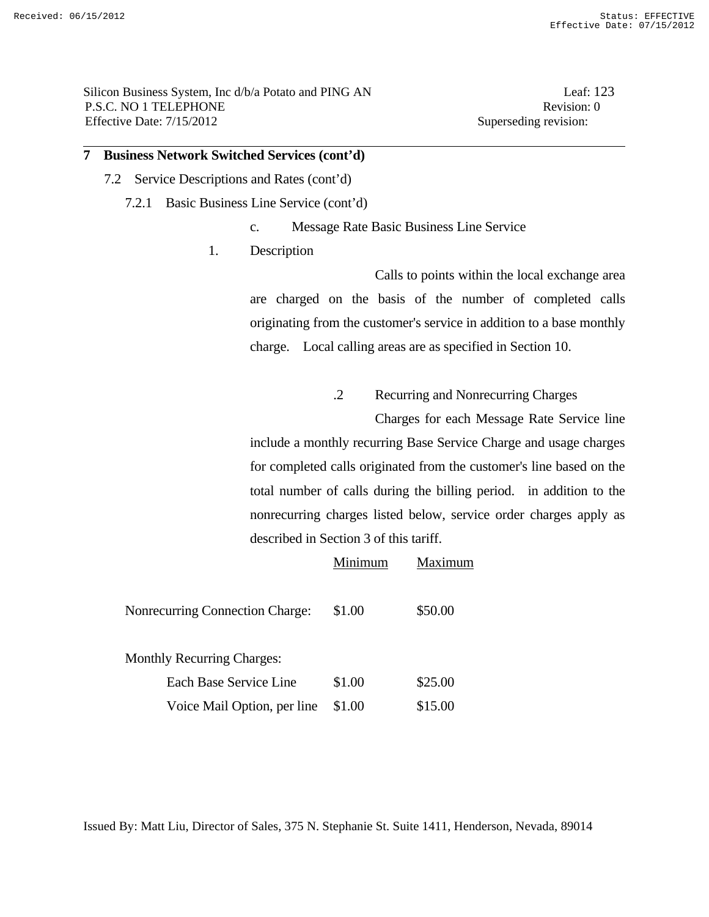## 7 Business Network Switched Services (cont'd)

7.2 Service Descriptions and Rates (cont'd)

7.2.1 Basic Business Line Service (cont'd)

c. Message Rate Basic Business Line Service

1. Description

Calls to points within the local exchange area are charged on the basis of the number of completed calls originating from the customer's service in addition to a base monthly charge. Local calling areas are as specified in Section 10.

.2 Recurring and Nonrecurring Charges

Charges for each Message Rate Service line include a monthly recurring Base Service Charge and usage charges for completed calls originated from the customer's line based on the total number of calls during the billing period. in addition to the nonrecurring charges listed below, service order charges apply as described in Section 3 of this tariff.

| | Minimum | Maximum |
|---|---|---|
| Nonrecurring Connection Charge: | $1.00 | $50.00 |
| Monthly Recurring Charges: | | |
| Each Base Service Line | $1.00 | $25.00 |
| Voice Mail Option, per line | $1.00 | $15.00 |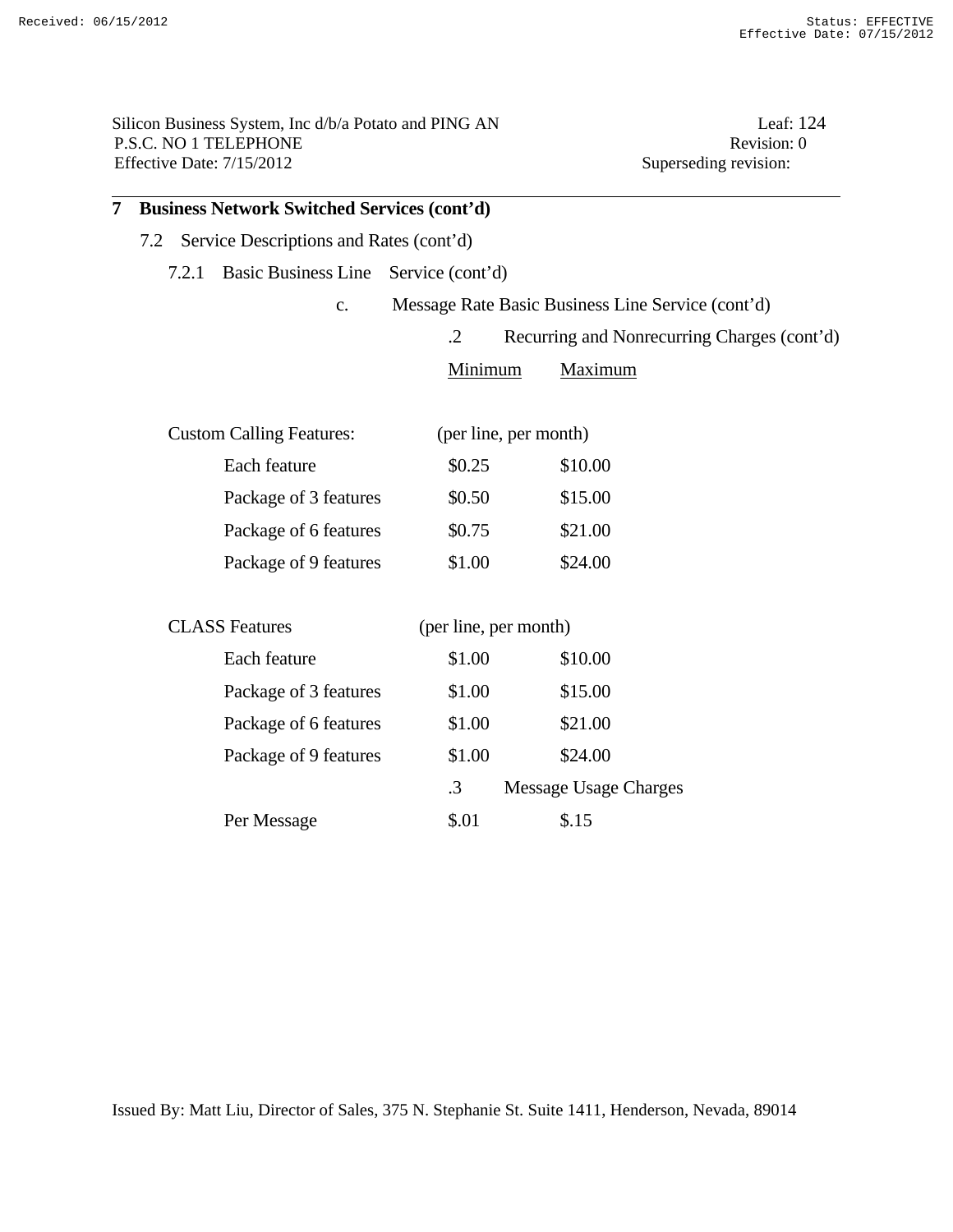Silicon Business System, Inc d/b/a Potato and PING AN
P.S.C. NO 1 TELEPHONE
Effective Date: 7/15/2012

Leaf: 124
Revision: 0
Superseding revision:

## 7 Business Network Switched Services (cont'd)

7.2 Service Descriptions and Rates (cont'd)

7.2.1 Basic Business Line Service (cont'd)

c. Message Rate Basic Business Line Service (cont'd)

.2 Recurring and Nonrecurring Charges (cont'd)

| | Minimum | Maximum |
|---|---|---|
| Custom Calling Features: | (per line, per month) | |
| Each feature | $0.25 | $10.00 |
| Package of 3 features | $0.50 | $15.00 |
| Package of 6 features | $0.75 | $21.00 |
| Package of 9 features | $1.00 | $24.00 |
| CLASS Features | (per line, per month) | |
| Each feature | $1.00 | $10.00 |
| Package of 3 features | $1.00 | $15.00 |
| Package of 6 features | $1.00 | $21.00 |
| Package of 9 features | $1.00 | $24.00 |

.3 Message Usage Charges

| | Minimum | Maximum |
|---|---|---|
| Per Message | $.01 | $.15 |

Issued By: Matt Liu, Director of Sales, 375 N. Stephanie St. Suite 1411, Henderson, Nevada, 89014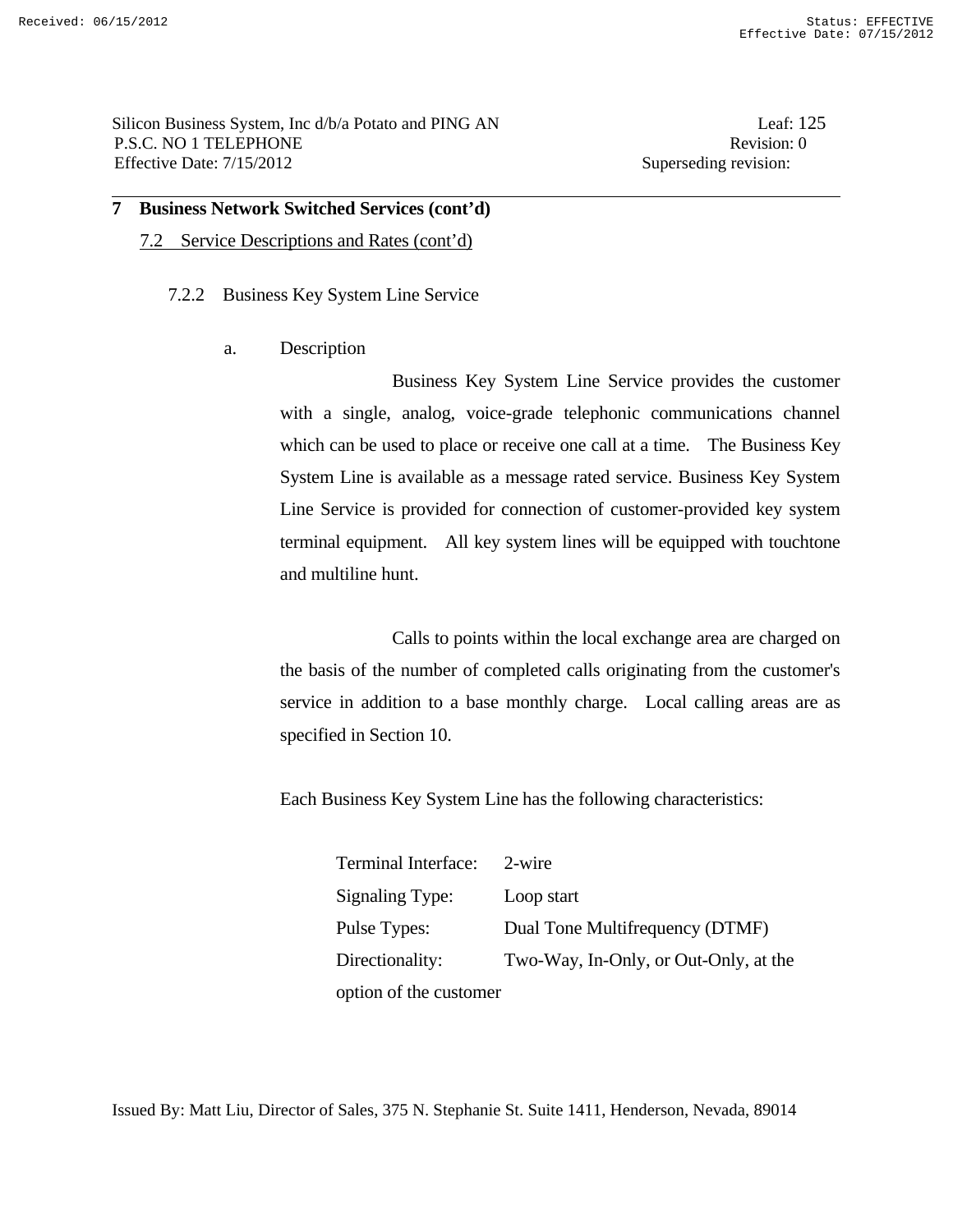## 7 Business Network Switched Services (cont'd)

### 7.2 Service Descriptions and Rates (cont'd)

#### 7.2.2 Business Key System Line Service

a. Description

Business Key System Line Service provides the customer with a single, analog, voice-grade telephonic communications channel which can be used to place or receive one call at a time. The Business Key System Line is available as a message rated service. Business Key System Line Service is provided for connection of customer-provided key system terminal equipment. All key system lines will be equipped with touchtone and multiline hunt.

Calls to points within the local exchange area are charged on the basis of the number of completed calls originating from the customer's service in addition to a base monthly charge. Local calling areas are as specified in Section 10.

Each Business Key System Line has the following characteristics:

| | |
|---|---|
| Terminal Interface: | 2-wire |
| Signaling Type: | Loop start |
| Pulse Types: | Dual Tone Multifrequency (DTMF) |
| Directionality: | Two-Way, In-Only, or Out-Only, at the option of the customer |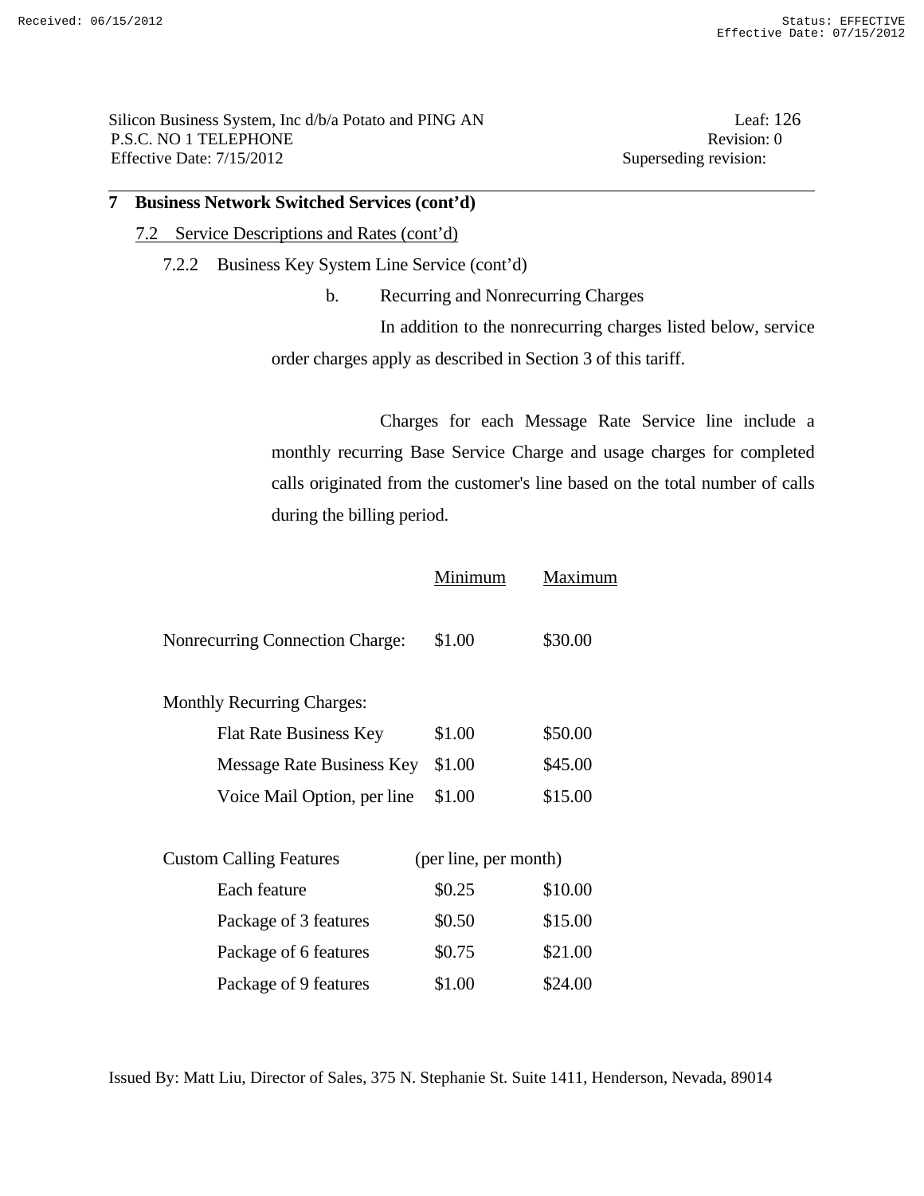Silicon Business System, Inc d/b/a Potato and PING AN
P.S.C. NO 1 TELEPHONE
Effective Date: 7/15/2012

Leaf: 126
Revision: 0
Superseding revision:

## 7 Business Network Switched Services (cont'd)

### 7.2 Service Descriptions and Rates (cont'd)

#### 7.2.2 Business Key System Line Service (cont'd)

b. Recurring and Nonrecurring Charges

In addition to the nonrecurring charges listed below, service order charges apply as described in Section 3 of this tariff.

Charges for each Message Rate Service line include a monthly recurring Base Service Charge and usage charges for completed calls originated from the customer's line based on the total number of calls during the billing period.

| | Minimum | Maximum |
|---|---|---|
| Nonrecurring Connection Charge: | $1.00 | $30.00 |
| Monthly Recurring Charges: | | |
| Flat Rate Business Key | $1.00 | $50.00 |
| Message Rate Business Key | $1.00 | $45.00 |
| Voice Mail Option, per line | $1.00 | $15.00 |
| Custom Calling Features | (per line, per month) | |
| Each feature | $0.25 | $10.00 |
| Package of 3 features | $0.50 | $15.00 |
| Package of 6 features | $0.75 | $21.00 |
| Package of 9 features | $1.00 | $24.00 |

Issued By: Matt Liu, Director of Sales, 375 N. Stephanie St. Suite 1411, Henderson, Nevada, 89014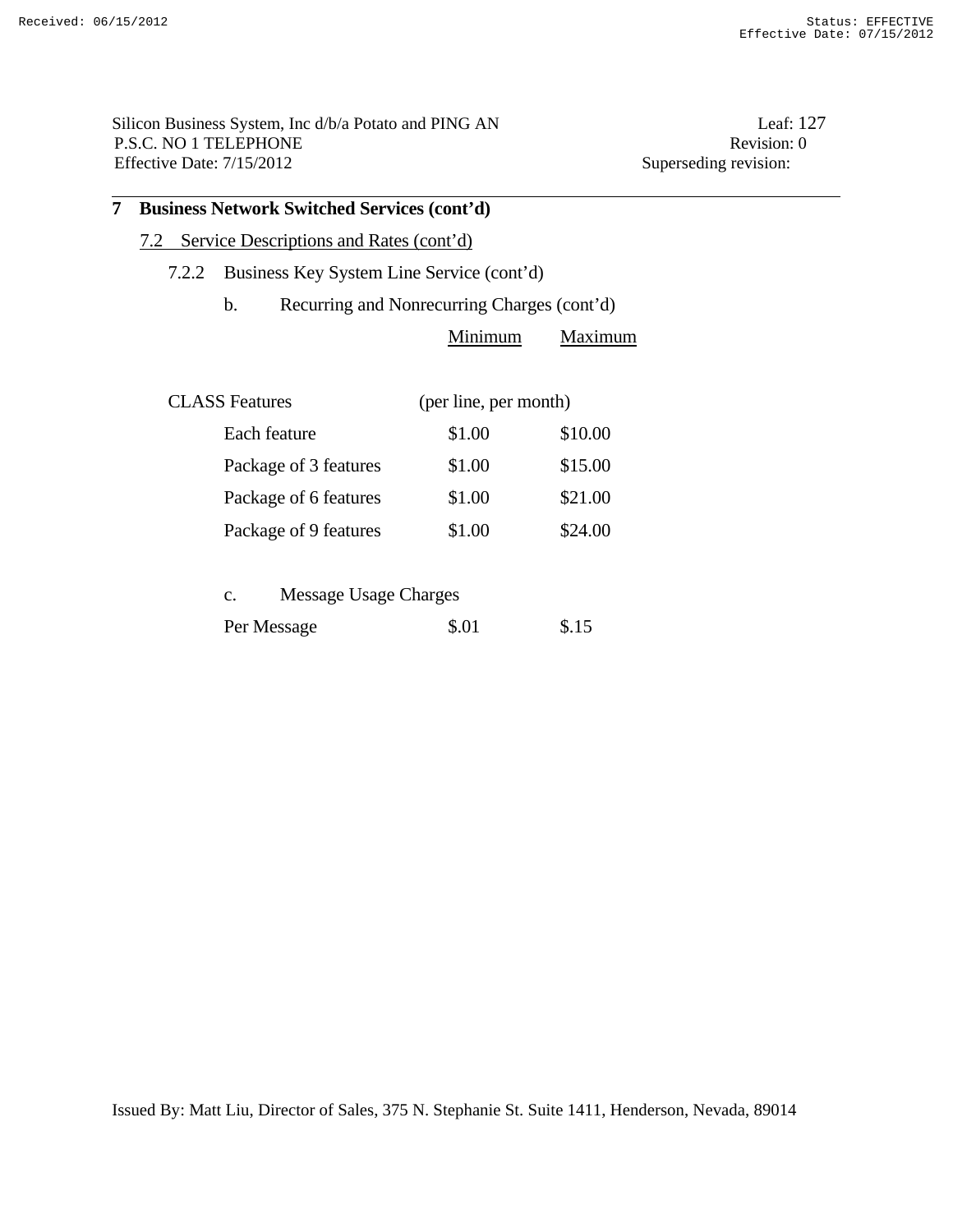## 7 Business Network Switched Services (cont'd)

### 7.2 Service Descriptions and Rates (cont'd)

#### 7.2.2 Business Key System Line Service (cont'd)

b. Recurring and Nonrecurring Charges (cont'd)

| | Minimum | Maximum |
|---|---|---|
| CLASS Features | (per line, per month) | |
| Each feature | $1.00 | $10.00 |
| Package of 3 features | $1.00 | $15.00 |
| Package of 6 features | $1.00 | $21.00 |
| Package of 9 features | $1.00 | $24.00 |

c. Message Usage Charges

| | | |
|---|---|---|
| Per Message | $.01 | $.15 |

Issued By: Matt Liu, Director of Sales, 375 N. Stephanie St. Suite 1411, Henderson, Nevada, 89014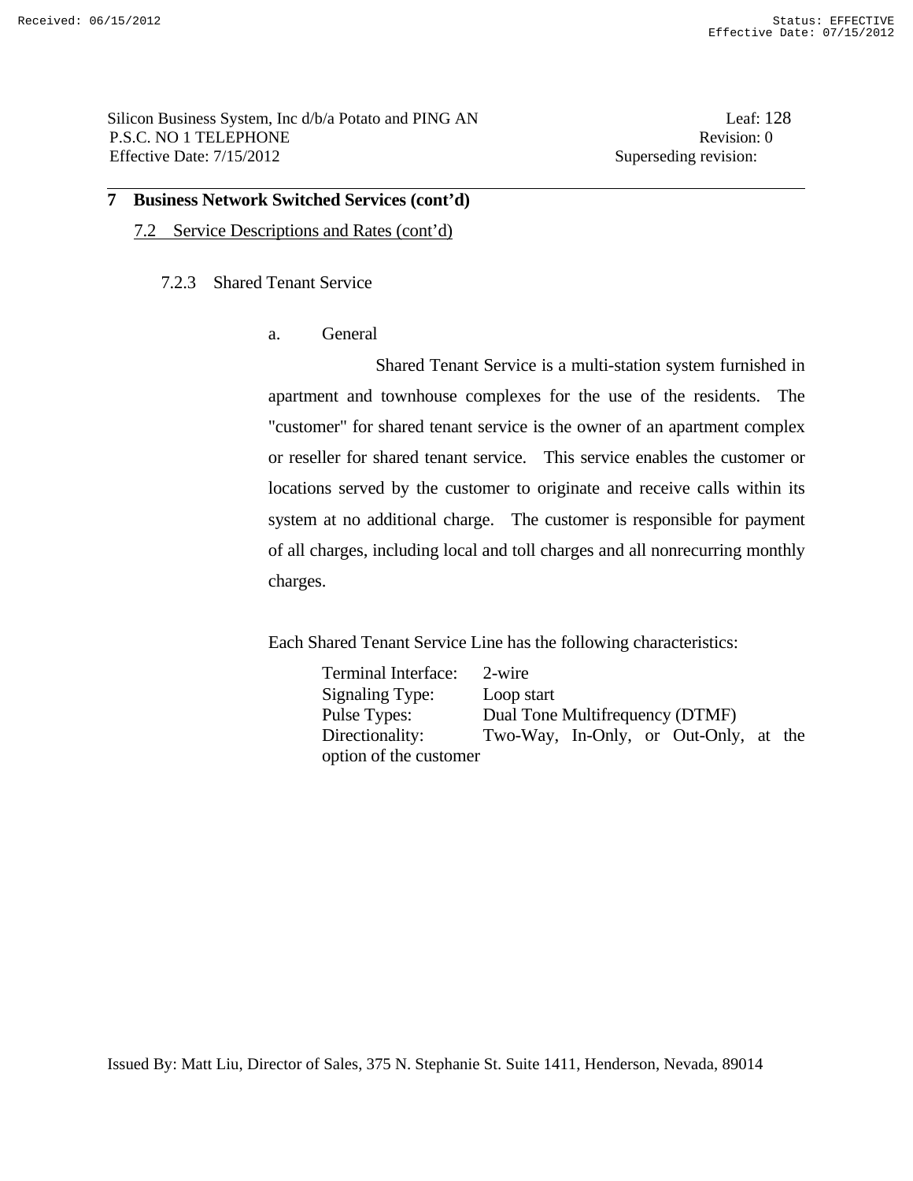## 7 Business Network Switched Services (cont'd)

### 7.2 Service Descriptions and Rates (cont'd)

#### 7.2.3 Shared Tenant Service

a. General

Shared Tenant Service is a multi-station system furnished in apartment and townhouse complexes for the use of the residents. The "customer" for shared tenant service is the owner of an apartment complex or reseller for shared tenant service. This service enables the customer or locations served by the customer to originate and receive calls within its system at no additional charge. The customer is responsible for payment of all charges, including local and toll charges and all nonrecurring monthly charges.

Each Shared Tenant Service Line has the following characteristics:

| | |
|---|---|
| Terminal Interface: | 2-wire |
| Signaling Type: | Loop start |
| Pulse Types: | Dual Tone Multifrequency (DTMF) |
| Directionality: | Two-Way, In-Only, or Out-Only, at the option of the customer |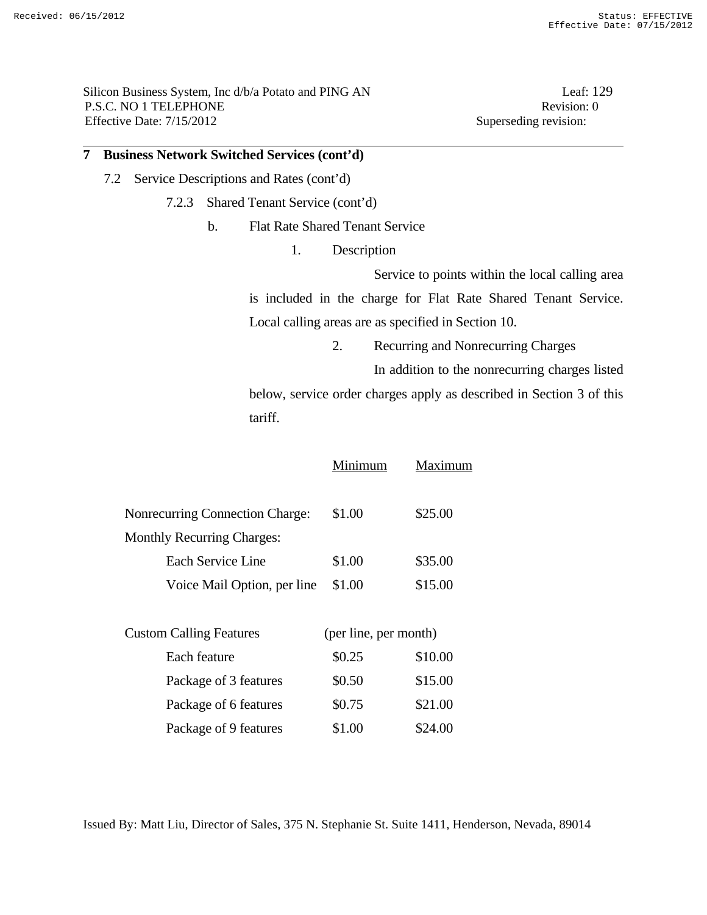Silicon Business System, Inc d/b/a Potato and PING AN
P.S.C. NO 1 TELEPHONE
Effective Date: 7/15/2012

Leaf: 129
Revision: 0
Superseding revision:

## 7 Business Network Switched Services (cont'd)

7.2 Service Descriptions and Rates (cont'd)

7.2.3 Shared Tenant Service (cont'd)

b. Flat Rate Shared Tenant Service

1. Description

Service to points within the local calling area is included in the charge for Flat Rate Shared Tenant Service. Local calling areas are as specified in Section 10.

2. Recurring and Nonrecurring Charges

In addition to the nonrecurring charges listed below, service order charges apply as described in Section 3 of this tariff.

| | Minimum | Maximum |
|---|---|---|
| Nonrecurring Connection Charge: | $1.00 | $25.00 |
| Monthly Recurring Charges: | | |
| Each Service Line | $1.00 | $35.00 |
| Voice Mail Option, per line | $1.00 | $15.00 |
| Custom Calling Features | (per line, per month) | |
| Each feature | $0.25 | $10.00 |
| Package of 3 features | $0.50 | $15.00 |
| Package of 6 features | $0.75 | $21.00 |
| Package of 9 features | $1.00 | $24.00 |

Issued By: Matt Liu, Director of Sales, 375 N. Stephanie St. Suite 1411, Henderson, Nevada, 89014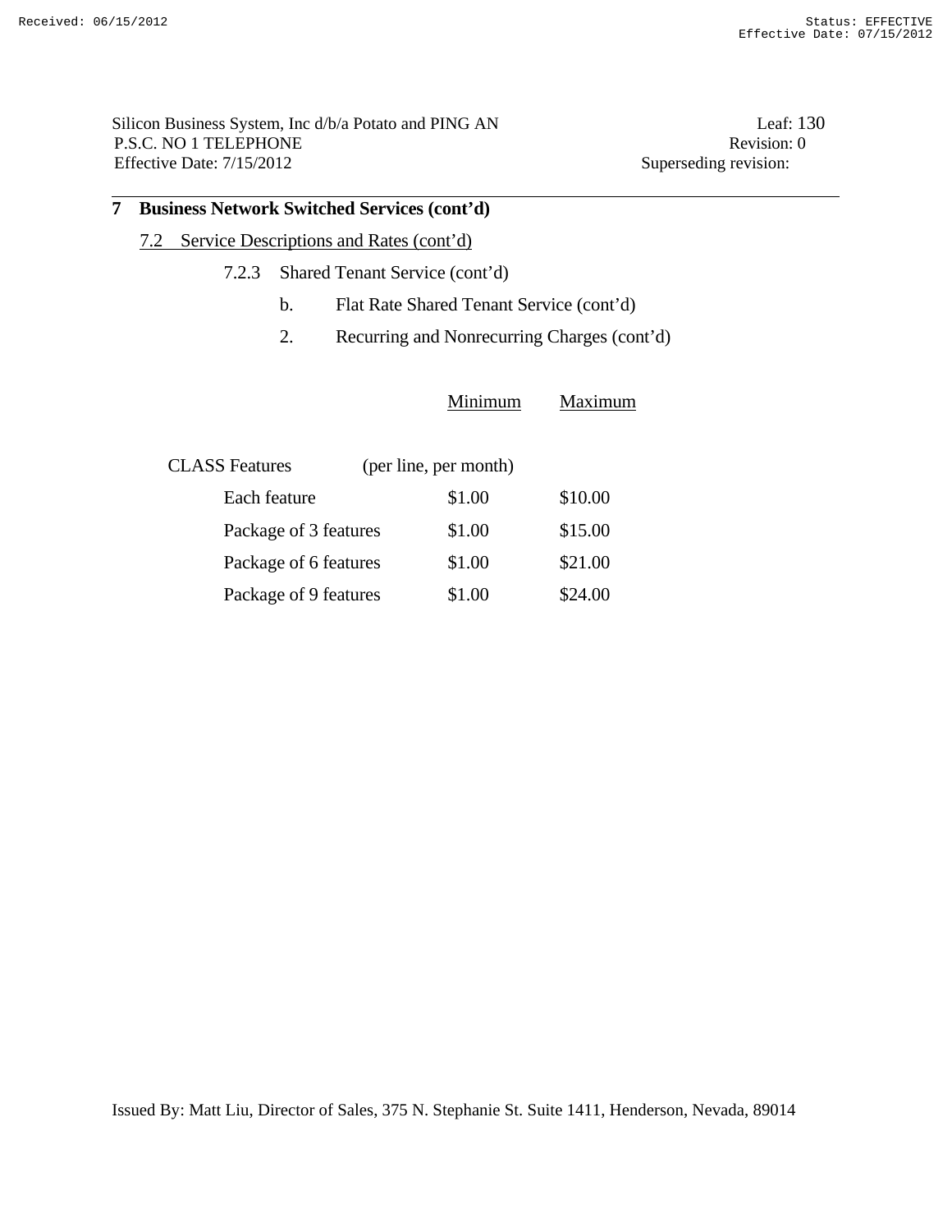Silicon Business System, Inc d/b/a Potato and PING AN
P.S.C. NO 1 TELEPHONE
Effective Date: 7/15/2012

Leaf: 130
Revision: 0
Superseding revision:

## 7 Business Network Switched Services (cont'd)

7.2 Service Descriptions and Rates (cont'd)

7.2.3 Shared Tenant Service (cont'd)

b. Flat Rate Shared Tenant Service (cont'd)

2. Recurring and Nonrecurring Charges (cont'd)

| | Minimum | Maximum |
|---|---|---|
| CLASS Features (per line, per month) | | |
| Each feature | $1.00 | $10.00 |
| Package of 3 features | $1.00 | $15.00 |
| Package of 6 features | $1.00 | $21.00 |
| Package of 9 features | $1.00 | $24.00 |

Issued By: Matt Liu, Director of Sales, 375 N. Stephanie St. Suite 1411, Henderson, Nevada, 89014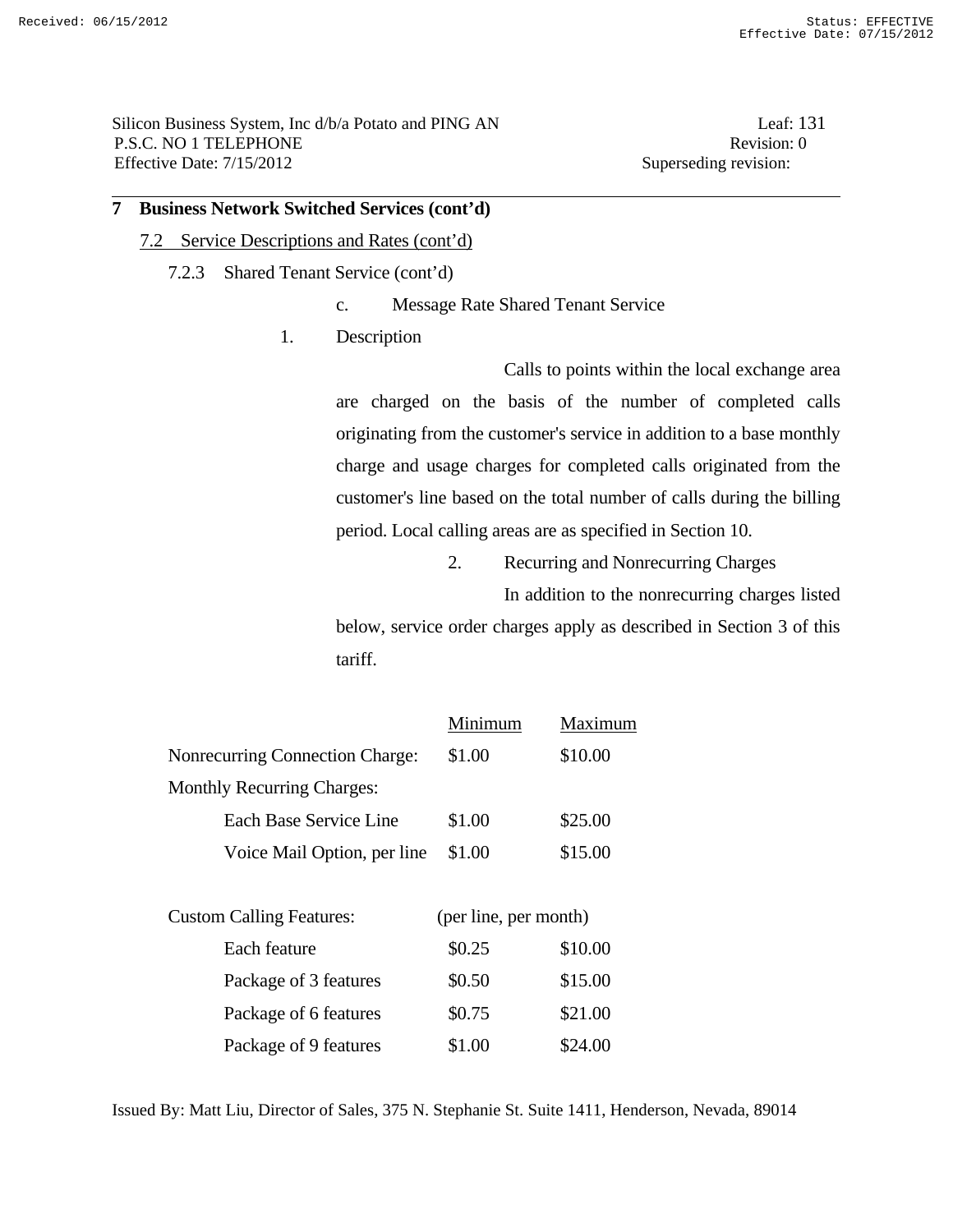## 7 Business Network Switched Services (cont'd)

### 7.2 Service Descriptions and Rates (cont'd)

#### 7.2.3 Shared Tenant Service (cont'd)

c. Message Rate Shared Tenant Service

1. Description

Calls to points within the local exchange area are charged on the basis of the number of completed calls originating from the customer's service in addition to a base monthly charge and usage charges for completed calls originated from the customer's line based on the total number of calls during the billing period. Local calling areas are as specified in Section 10.

2. Recurring and Nonrecurring Charges

In addition to the nonrecurring charges listed below, service order charges apply as described in Section 3 of this tariff.

| | Minimum | Maximum |
|---|---|---|
| Nonrecurring Connection Charge: | $1.00 | $10.00 |
| Monthly Recurring Charges: | | |
| Each Base Service Line | $1.00 | $25.00 |
| Voice Mail Option, per line | $1.00 | $15.00 |
| | | |
| Custom Calling Features: | (per line, per month) | |
| Each feature | $0.25 | $10.00 |
| Package of 3 features | $0.50 | $15.00 |
| Package of 6 features | $0.75 | $21.00 |
| Package of 9 features | $1.00 | $24.00 |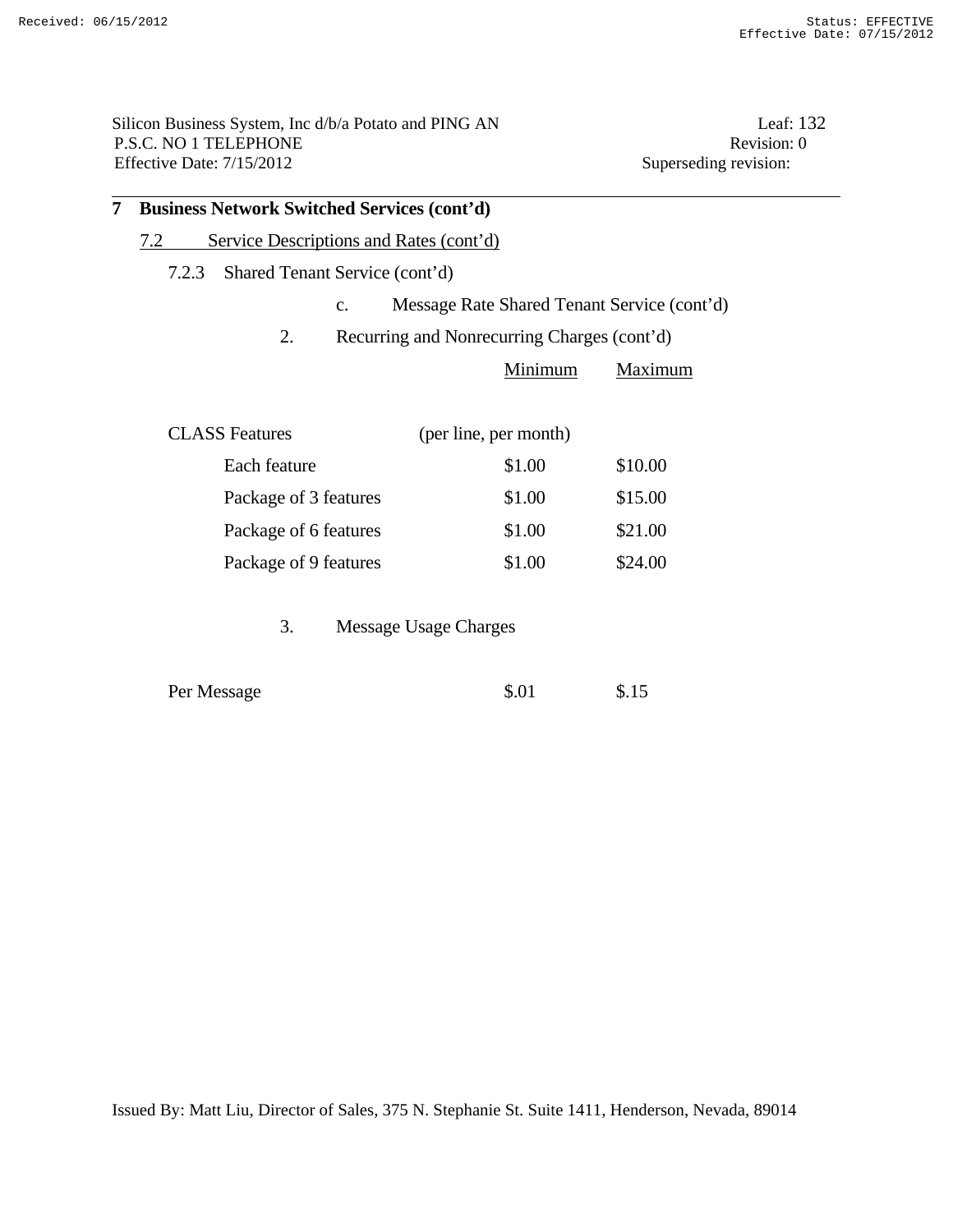Silicon Business System, Inc d/b/a Potato and PING AN
P.S.C. NO 1 TELEPHONE
Effective Date: 7/15/2012

Leaf: 132
Revision: 0
Superseding revision:

## 7 Business Network Switched Services (cont'd)

### 7.2 Service Descriptions and Rates (cont'd)

#### 7.2.3 Shared Tenant Service (cont'd)

c. Message Rate Shared Tenant Service (cont'd)

2. Recurring and Nonrecurring Charges (cont'd)

| | | Minimum | Maximum |
|---|---|---|---|
| CLASS Features | (per line, per month) | | |
| Each feature | | $1.00 | $10.00 |
| Package of 3 features | | $1.00 | $15.00 |
| Package of 6 features | | $1.00 | $21.00 |
| Package of 9 features | | $1.00 | $24.00 |

3. Message Usage Charges

| | | |
|---|---|---|
| Per Message | $.01 | $.15 |

Issued By: Matt Liu, Director of Sales, 375 N. Stephanie St. Suite 1411, Henderson, Nevada, 89014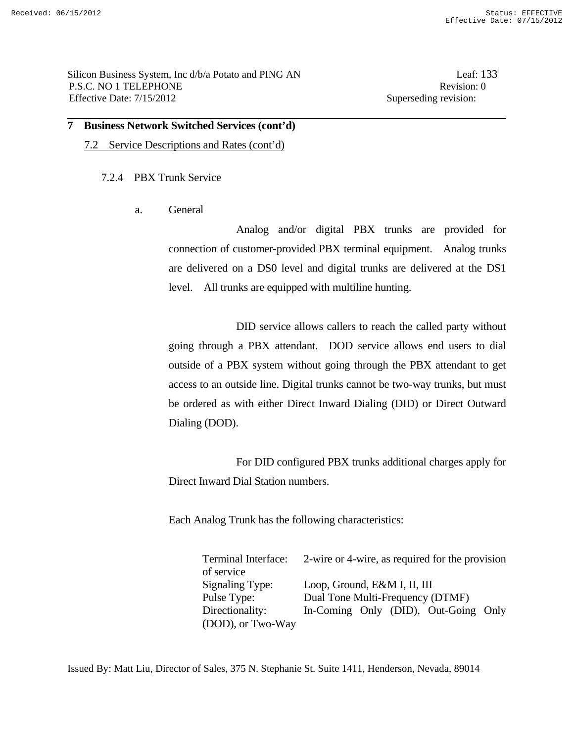## 7 Business Network Switched Services (cont'd)

### 7.2 Service Descriptions and Rates (cont'd)

#### 7.2.4 PBX Trunk Service

a. General

Analog and/or digital PBX trunks are provided for connection of customer-provided PBX terminal equipment. Analog trunks are delivered on a DS0 level and digital trunks are delivered at the DS1 level. All trunks are equipped with multiline hunting.

DID service allows callers to reach the called party without going through a PBX attendant. DOD service allows end users to dial outside of a PBX system without going through the PBX attendant to get access to an outside line. Digital trunks cannot be two-way trunks, but must be ordered as with either Direct Inward Dialing (DID) or Direct Outward Dialing (DOD).

For DID configured PBX trunks additional charges apply for Direct Inward Dial Station numbers.

Each Analog Trunk has the following characteristics:

| | |
|---|---|
| Terminal Interface: | 2-wire or 4-wire, as required for the provision of service |
| Signaling Type: | Loop, Ground, E&M I, II, III |
| Pulse Type: | Dual Tone Multi-Frequency (DTMF) |
| Directionality: | In-Coming Only (DID), Out-Going Only (DOD), or Two-Way |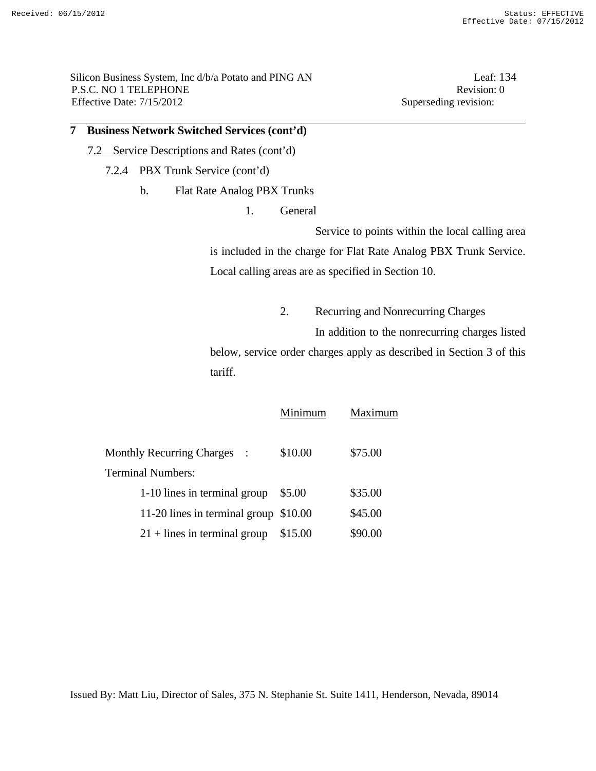Silicon Business System, Inc d/b/a Potato and PING AN — Leaf: 134
P.S.C. NO 1 TELEPHONE — Revision: 0
Effective Date: 7/15/2012 — Superseding revision:

## 7 Business Network Switched Services (cont'd)

### 7.2 Service Descriptions and Rates (cont'd)

#### 7.2.4 PBX Trunk Service (cont'd)

b. Flat Rate Analog PBX Trunks

1. General

Service to points within the local calling area is included in the charge for Flat Rate Analog PBX Trunk Service. Local calling areas are as specified in Section 10.

2. Recurring and Nonrecurring Charges

In addition to the nonrecurring charges listed below, service order charges apply as described in Section 3 of this tariff.

| | Minimum | Maximum |
|---|---|---|
| Monthly Recurring Charges : | $10.00 | $75.00 |
| Terminal Numbers: | | |
| 1-10 lines in terminal group | $5.00 | $35.00 |
| 11-20 lines in terminal group | $10.00 | $45.00 |
| 21 + lines in terminal group | $15.00 | $90.00 |

Issued By: Matt Liu, Director of Sales, 375 N. Stephanie St. Suite 1411, Henderson, Nevada, 89014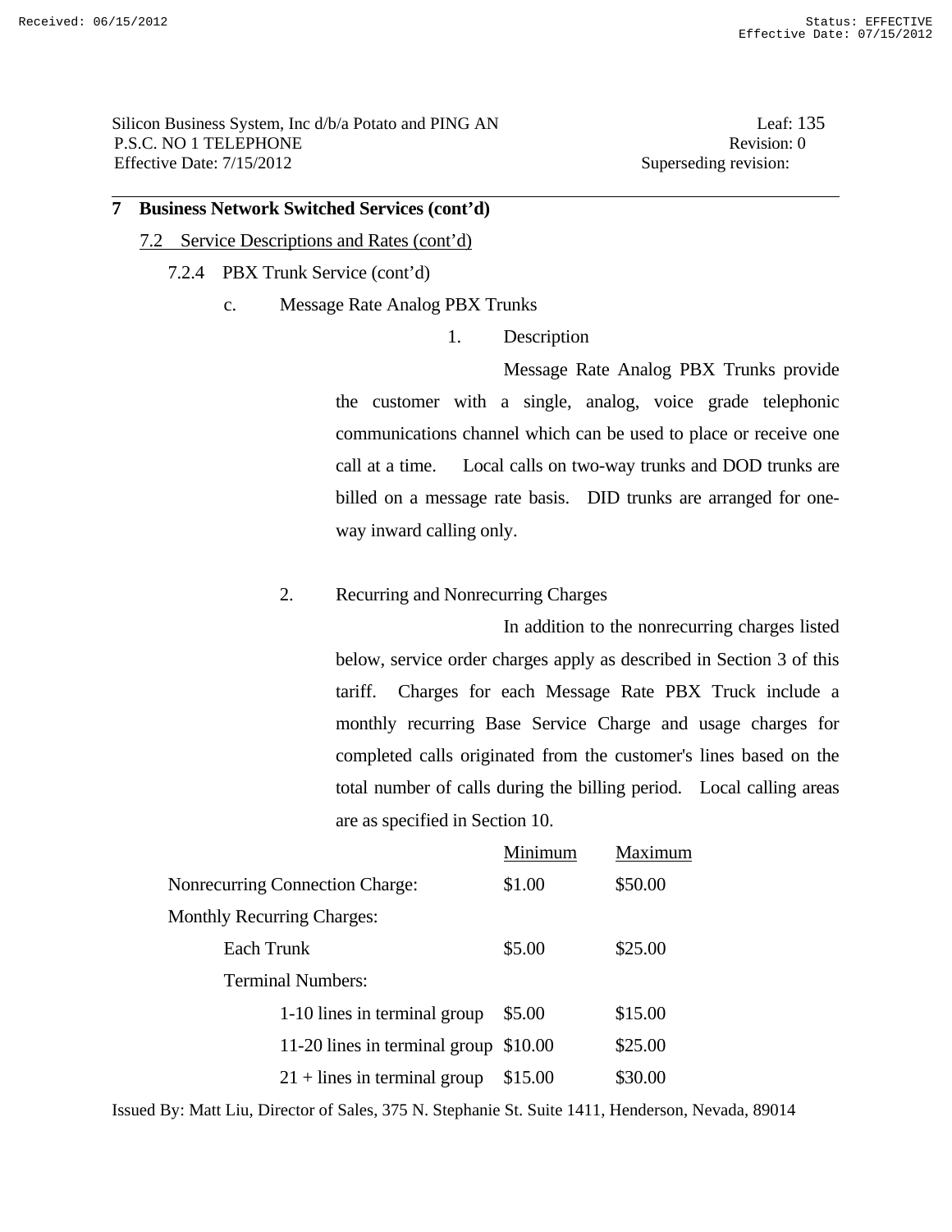**7 Business Network Switched Services (cont'd)**

7.2 Service Descriptions and Rates (cont'd)

7.2.4 PBX Trunk Service (cont'd)

c. Message Rate Analog PBX Trunks

1. Description

Message Rate Analog PBX Trunks provide the customer with a single, analog, voice grade telephonic communications channel which can be used to place or receive one call at a time. Local calls on two-way trunks and DOD trunks are billed on a message rate basis. DID trunks are arranged for one-way inward calling only.

2. Recurring and Nonrecurring Charges

In addition to the nonrecurring charges listed below, service order charges apply as described in Section 3 of this tariff. Charges for each Message Rate PBX Truck include a monthly recurring Base Service Charge and usage charges for completed calls originated from the customer's lines based on the total number of calls during the billing period. Local calling areas are as specified in Section 10.

| | Minimum | Maximum |
|---|---|---|
| Nonrecurring Connection Charge: | $1.00 | $50.00 |
| Monthly Recurring Charges: | | |
| Each Trunk | $5.00 | $25.00 |
| Terminal Numbers: | | |
| 1-10 lines in terminal group | $5.00 | $15.00 |
| 11-20 lines in terminal group | $10.00 | $25.00 |
| 21 + lines in terminal group | $15.00 | $30.00 |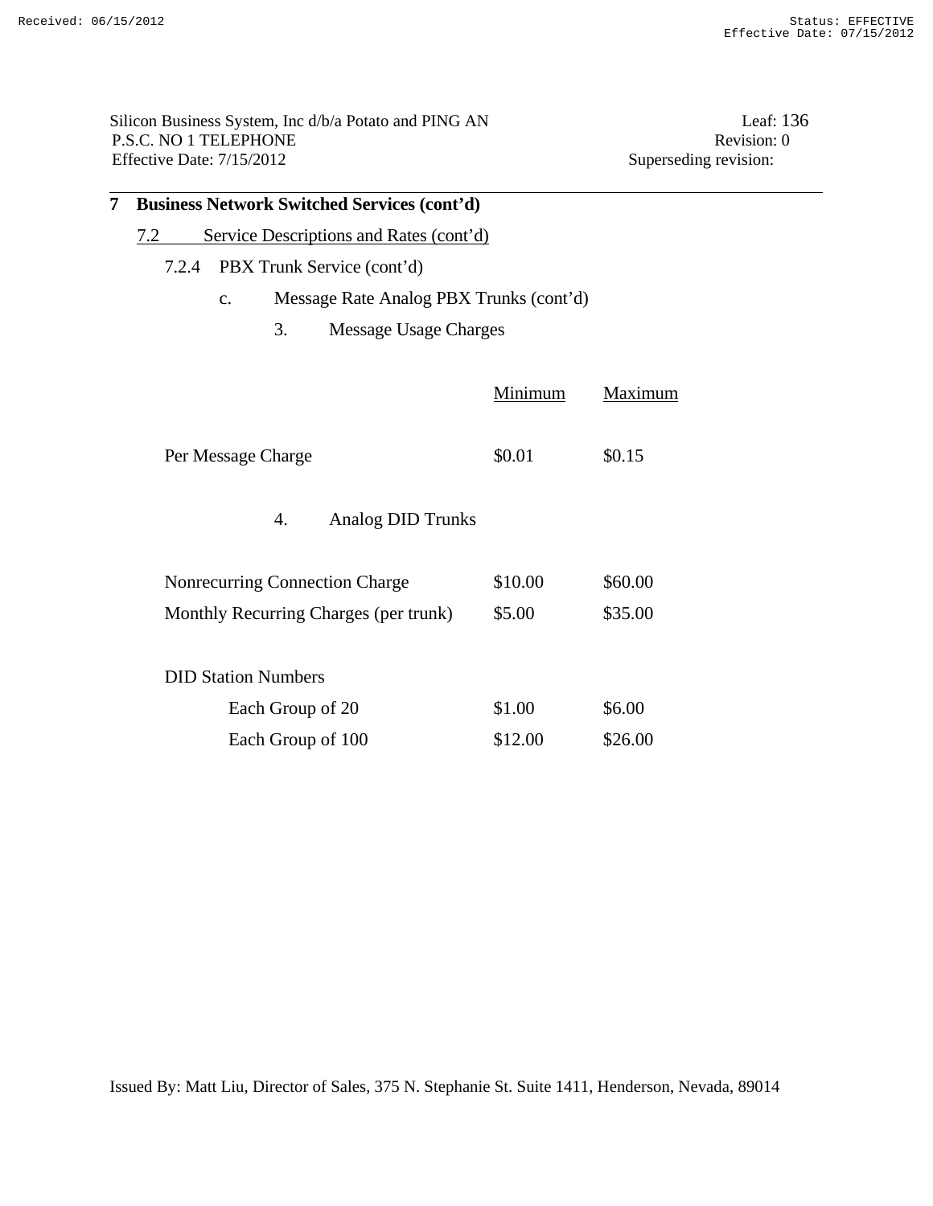Silicon Business System, Inc d/b/a Potato and PING AN
P.S.C. NO 1 TELEPHONE
Effective Date: 7/15/2012

Leaf: 136
Revision: 0
Superseding revision:

# 7 Business Network Switched Services (cont'd)

## 7.2 Service Descriptions and Rates (cont'd)

### 7.2.4 PBX Trunk Service (cont'd)

c. Message Rate Analog PBX Trunks (cont'd)

3. Message Usage Charges

| | Minimum | Maximum |
|---|---|---|
| Per Message Charge | $0.01 | $0.15 |

4. Analog DID Trunks

| | Minimum | Maximum |
|---|---|---|
| Nonrecurring Connection Charge | $10.00 | $60.00 |
| Monthly Recurring Charges (per trunk) | $5.00 | $35.00 |
| DID Station Numbers | | |
| Each Group of 20 | $1.00 | $6.00 |
| Each Group of 100 | $12.00 | $26.00 |

Issued By: Matt Liu, Director of Sales, 375 N. Stephanie St. Suite 1411, Henderson, Nevada, 89014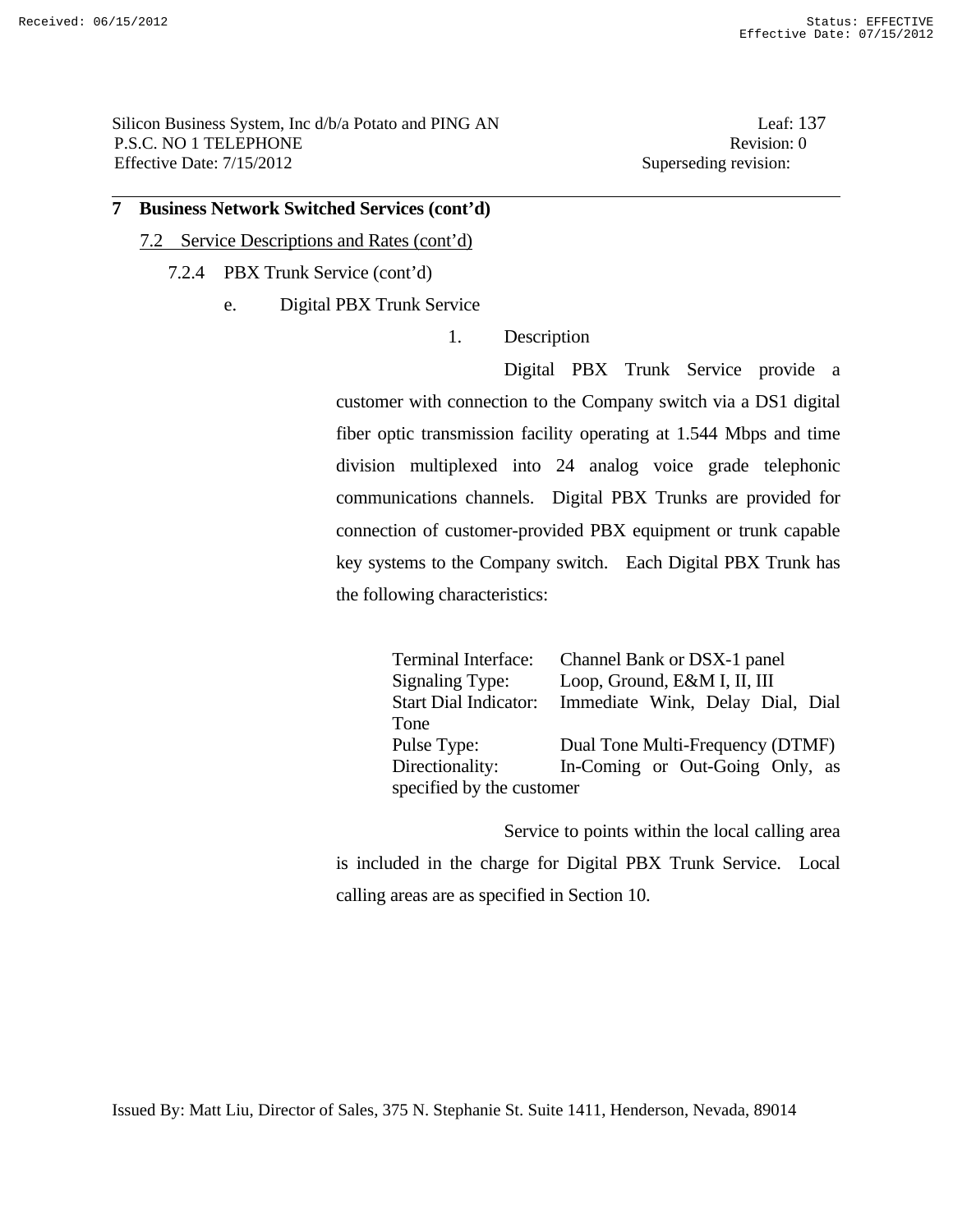Silicon Business System, Inc d/b/a Potato and PING AN  
P.S.C. NO 1 TELEPHONE  
Effective Date: 7/15/2012

Leaf: 137  
Revision: 0  
Superseding revision:

**7 Business Network Switched Services (cont'd)**

7.2 Service Descriptions and Rates (cont'd)

7.2.4 PBX Trunk Service (cont'd)

e. Digital PBX Trunk Service

1. Description

Digital PBX Trunk Service provide a customer with connection to the Company switch via a DS1 digital fiber optic transmission facility operating at 1.544 Mbps and time division multiplexed into 24 analog voice grade telephonic communications channels. Digital PBX Trunks are provided for connection of customer-provided PBX equipment or trunk capable key systems to the Company switch. Each Digital PBX Trunk has the following characteristics:

| | |
|---|---|
| Terminal Interface: | Channel Bank or DSX-1 panel |
| Signaling Type: | Loop, Ground, E&M I, II, III |
| Start Dial Indicator: | Immediate Wink, Delay Dial, Dial Tone |
| Pulse Type: | Dual Tone Multi-Frequency (DTMF) |
| Directionality: | In-Coming or Out-Going Only, as specified by the customer |

Service to points within the local calling area is included in the charge for Digital PBX Trunk Service. Local calling areas are as specified in Section 10.

Issued By: Matt Liu, Director of Sales, 375 N. Stephanie St. Suite 1411, Henderson, Nevada, 89014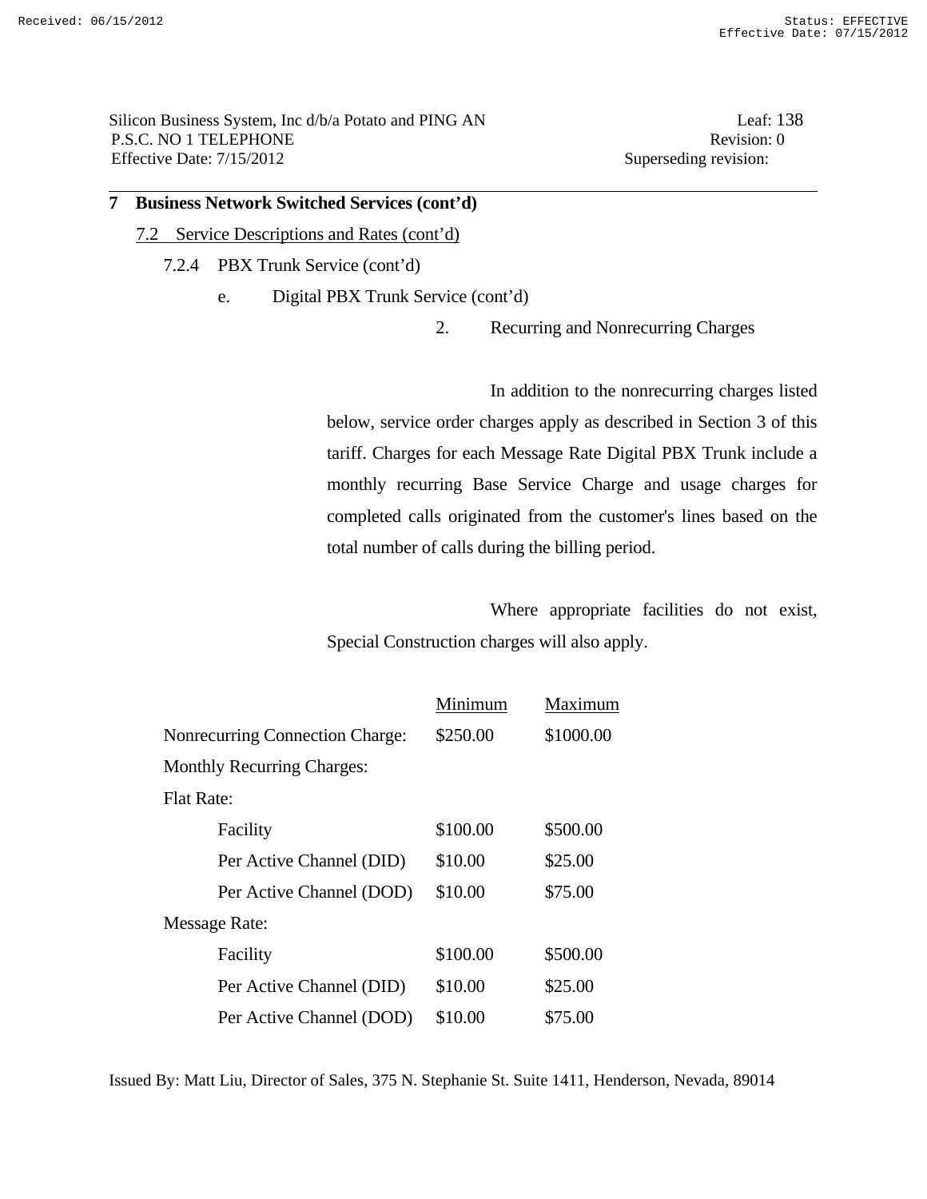## 7 Business Network Switched Services (cont'd)

7.2 Service Descriptions and Rates (cont'd)

7.2.4 PBX Trunk Service (cont'd)

e. Digital PBX Trunk Service (cont'd)

2. Recurring and Nonrecurring Charges

In addition to the nonrecurring charges listed below, service order charges apply as described in Section 3 of this tariff. Charges for each Message Rate Digital PBX Trunk include a monthly recurring Base Service Charge and usage charges for completed calls originated from the customer's lines based on the total number of calls during the billing period.

Where appropriate facilities do not exist, Special Construction charges will also apply.

| | Minimum | Maximum |
|---|---|---|
| Nonrecurring Connection Charge: | $250.00 | $1000.00 |
| Monthly Recurring Charges: | | |
| Flat Rate: | | |
| Facility | $100.00 | $500.00 |
| Per Active Channel (DID) | $10.00 | $25.00 |
| Per Active Channel (DOD) | $10.00 | $75.00 |
| Message Rate: | | |
| Facility | $100.00 | $500.00 |
| Per Active Channel (DID) | $10.00 | $25.00 |
| Per Active Channel (DOD) | $10.00 | $75.00 |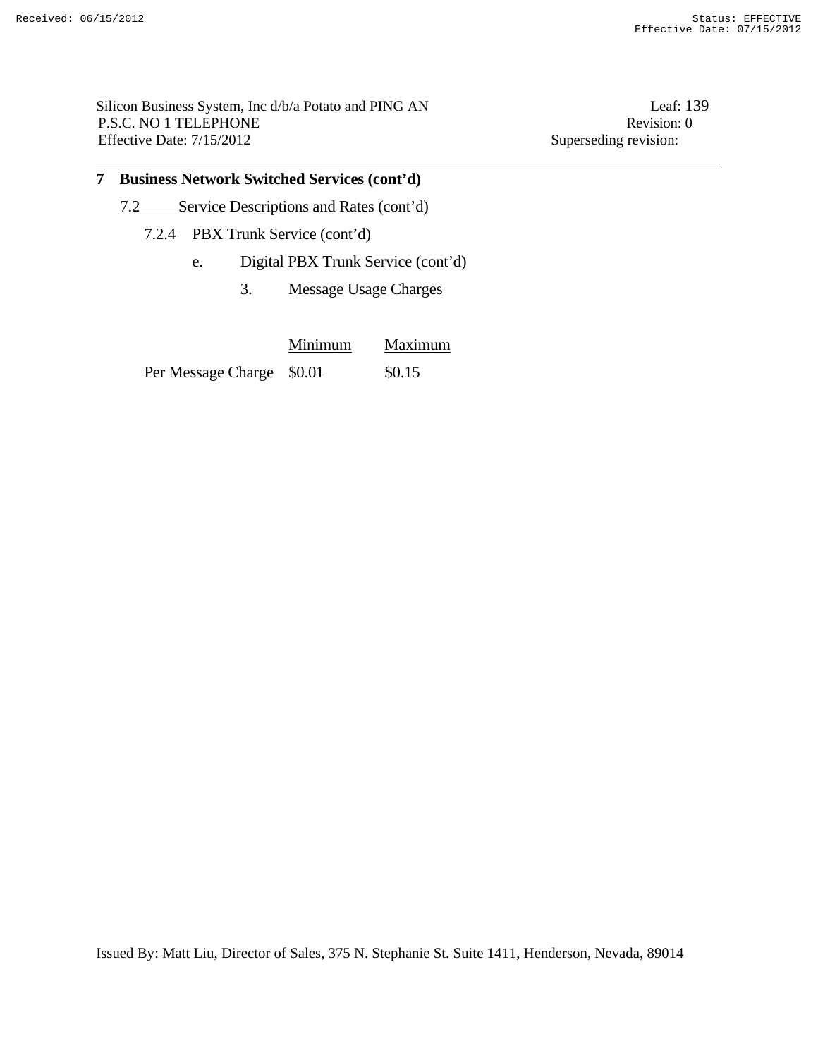## 7 Business Network Switched Services (cont'd)

### 7.2 Service Descriptions and Rates (cont'd)

#### 7.2.4 PBX Trunk Service (cont'd)

e. Digital PBX Trunk Service (cont'd)

3. Message Usage Charges

| | Minimum | Maximum |
|---|---|---|
| Per Message Charge | $0.01 | $0.15 |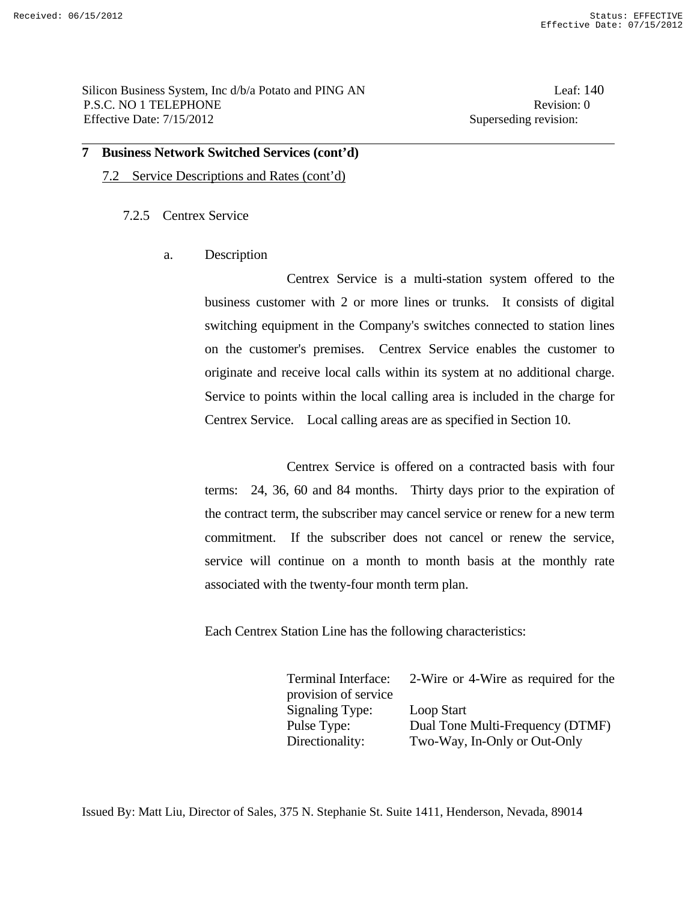## 7 Business Network Switched Services (cont'd)

### 7.2 Service Descriptions and Rates (cont'd)

#### 7.2.5 Centrex Service

a. Description

Centrex Service is a multi-station system offered to the business customer with 2 or more lines or trunks. It consists of digital switching equipment in the Company's switches connected to station lines on the customer's premises. Centrex Service enables the customer to originate and receive local calls within its system at no additional charge. Service to points within the local calling area is included in the charge for Centrex Service. Local calling areas are as specified in Section 10.

Centrex Service is offered on a contracted basis with four terms: 24, 36, 60 and 84 months. Thirty days prior to the expiration of the contract term, the subscriber may cancel service or renew for a new term commitment. If the subscriber does not cancel or renew the service, service will continue on a month to month basis at the monthly rate associated with the twenty-four month term plan.

Each Centrex Station Line has the following characteristics:

| | |
|---|---|
| Terminal Interface: | 2-Wire or 4-Wire as required for the provision of service |
| Signaling Type: | Loop Start |
| Pulse Type: | Dual Tone Multi-Frequency (DTMF) |
| Directionality: | Two-Way, In-Only or Out-Only |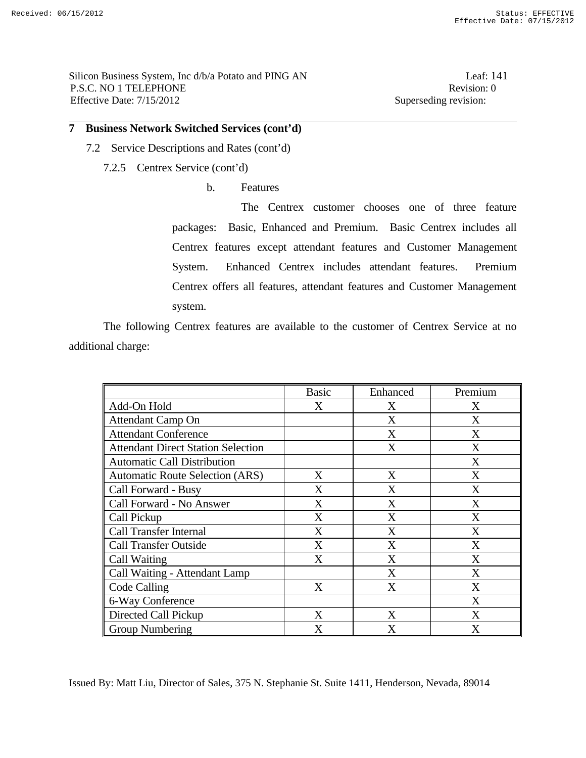**7 Business Network Switched Services (cont'd)**

7.2 Service Descriptions and Rates (cont'd)

7.2.5 Centrex Service (cont'd)

b. Features

The Centrex customer chooses one of three feature packages: Basic, Enhanced and Premium. Basic Centrex includes all Centrex features except attendant features and Customer Management System. Enhanced Centrex includes attendant features. Premium Centrex offers all features, attendant features and Customer Management system.

The following Centrex features are available to the customer of Centrex Service at no additional charge:

| | Basic | Enhanced | Premium |
|---|---|---|---|
| Add-On Hold | X | X | X |
| Attendant Camp On | | X | X |
| Attendant Conference | | X | X |
| Attendant Direct Station Selection | | X | X |
| Automatic Call Distribution | | | X |
| Automatic Route Selection (ARS) | X | X | X |
| Call Forward - Busy | X | X | X |
| Call Forward - No Answer | X | X | X |
| Call Pickup | X | X | X |
| Call Transfer Internal | X | X | X |
| Call Transfer Outside | X | X | X |
| Call Waiting | X | X | X |
| Call Waiting - Attendant Lamp | | X | X |
| Code Calling | X | X | X |
| 6-Way Conference | | | X |
| Directed Call Pickup | X | X | X |
| Group Numbering | X | X | X |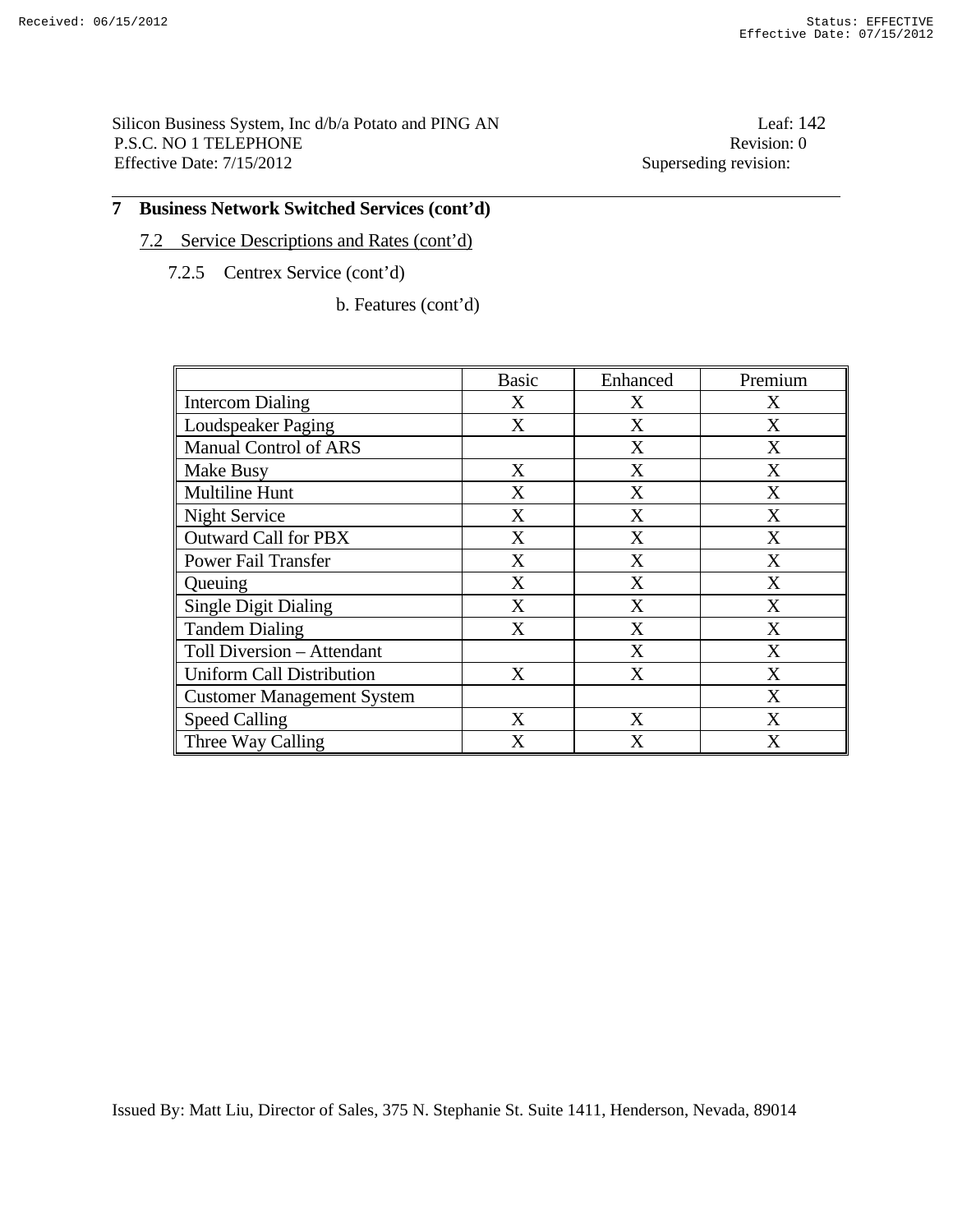Silicon Business System, Inc d/b/a Potato and PING AN — Leaf: 142
P.S.C. NO 1 TELEPHONE — Revision: 0
Effective Date: 7/15/2012 — Superseding revision:

# 7 Business Network Switched Services (cont'd)

## 7.2 Service Descriptions and Rates (cont'd)

### 7.2.5 Centrex Service (cont'd)

b. Features (cont'd)

| | Basic | Enhanced | Premium |
|---|---|---|---|
| Intercom Dialing | X | X | X |
| Loudspeaker Paging | X | X | X |
| Manual Control of ARS | | X | X |
| Make Busy | X | X | X |
| Multiline Hunt | X | X | X |
| Night Service | X | X | X |
| Outward Call for PBX | X | X | X |
| Power Fail Transfer | X | X | X |
| Queuing | X | X | X |
| Single Digit Dialing | X | X | X |
| Tandem Dialing | X | X | X |
| Toll Diversion – Attendant | | X | X |
| Uniform Call Distribution | X | X | X |
| Customer Management System | | | X |
| Speed Calling | X | X | X |
| Three Way Calling | X | X | X |

Issued By: Matt Liu, Director of Sales, 375 N. Stephanie St. Suite 1411, Henderson, Nevada, 89014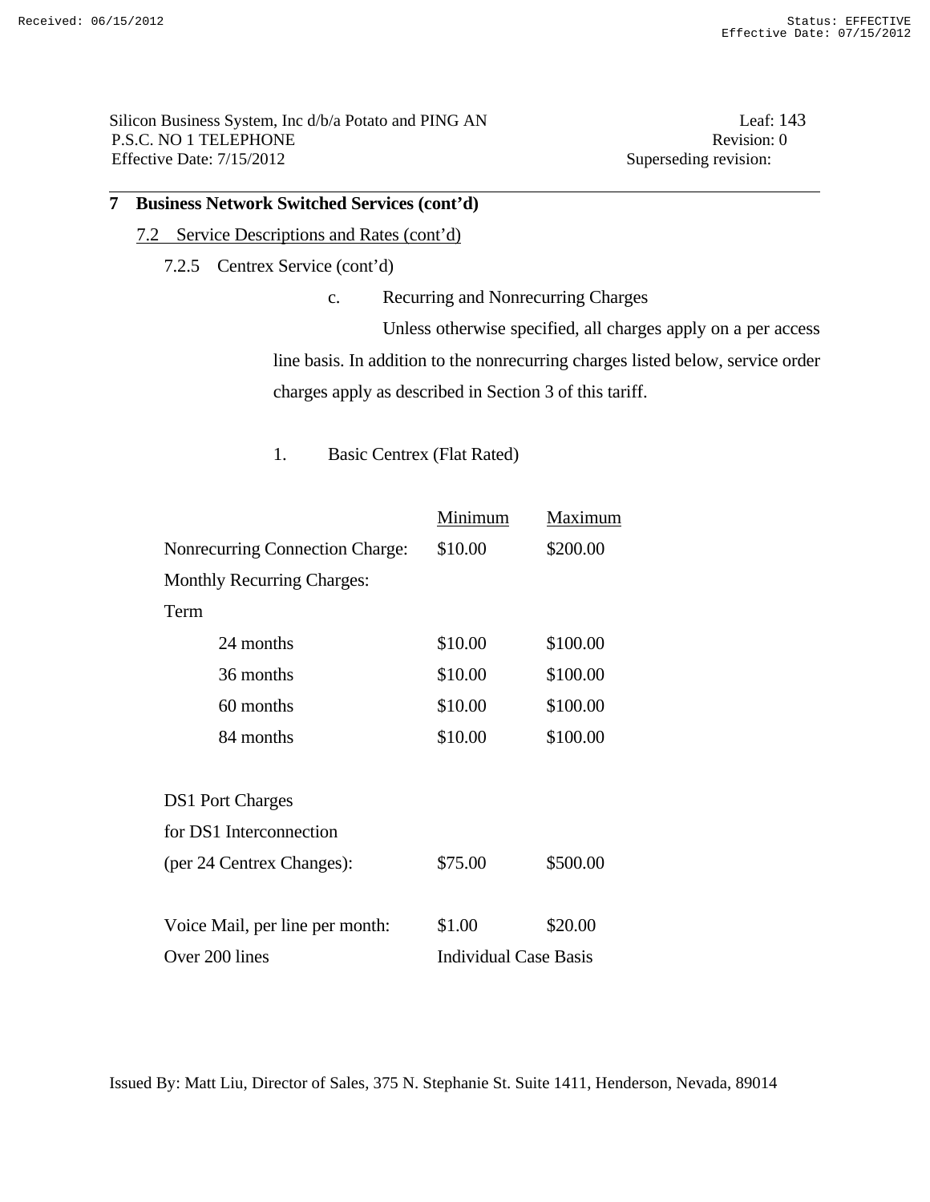Silicon Business System, Inc d/b/a Potato and PING AN
P.S.C. NO 1 TELEPHONE
Effective Date: 7/15/2012

Leaf: 143
Revision: 0
Superseding revision:

## 7 Business Network Switched Services (cont'd)

### 7.2 Service Descriptions and Rates (cont'd)

#### 7.2.5 Centrex Service (cont'd)

c. Recurring and Nonrecurring Charges

Unless otherwise specified, all charges apply on a per access line basis. In addition to the nonrecurring charges listed below, service order charges apply as described in Section 3 of this tariff.

1. Basic Centrex (Flat Rated)

| | Minimum | Maximum |
|---|---|---|
| Nonrecurring Connection Charge: | $10.00 | $200.00 |
| Monthly Recurring Charges: | | |
| Term | | |
| 24 months | $10.00 | $100.00 |
| 36 months | $10.00 | $100.00 |
| 60 months | $10.00 | $100.00 |
| 84 months | $10.00 | $100.00 |
| DS1 Port Charges for DS1 Interconnection (per 24 Centrex Changes): | $75.00 | $500.00 |
| Voice Mail, per line per month: | $1.00 | $20.00 |
| Over 200 lines | Individual Case Basis | |

Issued By: Matt Liu, Director of Sales, 375 N. Stephanie St. Suite 1411, Henderson, Nevada, 89014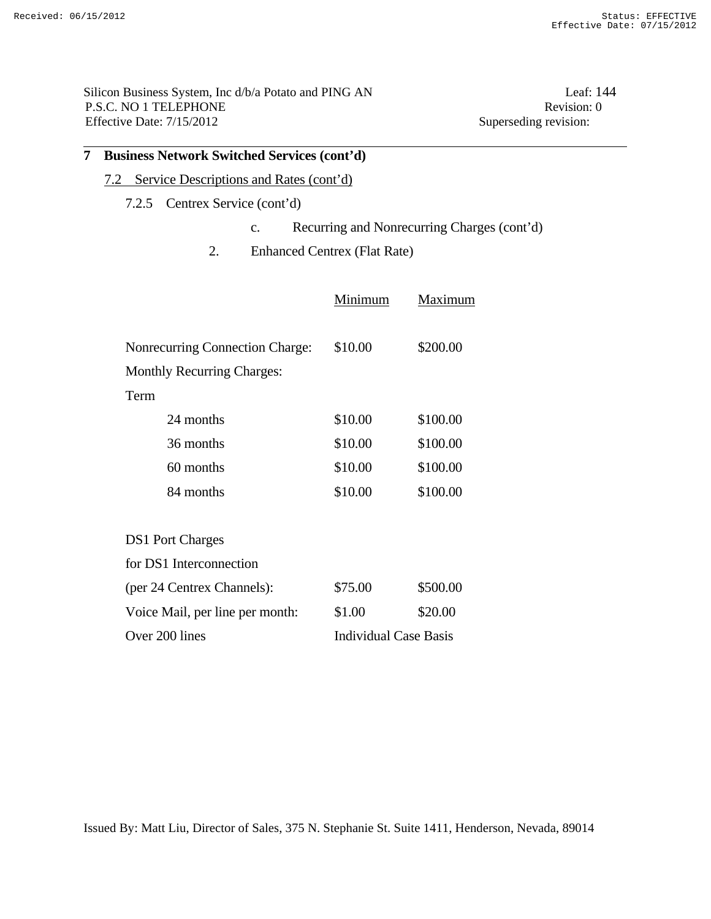Silicon Business System, Inc d/b/a Potato and PING AN
P.S.C. NO 1 TELEPHONE
Effective Date: 7/15/2012

Leaf: 144
Revision: 0
Superseding revision:

# 7 Business Network Switched Services (cont'd)

## 7.2 Service Descriptions and Rates (cont'd)

### 7.2.5 Centrex Service (cont'd)

c. Recurring and Nonrecurring Charges (cont'd)

2. Enhanced Centrex (Flat Rate)

| | Minimum | Maximum |
|---|---|---|
| Nonrecurring Connection Charge: | $10.00 | $200.00 |
| Monthly Recurring Charges: | | |
| Term | | |
| 24 months | $10.00 | $100.00 |
| 36 months | $10.00 | $100.00 |
| 60 months | $10.00 | $100.00 |
| 84 months | $10.00 | $100.00 |
| DS1 Port Charges for DS1 Interconnection (per 24 Centrex Channels): | $75.00 | $500.00 |
| Voice Mail, per line per month: | $1.00 | $20.00 |
| Over 200 lines | Individual Case Basis | |

Issued By: Matt Liu, Director of Sales, 375 N. Stephanie St. Suite 1411, Henderson, Nevada, 89014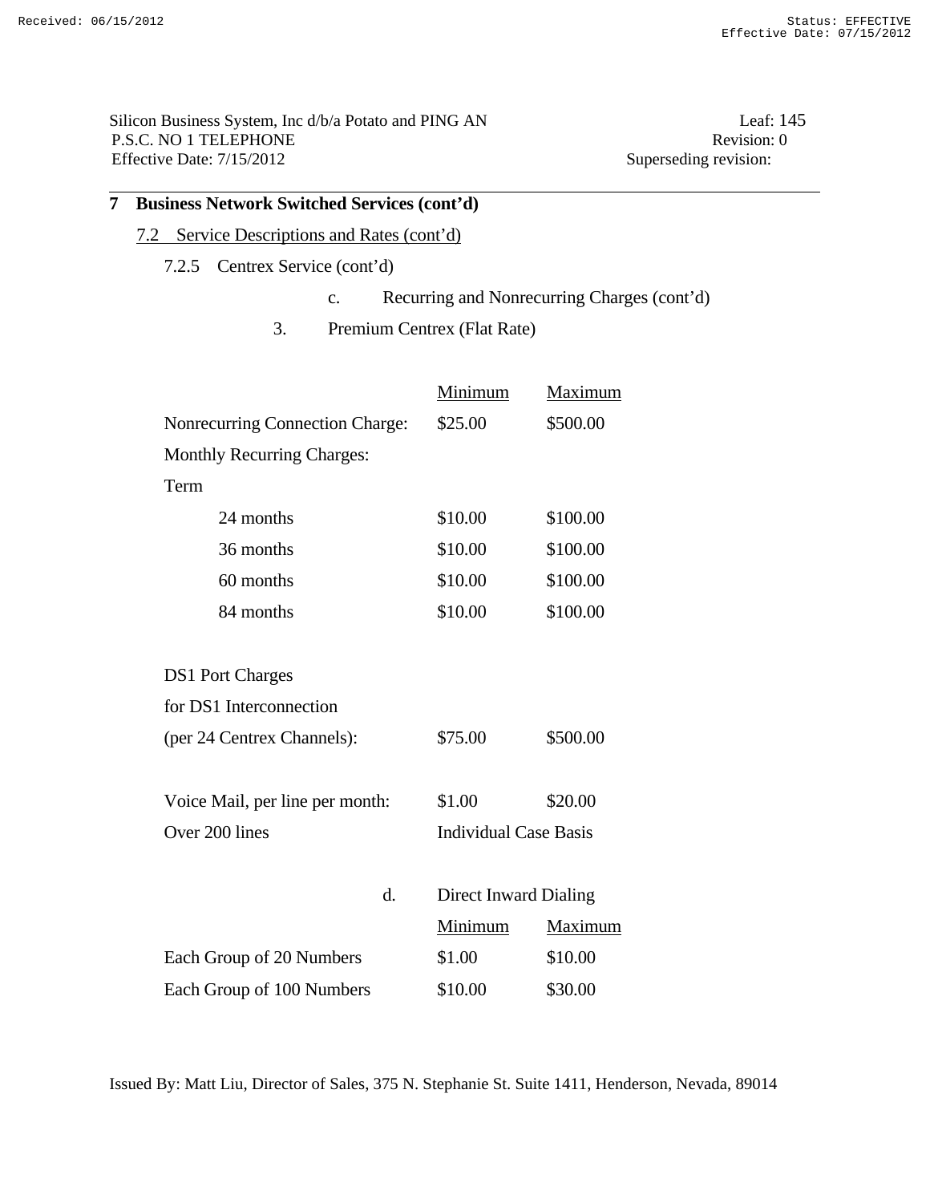Silicon Business System, Inc d/b/a Potato and PING AN
P.S.C. NO 1 TELEPHONE
Effective Date: 7/15/2012

Leaf: 145
Revision: 0
Superseding revision:

## 7 Business Network Switched Services (cont'd)

### 7.2 Service Descriptions and Rates (cont'd)

#### 7.2.5 Centrex Service (cont'd)

c. Recurring and Nonrecurring Charges (cont'd)

3. Premium Centrex (Flat Rate)

| | Minimum | Maximum |
|---|---|---|
| Nonrecurring Connection Charge: | $25.00 | $500.00 |
| Monthly Recurring Charges: | | |
| Term | | |
| 24 months | $10.00 | $100.00 |
| 36 months | $10.00 | $100.00 |
| 60 months | $10.00 | $100.00 |
| 84 months | $10.00 | $100.00 |
| DS1 Port Charges for DS1 Interconnection (per 24 Centrex Channels): | $75.00 | $500.00 |
| Voice Mail, per line per month: | $1.00 | $20.00 |
| Over 200 lines | Individual Case Basis | |

d. Direct Inward Dialing

| | Minimum | Maximum |
|---|---|---|
| Each Group of 20 Numbers | $1.00 | $10.00 |
| Each Group of 100 Numbers | $10.00 | $30.00 |

Issued By: Matt Liu, Director of Sales, 375 N. Stephanie St. Suite 1411, Henderson, Nevada, 89014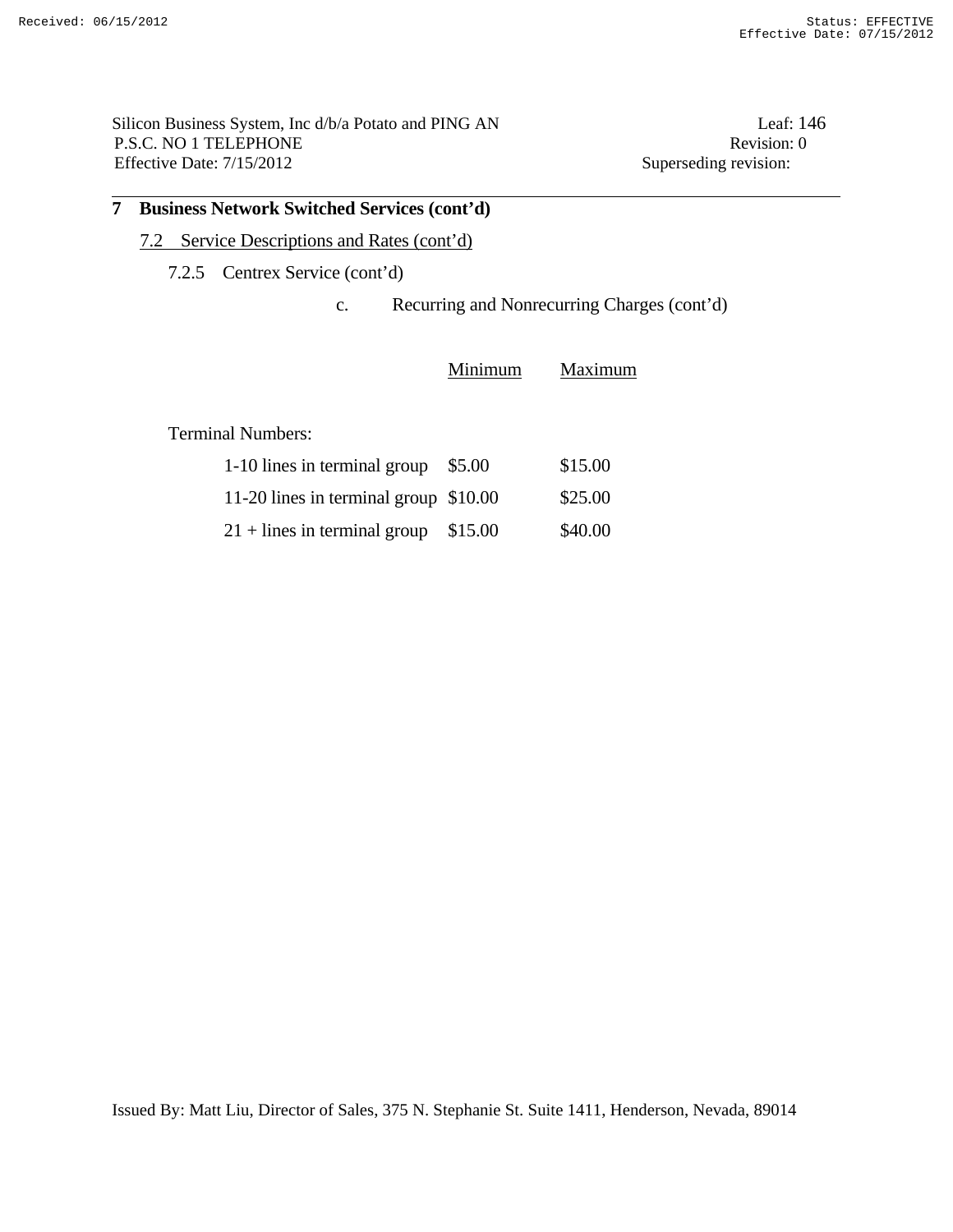Silicon Business System, Inc d/b/a Potato and PING AN
P.S.C. NO 1 TELEPHONE
Effective Date: 7/15/2012

Leaf: 146
Revision: 0
Superseding revision:

# 7 Business Network Switched Services (cont'd)

## 7.2 Service Descriptions and Rates (cont'd)

### 7.2.5 Centrex Service (cont'd)

c. Recurring and Nonrecurring Charges (cont'd)

| | Minimum | Maximum |
|---|---|---|
| Terminal Numbers: | | |
| 1-10 lines in terminal group | $5.00 | $15.00 |
| 11-20 lines in terminal group | $10.00 | $25.00 |
| 21 + lines in terminal group | $15.00 | $40.00 |

Issued By: Matt Liu, Director of Sales, 375 N. Stephanie St. Suite 1411, Henderson, Nevada, 89014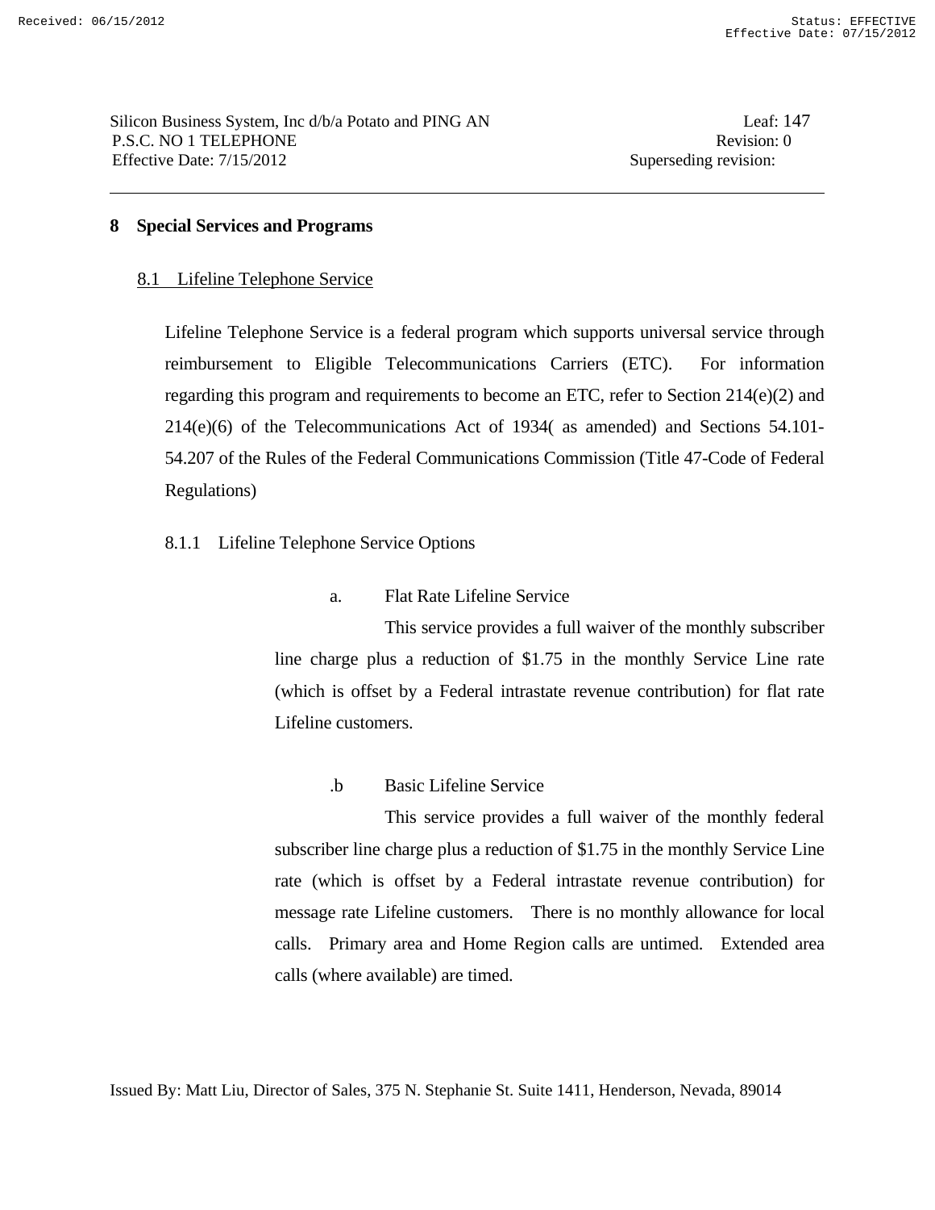# 8 Special Services and Programs

## 8.1 Lifeline Telephone Service

Lifeline Telephone Service is a federal program which supports universal service through reimbursement to Eligible Telecommunications Carriers (ETC). For information regarding this program and requirements to become an ETC, refer to Section 214(e)(2) and 214(e)(6) of the Telecommunications Act of 1934( as amended) and Sections 54.101-54.207 of the Rules of the Federal Communications Commission (Title 47-Code of Federal Regulations)

### 8.1.1 Lifeline Telephone Service Options

a. Flat Rate Lifeline Service

This service provides a full waiver of the monthly subscriber line charge plus a reduction of $1.75 in the monthly Service Line rate (which is offset by a Federal intrastate revenue contribution) for flat rate Lifeline customers.

.b Basic Lifeline Service

This service provides a full waiver of the monthly federal subscriber line charge plus a reduction of $1.75 in the monthly Service Line rate (which is offset by a Federal intrastate revenue contribution) for message rate Lifeline customers. There is no monthly allowance for local calls. Primary area and Home Region calls are untimed. Extended area calls (where available) are timed.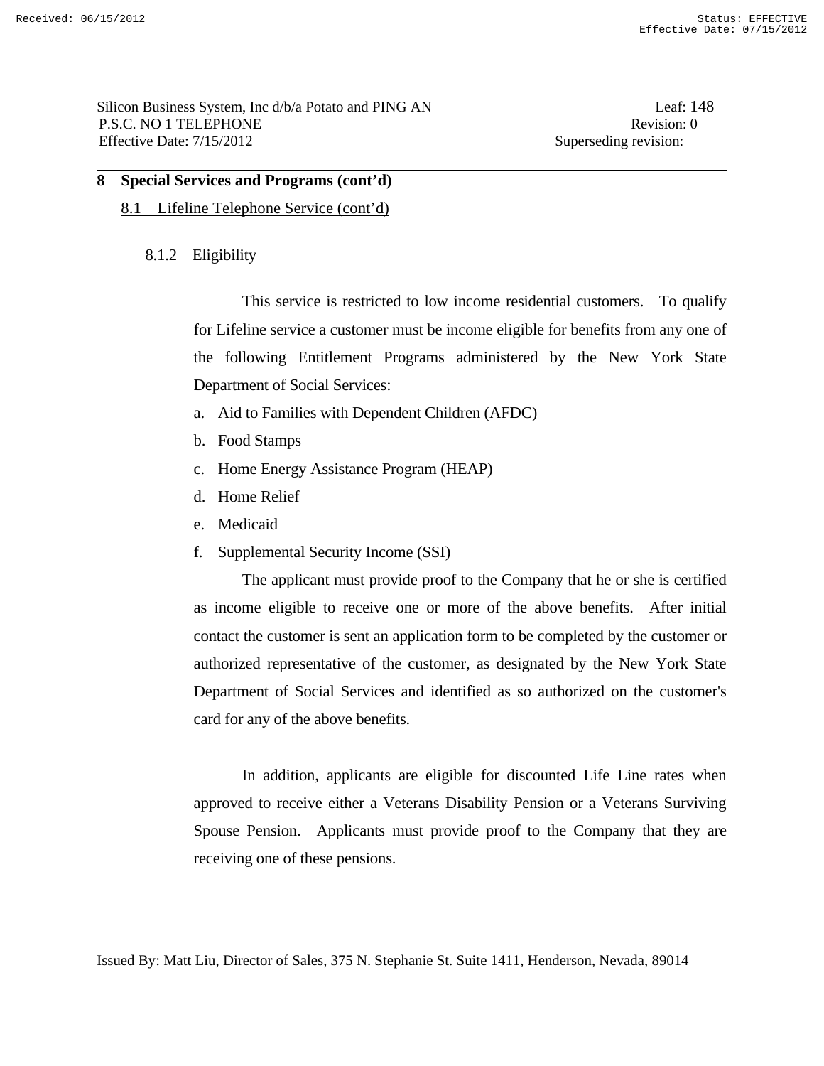## 8 Special Services and Programs (cont'd)

### 8.1 Lifeline Telephone Service (cont'd)

#### 8.1.2 Eligibility

This service is restricted to low income residential customers. To qualify for Lifeline service a customer must be income eligible for benefits from any one of the following Entitlement Programs administered by the New York State Department of Social Services:

a. Aid to Families with Dependent Children (AFDC)
b. Food Stamps
c. Home Energy Assistance Program (HEAP)
d. Home Relief
e. Medicaid
f. Supplemental Security Income (SSI)

The applicant must provide proof to the Company that he or she is certified as income eligible to receive one or more of the above benefits. After initial contact the customer is sent an application form to be completed by the customer or authorized representative of the customer, as designated by the New York State Department of Social Services and identified as so authorized on the customer's card for any of the above benefits.

In addition, applicants are eligible for discounted Life Line rates when approved to receive either a Veterans Disability Pension or a Veterans Surviving Spouse Pension. Applicants must provide proof to the Company that they are receiving one of these pensions.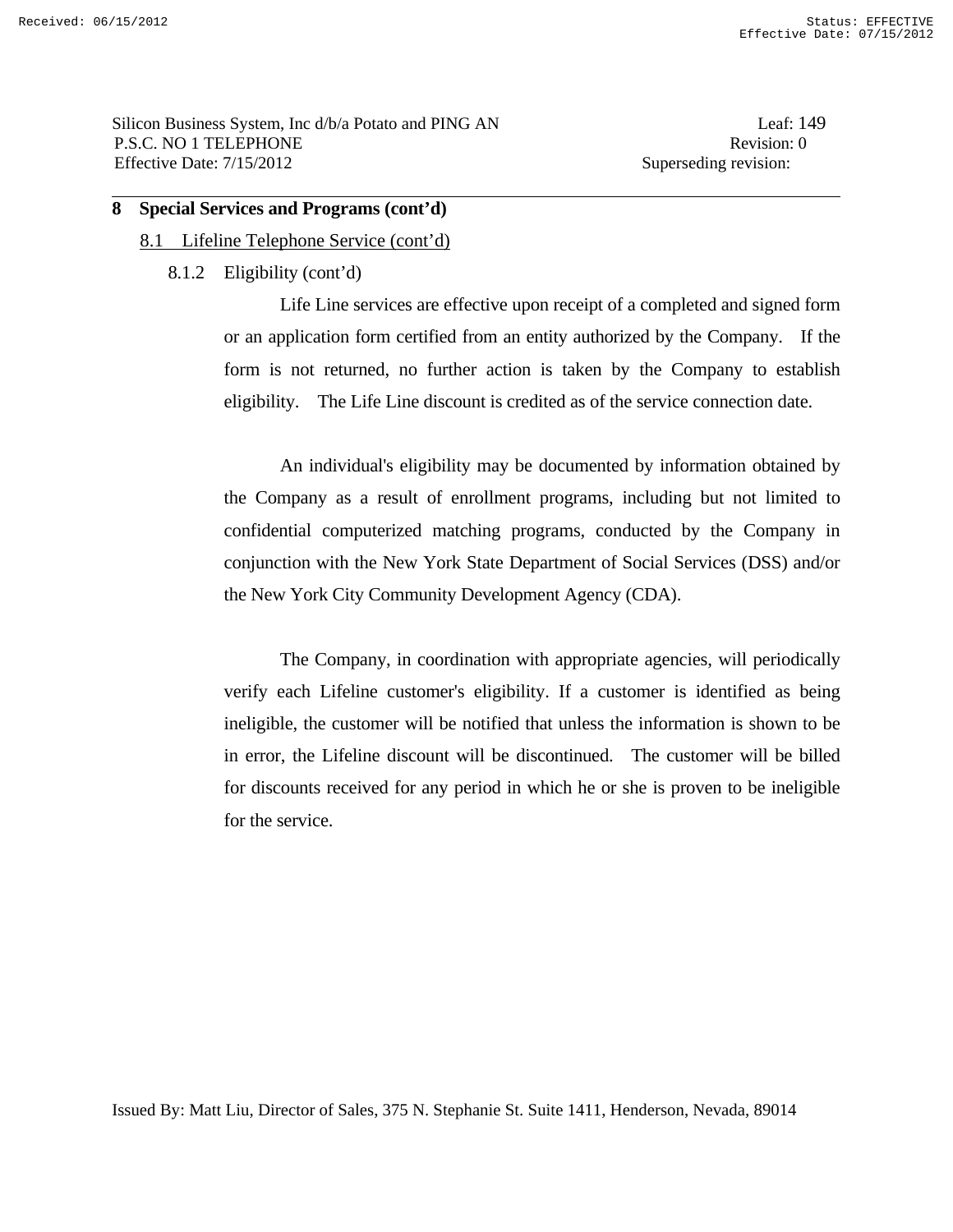## 8 Special Services and Programs (cont'd)

### 8.1 Lifeline Telephone Service (cont'd)

#### 8.1.2 Eligibility (cont'd)

Life Line services are effective upon receipt of a completed and signed form or an application form certified from an entity authorized by the Company. If the form is not returned, no further action is taken by the Company to establish eligibility. The Life Line discount is credited as of the service connection date.

An individual's eligibility may be documented by information obtained by the Company as a result of enrollment programs, including but not limited to confidential computerized matching programs, conducted by the Company in conjunction with the New York State Department of Social Services (DSS) and/or the New York City Community Development Agency (CDA).

The Company, in coordination with appropriate agencies, will periodically verify each Lifeline customer's eligibility. If a customer is identified as being ineligible, the customer will be notified that unless the information is shown to be in error, the Lifeline discount will be discontinued. The customer will be billed for discounts received for any period in which he or she is proven to be ineligible for the service.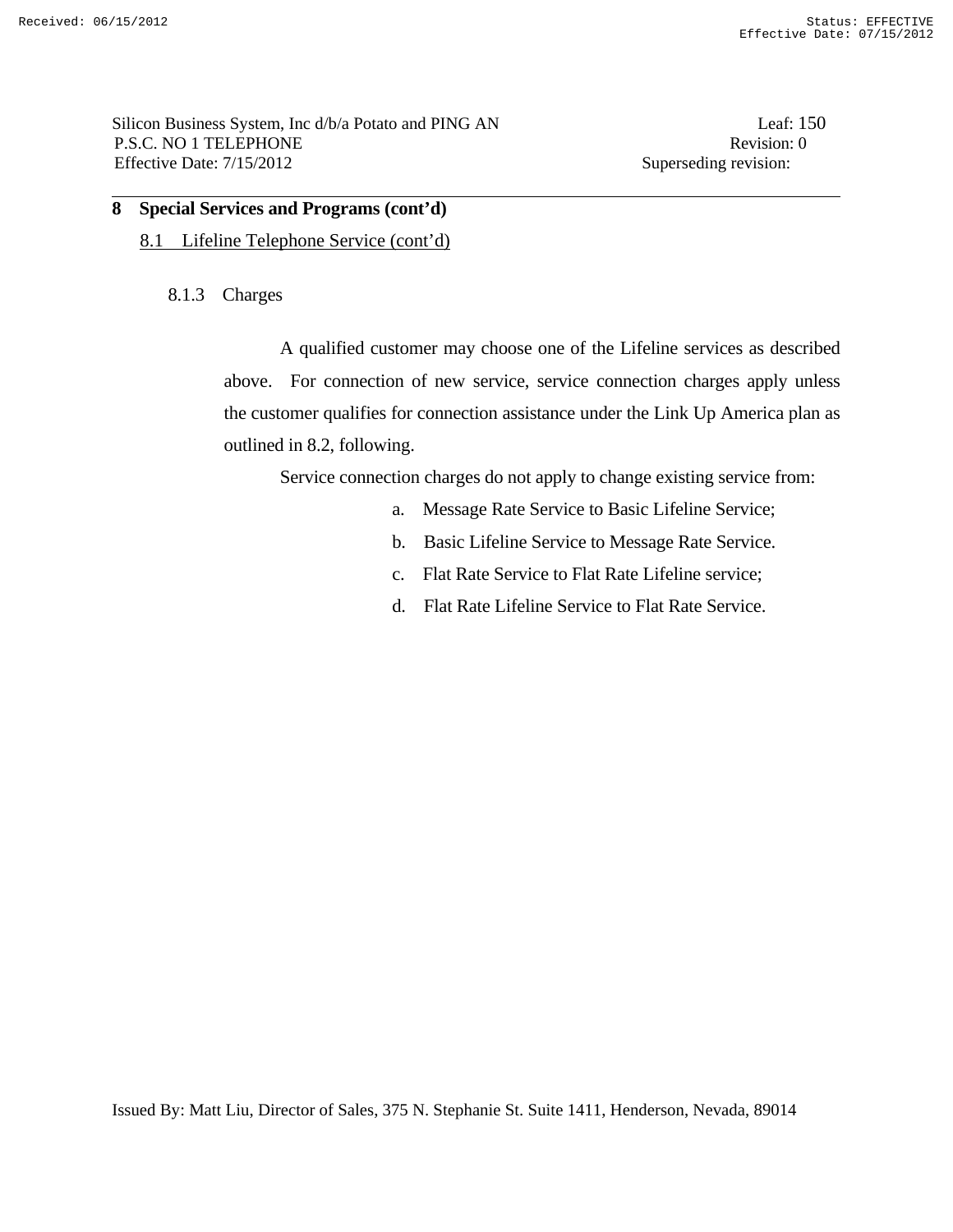## 8 Special Services and Programs (cont'd)

### 8.1 Lifeline Telephone Service (cont'd)

#### 8.1.3 Charges

A qualified customer may choose one of the Lifeline services as described above. For connection of new service, service connection charges apply unless the customer qualifies for connection assistance under the Link Up America plan as outlined in 8.2, following.

Service connection charges do not apply to change existing service from:

a. Message Rate Service to Basic Lifeline Service;

b. Basic Lifeline Service to Message Rate Service.

c. Flat Rate Service to Flat Rate Lifeline service;

d. Flat Rate Lifeline Service to Flat Rate Service.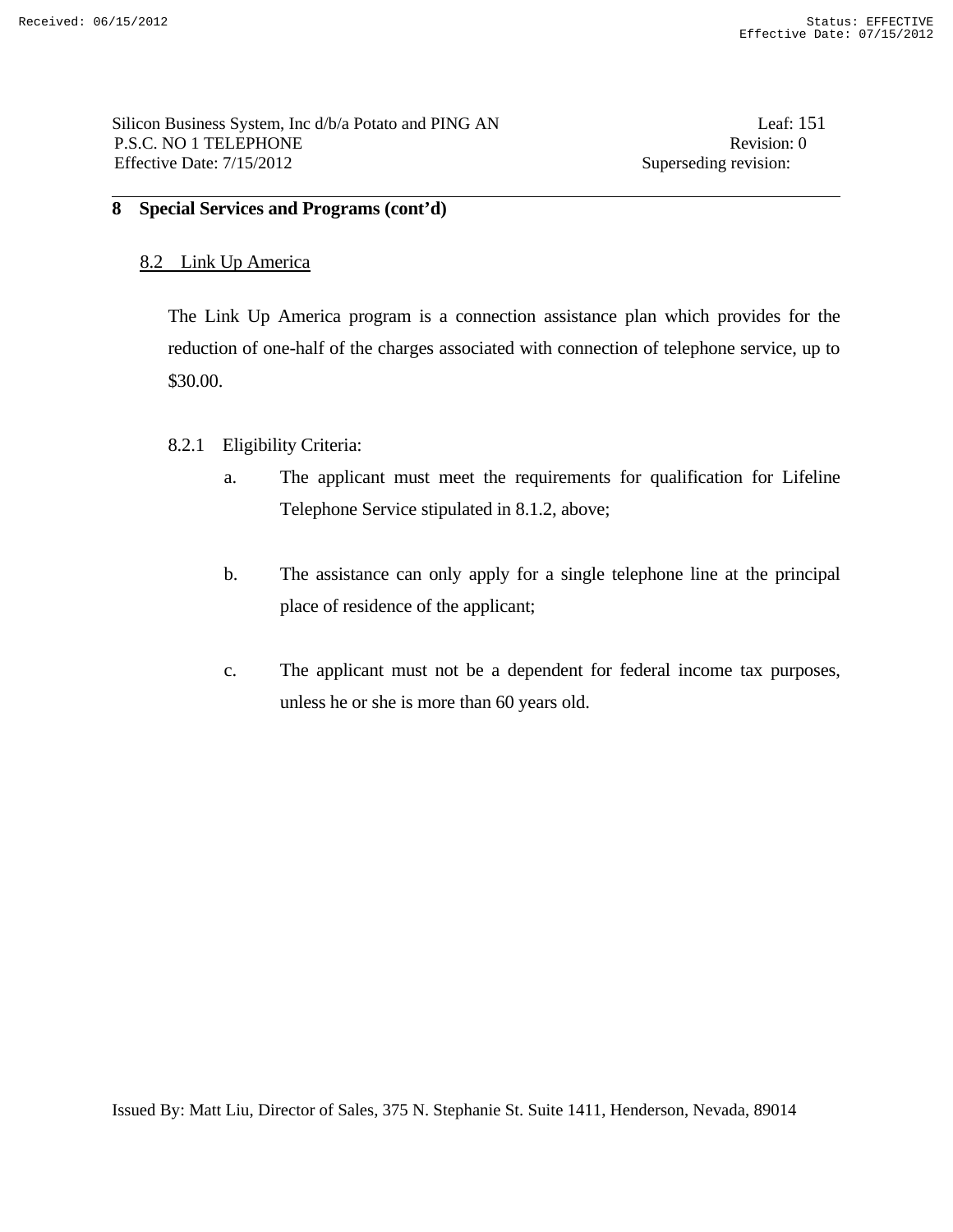## 8 Special Services and Programs (cont'd)

### 8.2 Link Up America

The Link Up America program is a connection assistance plan which provides for the reduction of one-half of the charges associated with connection of telephone service, up to $30.00.

8.2.1 Eligibility Criteria:

a. The applicant must meet the requirements for qualification for Lifeline Telephone Service stipulated in 8.1.2, above;

b. The assistance can only apply for a single telephone line at the principal place of residence of the applicant;

c. The applicant must not be a dependent for federal income tax purposes, unless he or she is more than 60 years old.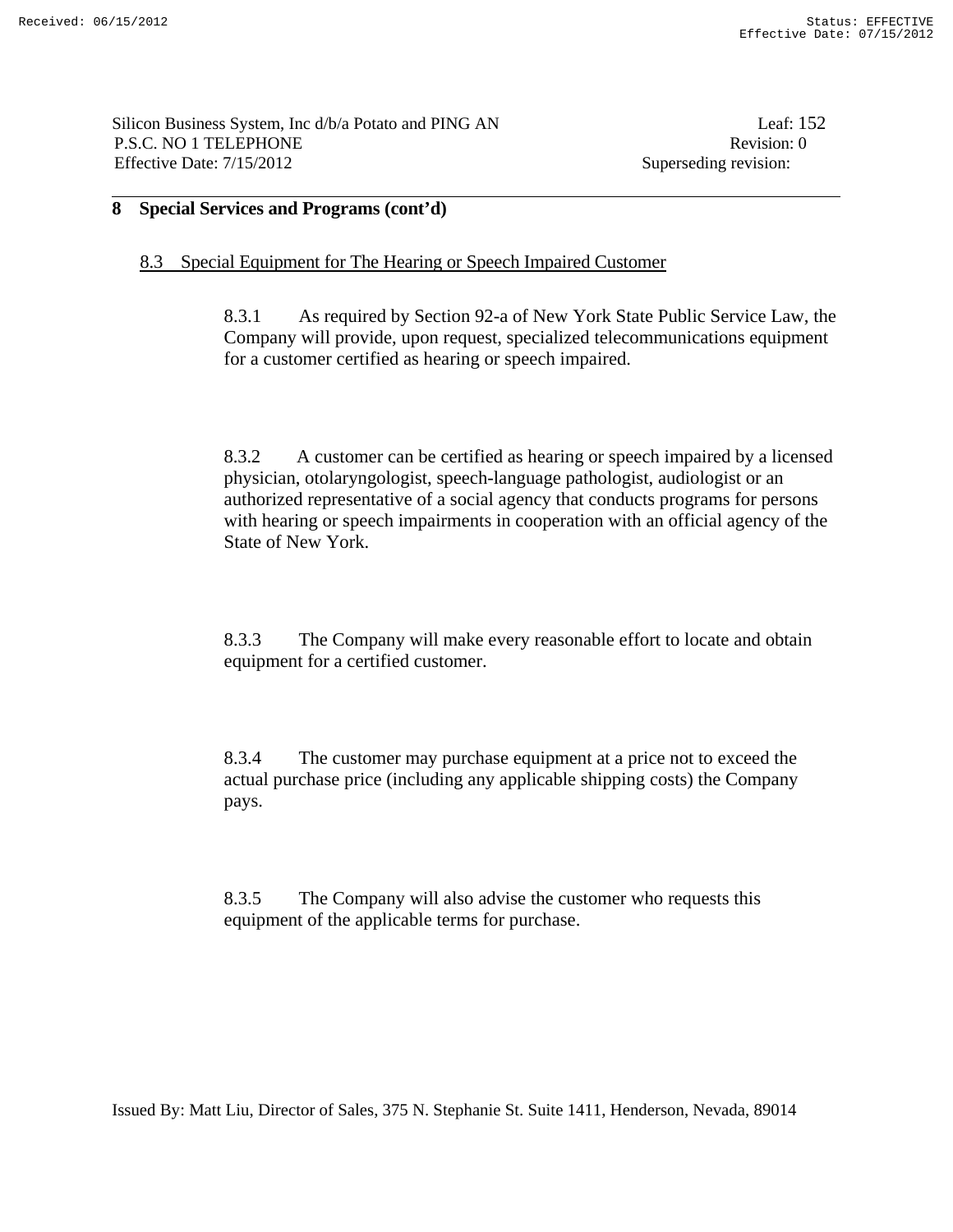## 8 Special Services and Programs (cont'd)

### 8.3 Special Equipment for The Hearing or Speech Impaired Customer

8.3.1 As required by Section 92-a of New York State Public Service Law, the Company will provide, upon request, specialized telecommunications equipment for a customer certified as hearing or speech impaired.

8.3.2 A customer can be certified as hearing or speech impaired by a licensed physician, otolaryngologist, speech-language pathologist, audiologist or an authorized representative of a social agency that conducts programs for persons with hearing or speech impairments in cooperation with an official agency of the State of New York.

8.3.3 The Company will make every reasonable effort to locate and obtain equipment for a certified customer.

8.3.4 The customer may purchase equipment at a price not to exceed the actual purchase price (including any applicable shipping costs) the Company pays.

8.3.5 The Company will also advise the customer who requests this equipment of the applicable terms for purchase.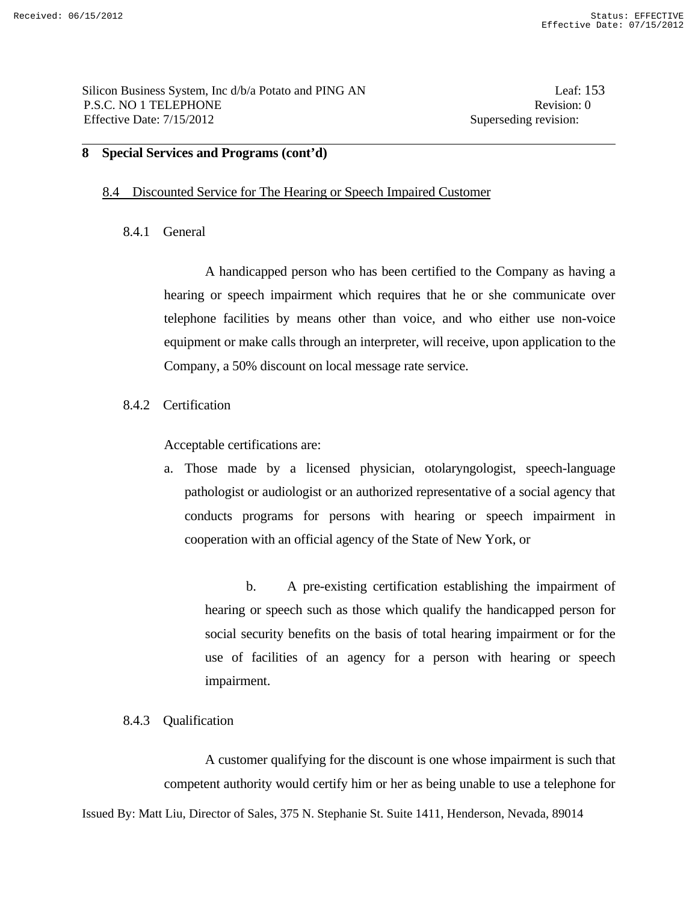## 8 Special Services and Programs (cont'd)

### 8.4 Discounted Service for The Hearing or Speech Impaired Customer

#### 8.4.1 General

A handicapped person who has been certified to the Company as having a hearing or speech impairment which requires that he or she communicate over telephone facilities by means other than voice, and who either use non-voice equipment or make calls through an interpreter, will receive, upon application to the Company, a 50% discount on local message rate service.

#### 8.4.2 Certification

Acceptable certifications are:

a. Those made by a licensed physician, otolaryngologist, speech-language pathologist or audiologist or an authorized representative of a social agency that conducts programs for persons with hearing or speech impairment in cooperation with an official agency of the State of New York, or

b. A pre-existing certification establishing the impairment of hearing or speech such as those which qualify the handicapped person for social security benefits on the basis of total hearing impairment or for the use of facilities of an agency for a person with hearing or speech impairment.

#### 8.4.3 Qualification

A customer qualifying for the discount is one whose impairment is such that competent authority would certify him or her as being unable to use a telephone for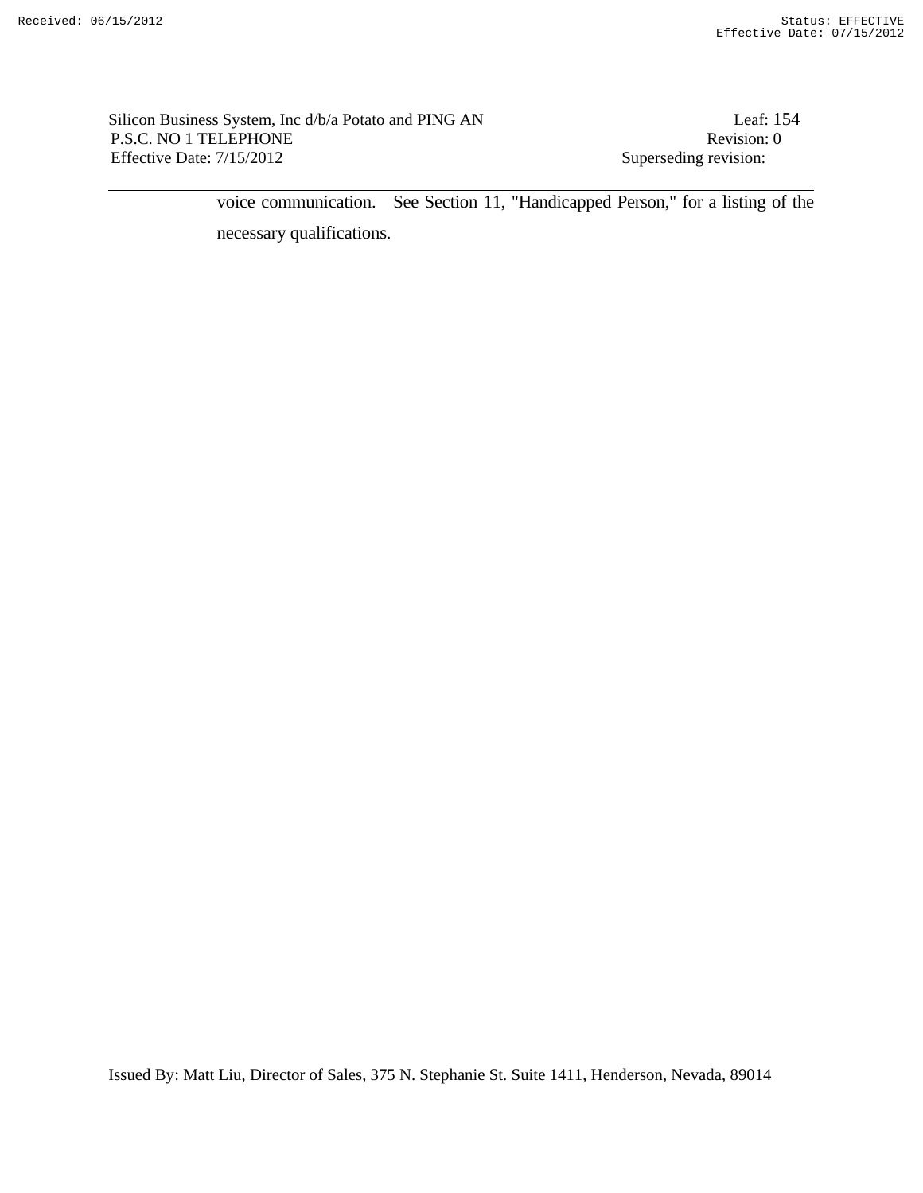voice communication. See Section 11, "Handicapped Person," for a listing of the necessary qualifications.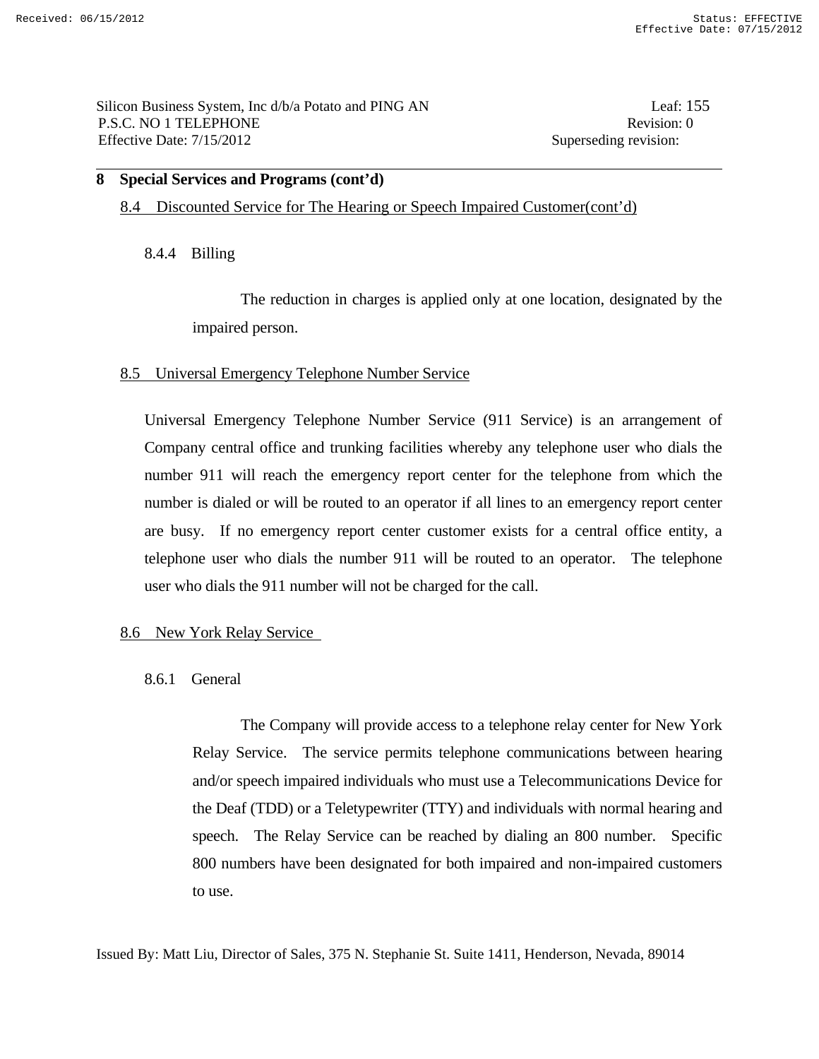## 8 Special Services and Programs (cont'd)

### 8.4 Discounted Service for The Hearing or Speech Impaired Customer(cont'd)

#### 8.4.4 Billing

The reduction in charges is applied only at one location, designated by the impaired person.

### 8.5 Universal Emergency Telephone Number Service

Universal Emergency Telephone Number Service (911 Service) is an arrangement of Company central office and trunking facilities whereby any telephone user who dials the number 911 will reach the emergency report center for the telephone from which the number is dialed or will be routed to an operator if all lines to an emergency report center are busy. If no emergency report center customer exists for a central office entity, a telephone user who dials the number 911 will be routed to an operator. The telephone user who dials the 911 number will not be charged for the call.

### 8.6 New York Relay Service

#### 8.6.1 General

The Company will provide access to a telephone relay center for New York Relay Service. The service permits telephone communications between hearing and/or speech impaired individuals who must use a Telecommunications Device for the Deaf (TDD) or a Teletypewriter (TTY) and individuals with normal hearing and speech. The Relay Service can be reached by dialing an 800 number. Specific 800 numbers have been designated for both impaired and non-impaired customers to use.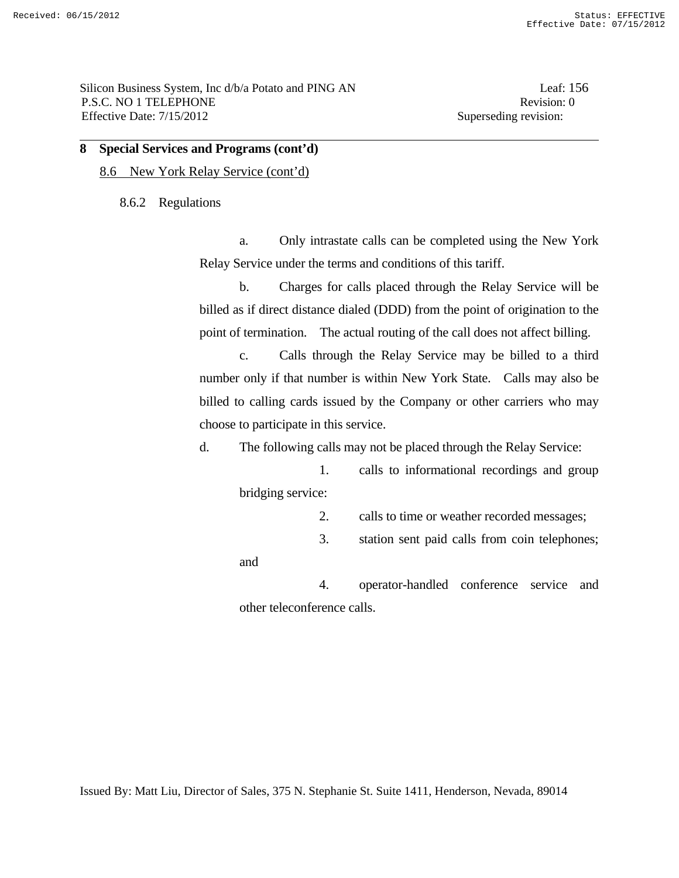## 8 Special Services and Programs (cont'd)

### 8.6 New York Relay Service (cont'd)

#### 8.6.2 Regulations

a. Only intrastate calls can be completed using the New York Relay Service under the terms and conditions of this tariff.

b. Charges for calls placed through the Relay Service will be billed as if direct distance dialed (DDD) from the point of origination to the point of termination. The actual routing of the call does not affect billing.

c. Calls through the Relay Service may be billed to a third number only if that number is within New York State. Calls may also be billed to calling cards issued by the Company or other carriers who may choose to participate in this service.

d. The following calls may not be placed through the Relay Service:

1. calls to informational recordings and group bridging service:
2. calls to time or weather recorded messages;
3. station sent paid calls from coin telephones; and
4. operator-handled conference service and other teleconference calls.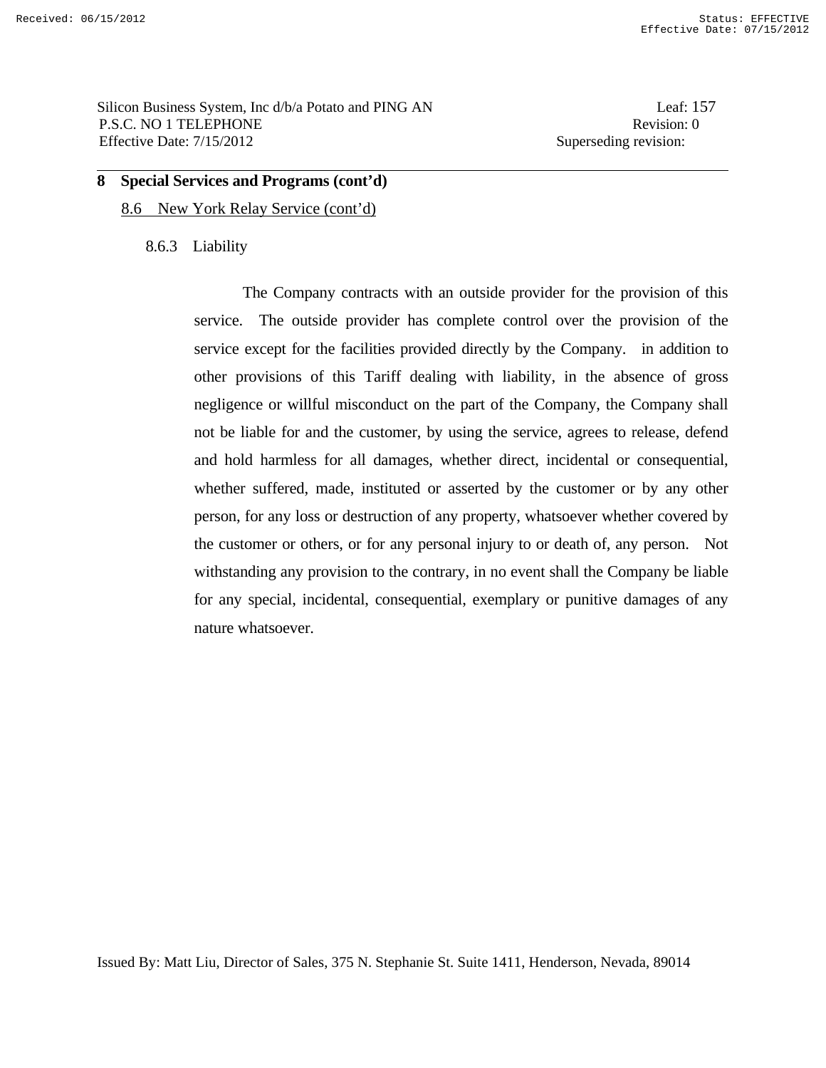# 8 Special Services and Programs (cont'd)

## 8.6 New York Relay Service (cont'd)

### 8.6.3 Liability

The Company contracts with an outside provider for the provision of this service. The outside provider has complete control over the provision of the service except for the facilities provided directly by the Company. in addition to other provisions of this Tariff dealing with liability, in the absence of gross negligence or willful misconduct on the part of the Company, the Company shall not be liable for and the customer, by using the service, agrees to release, defend and hold harmless for all damages, whether direct, incidental or consequential, whether suffered, made, instituted or asserted by the customer or by any other person, for any loss or destruction of any property, whatsoever whether covered by the customer or others, or for any personal injury to or death of, any person. Not withstanding any provision to the contrary, in no event shall the Company be liable for any special, incidental, consequential, exemplary or punitive damages of any nature whatsoever.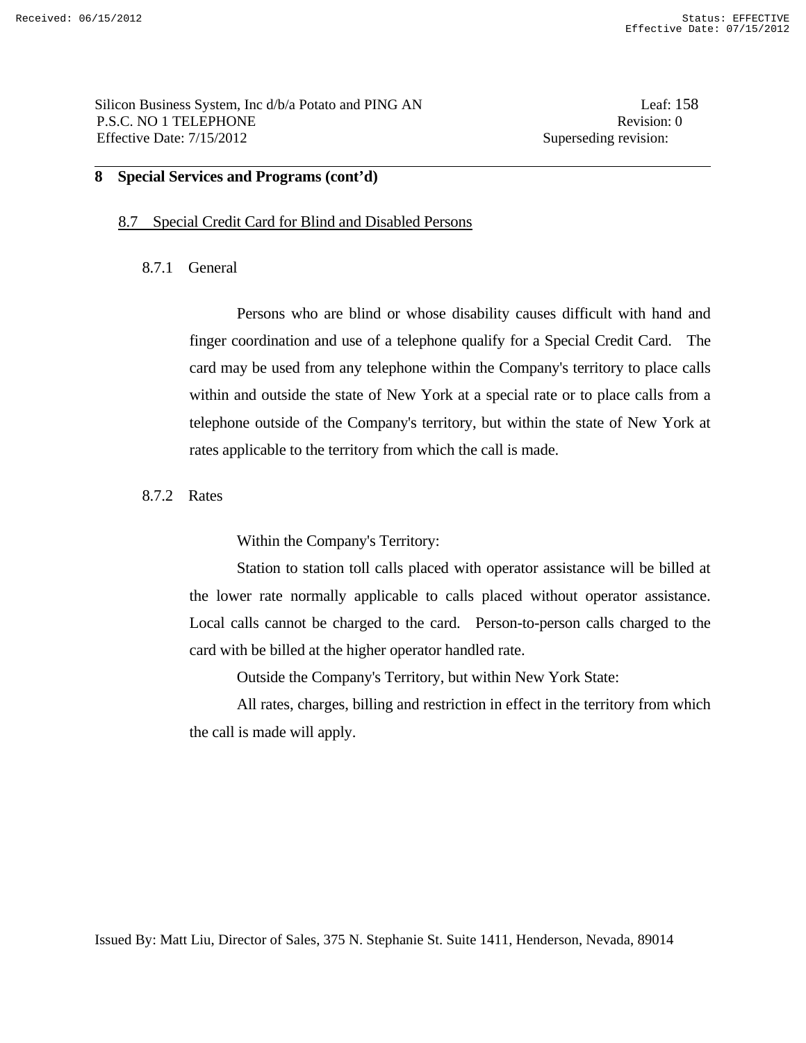Silicon Business System, Inc d/b/a Potato and PING AN — Leaf: 158
P.S.C. NO 1 TELEPHONE — Revision: 0
Effective Date: 7/15/2012 — Superseding revision:

## 8 Special Services and Programs (cont'd)

### 8.7 Special Credit Card for Blind and Disabled Persons

#### 8.7.1 General

Persons who are blind or whose disability causes difficult with hand and finger coordination and use of a telephone qualify for a Special Credit Card. The card may be used from any telephone within the Company's territory to place calls within and outside the state of New York at a special rate or to place calls from a telephone outside of the Company's territory, but within the state of New York at rates applicable to the territory from which the call is made.

#### 8.7.2 Rates

Within the Company's Territory:

Station to station toll calls placed with operator assistance will be billed at the lower rate normally applicable to calls placed without operator assistance. Local calls cannot be charged to the card. Person-to-person calls charged to the card with be billed at the higher operator handled rate.

Outside the Company's Territory, but within New York State:

All rates, charges, billing and restriction in effect in the territory from which the call is made will apply.

Issued By: Matt Liu, Director of Sales, 375 N. Stephanie St. Suite 1411, Henderson, Nevada, 89014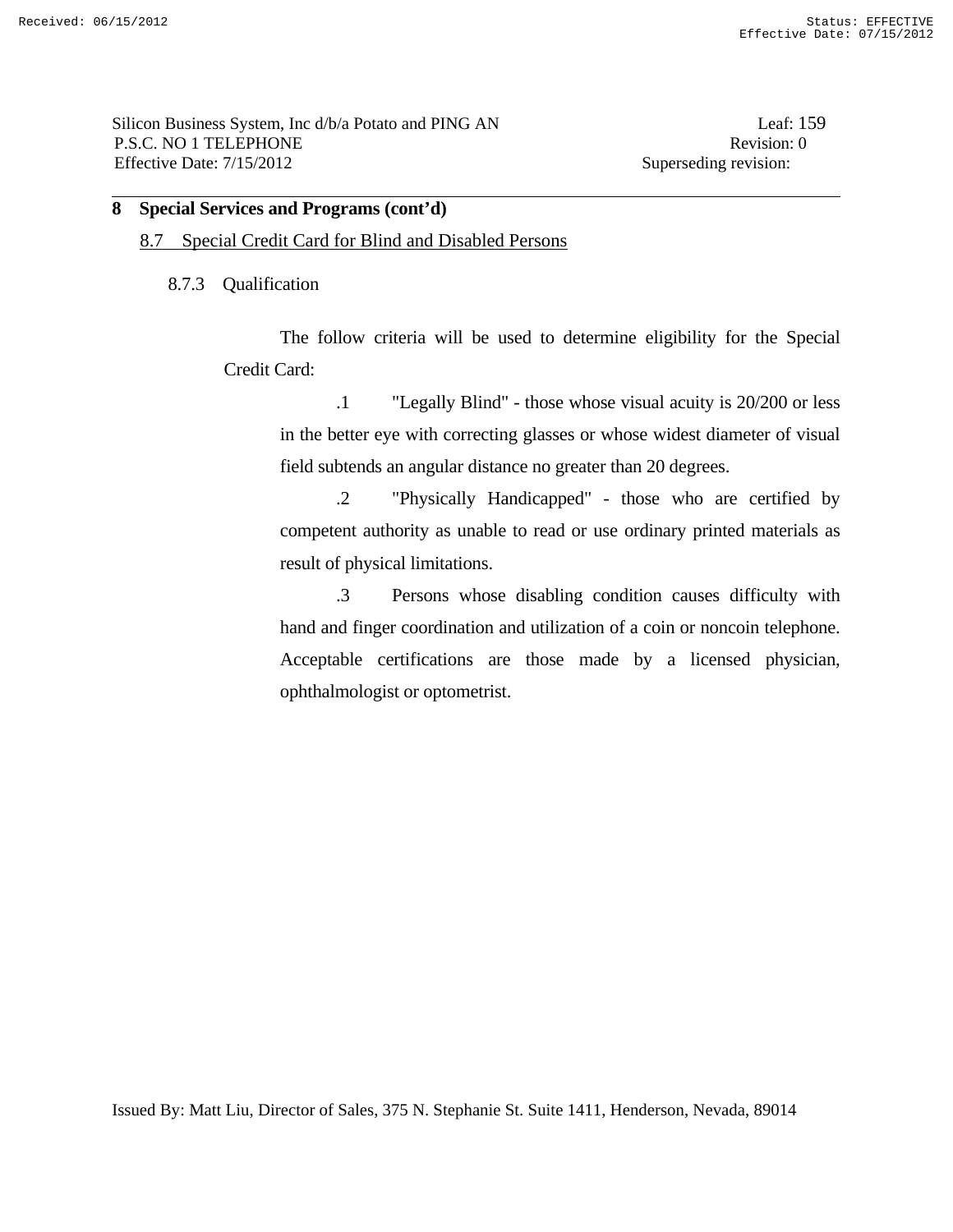## 8 Special Services and Programs (cont'd)

### 8.7 Special Credit Card for Blind and Disabled Persons

#### 8.7.3 Qualification

The follow criteria will be used to determine eligibility for the Special Credit Card:

.1 "Legally Blind" - those whose visual acuity is 20/200 or less in the better eye with correcting glasses or whose widest diameter of visual field subtends an angular distance no greater than 20 degrees.

.2 "Physically Handicapped" - those who are certified by competent authority as unable to read or use ordinary printed materials as result of physical limitations.

.3 Persons whose disabling condition causes difficulty with hand and finger coordination and utilization of a coin or noncoin telephone. Acceptable certifications are those made by a licensed physician, ophthalmologist or optometrist.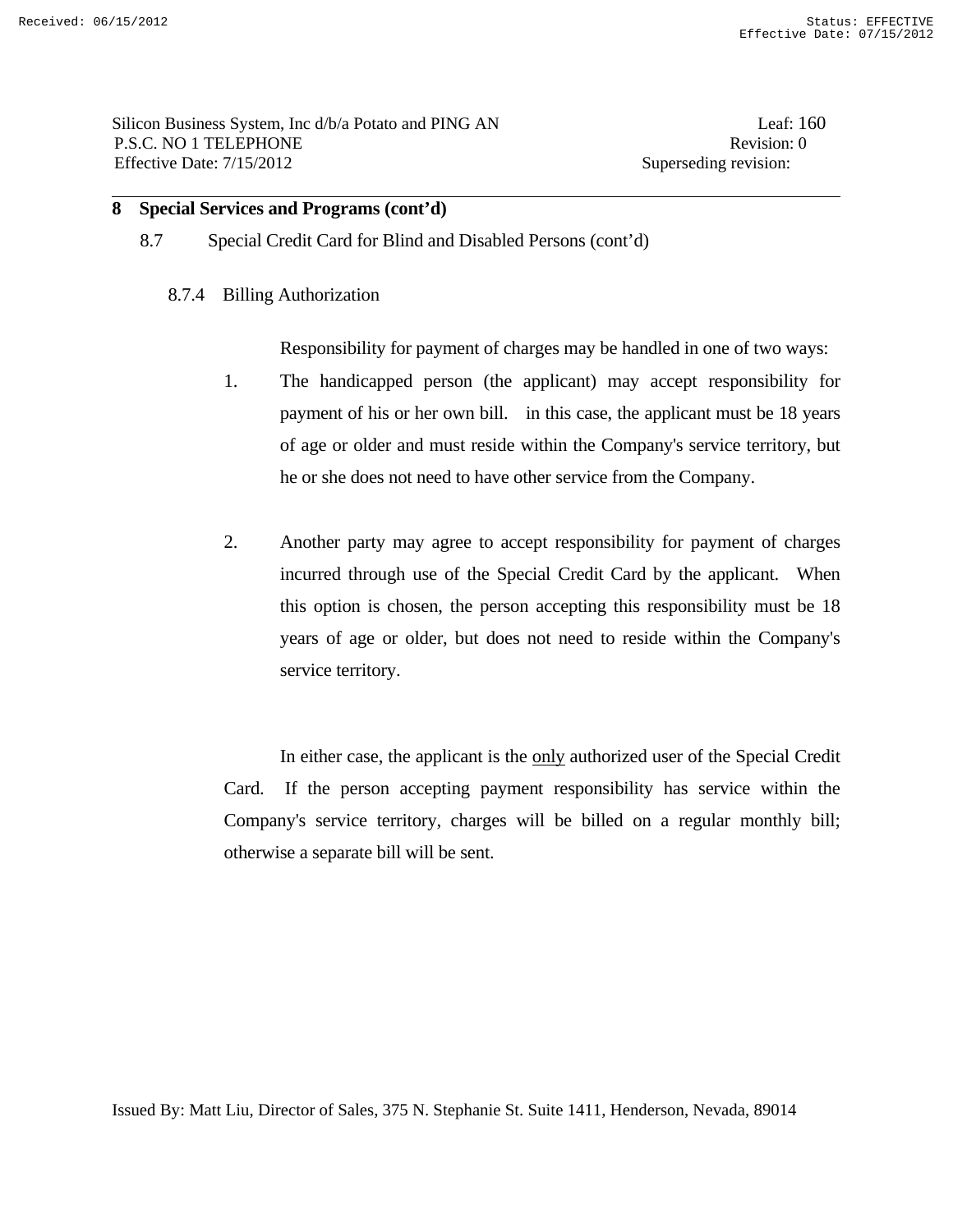## 8 Special Services and Programs (cont'd)

### 8.7 Special Credit Card for Blind and Disabled Persons (cont'd)

#### 8.7.4 Billing Authorization

Responsibility for payment of charges may be handled in one of two ways:

1. The handicapped person (the applicant) may accept responsibility for payment of his or her own bill. in this case, the applicant must be 18 years of age or older and must reside within the Company's service territory, but he or she does not need to have other service from the Company.

2. Another party may agree to accept responsibility for payment of charges incurred through use of the Special Credit Card by the applicant. When this option is chosen, the person accepting this responsibility must be 18 years of age or older, but does not need to reside within the Company's service territory.

In either case, the applicant is the only authorized user of the Special Credit Card. If the person accepting payment responsibility has service within the Company's service territory, charges will be billed on a regular monthly bill; otherwise a separate bill will be sent.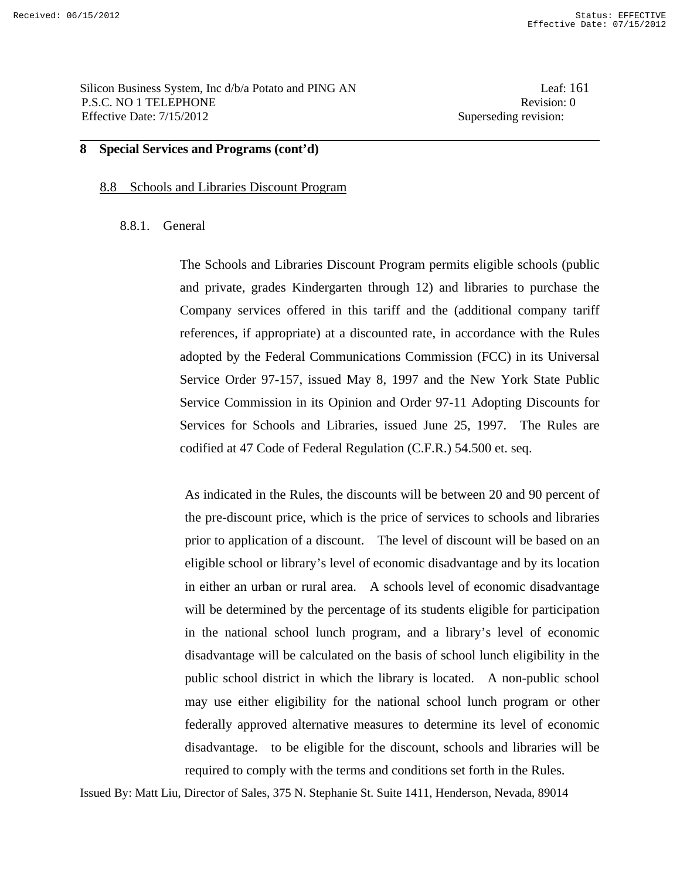## 8 Special Services and Programs (cont'd)

### 8.8 Schools and Libraries Discount Program

#### 8.8.1. General

The Schools and Libraries Discount Program permits eligible schools (public and private, grades Kindergarten through 12) and libraries to purchase the Company services offered in this tariff and the (additional company tariff references, if appropriate) at a discounted rate, in accordance with the Rules adopted by the Federal Communications Commission (FCC) in its Universal Service Order 97-157, issued May 8, 1997 and the New York State Public Service Commission in its Opinion and Order 97-11 Adopting Discounts for Services for Schools and Libraries, issued June 25, 1997. The Rules are codified at 47 Code of Federal Regulation (C.F.R.) 54.500 et. seq.

As indicated in the Rules, the discounts will be between 20 and 90 percent of the pre-discount price, which is the price of services to schools and libraries prior to application of a discount. The level of discount will be based on an eligible school or library's level of economic disadvantage and by its location in either an urban or rural area. A schools level of economic disadvantage will be determined by the percentage of its students eligible for participation in the national school lunch program, and a library's level of economic disadvantage will be calculated on the basis of school lunch eligibility in the public school district in which the library is located. A non-public school may use either eligibility for the national school lunch program or other federally approved alternative measures to determine its level of economic disadvantage. to be eligible for the discount, schools and libraries will be required to comply with the terms and conditions set forth in the Rules.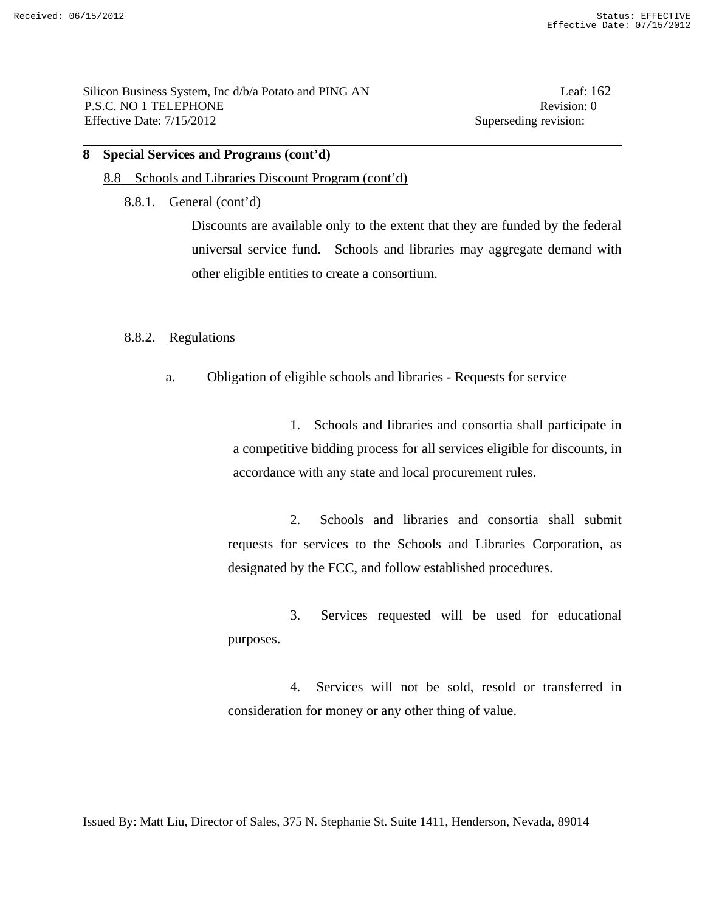## 8 Special Services and Programs (cont'd)

### 8.8 Schools and Libraries Discount Program (cont'd)

#### 8.8.1. General (cont'd)

Discounts are available only to the extent that they are funded by the federal universal service fund. Schools and libraries may aggregate demand with other eligible entities to create a consortium.

#### 8.8.2. Regulations

a. Obligation of eligible schools and libraries - Requests for service

1. Schools and libraries and consortia shall participate in a competitive bidding process for all services eligible for discounts, in accordance with any state and local procurement rules.

2. Schools and libraries and consortia shall submit requests for services to the Schools and Libraries Corporation, as designated by the FCC, and follow established procedures.

3. Services requested will be used for educational purposes.

4. Services will not be sold, resold or transferred in consideration for money or any other thing of value.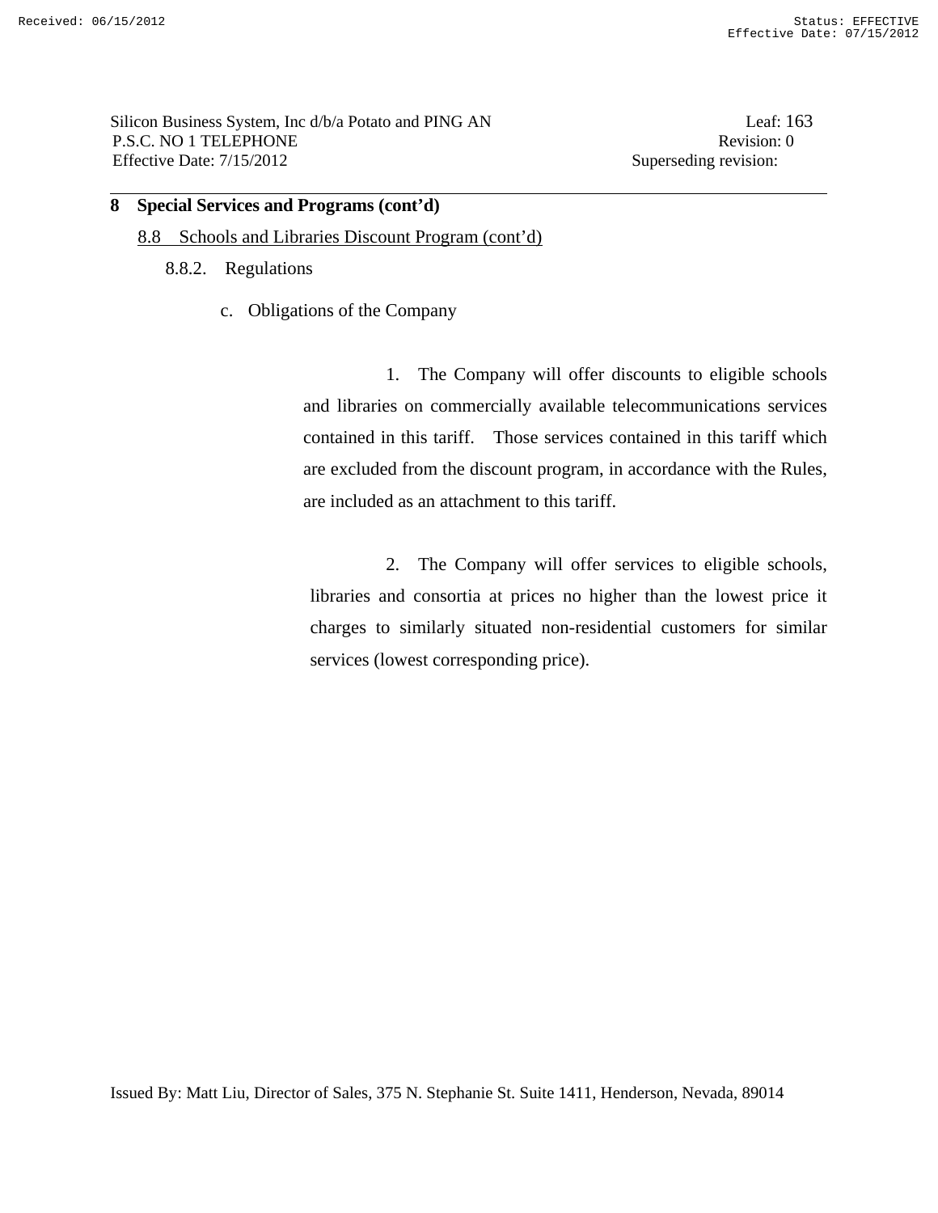**8 Special Services and Programs (cont'd)**

8.8 Schools and Libraries Discount Program (cont'd)

8.8.2. Regulations

c. Obligations of the Company

1. The Company will offer discounts to eligible schools and libraries on commercially available telecommunications services contained in this tariff. Those services contained in this tariff which are excluded from the discount program, in accordance with the Rules, are included as an attachment to this tariff.

2. The Company will offer services to eligible schools, libraries and consortia at prices no higher than the lowest price it charges to similarly situated non-residential customers for similar services (lowest corresponding price).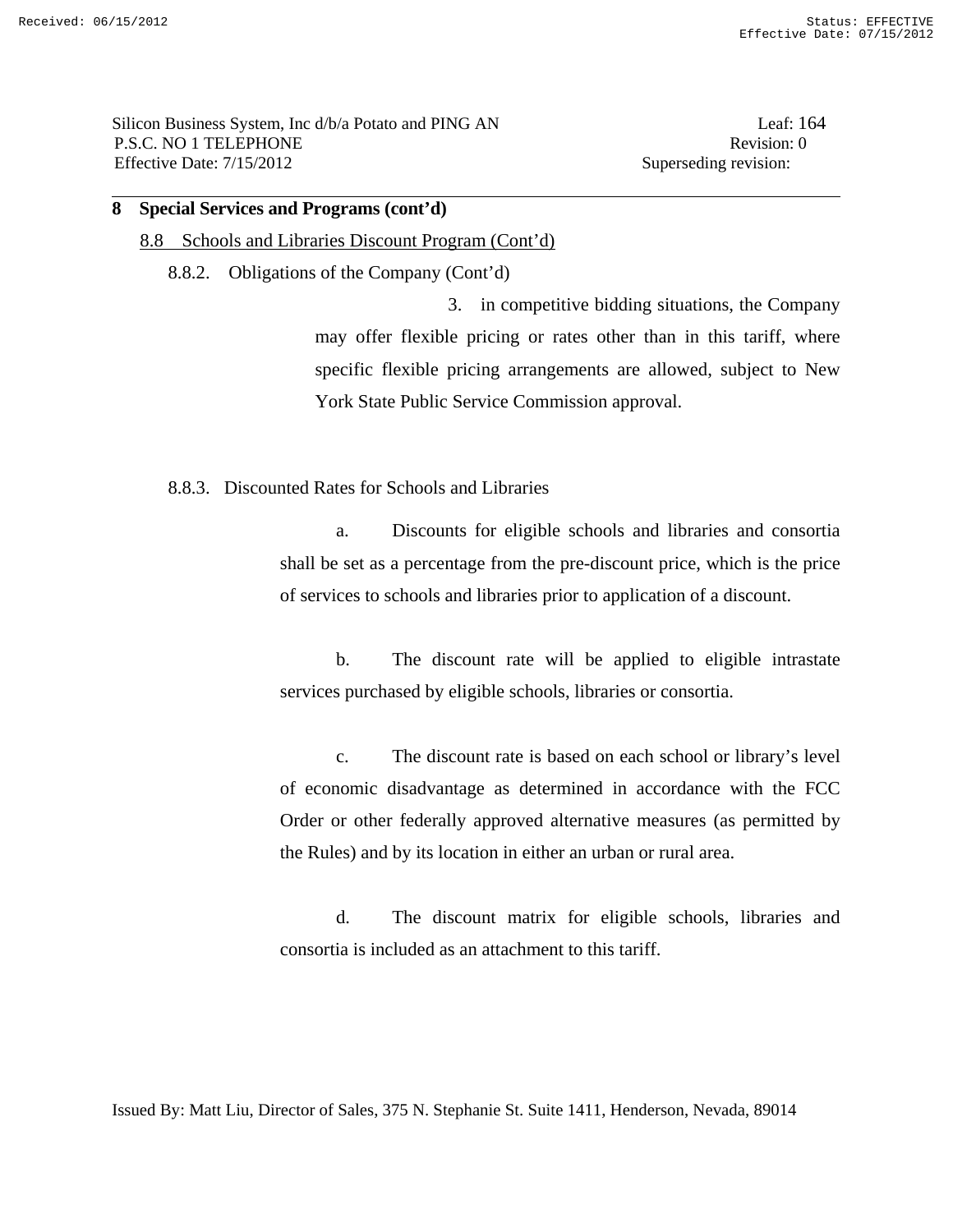## 8 Special Services and Programs (cont'd)

8.8 Schools and Libraries Discount Program (Cont'd)

8.8.2. Obligations of the Company (Cont'd)

3. in competitive bidding situations, the Company may offer flexible pricing or rates other than in this tariff, where specific flexible pricing arrangements are allowed, subject to New York State Public Service Commission approval.

8.8.3. Discounted Rates for Schools and Libraries

a. Discounts for eligible schools and libraries and consortia shall be set as a percentage from the pre-discount price, which is the price of services to schools and libraries prior to application of a discount.

b. The discount rate will be applied to eligible intrastate services purchased by eligible schools, libraries or consortia.

c. The discount rate is based on each school or library's level of economic disadvantage as determined in accordance with the FCC Order or other federally approved alternative measures (as permitted by the Rules) and by its location in either an urban or rural area.

d. The discount matrix for eligible schools, libraries and consortia is included as an attachment to this tariff.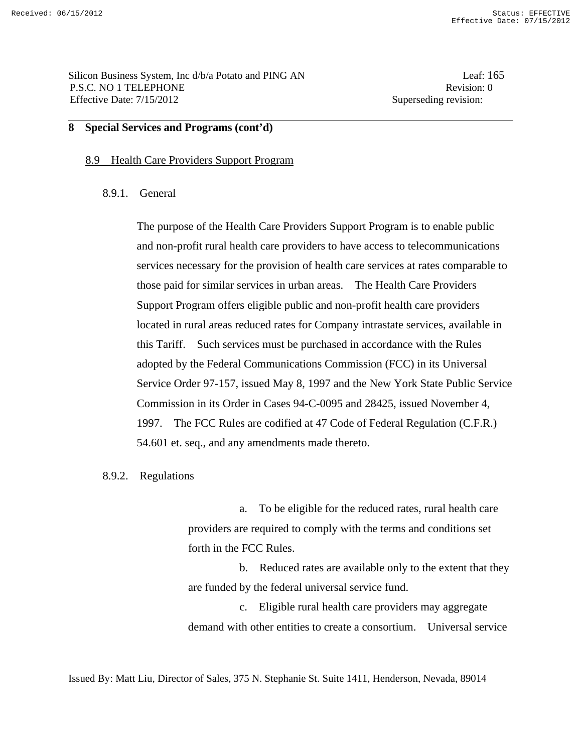## 8 Special Services and Programs (cont'd)

### 8.9 Health Care Providers Support Program

#### 8.9.1. General

The purpose of the Health Care Providers Support Program is to enable public and non-profit rural health care providers to have access to telecommunications services necessary for the provision of health care services at rates comparable to those paid for similar services in urban areas. The Health Care Providers Support Program offers eligible public and non-profit health care providers located in rural areas reduced rates for Company intrastate services, available in this Tariff. Such services must be purchased in accordance with the Rules adopted by the Federal Communications Commission (FCC) in its Universal Service Order 97-157, issued May 8, 1997 and the New York State Public Service Commission in its Order in Cases 94-C-0095 and 28425, issued November 4, 1997. The FCC Rules are codified at 47 Code of Federal Regulation (C.F.R.) 54.601 et. seq., and any amendments made thereto.

#### 8.9.2. Regulations

a. To be eligible for the reduced rates, rural health care providers are required to comply with the terms and conditions set forth in the FCC Rules.

b. Reduced rates are available only to the extent that they are funded by the federal universal service fund.

c. Eligible rural health care providers may aggregate demand with other entities to create a consortium. Universal service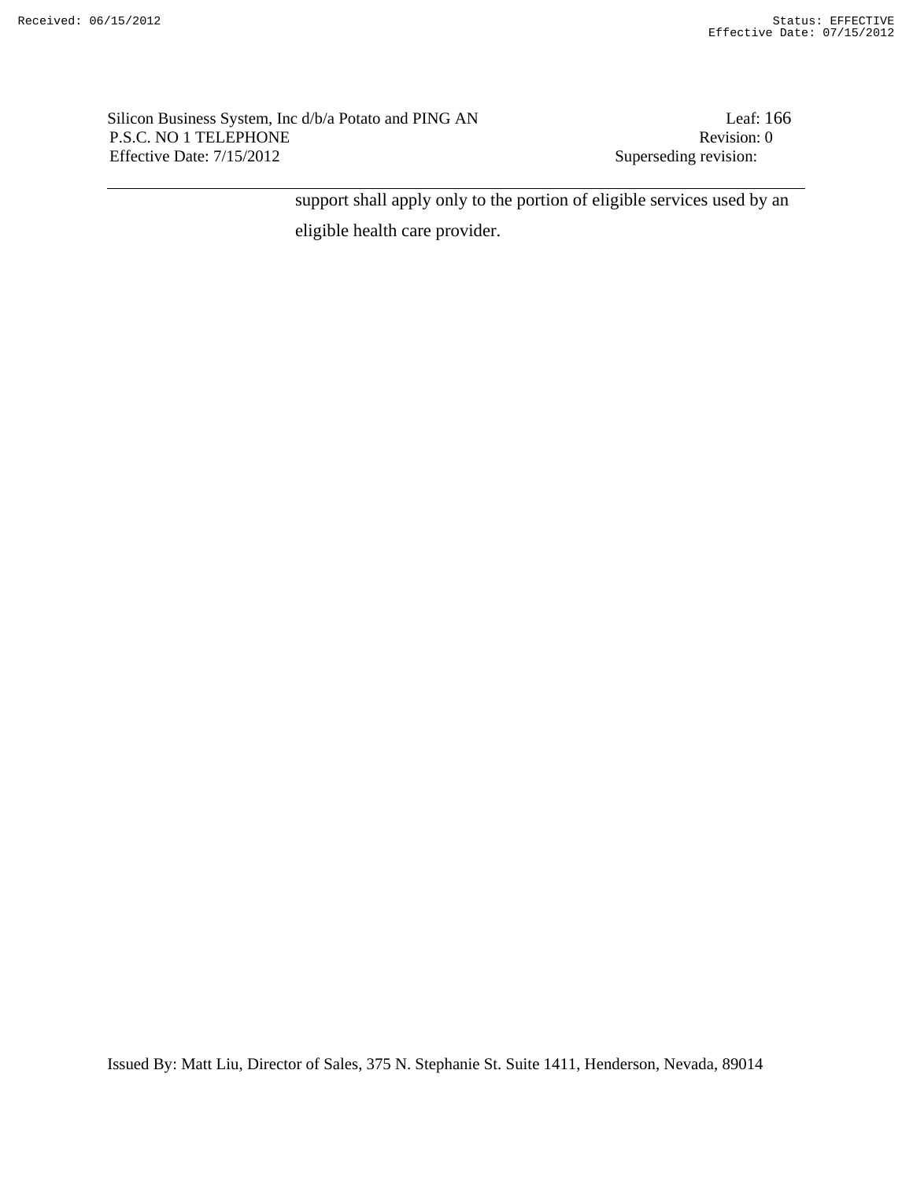support shall apply only to the portion of eligible services used by an eligible health care provider.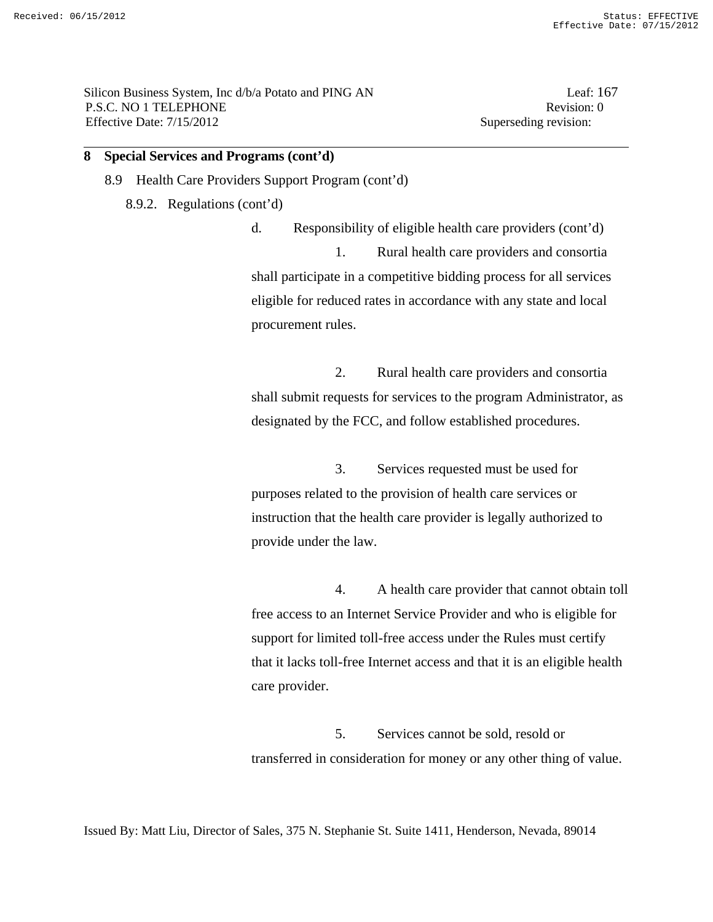## 8 Special Services and Programs (cont'd)

### 8.9 Health Care Providers Support Program (cont'd)

#### 8.9.2. Regulations (cont'd)

d. Responsibility of eligible health care providers (cont'd)

1. Rural health care providers and consortia shall participate in a competitive bidding process for all services eligible for reduced rates in accordance with any state and local procurement rules.

2. Rural health care providers and consortia shall submit requests for services to the program Administrator, as designated by the FCC, and follow established procedures.

3. Services requested must be used for purposes related to the provision of health care services or instruction that the health care provider is legally authorized to provide under the law.

4. A health care provider that cannot obtain toll free access to an Internet Service Provider and who is eligible for support for limited toll-free access under the Rules must certify that it lacks toll-free Internet access and that it is an eligible health care provider.

5. Services cannot be sold, resold or transferred in consideration for money or any other thing of value.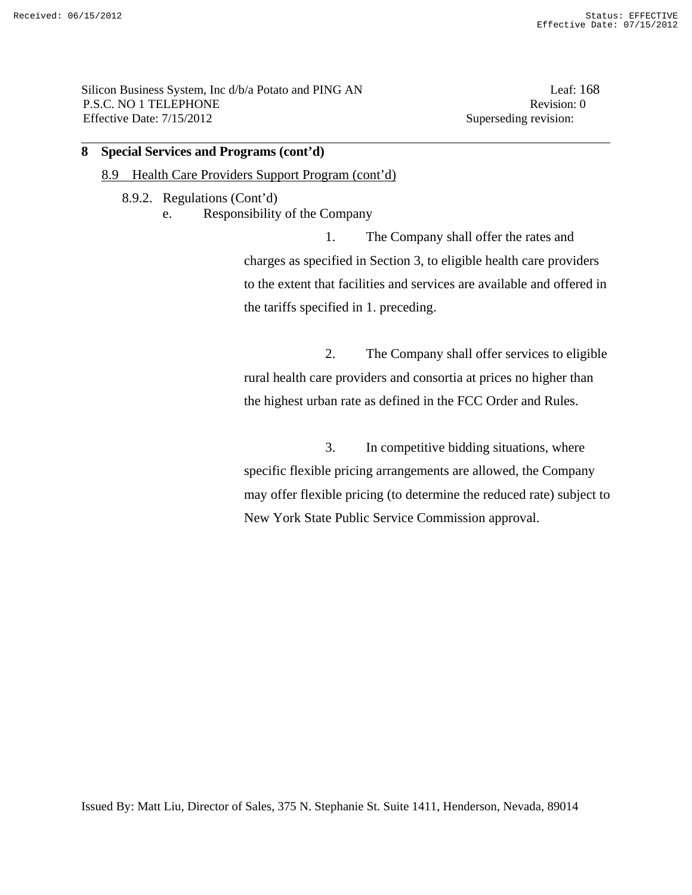## 8 Special Services and Programs (cont'd)

### 8.9 Health Care Providers Support Program (cont'd)

8.9.2. Regulations (Cont'd)

e. Responsibility of the Company

1. The Company shall offer the rates and charges as specified in Section 3, to eligible health care providers to the extent that facilities and services are available and offered in the tariffs specified in 1. preceding.

2. The Company shall offer services to eligible rural health care providers and consortia at prices no higher than the highest urban rate as defined in the FCC Order and Rules.

3. In competitive bidding situations, where specific flexible pricing arrangements are allowed, the Company may offer flexible pricing (to determine the reduced rate) subject to New York State Public Service Commission approval.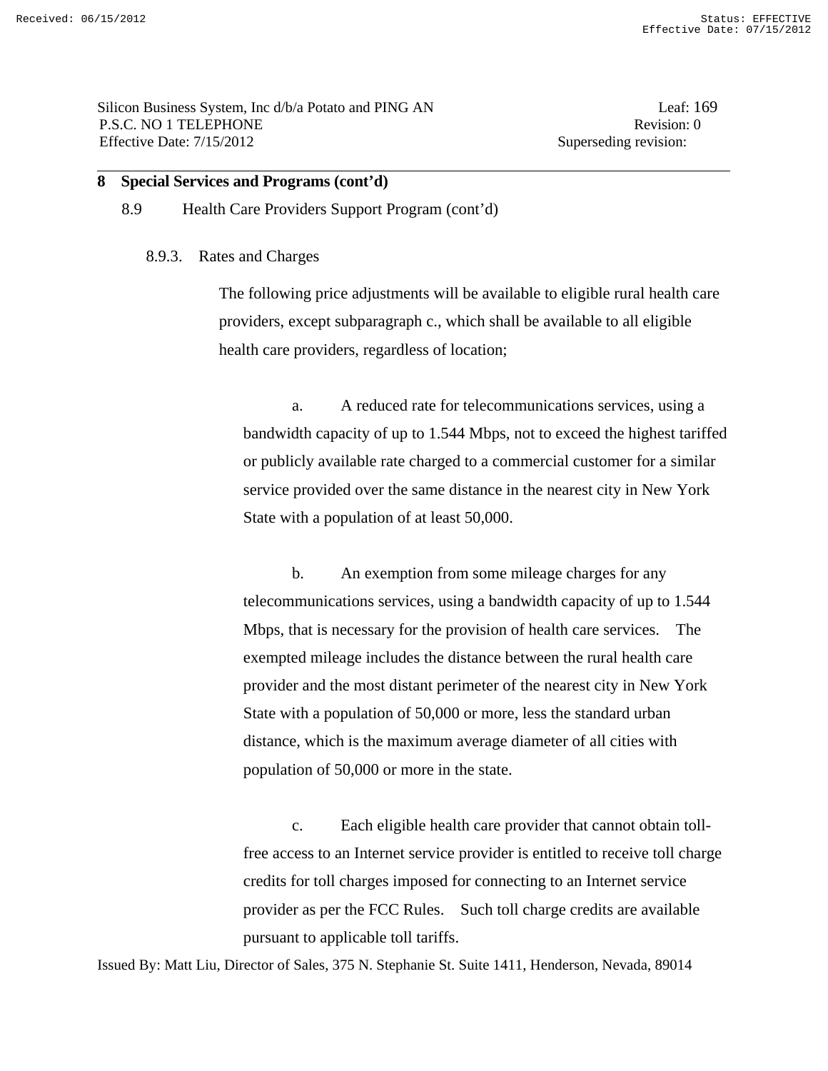## 8 Special Services and Programs (cont'd)

### 8.9 Health Care Providers Support Program (cont'd)

#### 8.9.3. Rates and Charges

The following price adjustments will be available to eligible rural health care providers, except subparagraph c., which shall be available to all eligible health care providers, regardless of location;

a. A reduced rate for telecommunications services, using a bandwidth capacity of up to 1.544 Mbps, not to exceed the highest tariffed or publicly available rate charged to a commercial customer for a similar service provided over the same distance in the nearest city in New York State with a population of at least 50,000.

b. An exemption from some mileage charges for any telecommunications services, using a bandwidth capacity of up to 1.544 Mbps, that is necessary for the provision of health care services. The exempted mileage includes the distance between the rural health care provider and the most distant perimeter of the nearest city in New York State with a population of 50,000 or more, less the standard urban distance, which is the maximum average diameter of all cities with population of 50,000 or more in the state.

c. Each eligible health care provider that cannot obtain toll-free access to an Internet service provider is entitled to receive toll charge credits for toll charges imposed for connecting to an Internet service provider as per the FCC Rules. Such toll charge credits are available pursuant to applicable toll tariffs.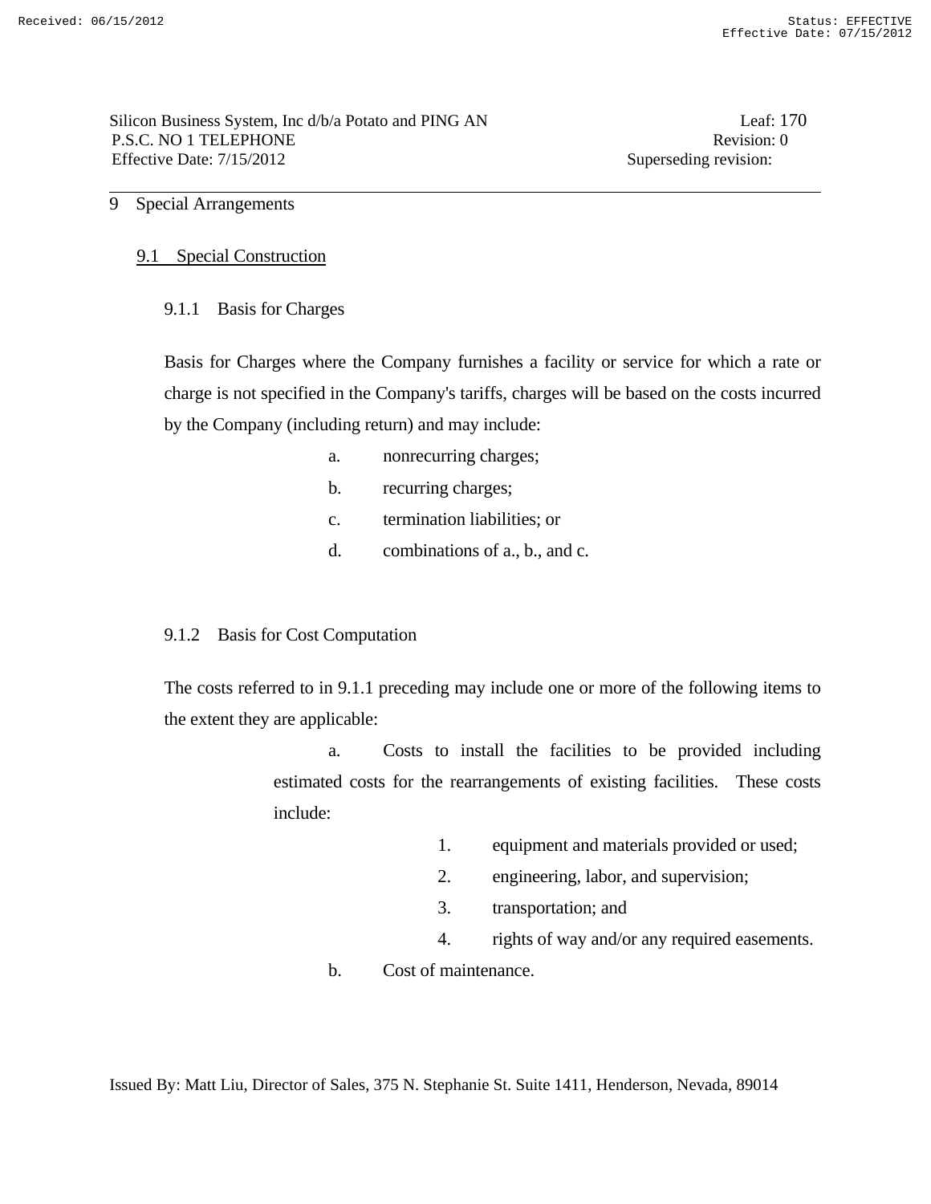# 9 Special Arrangements

## 9.1 Special Construction

### 9.1.1 Basis for Charges

Basis for Charges where the Company furnishes a facility or service for which a rate or charge is not specified in the Company's tariffs, charges will be based on the costs incurred by the Company (including return) and may include:

a. nonrecurring charges;

b. recurring charges;

c. termination liabilities; or

d. combinations of a., b., and c.

### 9.1.2 Basis for Cost Computation

The costs referred to in 9.1.1 preceding may include one or more of the following items to the extent they are applicable:

a. Costs to install the facilities to be provided including estimated costs for the rearrangements of existing facilities. These costs include:

1. equipment and materials provided or used;
2. engineering, labor, and supervision;
3. transportation; and
4. rights of way and/or any required easements.

b. Cost of maintenance.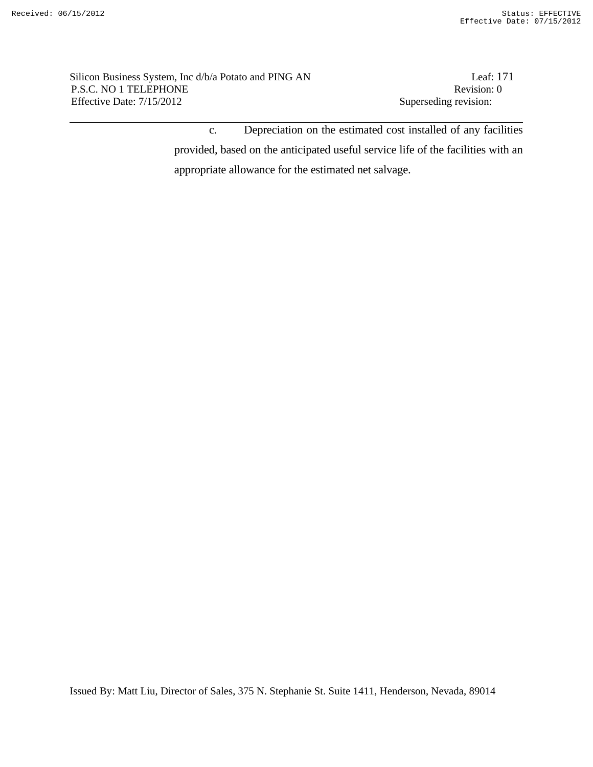c. Depreciation on the estimated cost installed of any facilities provided, based on the anticipated useful service life of the facilities with an appropriate allowance for the estimated net salvage.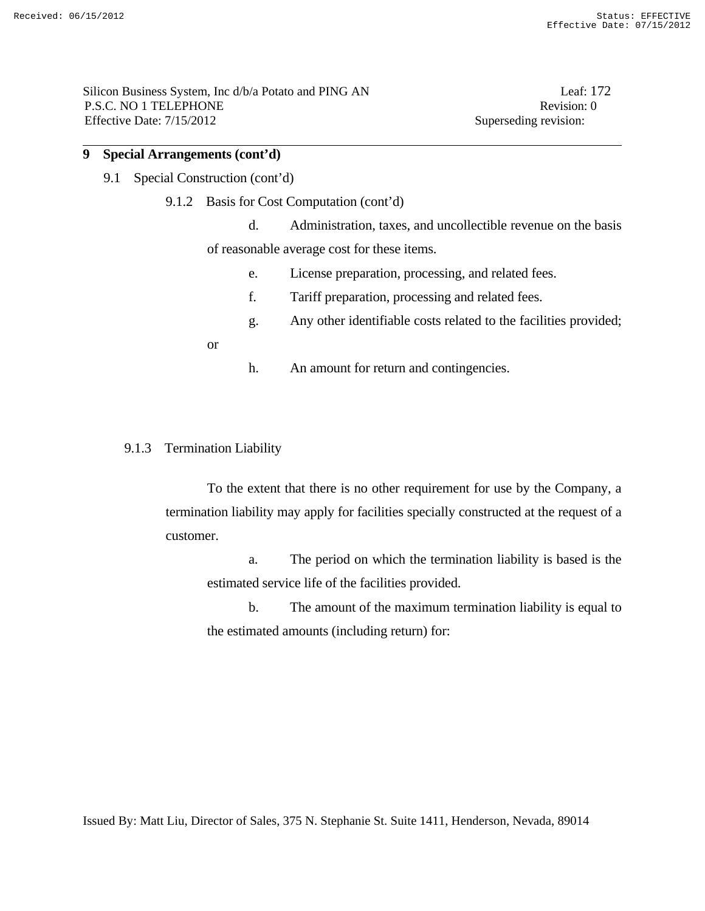## 9 Special Arrangements (cont'd)

### 9.1 Special Construction (cont'd)

#### 9.1.2 Basis for Cost Computation (cont'd)

d. Administration, taxes, and uncollectible revenue on the basis of reasonable average cost for these items.

e. License preparation, processing, and related fees.

f. Tariff preparation, processing and related fees.

g. Any other identifiable costs related to the facilities provided; or

h. An amount for return and contingencies.

#### 9.1.3 Termination Liability

To the extent that there is no other requirement for use by the Company, a termination liability may apply for facilities specially constructed at the request of a customer.

a. The period on which the termination liability is based is the estimated service life of the facilities provided.

b. The amount of the maximum termination liability is equal to the estimated amounts (including return) for: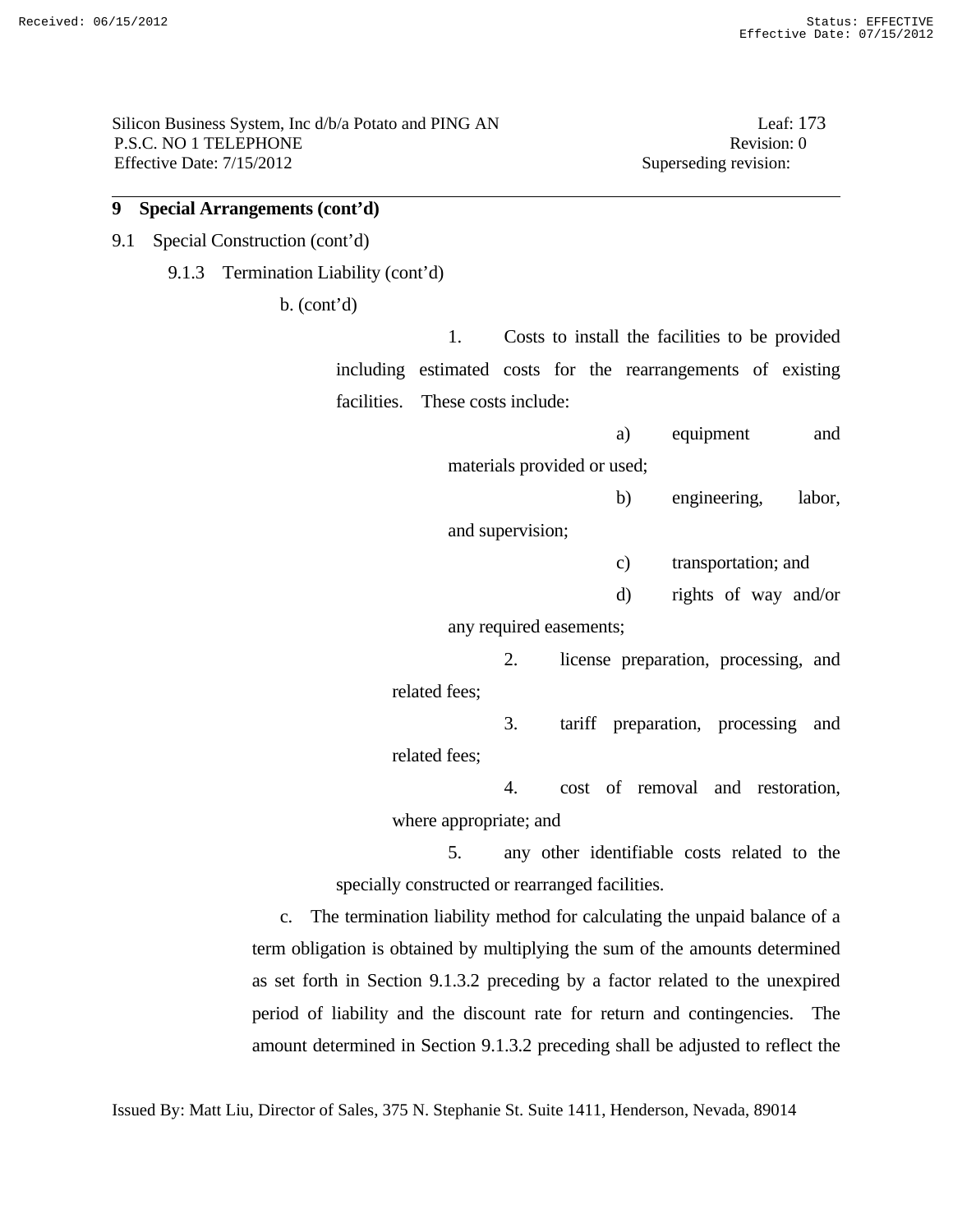## 9 Special Arrangements (cont'd)

9.1 Special Construction (cont'd)

9.1.3 Termination Liability (cont'd)

b. (cont'd)

1. Costs to install the facilities to be provided including estimated costs for the rearrangements of existing facilities. These costs include:

   a) equipment and materials provided or used;

   b) engineering, labor, and supervision;

   c) transportation; and

   d) rights of way and/or any required easements;

2. license preparation, processing, and related fees;

3. tariff preparation, processing and related fees;

4. cost of removal and restoration, where appropriate; and

5. any other identifiable costs related to the specially constructed or rearranged facilities.

c. The termination liability method for calculating the unpaid balance of a term obligation is obtained by multiplying the sum of the amounts determined as set forth in Section 9.1.3.2 preceding by a factor related to the unexpired period of liability and the discount rate for return and contingencies. The amount determined in Section 9.1.3.2 preceding shall be adjusted to reflect the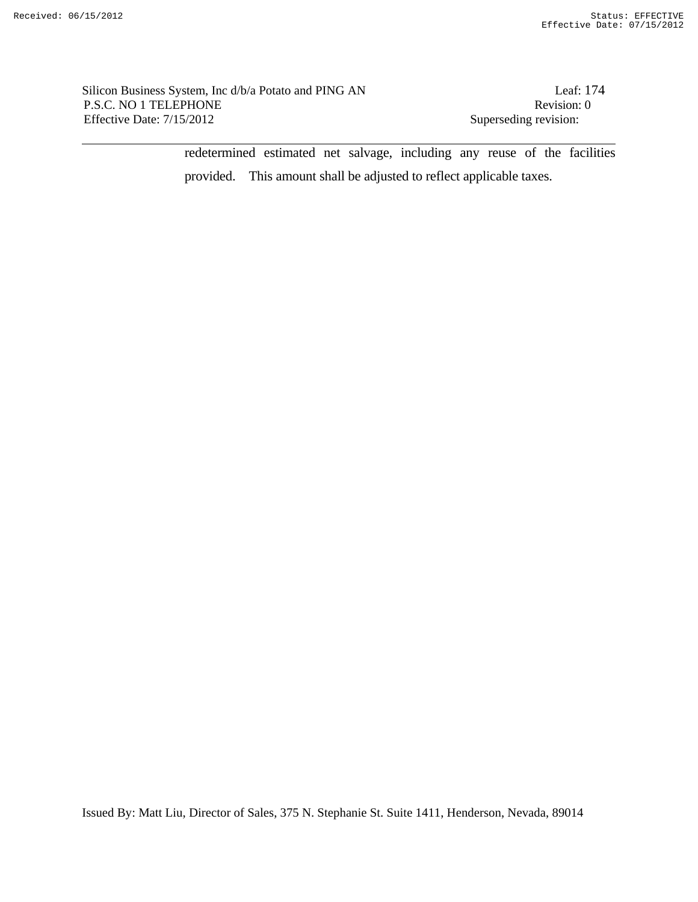redetermined estimated net salvage, including any reuse of the facilities provided. This amount shall be adjusted to reflect applicable taxes.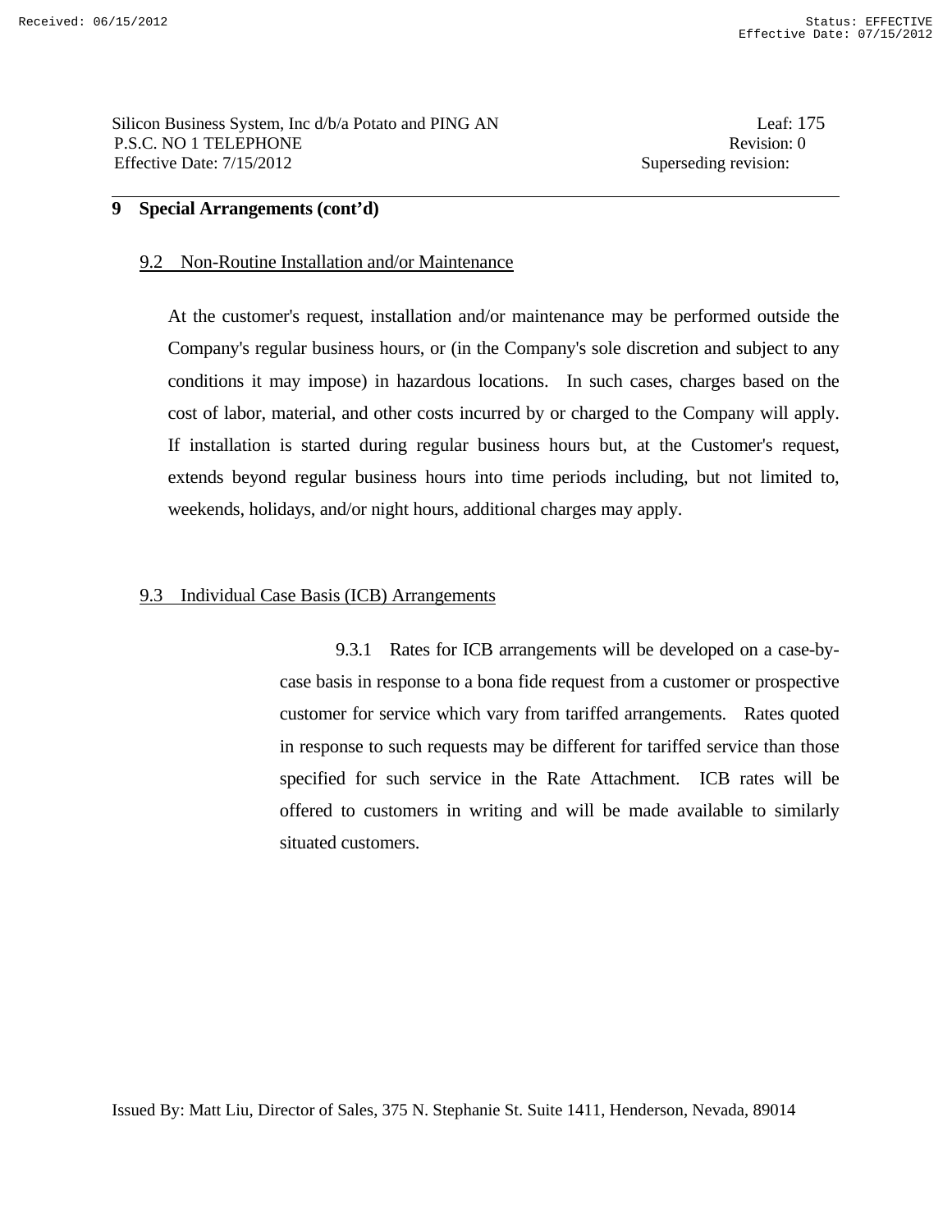## 9 Special Arrangements (cont'd)

### 9.2 Non-Routine Installation and/or Maintenance

At the customer's request, installation and/or maintenance may be performed outside the Company's regular business hours, or (in the Company's sole discretion and subject to any conditions it may impose) in hazardous locations. In such cases, charges based on the cost of labor, material, and other costs incurred by or charged to the Company will apply. If installation is started during regular business hours but, at the Customer's request, extends beyond regular business hours into time periods including, but not limited to, weekends, holidays, and/or night hours, additional charges may apply.

### 9.3 Individual Case Basis (ICB) Arrangements

9.3.1 Rates for ICB arrangements will be developed on a case-by-case basis in response to a bona fide request from a customer or prospective customer for service which vary from tariffed arrangements. Rates quoted in response to such requests may be different for tariffed service than those specified for such service in the Rate Attachment. ICB rates will be offered to customers in writing and will be made available to similarly situated customers.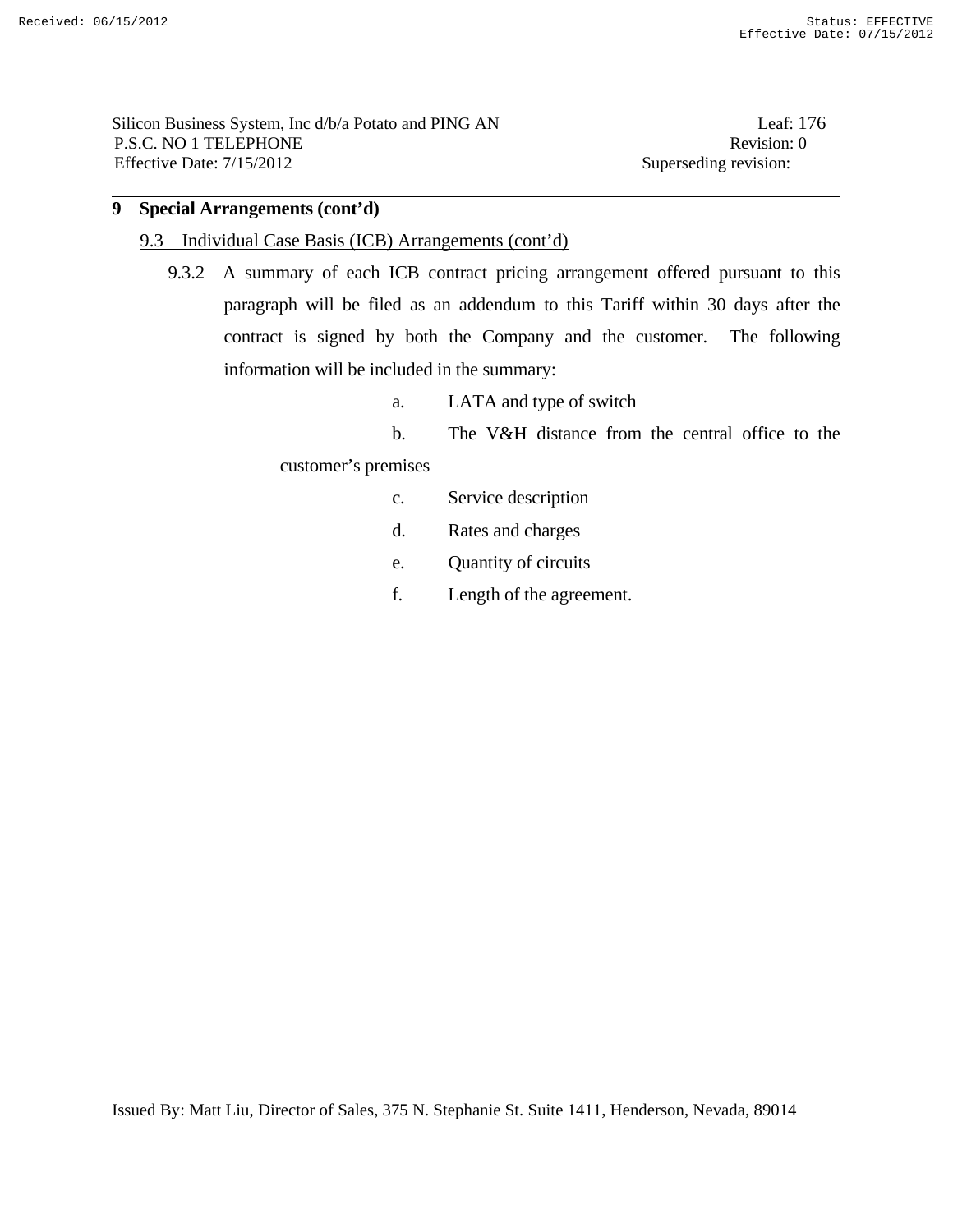## 9 Special Arrangements (cont'd)

### 9.3 Individual Case Basis (ICB) Arrangements (cont'd)

9.3.2 A summary of each ICB contract pricing arrangement offered pursuant to this paragraph will be filed as an addendum to this Tariff within 30 days after the contract is signed by both the Company and the customer. The following information will be included in the summary:

a. LATA and type of switch

b. The V&H distance from the central office to the customer's premises

c. Service description

d. Rates and charges

e. Quantity of circuits

f. Length of the agreement.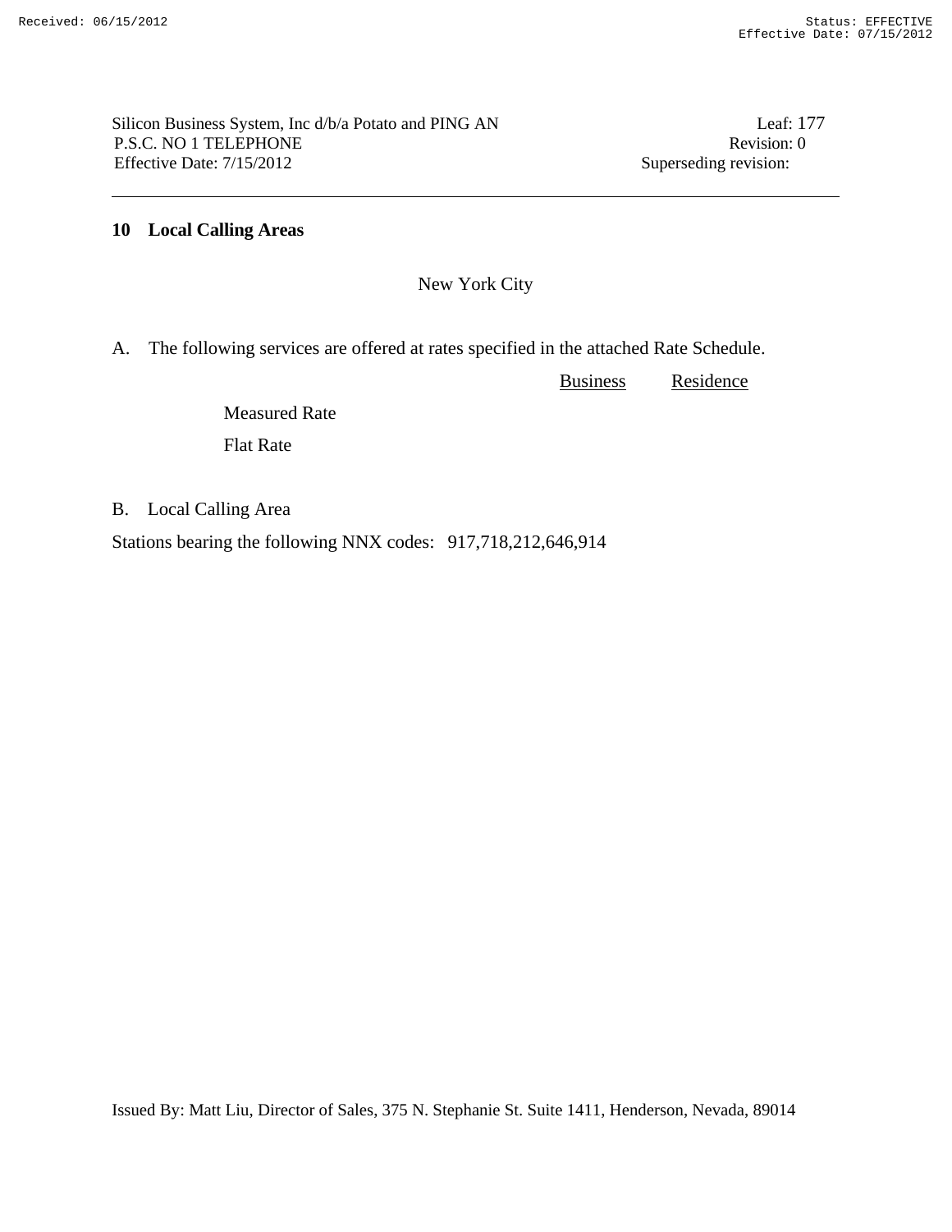Silicon Business System, Inc d/b/a Potato and PING AN — Leaf: 177
P.S.C. NO 1 TELEPHONE — Revision: 0
Effective Date: 7/15/2012 — Superseding revision:

## 10 Local Calling Areas

New York City

A. The following services are offered at rates specified in the attached Rate Schedule.

| | Business | Residence |
|---|---|---|
| Measured Rate | | |
| Flat Rate | | |

B. Local Calling Area

Stations bearing the following NNX codes: 917,718,212,646,914

Issued By: Matt Liu, Director of Sales, 375 N. Stephanie St. Suite 1411, Henderson, Nevada, 89014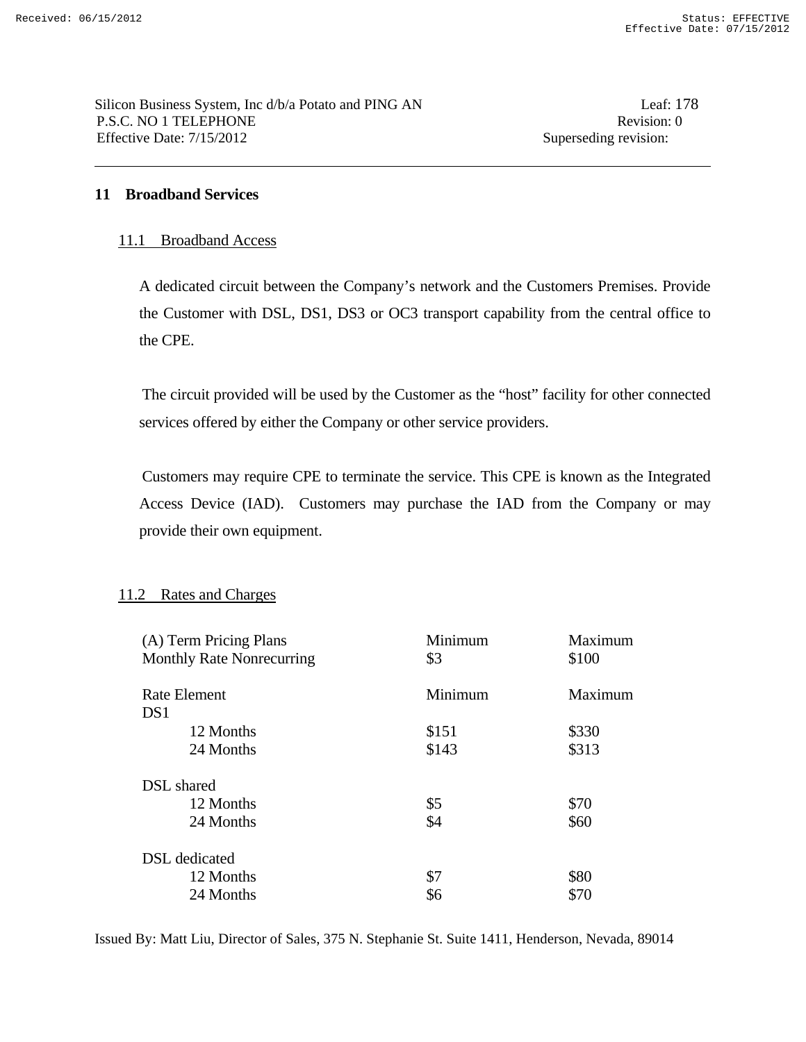# 11 Broadband Services

## 11.1 Broadband Access

A dedicated circuit between the Company's network and the Customers Premises. Provide the Customer with DSL, DS1, DS3 or OC3 transport capability from the central office to the CPE.

The circuit provided will be used by the Customer as the "host" facility for other connected services offered by either the Company or other service providers.

Customers may require CPE to terminate the service. This CPE is known as the Integrated Access Device (IAD). Customers may purchase the IAD from the Company or may provide their own equipment.

## 11.2 Rates and Charges

| (A) Term Pricing Plans | Minimum | Maximum |
|---|---|---|
| Monthly Rate Nonrecurring | $3 | $100 |

| Rate Element | Minimum | Maximum |
|---|---|---|
| DS1 | | |
| 12 Months | $151 | $330 |
| 24 Months | $143 | $313 |
| DSL shared | | |
| 12 Months | $5 | $70 |
| 24 Months | $4 | $60 |
| DSL dedicated | | |
| 12 Months | $7 | $80 |
| 24 Months | $6 | $70 |

Issued By: Matt Liu, Director of Sales, 375 N. Stephanie St. Suite 1411, Henderson, Nevada, 89014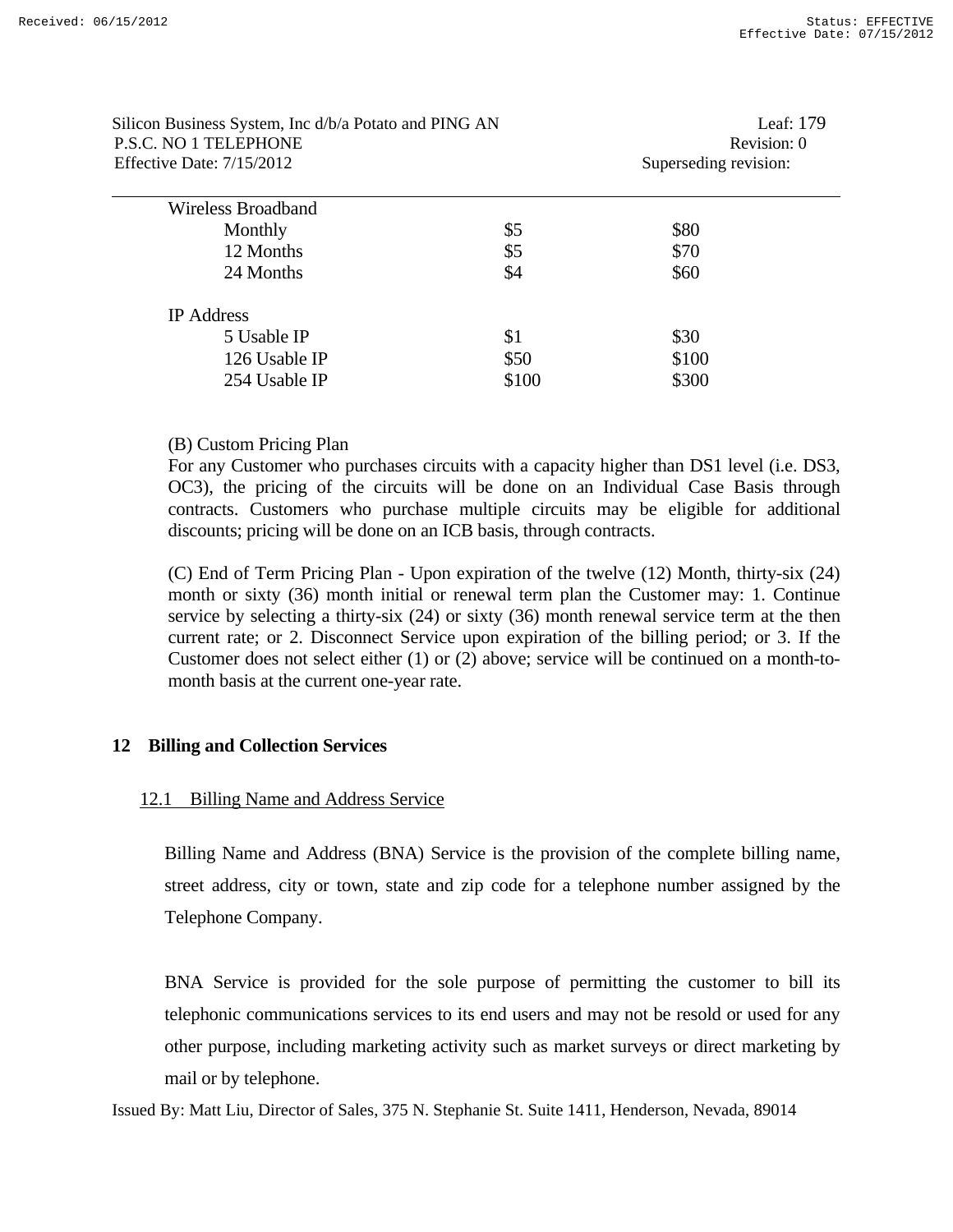| | | |
|---|---|---|
| Wireless Broadband | | |
| Monthly | $5 | $80 |
| 12 Months | $5 | $70 |
| 24 Months | $4 | $60 |
| | | |
| IP Address | | |
| 5 Usable IP | $1 | $30 |
| 126 Usable IP | $50 | $100 |
| 254 Usable IP | $100 | $300 |

(B) Custom Pricing Plan
For any Customer who purchases circuits with a capacity higher than DS1 level (i.e. DS3, OC3), the pricing of the circuits will be done on an Individual Case Basis through contracts. Customers who purchase multiple circuits may be eligible for additional discounts; pricing will be done on an ICB basis, through contracts.

(C) End of Term Pricing Plan - Upon expiration of the twelve (12) Month, thirty-six (24) month or sixty (36) month initial or renewal term plan the Customer may: 1. Continue service by selecting a thirty-six (24) or sixty (36) month renewal service term at the then current rate; or 2. Disconnect Service upon expiration of the billing period; or 3. If the Customer does not select either (1) or (2) above; service will be continued on a month-to-month basis at the current one-year rate.

## 12 Billing and Collection Services

### 12.1 Billing Name and Address Service

Billing Name and Address (BNA) Service is the provision of the complete billing name, street address, city or town, state and zip code for a telephone number assigned by the Telephone Company.

BNA Service is provided for the sole purpose of permitting the customer to bill its telephonic communications services to its end users and may not be resold or used for any other purpose, including marketing activity such as market surveys or direct marketing by mail or by telephone.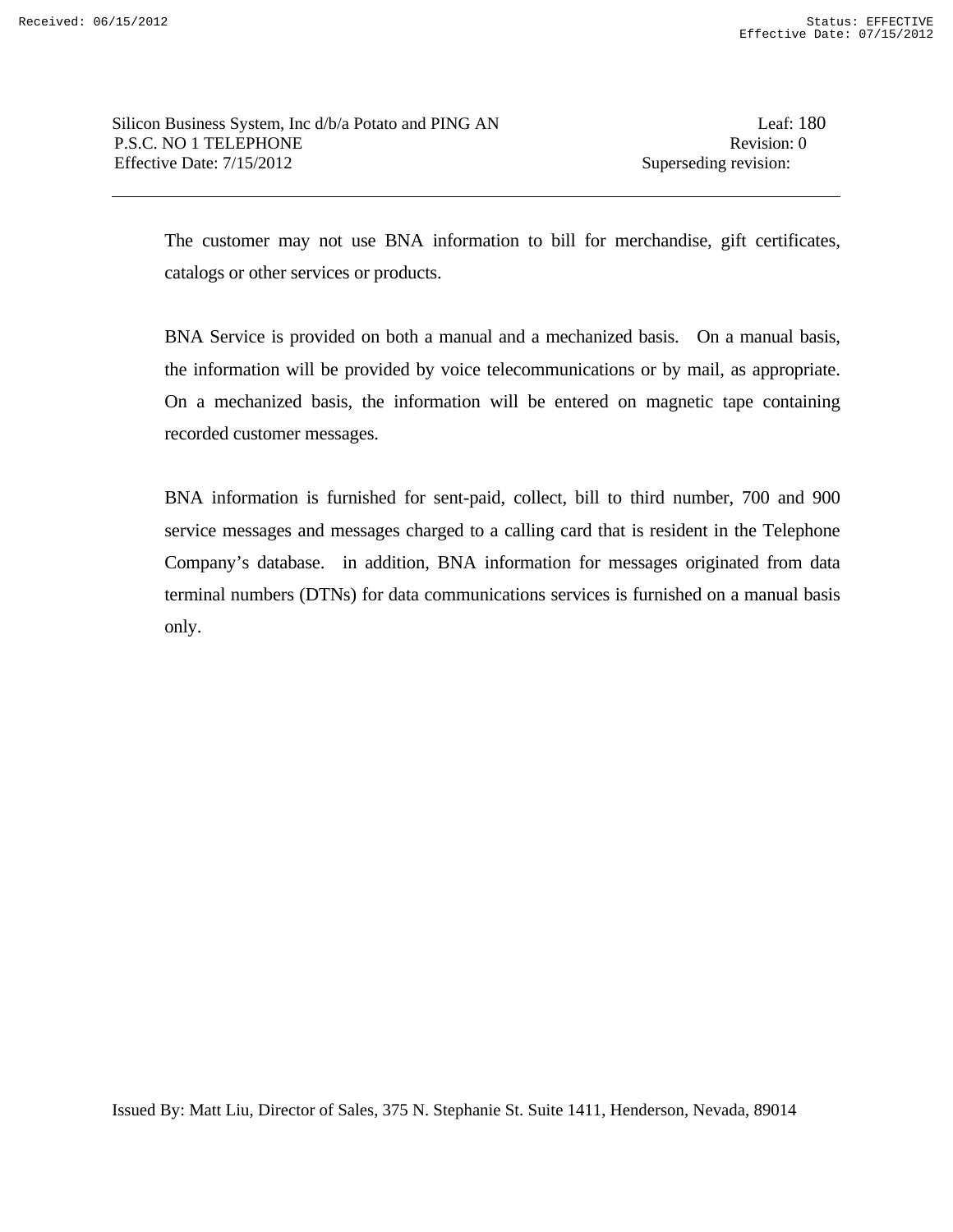The customer may not use BNA information to bill for merchandise, gift certificates, catalogs or other services or products.

BNA Service is provided on both a manual and a mechanized basis. On a manual basis, the information will be provided by voice telecommunications or by mail, as appropriate. On a mechanized basis, the information will be entered on magnetic tape containing recorded customer messages.

BNA information is furnished for sent-paid, collect, bill to third number, 700 and 900 service messages and messages charged to a calling card that is resident in the Telephone Company's database. in addition, BNA information for messages originated from data terminal numbers (DTNs) for data communications services is furnished on a manual basis only.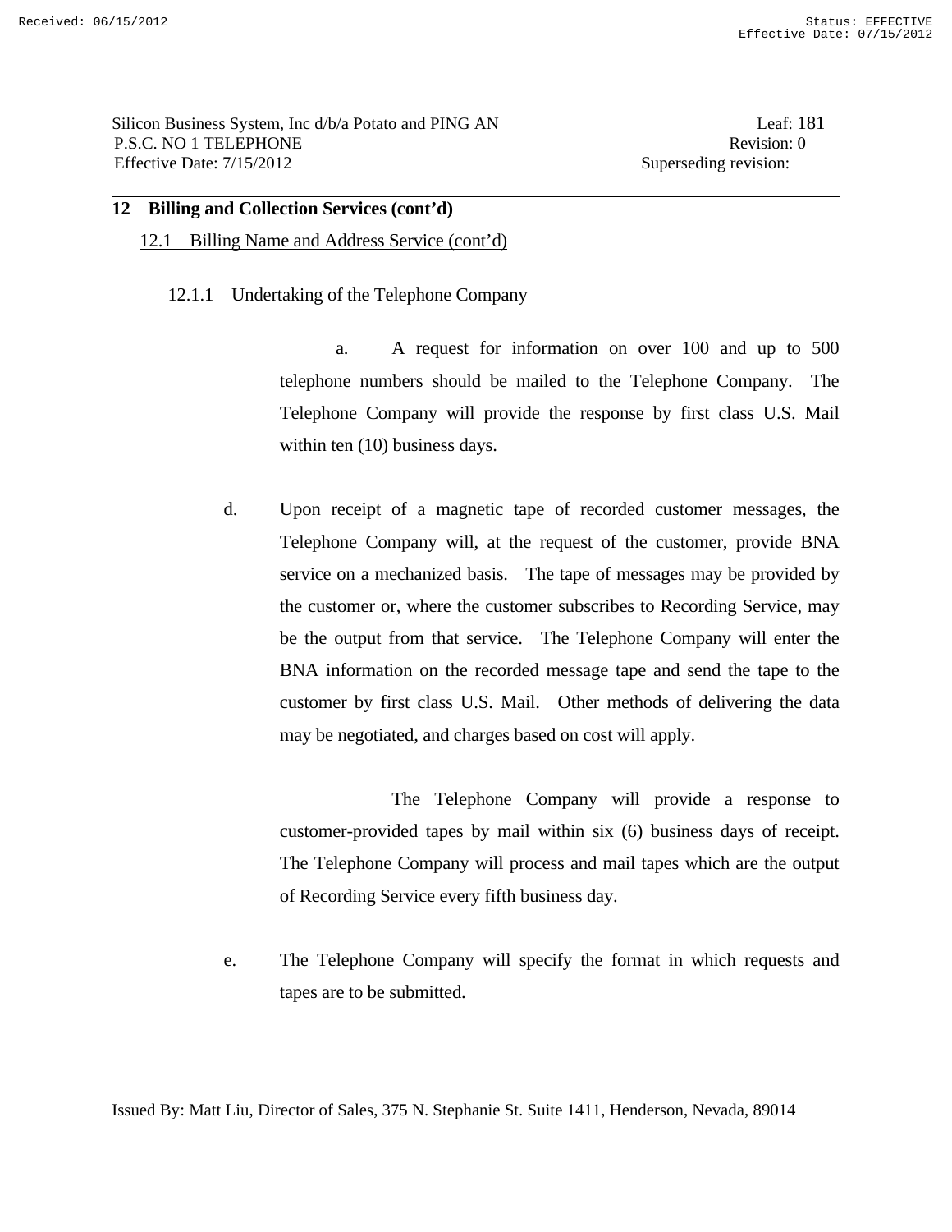## 12 Billing and Collection Services (cont'd)

### 12.1 Billing Name and Address Service (cont'd)

#### 12.1.1 Undertaking of the Telephone Company

a. A request for information on over 100 and up to 500 telephone numbers should be mailed to the Telephone Company. The Telephone Company will provide the response by first class U.S. Mail within ten (10) business days.

d. Upon receipt of a magnetic tape of recorded customer messages, the Telephone Company will, at the request of the customer, provide BNA service on a mechanized basis. The tape of messages may be provided by the customer or, where the customer subscribes to Recording Service, may be the output from that service. The Telephone Company will enter the BNA information on the recorded message tape and send the tape to the customer by first class U.S. Mail. Other methods of delivering the data may be negotiated, and charges based on cost will apply.

The Telephone Company will provide a response to customer-provided tapes by mail within six (6) business days of receipt. The Telephone Company will process and mail tapes which are the output of Recording Service every fifth business day.

e. The Telephone Company will specify the format in which requests and tapes are to be submitted.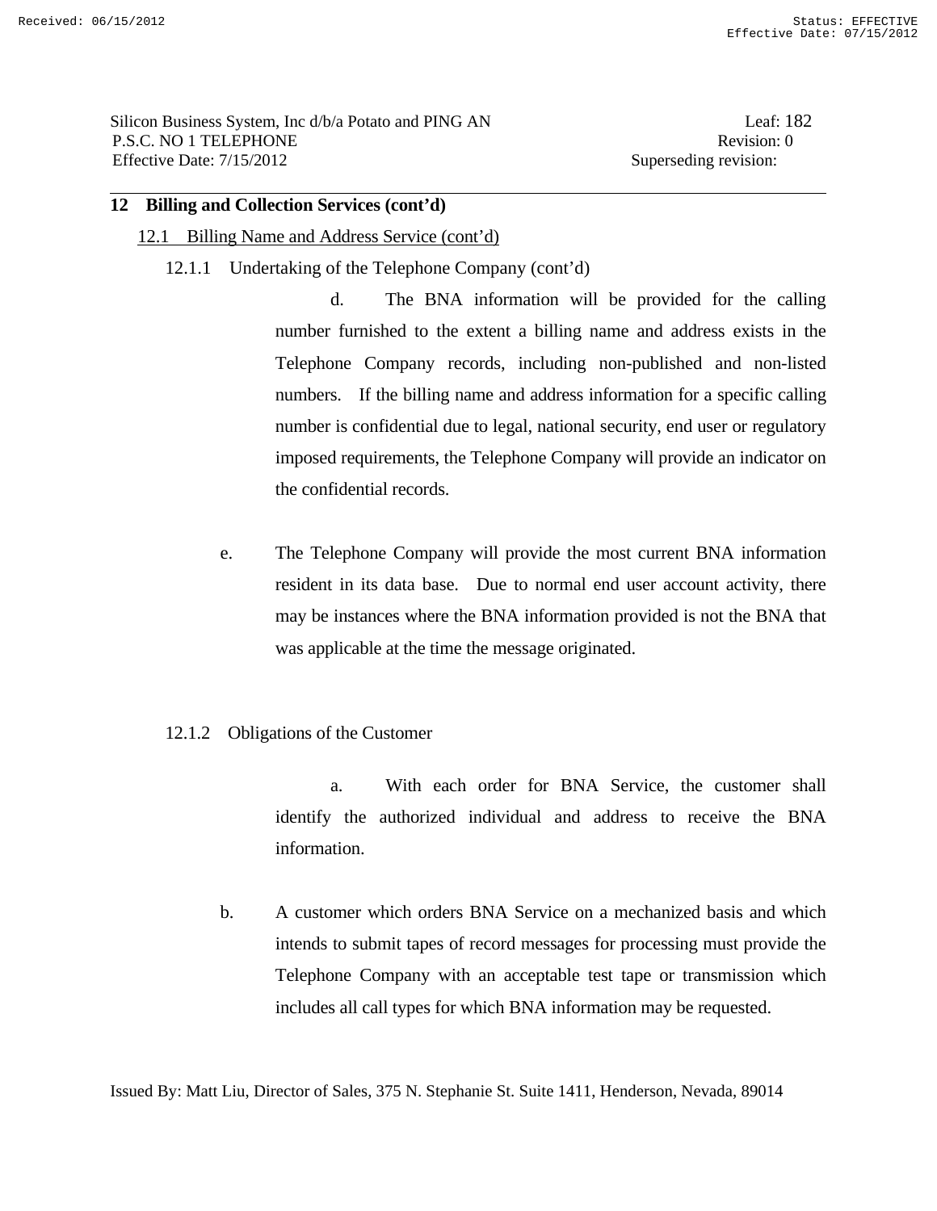## 12 Billing and Collection Services (cont'd)

### 12.1 Billing Name and Address Service (cont'd)

#### 12.1.1 Undertaking of the Telephone Company (cont'd)

d. The BNA information will be provided for the calling number furnished to the extent a billing name and address exists in the Telephone Company records, including non-published and non-listed numbers. If the billing name and address information for a specific calling number is confidential due to legal, national security, end user or regulatory imposed requirements, the Telephone Company will provide an indicator on the confidential records.

e. The Telephone Company will provide the most current BNA information resident in its data base. Due to normal end user account activity, there may be instances where the BNA information provided is not the BNA that was applicable at the time the message originated.

#### 12.1.2 Obligations of the Customer

a. With each order for BNA Service, the customer shall identify the authorized individual and address to receive the BNA information.

b. A customer which orders BNA Service on a mechanized basis and which intends to submit tapes of record messages for processing must provide the Telephone Company with an acceptable test tape or transmission which includes all call types for which BNA information may be requested.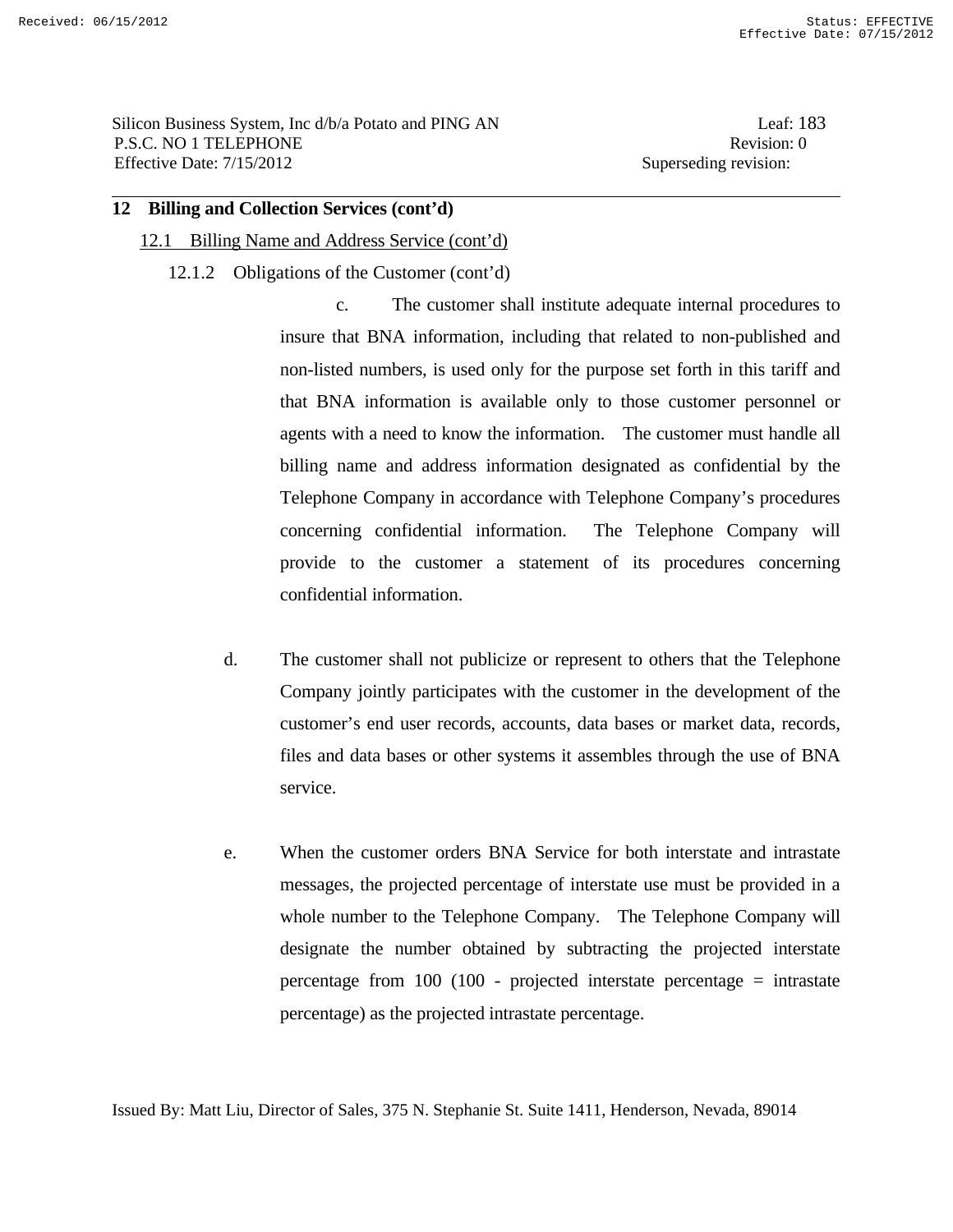## 12 Billing and Collection Services (cont'd)

### 12.1 Billing Name and Address Service (cont'd)

#### 12.1.2 Obligations of the Customer (cont'd)

c. The customer shall institute adequate internal procedures to insure that BNA information, including that related to non-published and non-listed numbers, is used only for the purpose set forth in this tariff and that BNA information is available only to those customer personnel or agents with a need to know the information. The customer must handle all billing name and address information designated as confidential by the Telephone Company in accordance with Telephone Company's procedures concerning confidential information. The Telephone Company will provide to the customer a statement of its procedures concerning confidential information.

d. The customer shall not publicize or represent to others that the Telephone Company jointly participates with the customer in the development of the customer's end user records, accounts, data bases or market data, records, files and data bases or other systems it assembles through the use of BNA service.

e. When the customer orders BNA Service for both interstate and intrastate messages, the projected percentage of interstate use must be provided in a whole number to the Telephone Company. The Telephone Company will designate the number obtained by subtracting the projected interstate percentage from 100 (100 - projected interstate percentage = intrastate percentage) as the projected intrastate percentage.

Issued By: Matt Liu, Director of Sales, 375 N. Stephanie St. Suite 1411, Henderson, Nevada, 89014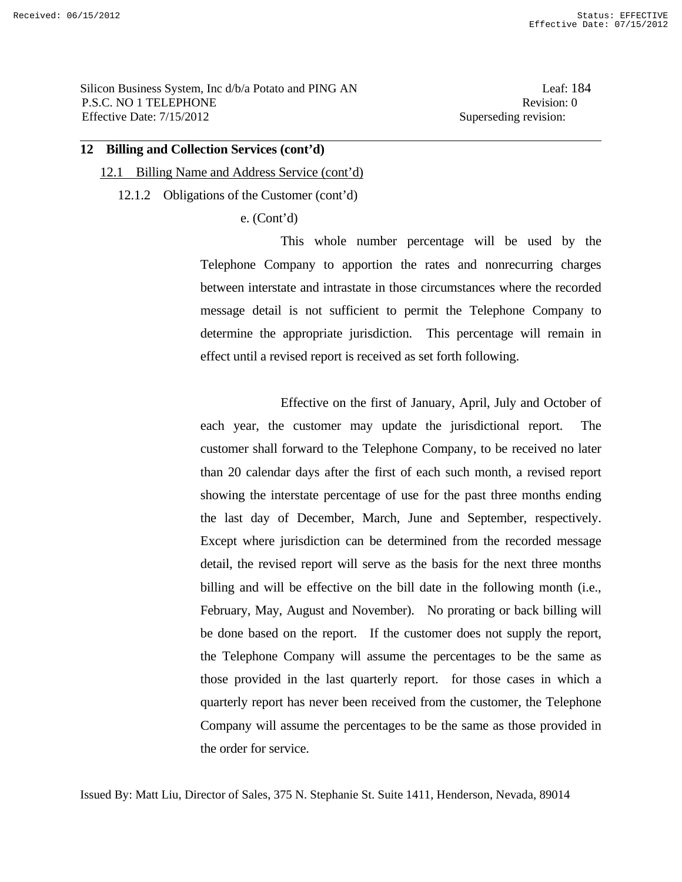## 12 Billing and Collection Services (cont'd)

### 12.1 Billing Name and Address Service (cont'd)

#### 12.1.2 Obligations of the Customer (cont'd)

e. (Cont'd)

This whole number percentage will be used by the Telephone Company to apportion the rates and nonrecurring charges between interstate and intrastate in those circumstances where the recorded message detail is not sufficient to permit the Telephone Company to determine the appropriate jurisdiction. This percentage will remain in effect until a revised report is received as set forth following.

Effective on the first of January, April, July and October of each year, the customer may update the jurisdictional report. The customer shall forward to the Telephone Company, to be received no later than 20 calendar days after the first of each such month, a revised report showing the interstate percentage of use for the past three months ending the last day of December, March, June and September, respectively. Except where jurisdiction can be determined from the recorded message detail, the revised report will serve as the basis for the next three months billing and will be effective on the bill date in the following month (i.e., February, May, August and November). No prorating or back billing will be done based on the report. If the customer does not supply the report, the Telephone Company will assume the percentages to be the same as those provided in the last quarterly report. for those cases in which a quarterly report has never been received from the customer, the Telephone Company will assume the percentages to be the same as those provided in the order for service.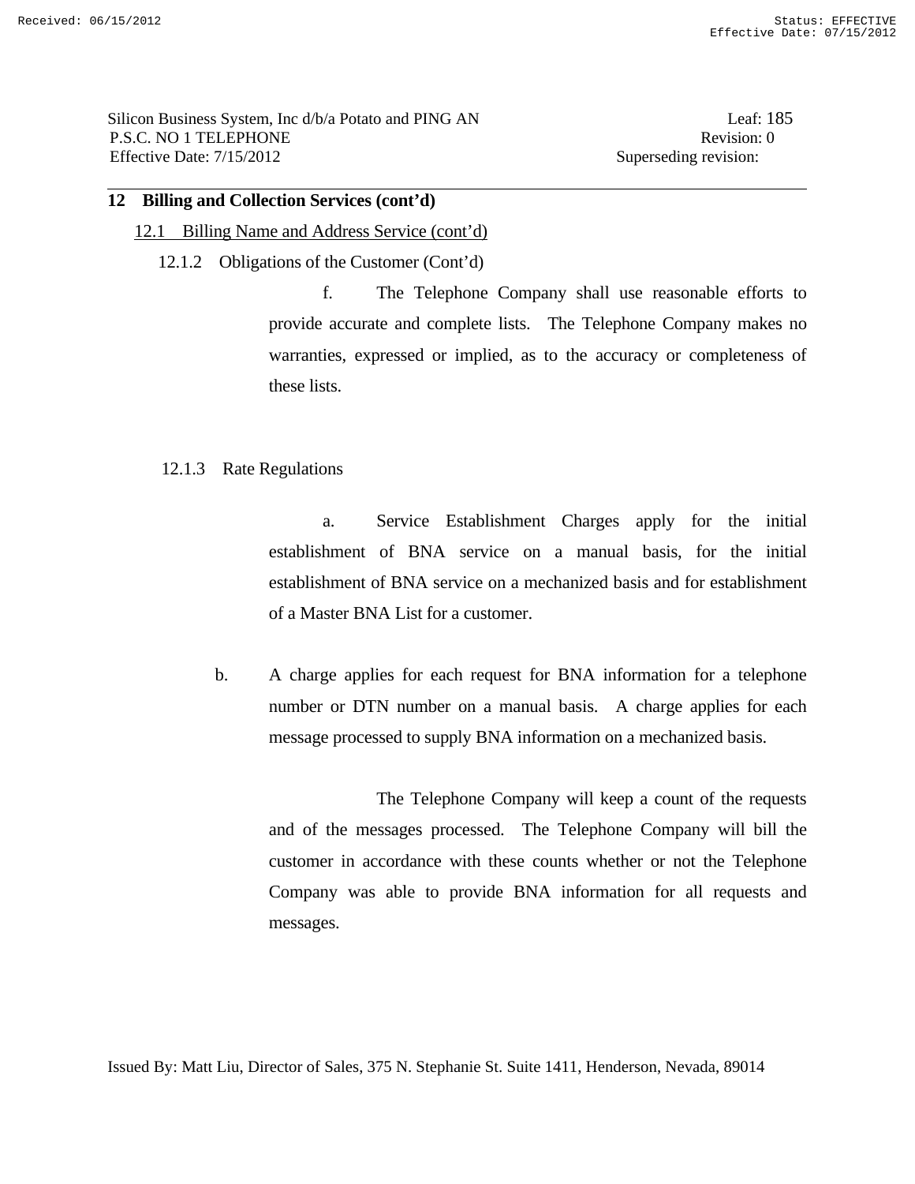## 12 Billing and Collection Services (cont'd)

### 12.1 Billing Name and Address Service (cont'd)

#### 12.1.2 Obligations of the Customer (Cont'd)

f. The Telephone Company shall use reasonable efforts to provide accurate and complete lists. The Telephone Company makes no warranties, expressed or implied, as to the accuracy or completeness of these lists.

#### 12.1.3 Rate Regulations

a. Service Establishment Charges apply for the initial establishment of BNA service on a manual basis, for the initial establishment of BNA service on a mechanized basis and for establishment of a Master BNA List for a customer.

b. A charge applies for each request for BNA information for a telephone number or DTN number on a manual basis. A charge applies for each message processed to supply BNA information on a mechanized basis.

The Telephone Company will keep a count of the requests and of the messages processed. The Telephone Company will bill the customer in accordance with these counts whether or not the Telephone Company was able to provide BNA information for all requests and messages.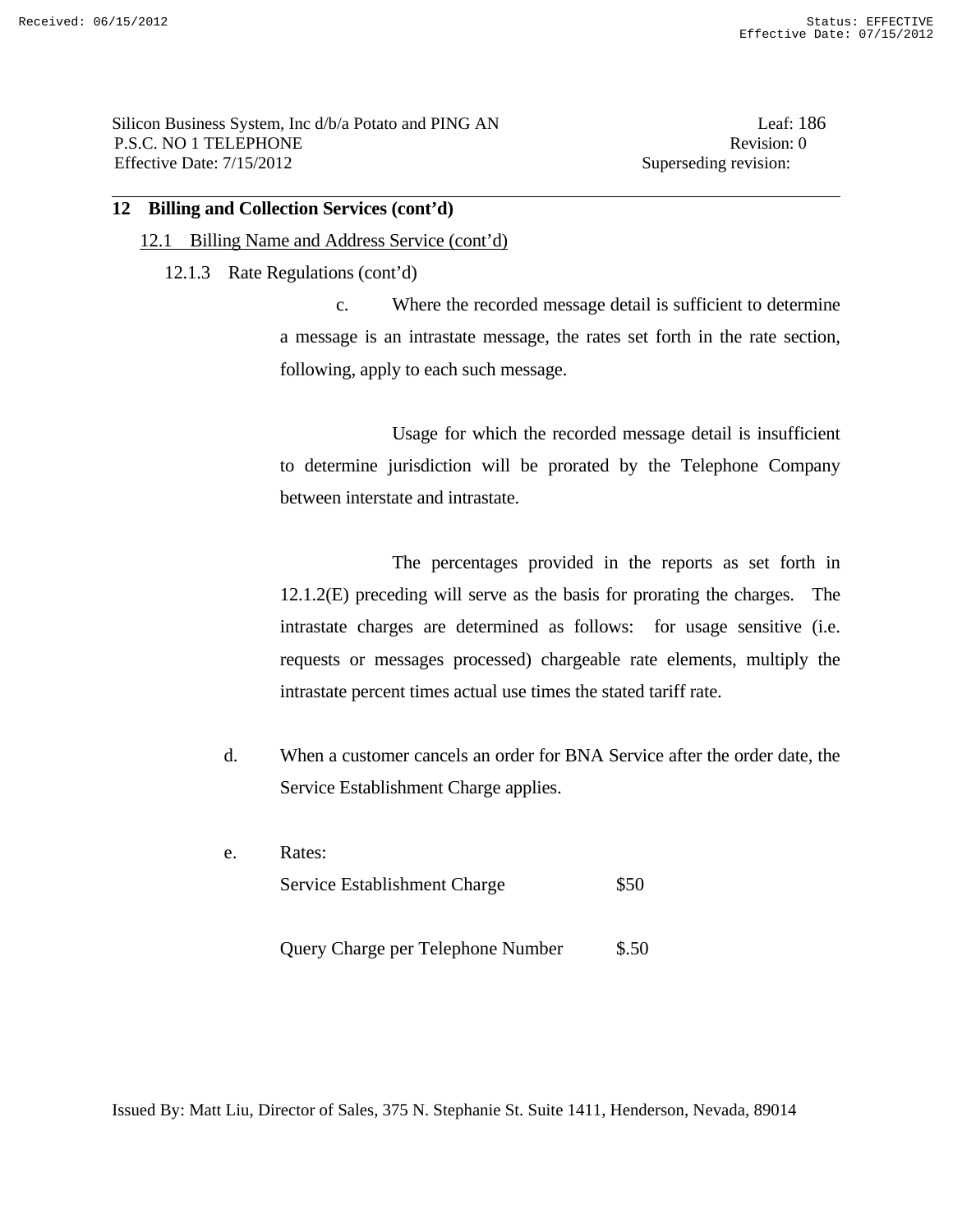## 12 Billing and Collection Services (cont'd)

### 12.1 Billing Name and Address Service (cont'd)

#### 12.1.3 Rate Regulations (cont'd)

c. Where the recorded message detail is sufficient to determine a message is an intrastate message, the rates set forth in the rate section, following, apply to each such message.

Usage for which the recorded message detail is insufficient to determine jurisdiction will be prorated by the Telephone Company between interstate and intrastate.

The percentages provided in the reports as set forth in 12.1.2(E) preceding will serve as the basis for prorating the charges. The intrastate charges are determined as follows: for usage sensitive (i.e. requests or messages processed) chargeable rate elements, multiply the intrastate percent times actual use times the stated tariff rate.

d. When a customer cancels an order for BNA Service after the order date, the Service Establishment Charge applies.

e. Rates:

| | |
|---|---|
| Service Establishment Charge | $50 |
| Query Charge per Telephone Number | $.50 |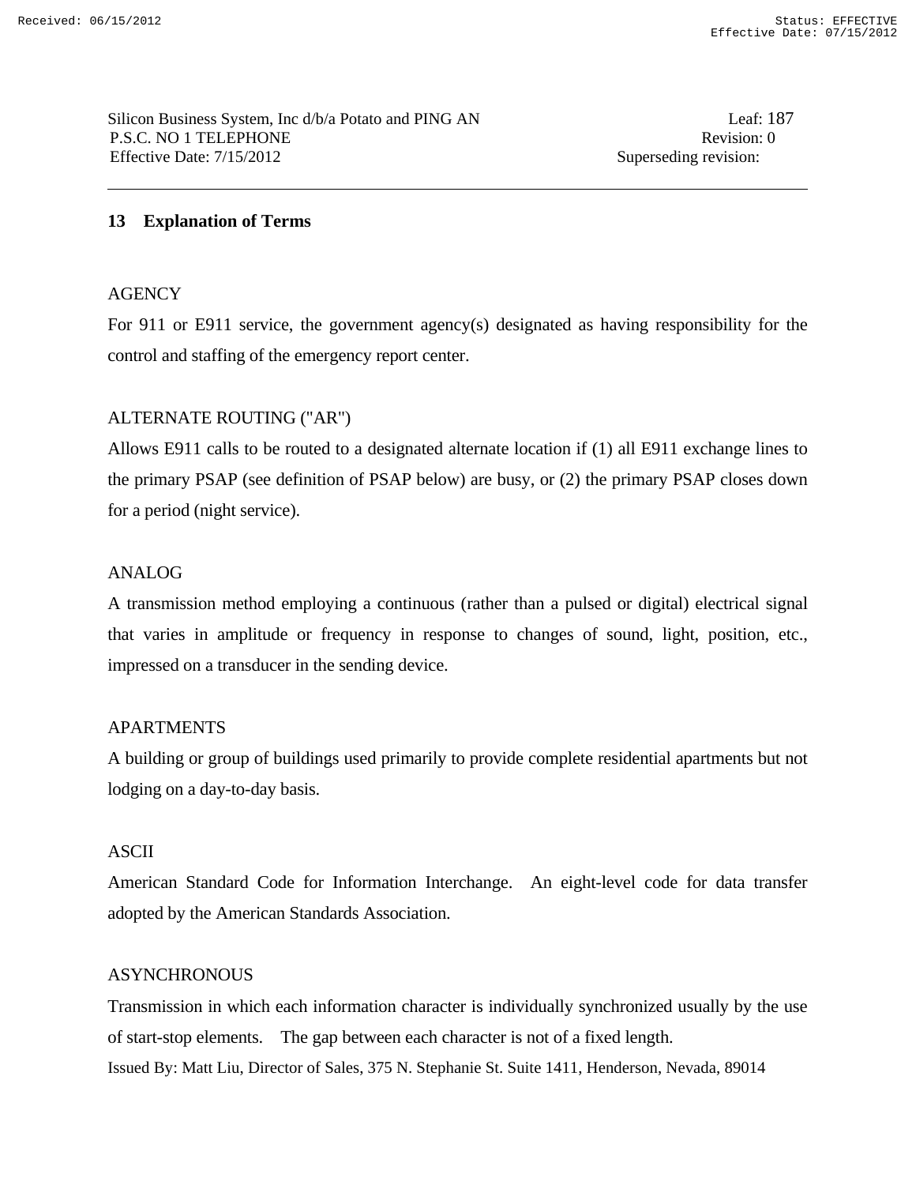## 13 Explanation of Terms

AGENCY

For 911 or E911 service, the government agency(s) designated as having responsibility for the control and staffing of the emergency report center.

ALTERNATE ROUTING ("AR")

Allows E911 calls to be routed to a designated alternate location if (1) all E911 exchange lines to the primary PSAP (see definition of PSAP below) are busy, or (2) the primary PSAP closes down for a period (night service).

ANALOG

A transmission method employing a continuous (rather than a pulsed or digital) electrical signal that varies in amplitude or frequency in response to changes of sound, light, position, etc., impressed on a transducer in the sending device.

APARTMENTS

A building or group of buildings used primarily to provide complete residential apartments but not lodging on a day-to-day basis.

ASCII

American Standard Code for Information Interchange. An eight-level code for data transfer adopted by the American Standards Association.

ASYNCHRONOUS

Transmission in which each information character is individually synchronized usually by the use of start-stop elements. The gap between each character is not of a fixed length.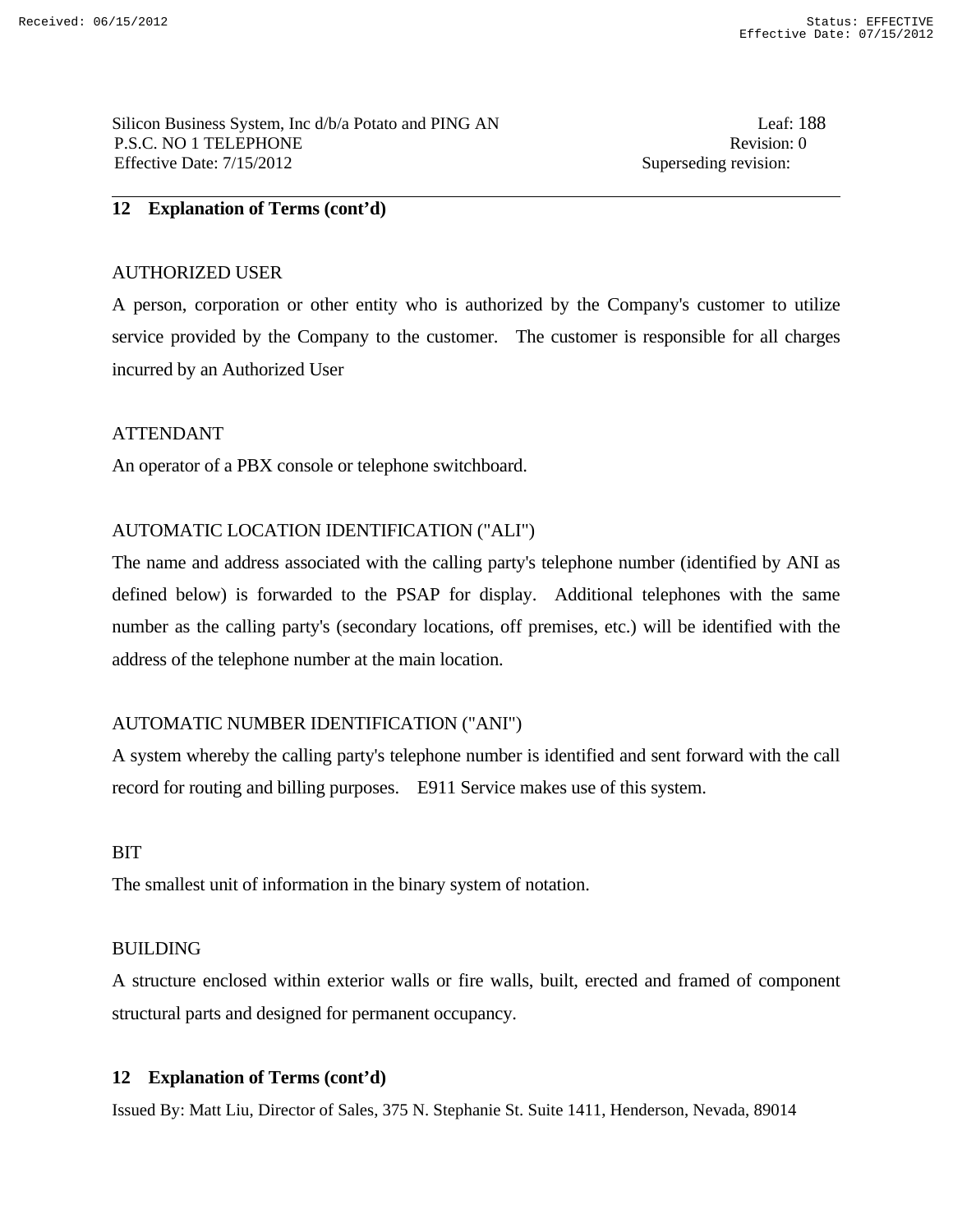## 12 Explanation of Terms (cont'd)

AUTHORIZED USER

A person, corporation or other entity who is authorized by the Company's customer to utilize service provided by the Company to the customer. The customer is responsible for all charges incurred by an Authorized User

ATTENDANT

An operator of a PBX console or telephone switchboard.

AUTOMATIC LOCATION IDENTIFICATION ("ALI")

The name and address associated with the calling party's telephone number (identified by ANI as defined below) is forwarded to the PSAP for display. Additional telephones with the same number as the calling party's (secondary locations, off premises, etc.) will be identified with the address of the telephone number at the main location.

AUTOMATIC NUMBER IDENTIFICATION ("ANI")

A system whereby the calling party's telephone number is identified and sent forward with the call record for routing and billing purposes. E911 Service makes use of this system.

BIT

The smallest unit of information in the binary system of notation.

BUILDING

A structure enclosed within exterior walls or fire walls, built, erected and framed of component structural parts and designed for permanent occupancy.

## 12 Explanation of Terms (cont'd)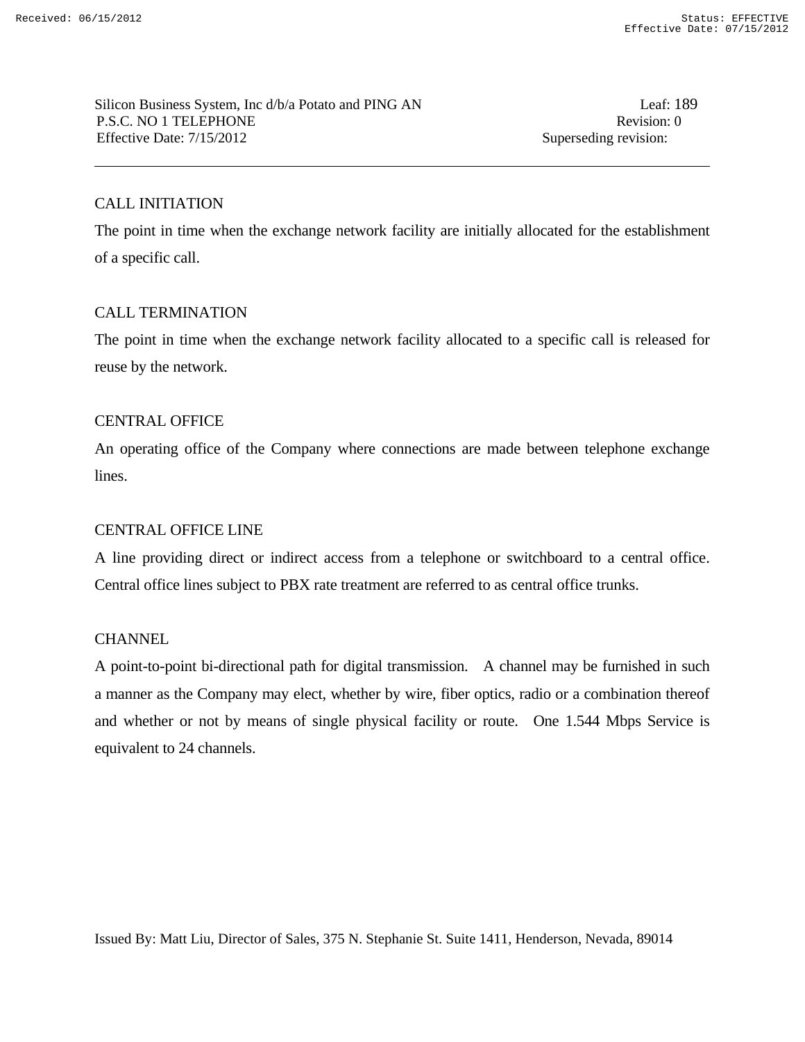CALL INITIATION

The point in time when the exchange network facility are initially allocated for the establishment of a specific call.

CALL TERMINATION

The point in time when the exchange network facility allocated to a specific call is released for reuse by the network.

CENTRAL OFFICE

An operating office of the Company where connections are made between telephone exchange lines.

CENTRAL OFFICE LINE

A line providing direct or indirect access from a telephone or switchboard to a central office. Central office lines subject to PBX rate treatment are referred to as central office trunks.

CHANNEL

A point-to-point bi-directional path for digital transmission. A channel may be furnished in such a manner as the Company may elect, whether by wire, fiber optics, radio or a combination thereof and whether or not by means of single physical facility or route. One 1.544 Mbps Service is equivalent to 24 channels.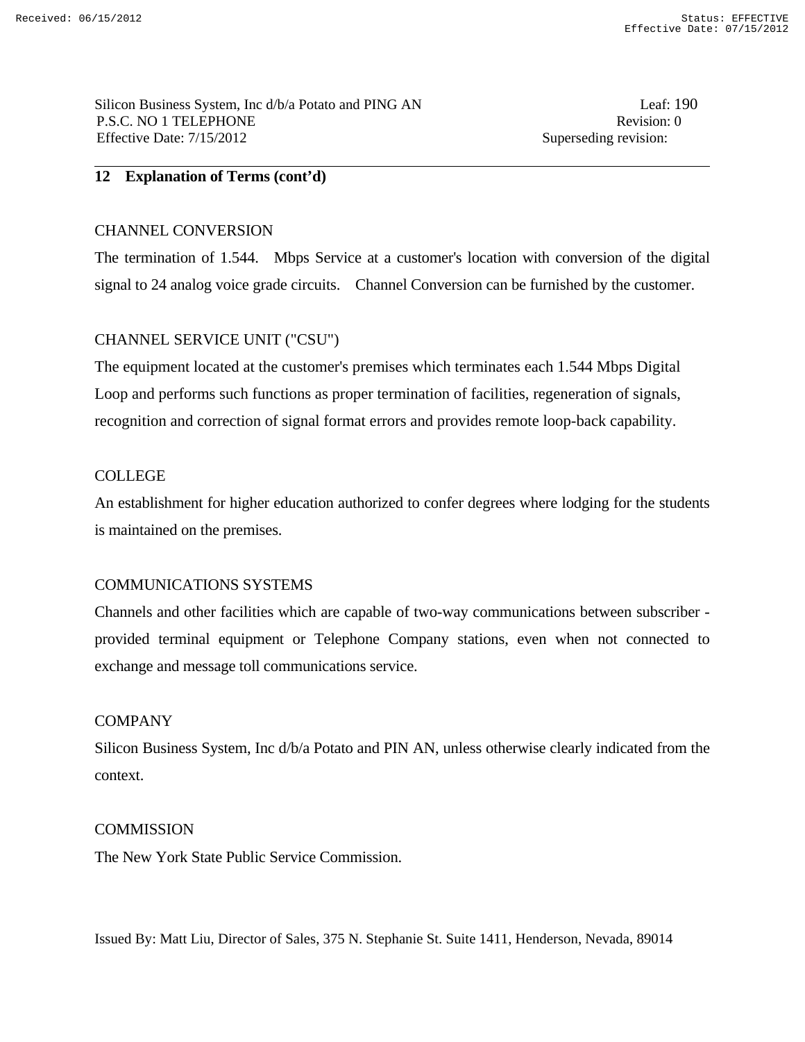Silicon Business System, Inc d/b/a Potato and PING AN
P.S.C. NO 1 TELEPHONE
Effective Date: 7/15/2012

Leaf: 190
Revision: 0
Superseding revision:

## 12 Explanation of Terms (cont'd)

CHANNEL CONVERSION

The termination of 1.544. Mbps Service at a customer's location with conversion of the digital signal to 24 analog voice grade circuits. Channel Conversion can be furnished by the customer.

CHANNEL SERVICE UNIT ("CSU")

The equipment located at the customer's premises which terminates each 1.544 Mbps Digital Loop and performs such functions as proper termination of facilities, regeneration of signals, recognition and correction of signal format errors and provides remote loop-back capability.

COLLEGE

An establishment for higher education authorized to confer degrees where lodging for the students is maintained on the premises.

COMMUNICATIONS SYSTEMS

Channels and other facilities which are capable of two-way communications between subscriber - provided terminal equipment or Telephone Company stations, even when not connected to exchange and message toll communications service.

COMPANY

Silicon Business System, Inc d/b/a Potato and PIN AN, unless otherwise clearly indicated from the context.

COMMISSION

The New York State Public Service Commission.

Issued By: Matt Liu, Director of Sales, 375 N. Stephanie St. Suite 1411, Henderson, Nevada, 89014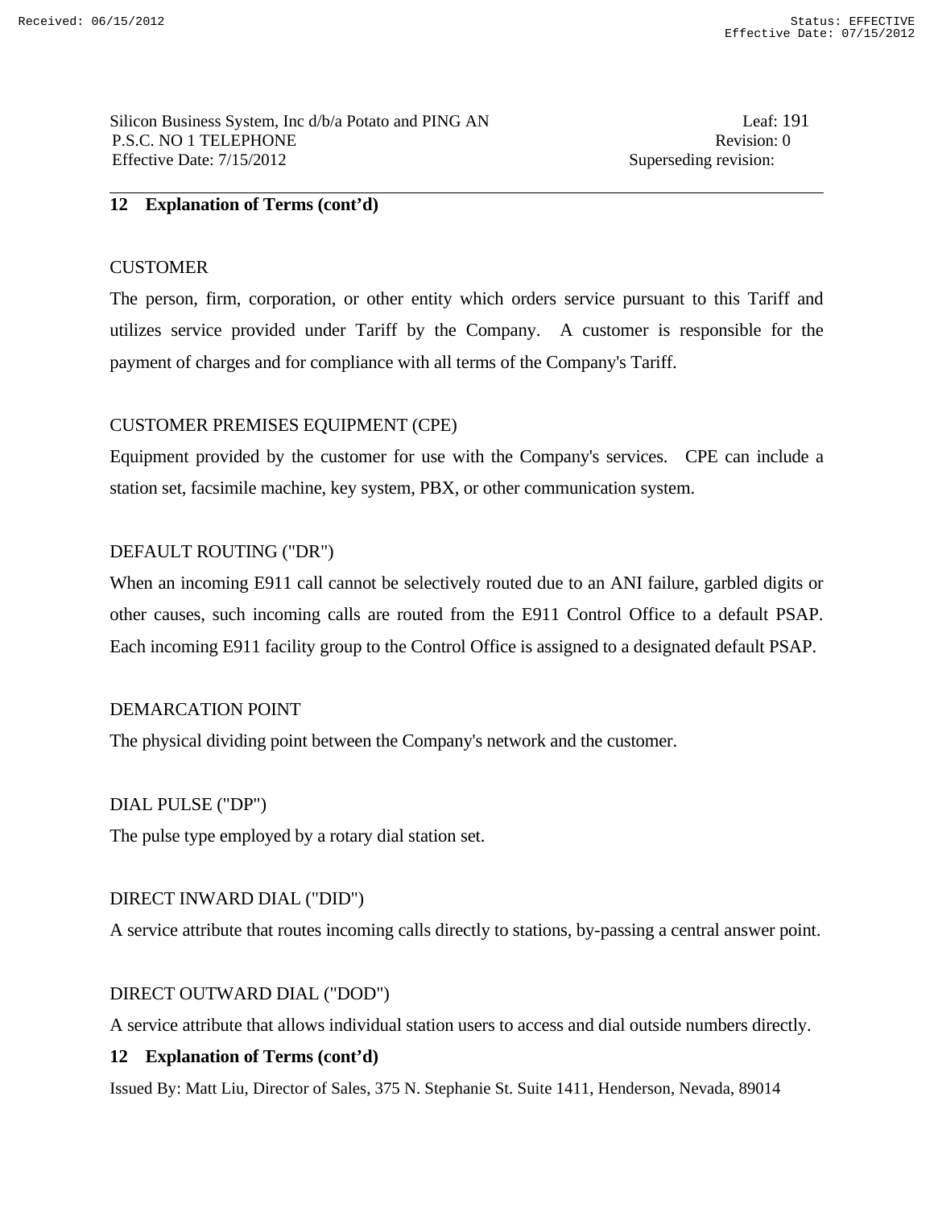## 12 Explanation of Terms (cont'd)

CUSTOMER

The person, firm, corporation, or other entity which orders service pursuant to this Tariff and utilizes service provided under Tariff by the Company. A customer is responsible for the payment of charges and for compliance with all terms of the Company's Tariff.

CUSTOMER PREMISES EQUIPMENT (CPE)

Equipment provided by the customer for use with the Company's services. CPE can include a station set, facsimile machine, key system, PBX, or other communication system.

DEFAULT ROUTING ("DR")

When an incoming E911 call cannot be selectively routed due to an ANI failure, garbled digits or other causes, such incoming calls are routed from the E911 Control Office to a default PSAP. Each incoming E911 facility group to the Control Office is assigned to a designated default PSAP.

DEMARCATION POINT

The physical dividing point between the Company's network and the customer.

DIAL PULSE ("DP")

The pulse type employed by a rotary dial station set.

DIRECT INWARD DIAL ("DID")

A service attribute that routes incoming calls directly to stations, by-passing a central answer point.

DIRECT OUTWARD DIAL ("DOD")

A service attribute that allows individual station users to access and dial outside numbers directly.

## 12 Explanation of Terms (cont'd)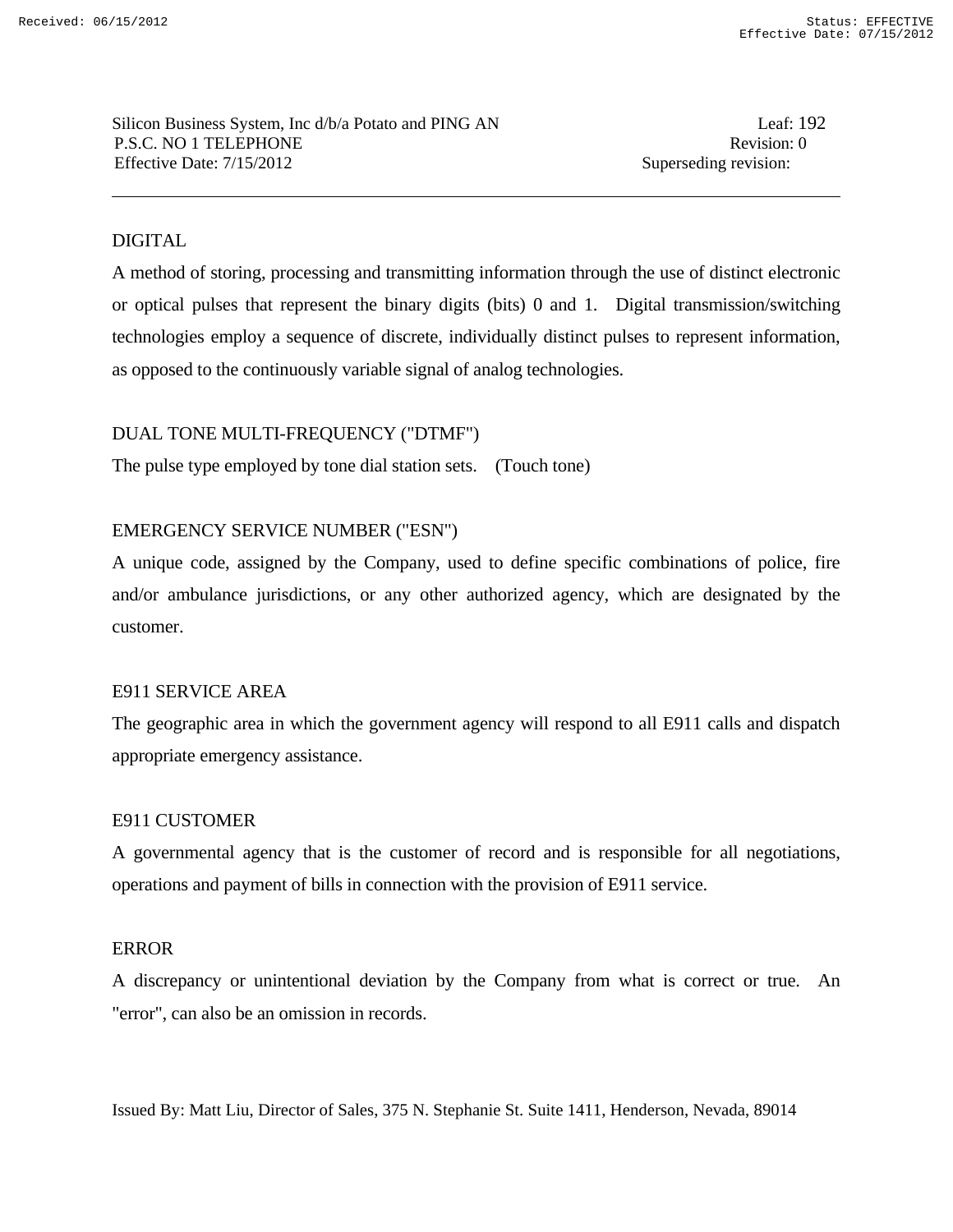DIGITAL

A method of storing, processing and transmitting information through the use of distinct electronic or optical pulses that represent the binary digits (bits) 0 and 1. Digital transmission/switching technologies employ a sequence of discrete, individually distinct pulses to represent information, as opposed to the continuously variable signal of analog technologies.

DUAL TONE MULTI-FREQUENCY ("DTMF")

The pulse type employed by tone dial station sets. (Touch tone)

EMERGENCY SERVICE NUMBER ("ESN")

A unique code, assigned by the Company, used to define specific combinations of police, fire and/or ambulance jurisdictions, or any other authorized agency, which are designated by the customer.

E911 SERVICE AREA

The geographic area in which the government agency will respond to all E911 calls and dispatch appropriate emergency assistance.

E911 CUSTOMER

A governmental agency that is the customer of record and is responsible for all negotiations, operations and payment of bills in connection with the provision of E911 service.

ERROR

A discrepancy or unintentional deviation by the Company from what is correct or true. An "error", can also be an omission in records.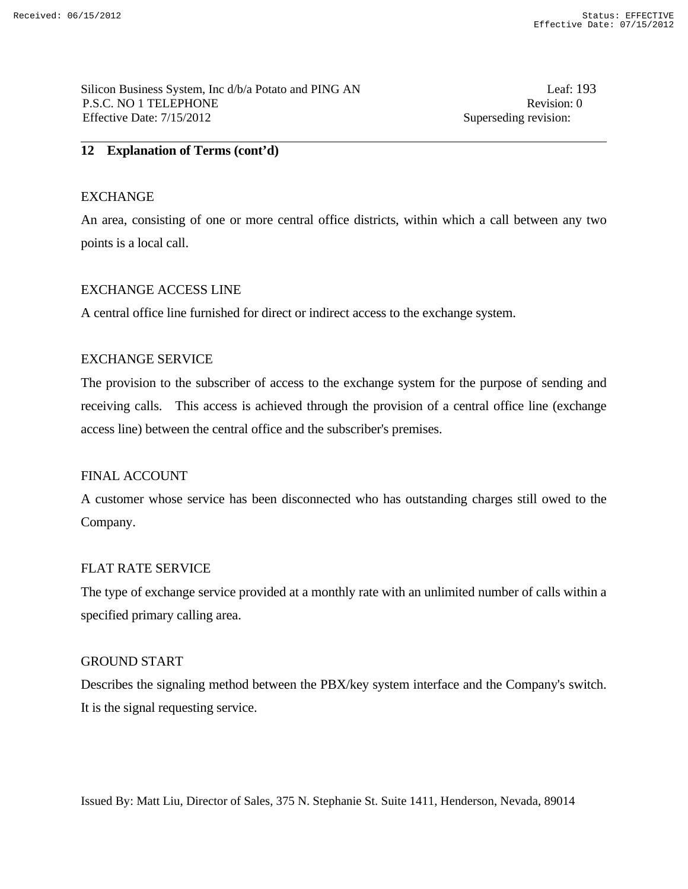## 12 Explanation of Terms (cont'd)

EXCHANGE

An area, consisting of one or more central office districts, within which a call between any two points is a local call.

EXCHANGE ACCESS LINE

A central office line furnished for direct or indirect access to the exchange system.

EXCHANGE SERVICE

The provision to the subscriber of access to the exchange system for the purpose of sending and receiving calls. This access is achieved through the provision of a central office line (exchange access line) between the central office and the subscriber's premises.

FINAL ACCOUNT

A customer whose service has been disconnected who has outstanding charges still owed to the Company.

FLAT RATE SERVICE

The type of exchange service provided at a monthly rate with an unlimited number of calls within a specified primary calling area.

GROUND START

Describes the signaling method between the PBX/key system interface and the Company's switch. It is the signal requesting service.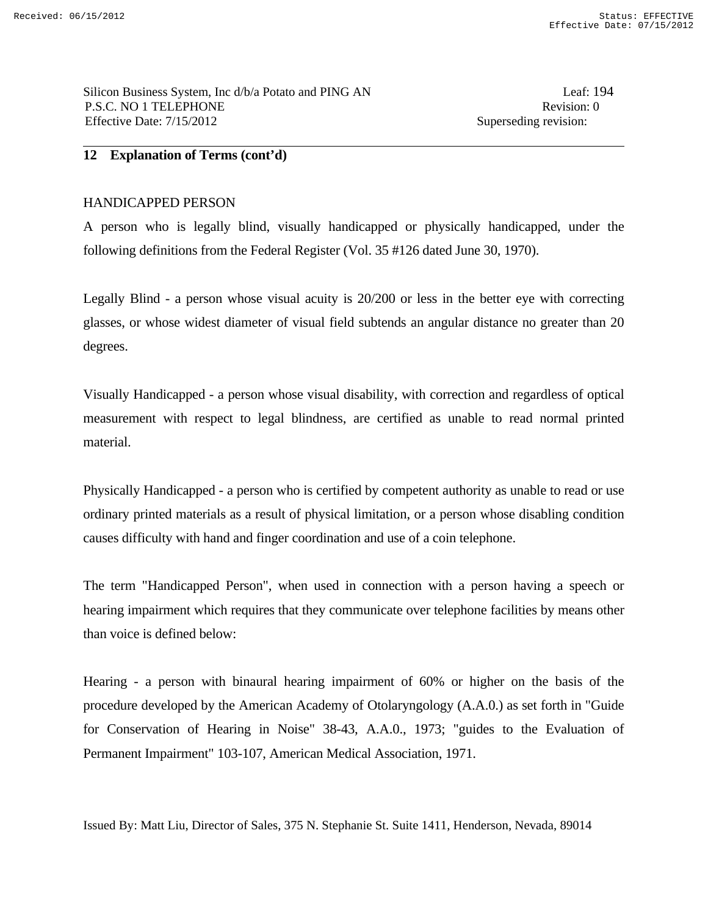## 12 Explanation of Terms (cont'd)

HANDICAPPED PERSON

A person who is legally blind, visually handicapped or physically handicapped, under the following definitions from the Federal Register (Vol. 35 #126 dated June 30, 1970).

Legally Blind - a person whose visual acuity is 20/200 or less in the better eye with correcting glasses, or whose widest diameter of visual field subtends an angular distance no greater than 20 degrees.

Visually Handicapped - a person whose visual disability, with correction and regardless of optical measurement with respect to legal blindness, are certified as unable to read normal printed material.

Physically Handicapped - a person who is certified by competent authority as unable to read or use ordinary printed materials as a result of physical limitation, or a person whose disabling condition causes difficulty with hand and finger coordination and use of a coin telephone.

The term "Handicapped Person", when used in connection with a person having a speech or hearing impairment which requires that they communicate over telephone facilities by means other than voice is defined below:

Hearing - a person with binaural hearing impairment of 60% or higher on the basis of the procedure developed by the American Academy of Otolaryngology (A.A.0.) as set forth in "Guide for Conservation of Hearing in Noise" 38-43, A.A.0., 1973; "guides to the Evaluation of Permanent Impairment" 103-107, American Medical Association, 1971.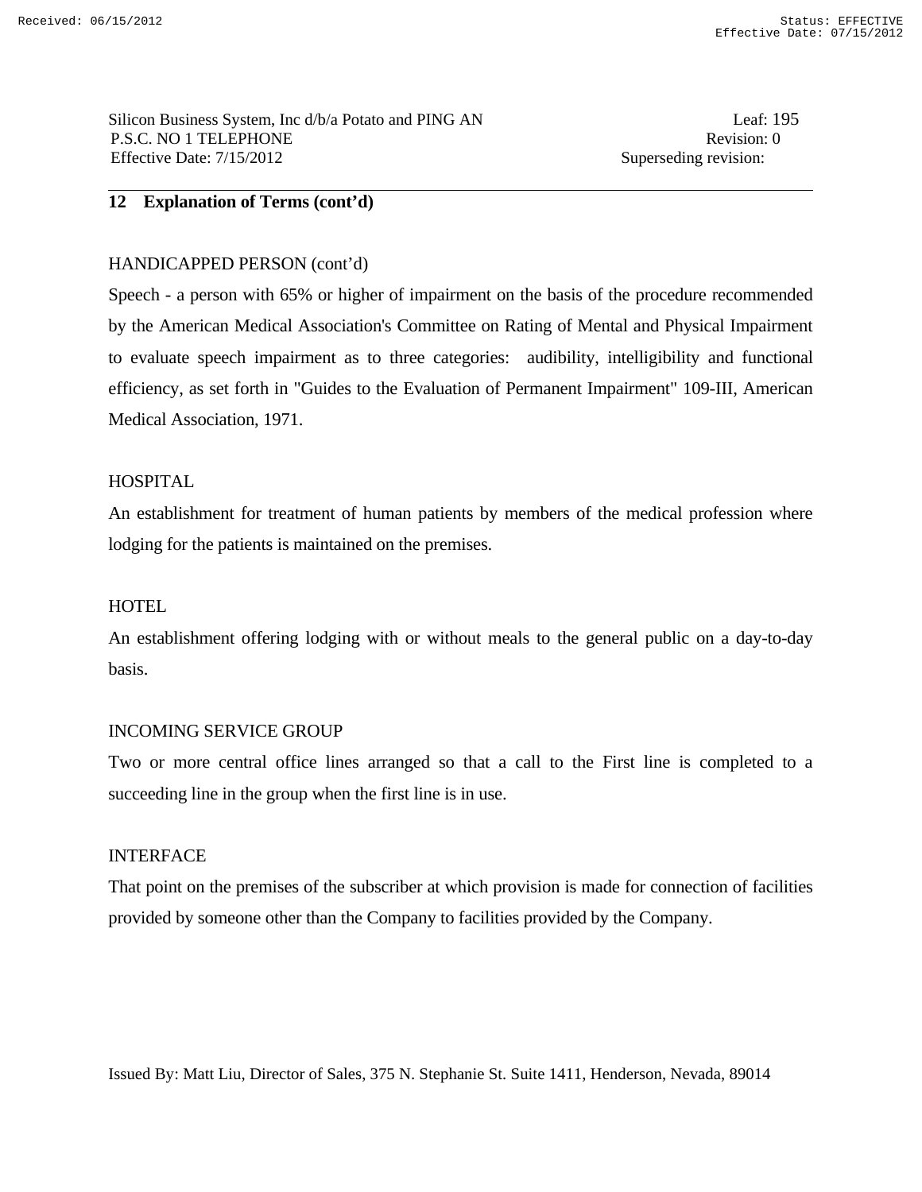## 12 Explanation of Terms (cont'd)

HANDICAPPED PERSON (cont'd)

Speech - a person with 65% or higher of impairment on the basis of the procedure recommended by the American Medical Association's Committee on Rating of Mental and Physical Impairment to evaluate speech impairment as to three categories: audibility, intelligibility and functional efficiency, as set forth in "Guides to the Evaluation of Permanent Impairment" 109-III, American Medical Association, 1971.

HOSPITAL

An establishment for treatment of human patients by members of the medical profession where lodging for the patients is maintained on the premises.

HOTEL

An establishment offering lodging with or without meals to the general public on a day-to-day basis.

INCOMING SERVICE GROUP

Two or more central office lines arranged so that a call to the First line is completed to a succeeding line in the group when the first line is in use.

INTERFACE

That point on the premises of the subscriber at which provision is made for connection of facilities provided by someone other than the Company to facilities provided by the Company.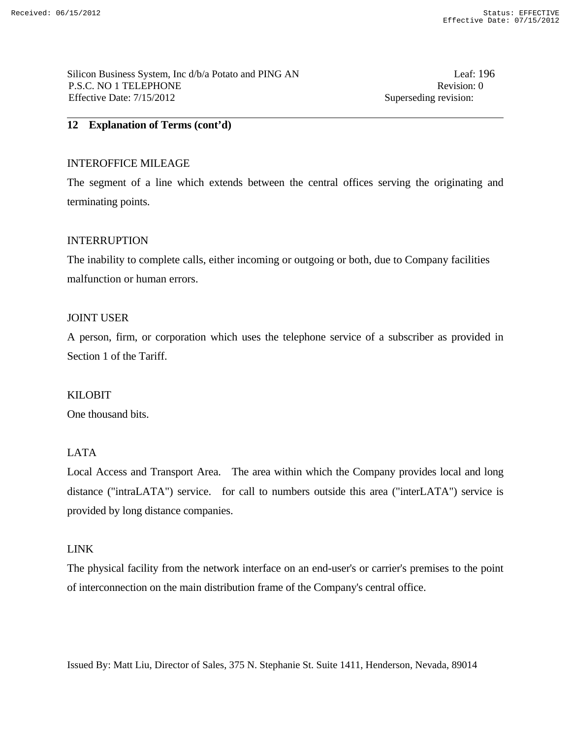## 12 Explanation of Terms (cont'd)

INTEROFFICE MILEAGE

The segment of a line which extends between the central offices serving the originating and terminating points.

INTERRUPTION

The inability to complete calls, either incoming or outgoing or both, due to Company facilities malfunction or human errors.

JOINT USER

A person, firm, or corporation which uses the telephone service of a subscriber as provided in Section 1 of the Tariff.

KILOBIT

One thousand bits.

LATA

Local Access and Transport Area. The area within which the Company provides local and long distance ("intraLATA") service. for call to numbers outside this area ("interLATA") service is provided by long distance companies.

LINK

The physical facility from the network interface on an end-user's or carrier's premises to the point of interconnection on the main distribution frame of the Company's central office.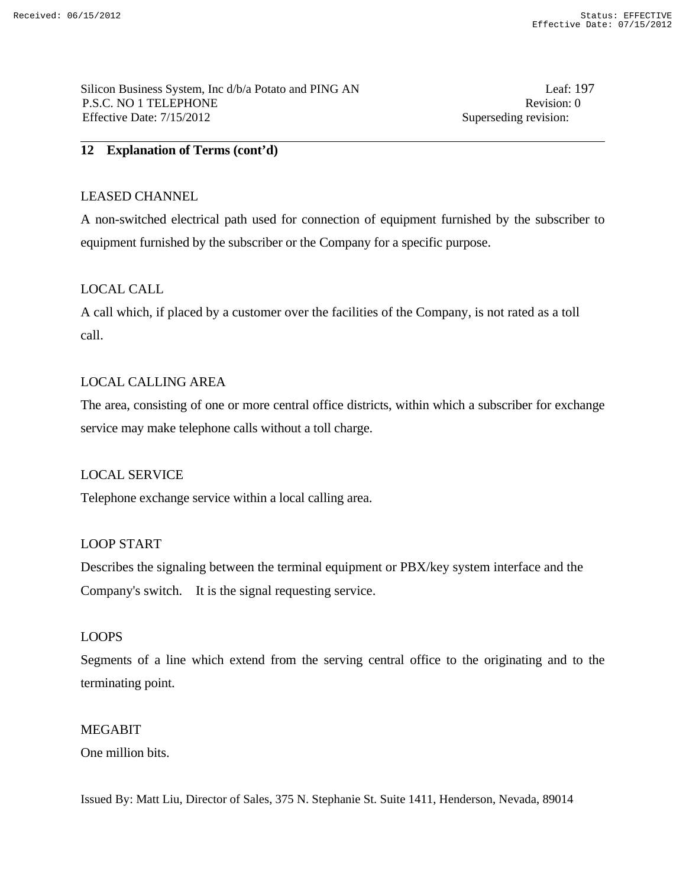## 12 Explanation of Terms (cont'd)

LEASED CHANNEL

A non-switched electrical path used for connection of equipment furnished by the subscriber to equipment furnished by the subscriber or the Company for a specific purpose.

LOCAL CALL

A call which, if placed by a customer over the facilities of the Company, is not rated as a toll call.

LOCAL CALLING AREA

The area, consisting of one or more central office districts, within which a subscriber for exchange service may make telephone calls without a toll charge.

LOCAL SERVICE

Telephone exchange service within a local calling area.

LOOP START

Describes the signaling between the terminal equipment or PBX/key system interface and the Company's switch. It is the signal requesting service.

LOOPS

Segments of a line which extend from the serving central office to the originating and to the terminating point.

MEGABIT

One million bits.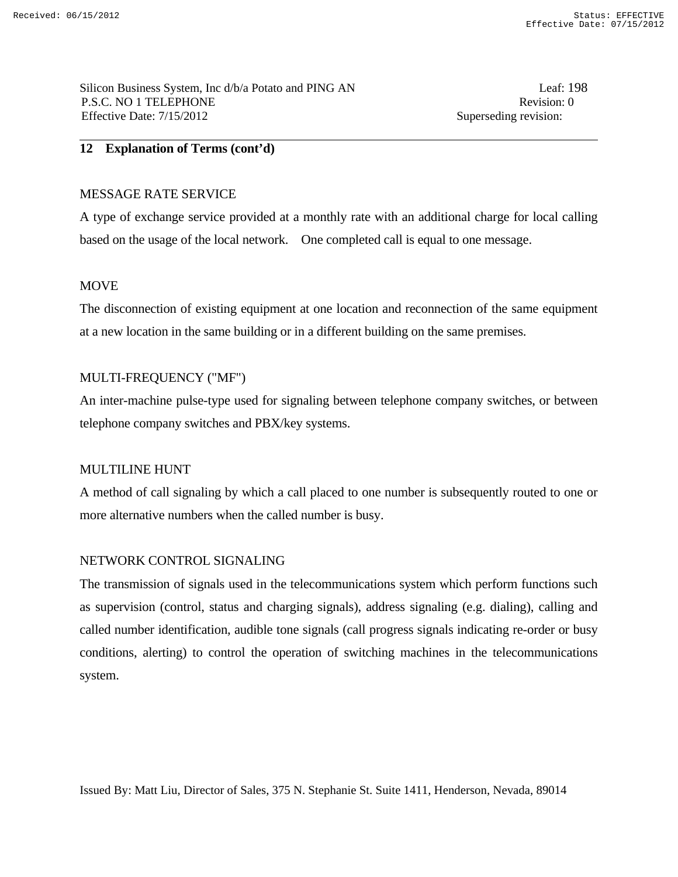## 12 Explanation of Terms (cont'd)

MESSAGE RATE SERVICE

A type of exchange service provided at a monthly rate with an additional charge for local calling based on the usage of the local network. One completed call is equal to one message.

MOVE

The disconnection of existing equipment at one location and reconnection of the same equipment at a new location in the same building or in a different building on the same premises.

MULTI-FREQUENCY ("MF")

An inter-machine pulse-type used for signaling between telephone company switches, or between telephone company switches and PBX/key systems.

MULTILINE HUNT

A method of call signaling by which a call placed to one number is subsequently routed to one or more alternative numbers when the called number is busy.

NETWORK CONTROL SIGNALING

The transmission of signals used in the telecommunications system which perform functions such as supervision (control, status and charging signals), address signaling (e.g. dialing), calling and called number identification, audible tone signals (call progress signals indicating re-order or busy conditions, alerting) to control the operation of switching machines in the telecommunications system.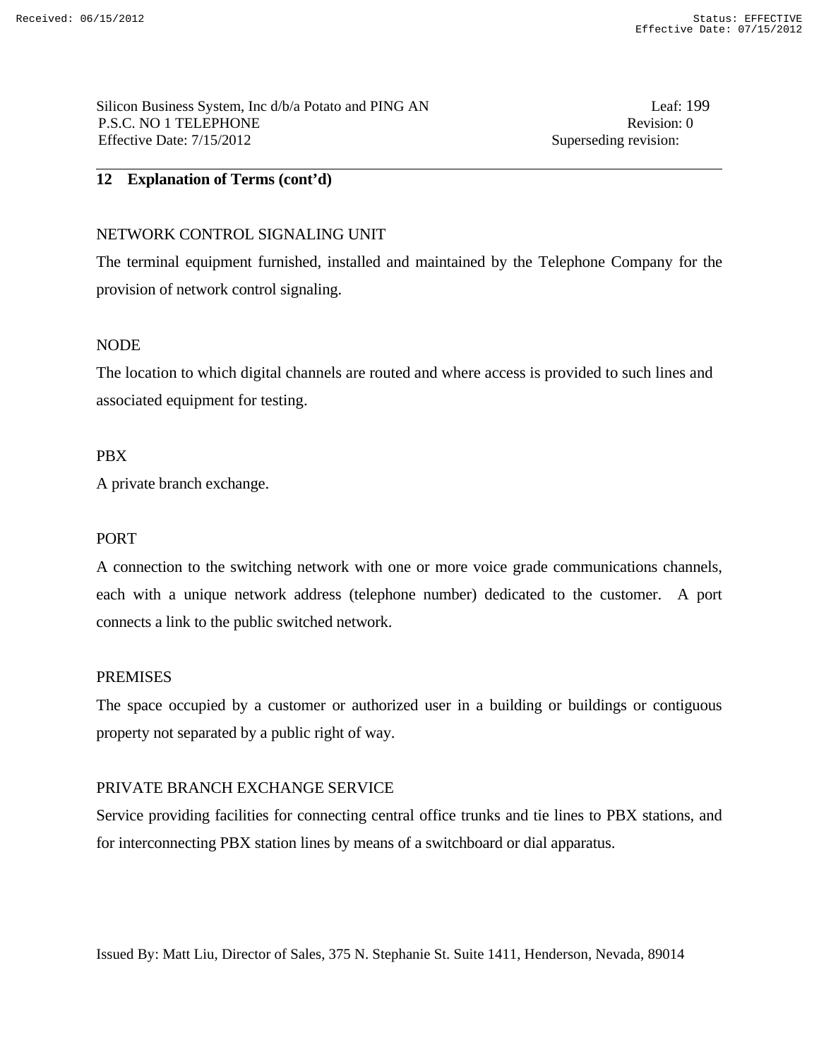## 12 Explanation of Terms (cont'd)

NETWORK CONTROL SIGNALING UNIT

The terminal equipment furnished, installed and maintained by the Telephone Company for the provision of network control signaling.

NODE

The location to which digital channels are routed and where access is provided to such lines and associated equipment for testing.

PBX

A private branch exchange.

PORT

A connection to the switching network with one or more voice grade communications channels, each with a unique network address (telephone number) dedicated to the customer. A port connects a link to the public switched network.

PREMISES

The space occupied by a customer or authorized user in a building or buildings or contiguous property not separated by a public right of way.

PRIVATE BRANCH EXCHANGE SERVICE

Service providing facilities for connecting central office trunks and tie lines to PBX stations, and for interconnecting PBX station lines by means of a switchboard or dial apparatus.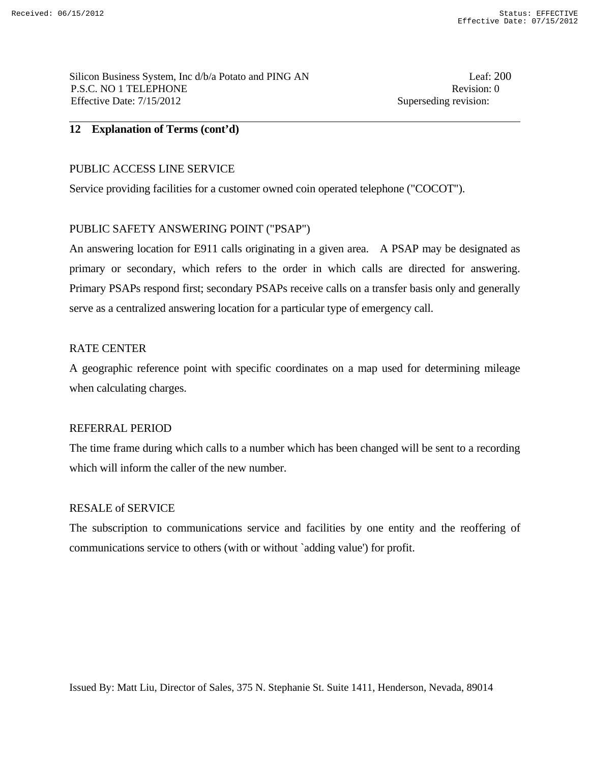## 12 Explanation of Terms (cont'd)

PUBLIC ACCESS LINE SERVICE

Service providing facilities for a customer owned coin operated telephone ("COCOT").

PUBLIC SAFETY ANSWERING POINT ("PSAP")

An answering location for E911 calls originating in a given area. A PSAP may be designated as primary or secondary, which refers to the order in which calls are directed for answering. Primary PSAPs respond first; secondary PSAPs receive calls on a transfer basis only and generally serve as a centralized answering location for a particular type of emergency call.

RATE CENTER

A geographic reference point with specific coordinates on a map used for determining mileage when calculating charges.

REFERRAL PERIOD

The time frame during which calls to a number which has been changed will be sent to a recording which will inform the caller of the new number.

RESALE of SERVICE

The subscription to communications service and facilities by one entity and the reoffering of communications service to others (with or without `adding value') for profit.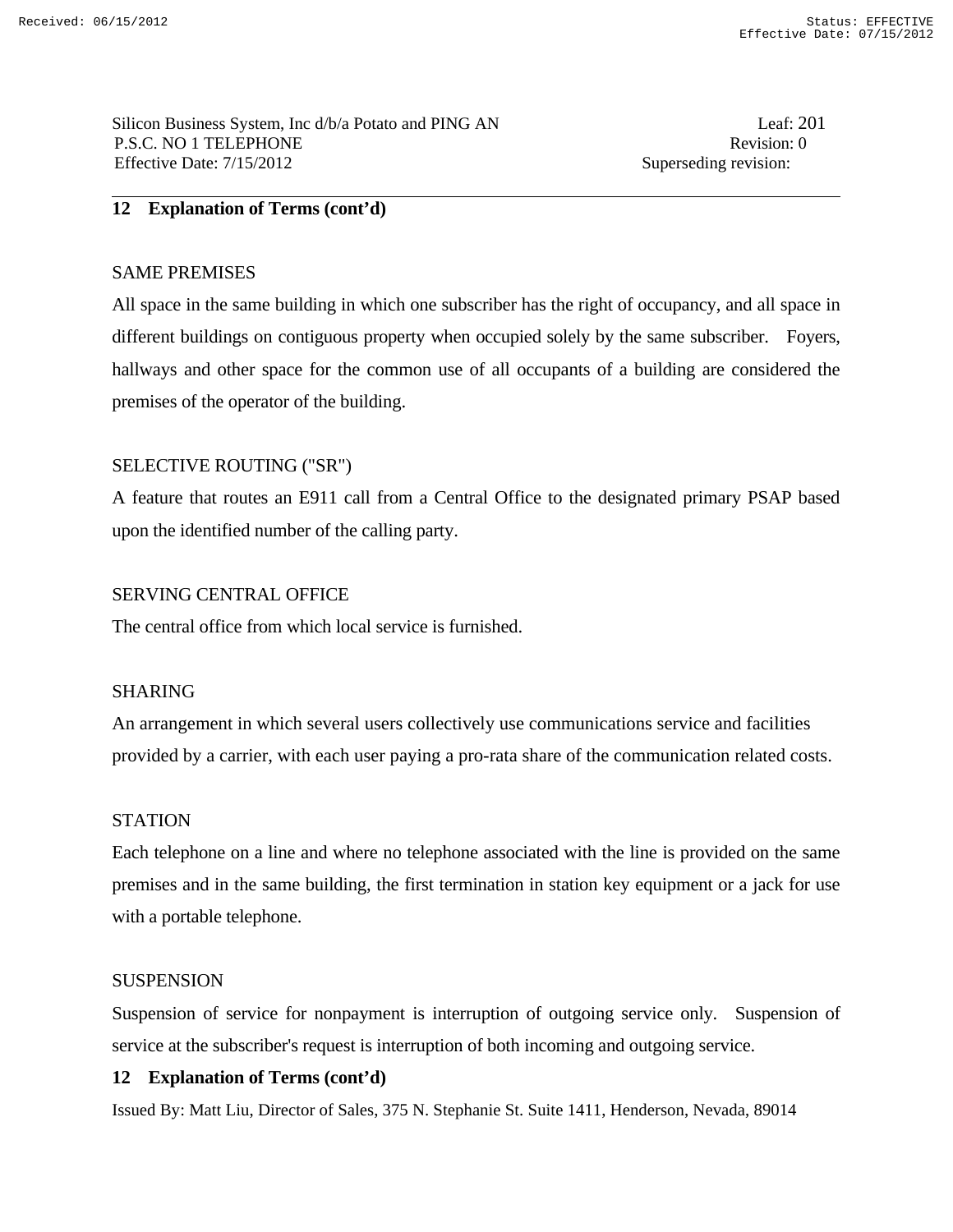## 12 Explanation of Terms (cont'd)

SAME PREMISES

All space in the same building in which one subscriber has the right of occupancy, and all space in different buildings on contiguous property when occupied solely by the same subscriber. Foyers, hallways and other space for the common use of all occupants of a building are considered the premises of the operator of the building.

SELECTIVE ROUTING ("SR")

A feature that routes an E911 call from a Central Office to the designated primary PSAP based upon the identified number of the calling party.

SERVING CENTRAL OFFICE

The central office from which local service is furnished.

SHARING

An arrangement in which several users collectively use communications service and facilities provided by a carrier, with each user paying a pro-rata share of the communication related costs.

STATION

Each telephone on a line and where no telephone associated with the line is provided on the same premises and in the same building, the first termination in station key equipment or a jack for use with a portable telephone.

SUSPENSION

Suspension of service for nonpayment is interruption of outgoing service only. Suspension of service at the subscriber's request is interruption of both incoming and outgoing service.

## 12 Explanation of Terms (cont'd)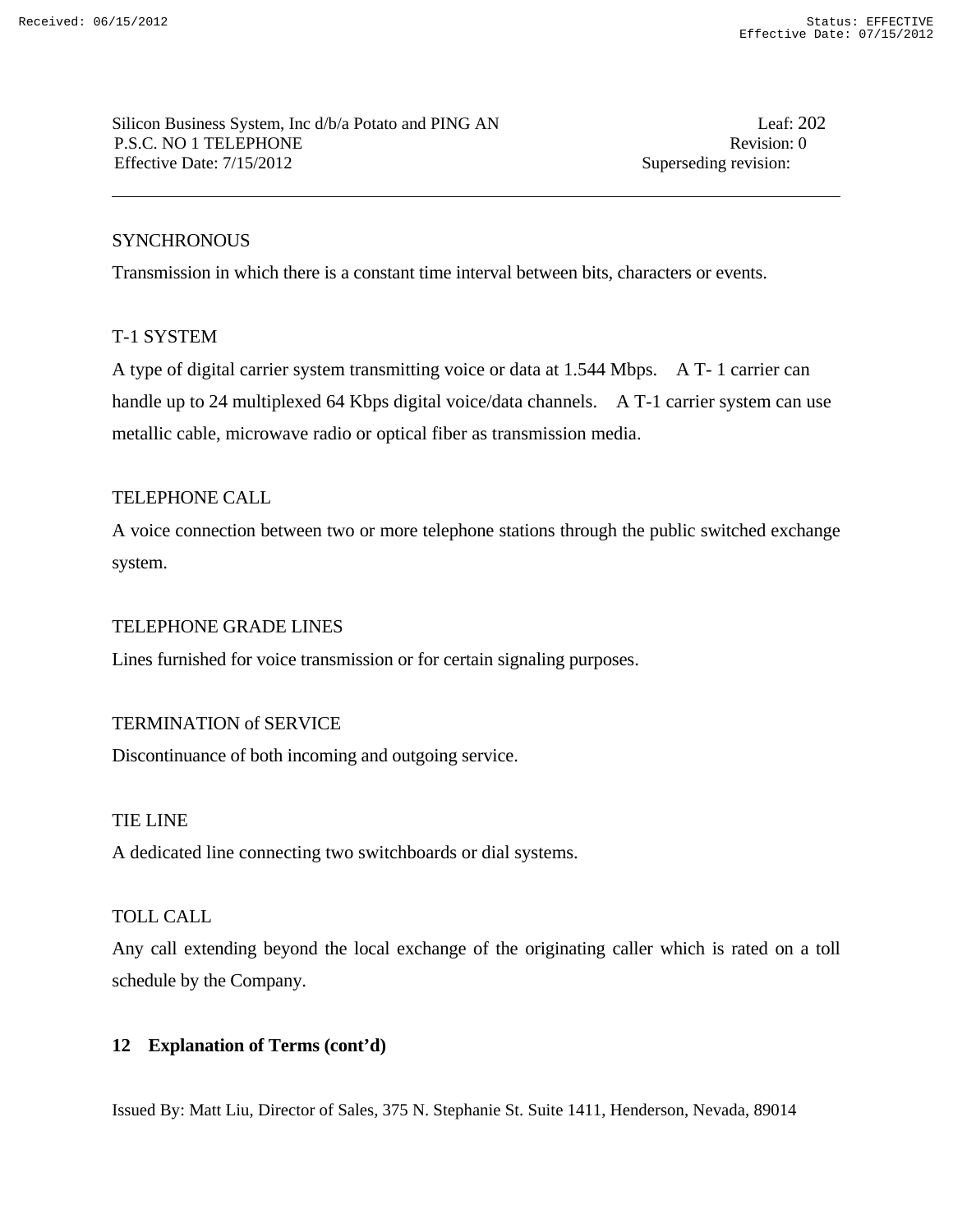SYNCHRONOUS

Transmission in which there is a constant time interval between bits, characters or events.

T-1 SYSTEM

A type of digital carrier system transmitting voice or data at 1.544 Mbps. A T- 1 carrier can handle up to 24 multiplexed 64 Kbps digital voice/data channels. A T-1 carrier system can use metallic cable, microwave radio or optical fiber as transmission media.

TELEPHONE CALL

A voice connection between two or more telephone stations through the public switched exchange system.

TELEPHONE GRADE LINES

Lines furnished for voice transmission or for certain signaling purposes.

TERMINATION of SERVICE

Discontinuance of both incoming and outgoing service.

TIE LINE

A dedicated line connecting two switchboards or dial systems.

TOLL CALL

Any call extending beyond the local exchange of the originating caller which is rated on a toll schedule by the Company.

**12 Explanation of Terms (cont'd)**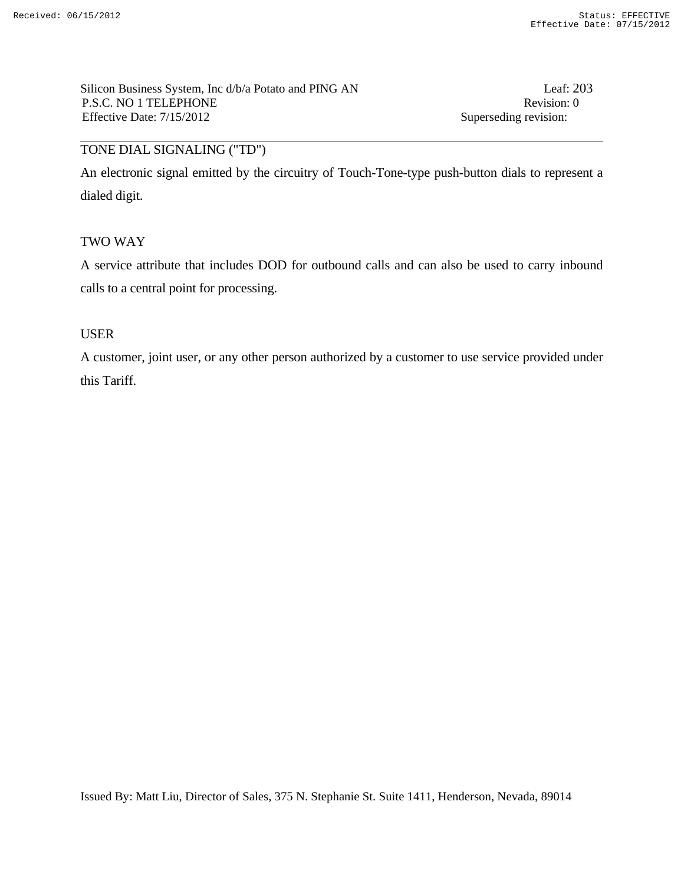TONE DIAL SIGNALING ("TD")

An electronic signal emitted by the circuitry of Touch-Tone-type push-button dials to represent a dialed digit.

TWO WAY

A service attribute that includes DOD for outbound calls and can also be used to carry inbound calls to a central point for processing.

USER

A customer, joint user, or any other person authorized by a customer to use service provided under this Tariff.